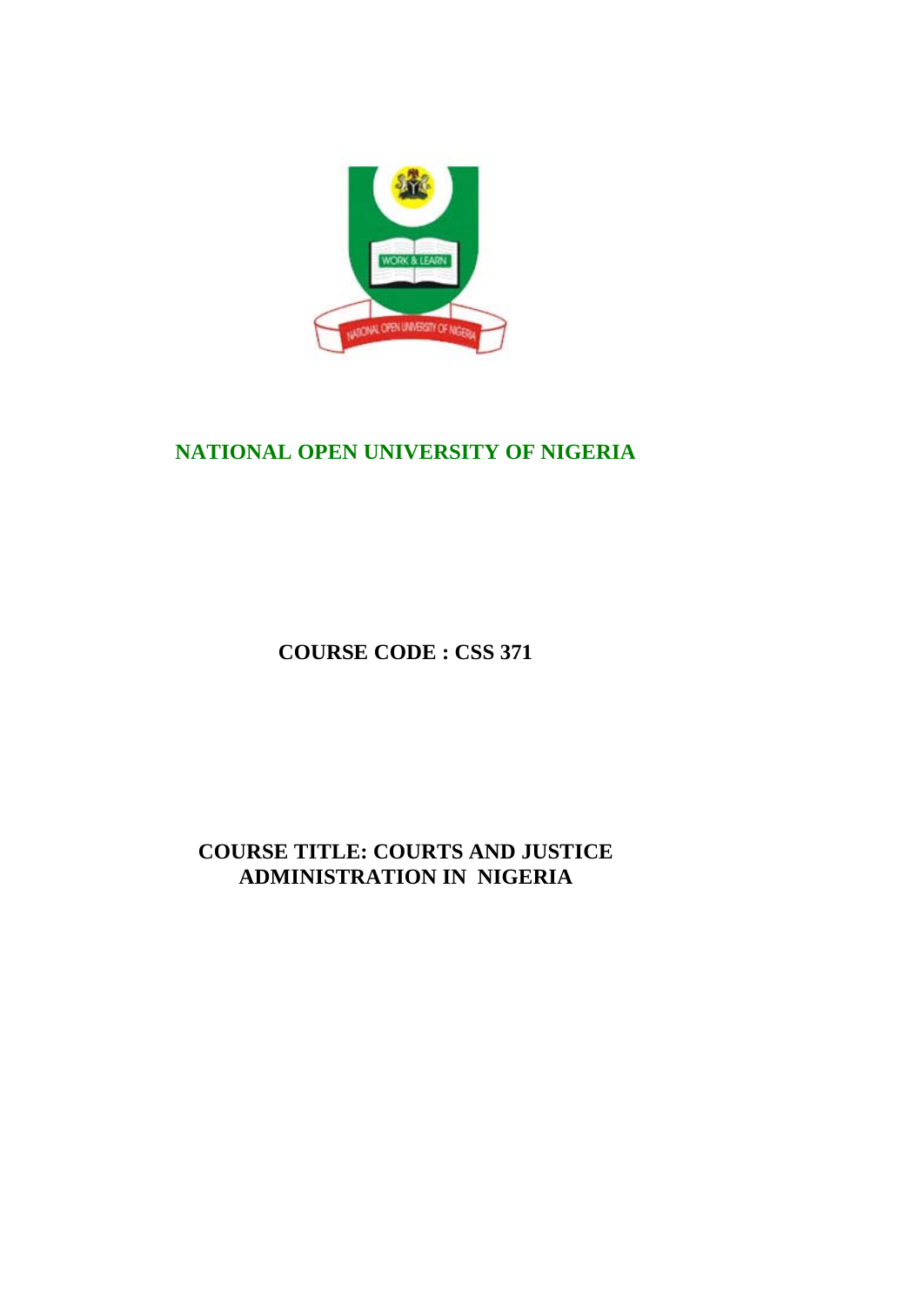# NATIONAL OPEN UNIVERSITY OF NIGERIA

**COURSE CODE : CSS 371**

**COURSE TITLE: COURTS AND JUSTICE ADMINISTRATION IN NIGERIA**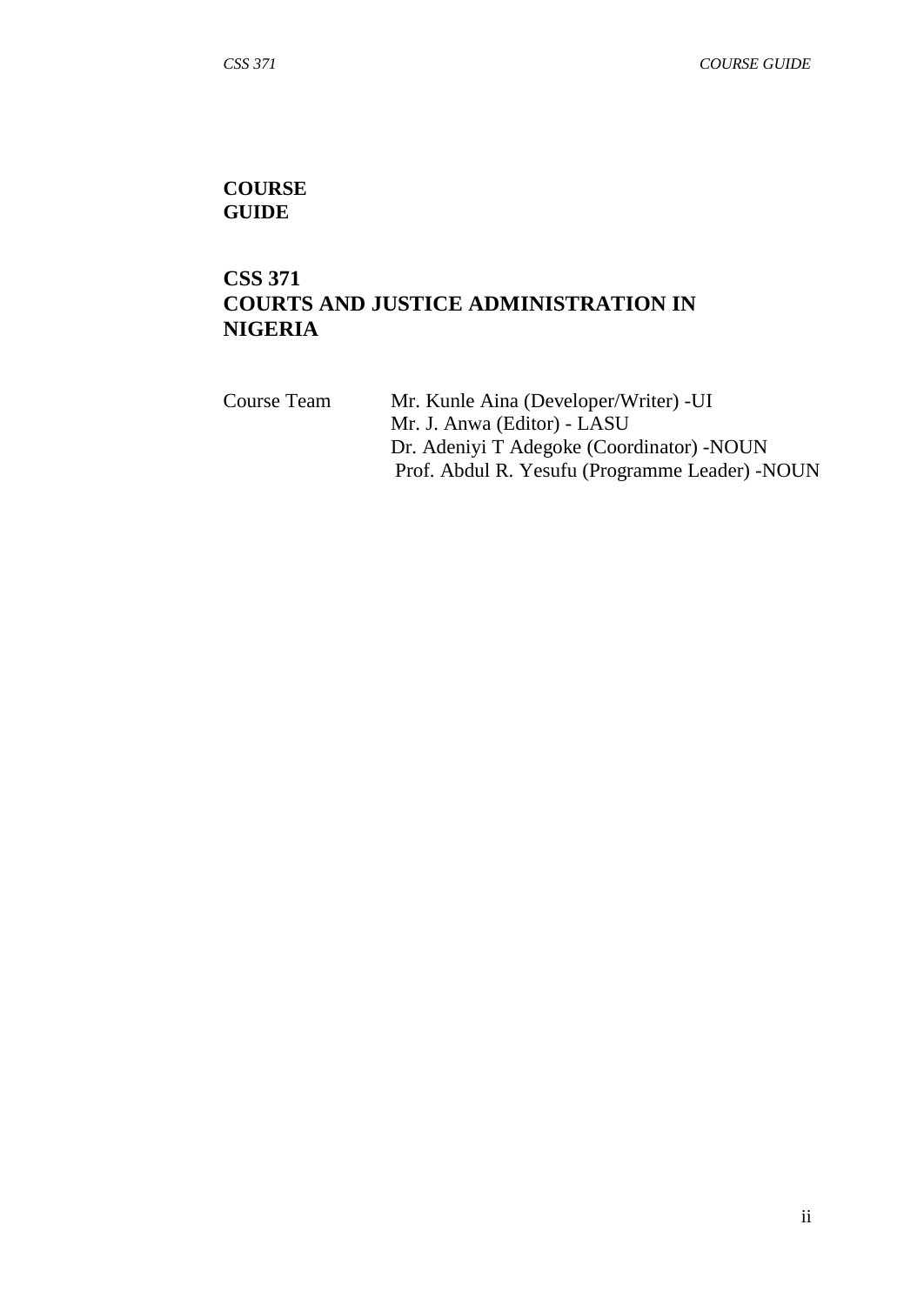**COURSE GUIDE**

**CSS 371**
**COURTS AND JUSTICE ADMINISTRATION IN NIGERIA**

Course Team    Mr. Kunle Aina (Developer/Writer) -UI
               Mr. J. Anwa (Editor) - LASU
               Dr. Adeniyi T Adegoke (Coordinator) -NOUN
               Prof. Abdul R. Yesufu (Programme Leader) -NOUN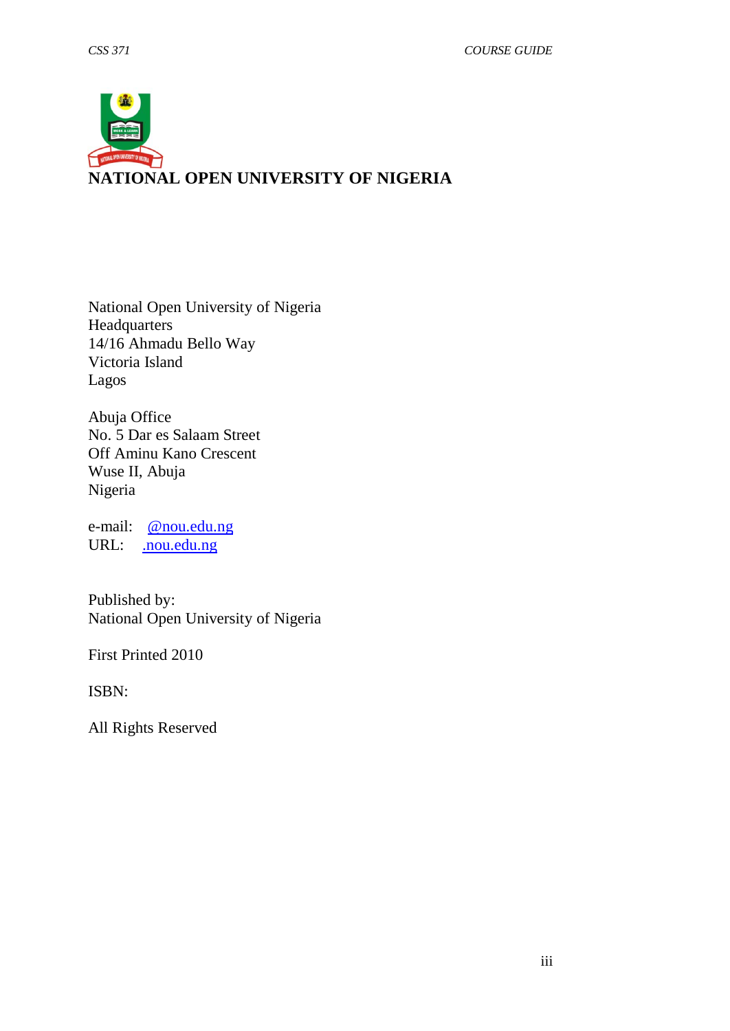# NATIONAL OPEN UNIVERSITY OF NIGERIA

National Open University of Nigeria  
Headquarters  
14/16 Ahmadu Bello Way  
Victoria Island  
Lagos

Abuja Office  
No. 5 Dar es Salaam Street  
Off Aminu Kano Crescent  
Wuse II, Abuja  
Nigeria

e-mail: @nou.edu.ng  
URL: .nou.edu.ng

Published by:  
National Open University of Nigeria

First Printed 2010

ISBN:

All Rights Reserved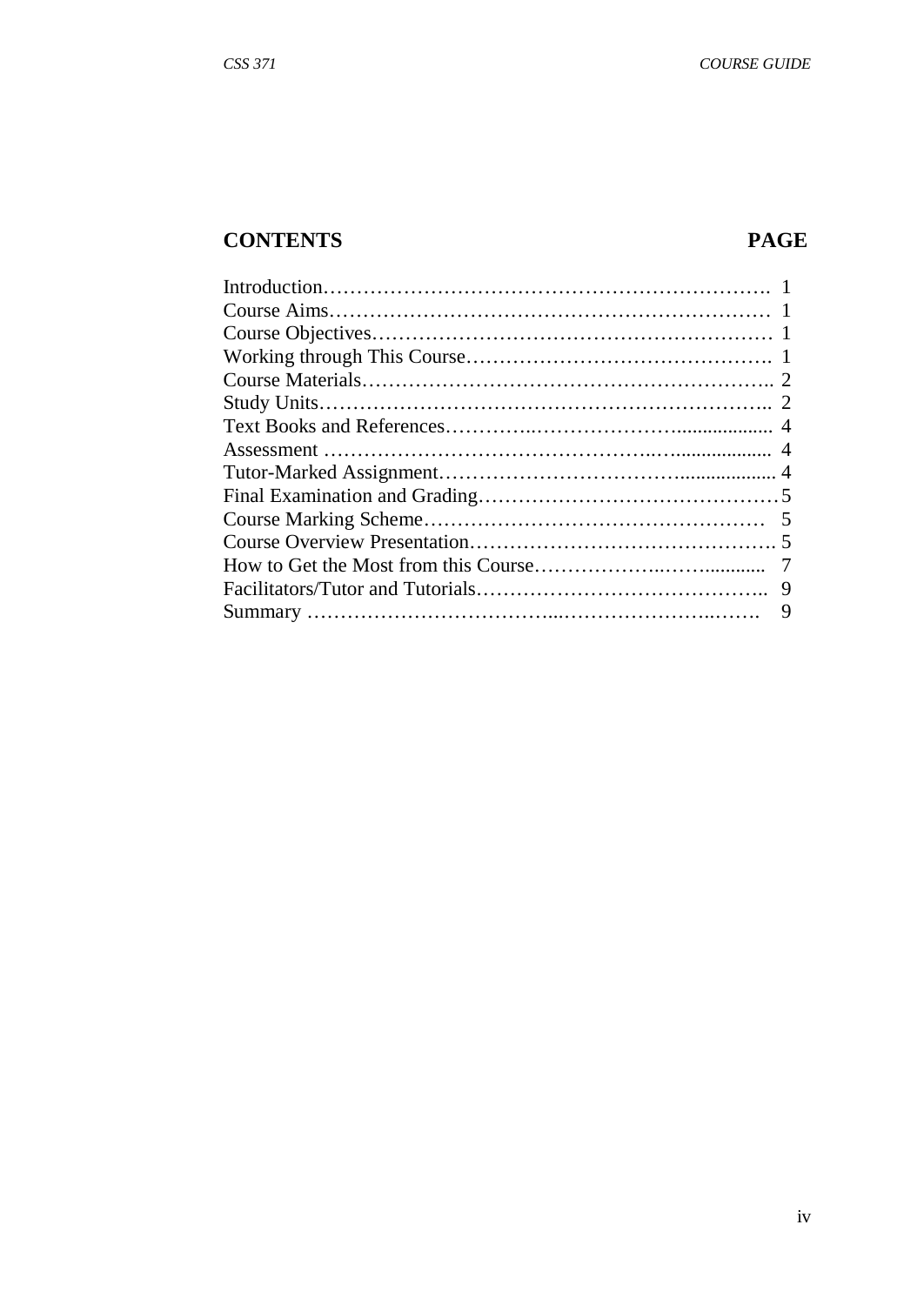## CONTENTS PAGE

| | |
|---|---|
| Introduction | 1 |
| Course Aims | 1 |
| Course Objectives | 1 |
| Working through This Course | 1 |
| Course Materials | 2 |
| Study Units | 2 |
| Text Books and References | 4 |
| Assessment | 4 |
| Tutor-Marked Assignment | 4 |
| Final Examination and Grading | 5 |
| Course Marking Scheme | 5 |
| Course Overview Presentation | 5 |
| How to Get the Most from this Course | 7 |
| Facilitators/Tutor and Tutorials | 9 |
| Summary | 9 |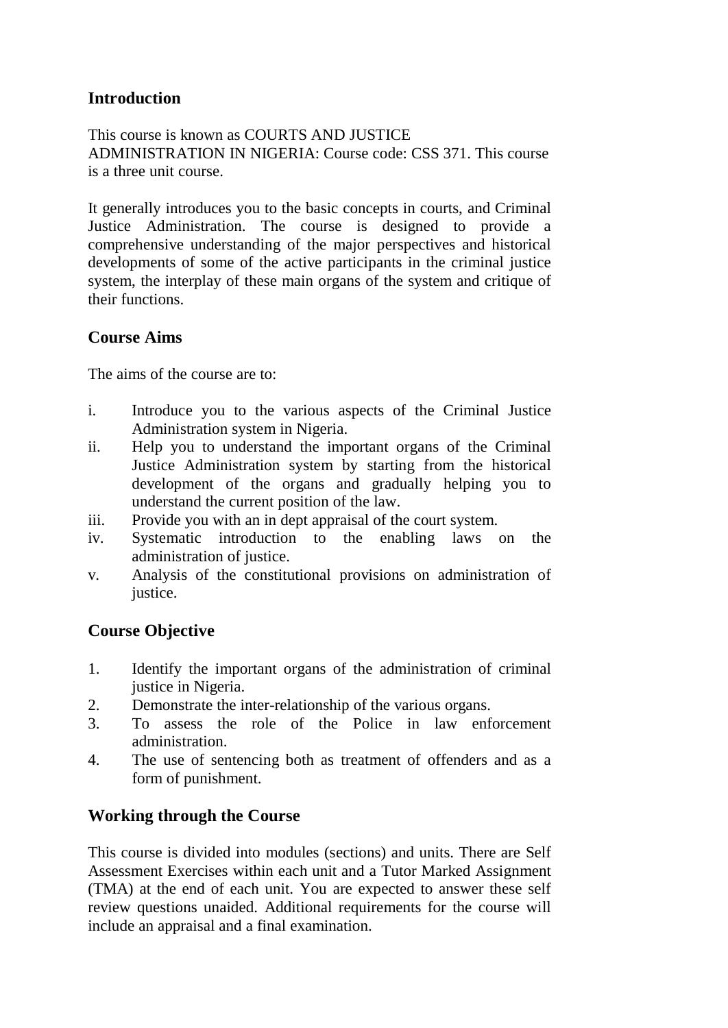## Introduction

This course is known as COURTS AND JUSTICE ADMINISTRATION IN NIGERIA: Course code: CSS 371. This course is a three unit course.

It generally introduces you to the basic concepts in courts, and Criminal Justice Administration. The course is designed to provide a comprehensive understanding of the major perspectives and historical developments of some of the active participants in the criminal justice system, the interplay of these main organs of the system and critique of their functions.

## Course Aims

The aims of the course are to:

i. Introduce you to the various aspects of the Criminal Justice Administration system in Nigeria.
ii. Help you to understand the important organs of the Criminal Justice Administration system by starting from the historical development of the organs and gradually helping you to understand the current position of the law.
iii. Provide you with an in dept appraisal of the court system.
iv. Systematic introduction to the enabling laws on the administration of justice.
v. Analysis of the constitutional provisions on administration of justice.

## Course Objective

1. Identify the important organs of the administration of criminal justice in Nigeria.
2. Demonstrate the inter-relationship of the various organs.
3. To assess the role of the Police in law enforcement administration.
4. The use of sentencing both as treatment of offenders and as a form of punishment.

## Working through the Course

This course is divided into modules (sections) and units. There are Self Assessment Exercises within each unit and a Tutor Marked Assignment (TMA) at the end of each unit. You are expected to answer these self review questions unaided. Additional requirements for the course will include an appraisal and a final examination.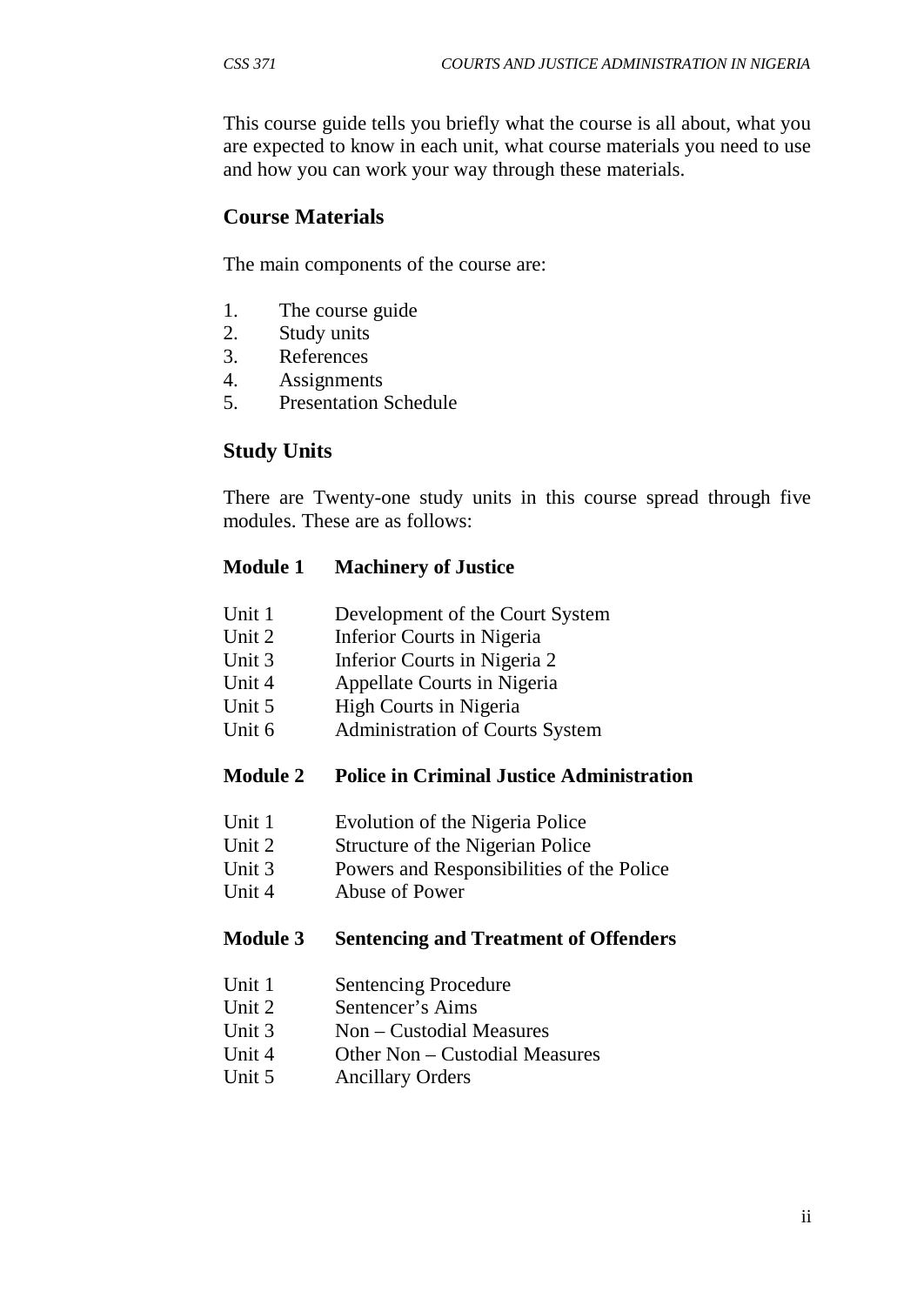This course guide tells you briefly what the course is all about, what you are expected to know in each unit, what course materials you need to use and how you can work your way through these materials.

## Course Materials

The main components of the course are:

1. The course guide
2. Study units
3. References
4. Assignments
5. Presentation Schedule

## Study Units

There are Twenty-one study units in this course spread through five modules. These are as follows:

**Module 1 Machinery of Justice**

Unit 1 Development of the Court System
Unit 2 Inferior Courts in Nigeria
Unit 3 Inferior Courts in Nigeria 2
Unit 4 Appellate Courts in Nigeria
Unit 5 High Courts in Nigeria
Unit 6 Administration of Courts System

**Module 2 Police in Criminal Justice Administration**

Unit 1 Evolution of the Nigeria Police
Unit 2 Structure of the Nigerian Police
Unit 3 Powers and Responsibilities of the Police
Unit 4 Abuse of Power

**Module 3 Sentencing and Treatment of Offenders**

Unit 1 Sentencing Procedure
Unit 2 Sentencer's Aims
Unit 3 Non – Custodial Measures
Unit 4 Other Non – Custodial Measures
Unit 5 Ancillary Orders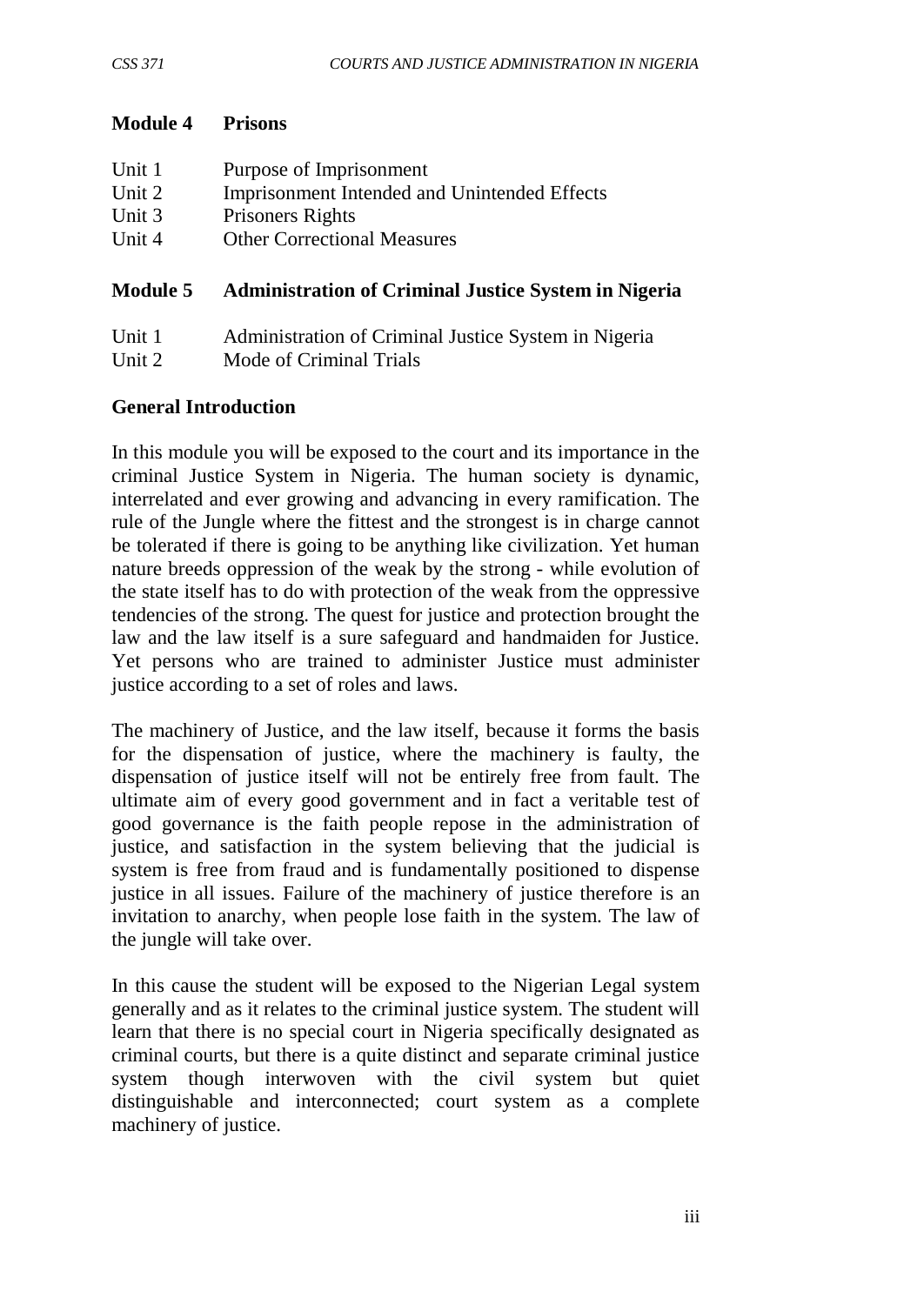## Module 4 Prisons

Unit 1 Purpose of Imprisonment
Unit 2 Imprisonment Intended and Unintended Effects
Unit 3 Prisoners Rights
Unit 4 Other Correctional Measures

## Module 5 Administration of Criminal Justice System in Nigeria

Unit 1 Administration of Criminal Justice System in Nigeria
Unit 2 Mode of Criminal Trials

## General Introduction

In this module you will be exposed to the court and its importance in the criminal Justice System in Nigeria. The human society is dynamic, interrelated and ever growing and advancing in every ramification. The rule of the Jungle where the fittest and the strongest is in charge cannot be tolerated if there is going to be anything like civilization. Yet human nature breeds oppression of the weak by the strong - while evolution of the state itself has to do with protection of the weak from the oppressive tendencies of the strong. The quest for justice and protection brought the law and the law itself is a sure safeguard and handmaiden for Justice. Yet persons who are trained to administer Justice must administer justice according to a set of roles and laws.

The machinery of Justice, and the law itself, because it forms the basis for the dispensation of justice, where the machinery is faulty, the dispensation of justice itself will not be entirely free from fault. The ultimate aim of every good government and in fact a veritable test of good governance is the faith people repose in the administration of justice, and satisfaction in the system believing that the judicial is system is free from fraud and is fundamentally positioned to dispense justice in all issues. Failure of the machinery of justice therefore is an invitation to anarchy, when people lose faith in the system. The law of the jungle will take over.

In this cause the student will be exposed to the Nigerian Legal system generally and as it relates to the criminal justice system. The student will learn that there is no special court in Nigeria specifically designated as criminal courts, but there is a quite distinct and separate criminal justice system though interwoven with the civil system but quiet distinguishable and interconnected; court system as a complete machinery of justice.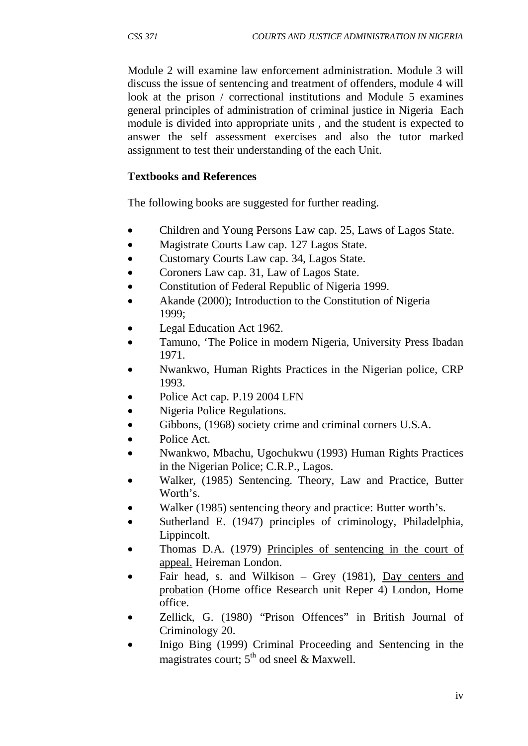Module 2 will examine law enforcement administration. Module 3 will discuss the issue of sentencing and treatment of offenders, module 4 will look at the prison / correctional institutions and Module 5 examines general principles of administration of criminal justice in Nigeria Each module is divided into appropriate units , and the student is expected to answer the self assessment exercises and also the tutor marked assignment to test their understanding of the each Unit.

**Textbooks and References**

The following books are suggested for further reading.

- Children and Young Persons Law cap. 25, Laws of Lagos State.
- Magistrate Courts Law cap. 127 Lagos State.
- Customary Courts Law cap. 34, Lagos State.
- Coroners Law cap. 31, Law of Lagos State.
- Constitution of Federal Republic of Nigeria 1999.
- Akande (2000); Introduction to the Constitution of Nigeria 1999;
- Legal Education Act 1962.
- Tamuno, 'The Police in modern Nigeria, University Press Ibadan 1971.
- Nwankwo, Human Rights Practices in the Nigerian police, CRP 1993.
- Police Act cap. P.19 2004 LFN
- Nigeria Police Regulations.
- Gibbons, (1968) society crime and criminal corners U.S.A.
- Police Act.
- Nwankwo, Mbachu, Ugochukwu (1993) Human Rights Practices in the Nigerian Police; C.R.P., Lagos.
- Walker, (1985) Sentencing. Theory, Law and Practice, Butter Worth's.
- Walker (1985) sentencing theory and practice: Butter worth's.
- Sutherland E. (1947) principles of criminology, Philadelphia, Lippincolt.
- Thomas D.A. (1979) <u>Principles of sentencing in the court of appeal.</u> Heireman London.
- Fair head, s. and Wilkison – Grey (1981), <u>Day centers and probation</u> (Home office Research unit Reper 4) London, Home office.
- Zellick, G. (1980) "Prison Offences" in British Journal of Criminology 20.
- Inigo Bing (1999) Criminal Proceeding and Sentencing in the magistrates court; 5th od sneel & Maxwell.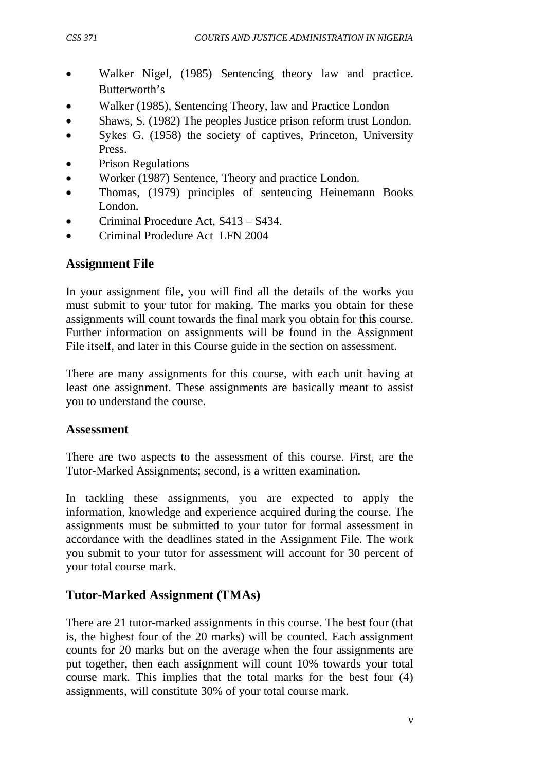- Walker Nigel, (1985) Sentencing theory law and practice. Butterworth's
- Walker (1985), Sentencing Theory, law and Practice London
- Shaws, S. (1982) The peoples Justice prison reform trust London.
- Sykes G. (1958) the society of captives, Princeton, University Press.
- Prison Regulations
- Worker (1987) Sentence, Theory and practice London.
- Thomas, (1979) principles of sentencing Heinemann Books London.
- Criminal Procedure Act, S413 – S434.
- Criminal Prodedure Act LFN 2004

## Assignment File

In your assignment file, you will find all the details of the works you must submit to your tutor for making. The marks you obtain for these assignments will count towards the final mark you obtain for this course. Further information on assignments will be found in the Assignment File itself, and later in this Course guide in the section on assessment.

There are many assignments for this course, with each unit having at least one assignment. These assignments are basically meant to assist you to understand the course.

### Assessment

There are two aspects to the assessment of this course. First, are the Tutor-Marked Assignments; second, is a written examination.

In tackling these assignments, you are expected to apply the information, knowledge and experience acquired during the course. The assignments must be submitted to your tutor for formal assessment in accordance with the deadlines stated in the Assignment File. The work you submit to your tutor for assessment will account for 30 percent of your total course mark.

## Tutor-Marked Assignment (TMAs)

There are 21 tutor-marked assignments in this course. The best four (that is, the highest four of the 20 marks) will be counted. Each assignment counts for 20 marks but on the average when the four assignments are put together, then each assignment will count 10% towards your total course mark. This implies that the total marks for the best four (4) assignments, will constitute 30% of your total course mark.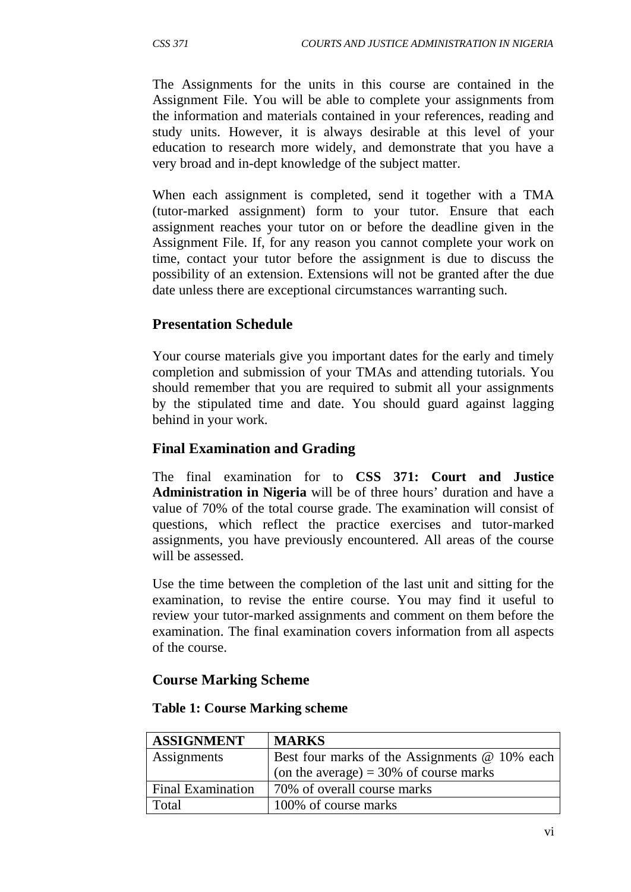The Assignments for the units in this course are contained in the Assignment File. You will be able to complete your assignments from the information and materials contained in your references, reading and study units. However, it is always desirable at this level of your education to research more widely, and demonstrate that you have a very broad and in-dept knowledge of the subject matter.

When each assignment is completed, send it together with a TMA (tutor-marked assignment) form to your tutor. Ensure that each assignment reaches your tutor on or before the deadline given in the Assignment File. If, for any reason you cannot complete your work on time, contact your tutor before the assignment is due to discuss the possibility of an extension. Extensions will not be granted after the due date unless there are exceptional circumstances warranting such.

## Presentation Schedule

Your course materials give you important dates for the early and timely completion and submission of your TMAs and attending tutorials. You should remember that you are required to submit all your assignments by the stipulated time and date. You should guard against lagging behind in your work.

## Final Examination and Grading

The final examination for to **CSS 371: Court and Justice Administration in Nigeria** will be of three hours' duration and have a value of 70% of the total course grade. The examination will consist of questions, which reflect the practice exercises and tutor-marked assignments, you have previously encountered. All areas of the course will be assessed.

Use the time between the completion of the last unit and sitting for the examination, to revise the entire course. You may find it useful to review your tutor-marked assignments and comment on them before the examination. The final examination covers information from all aspects of the course.

## Course Marking Scheme

**Table 1: Course Marking scheme**

| ASSIGNMENT | MARKS |
|---|---|
| Assignments | Best four marks of the Assignments @ 10% each (on the average) = 30% of course marks |
| Final Examination | 70% of overall course marks |
| Total | 100% of course marks |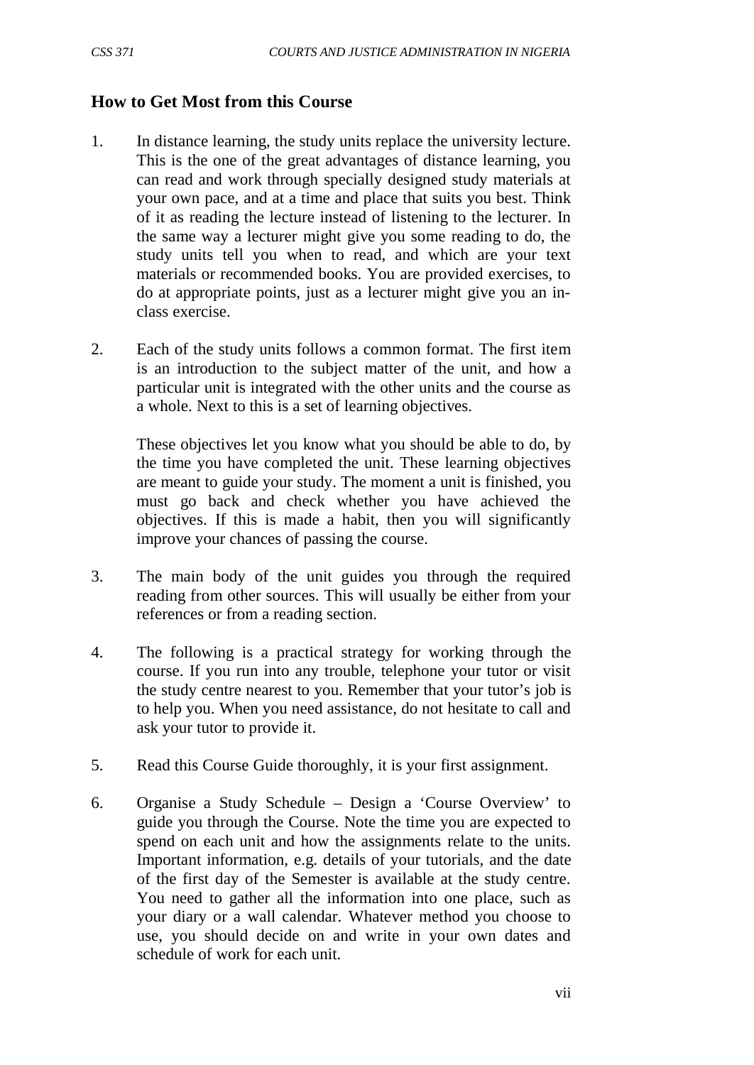## How to Get Most from this Course

1. In distance learning, the study units replace the university lecture. This is the one of the great advantages of distance learning, you can read and work through specially designed study materials at your own pace, and at a time and place that suits you best. Think of it as reading the lecture instead of listening to the lecturer. In the same way a lecturer might give you some reading to do, the study units tell you when to read, and which are your text materials or recommended books. You are provided exercises, to do at appropriate points, just as a lecturer might give you an in-class exercise.

2. Each of the study units follows a common format. The first item is an introduction to the subject matter of the unit, and how a particular unit is integrated with the other units and the course as a whole. Next to this is a set of learning objectives.

   These objectives let you know what you should be able to do, by the time you have completed the unit. These learning objectives are meant to guide your study. The moment a unit is finished, you must go back and check whether you have achieved the objectives. If this is made a habit, then you will significantly improve your chances of passing the course.

3. The main body of the unit guides you through the required reading from other sources. This will usually be either from your references or from a reading section.

4. The following is a practical strategy for working through the course. If you run into any trouble, telephone your tutor or visit the study centre nearest to you. Remember that your tutor's job is to help you. When you need assistance, do not hesitate to call and ask your tutor to provide it.

5. Read this Course Guide thoroughly, it is your first assignment.

6. Organise a Study Schedule – Design a 'Course Overview' to guide you through the Course. Note the time you are expected to spend on each unit and how the assignments relate to the units. Important information, e.g. details of your tutorials, and the date of the first day of the Semester is available at the study centre. You need to gather all the information into one place, such as your diary or a wall calendar. Whatever method you choose to use, you should decide on and write in your own dates and schedule of work for each unit.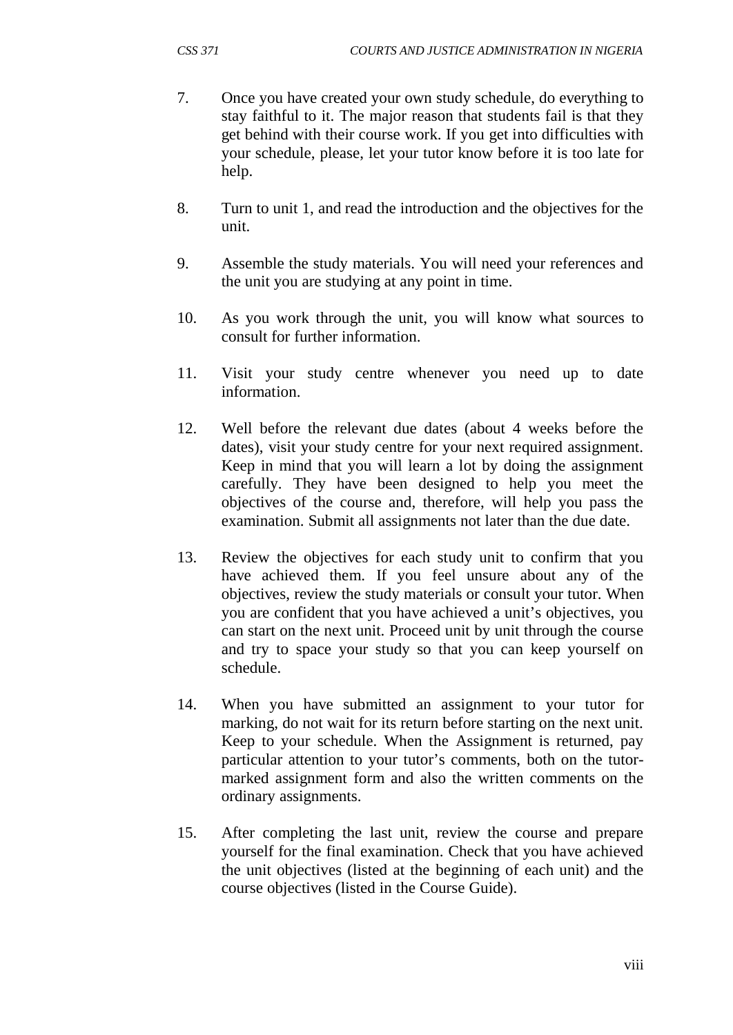7. Once you have created your own study schedule, do everything to stay faithful to it. The major reason that students fail is that they get behind with their course work. If you get into difficulties with your schedule, please, let your tutor know before it is too late for help.

8. Turn to unit 1, and read the introduction and the objectives for the unit.

9. Assemble the study materials. You will need your references and the unit you are studying at any point in time.

10. As you work through the unit, you will know what sources to consult for further information.

11. Visit your study centre whenever you need up to date information.

12. Well before the relevant due dates (about 4 weeks before the dates), visit your study centre for your next required assignment. Keep in mind that you will learn a lot by doing the assignment carefully. They have been designed to help you meet the objectives of the course and, therefore, will help you pass the examination. Submit all assignments not later than the due date.

13. Review the objectives for each study unit to confirm that you have achieved them. If you feel unsure about any of the objectives, review the study materials or consult your tutor. When you are confident that you have achieved a unit's objectives, you can start on the next unit. Proceed unit by unit through the course and try to space your study so that you can keep yourself on schedule.

14. When you have submitted an assignment to your tutor for marking, do not wait for its return before starting on the next unit. Keep to your schedule. When the Assignment is returned, pay particular attention to your tutor's comments, both on the tutor-marked assignment form and also the written comments on the ordinary assignments.

15. After completing the last unit, review the course and prepare yourself for the final examination. Check that you have achieved the unit objectives (listed at the beginning of each unit) and the course objectives (listed in the Course Guide).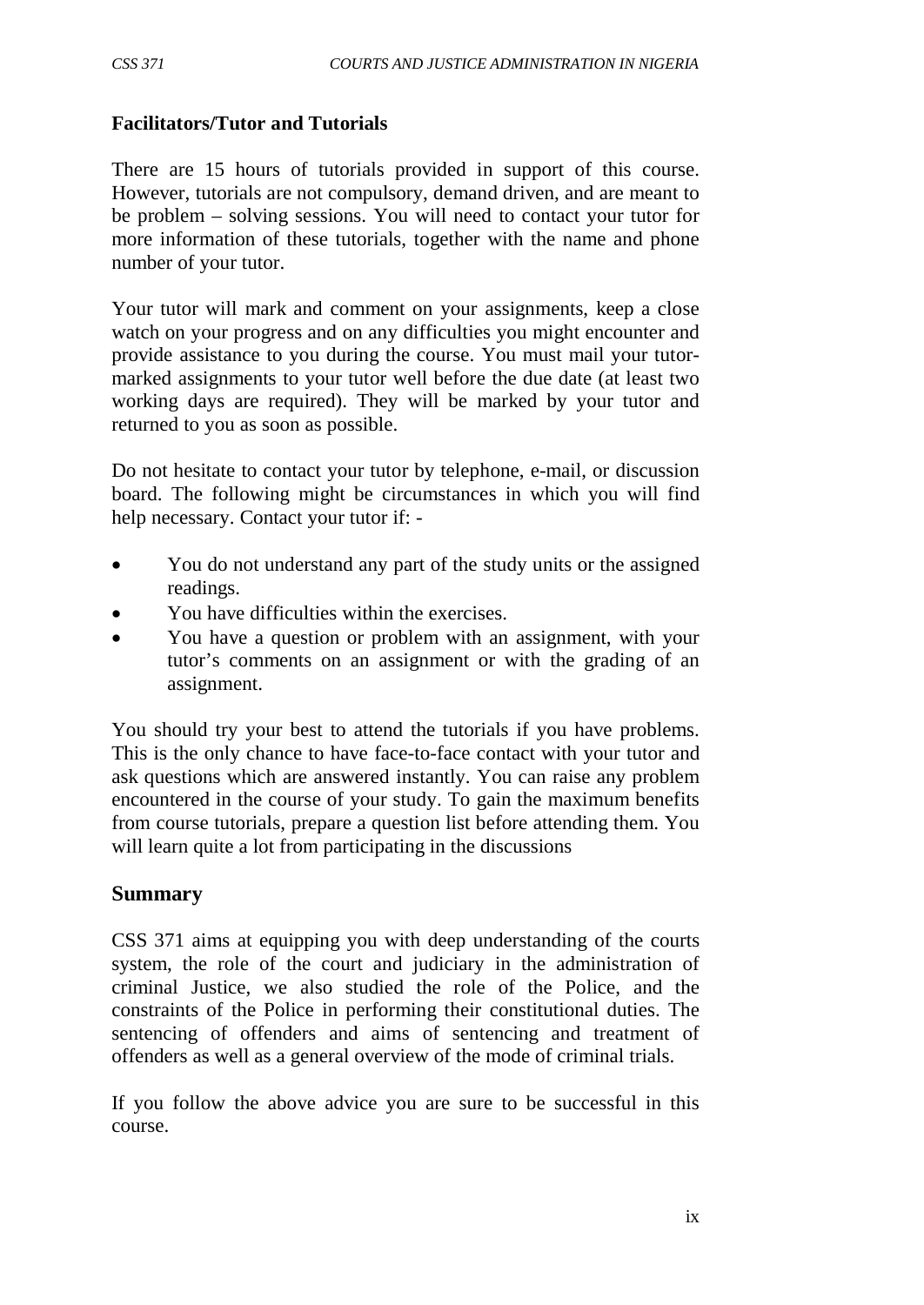## Facilitators/Tutor and Tutorials

There are 15 hours of tutorials provided in support of this course. However, tutorials are not compulsory, demand driven, and are meant to be problem – solving sessions. You will need to contact your tutor for more information of these tutorials, together with the name and phone number of your tutor.

Your tutor will mark and comment on your assignments, keep a close watch on your progress and on any difficulties you might encounter and provide assistance to you during the course. You must mail your tutor-marked assignments to your tutor well before the due date (at least two working days are required). They will be marked by your tutor and returned to you as soon as possible.

Do not hesitate to contact your tutor by telephone, e-mail, or discussion board. The following might be circumstances in which you will find help necessary. Contact your tutor if: -

- You do not understand any part of the study units or the assigned readings.
- You have difficulties within the exercises.
- You have a question or problem with an assignment, with your tutor's comments on an assignment or with the grading of an assignment.

You should try your best to attend the tutorials if you have problems. This is the only chance to have face-to-face contact with your tutor and ask questions which are answered instantly. You can raise any problem encountered in the course of your study. To gain the maximum benefits from course tutorials, prepare a question list before attending them. You will learn quite a lot from participating in the discussions

## Summary

CSS 371 aims at equipping you with deep understanding of the courts system, the role of the court and judiciary in the administration of criminal Justice, we also studied the role of the Police, and the constraints of the Police in performing their constitutional duties. The sentencing of offenders and aims of sentencing and treatment of offenders as well as a general overview of the mode of criminal trials.

If you follow the above advice you are sure to be successful in this course.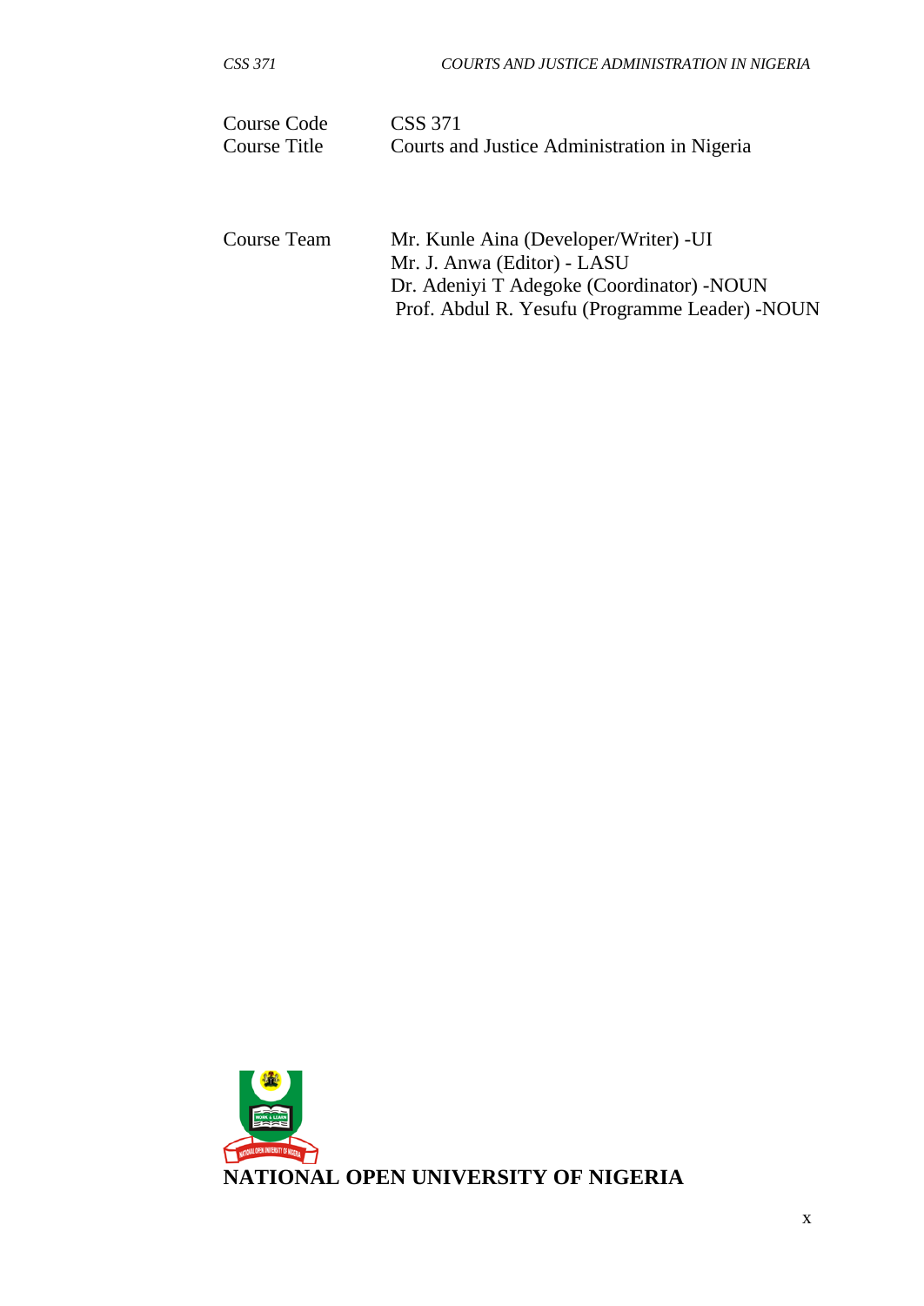| | |
|---|---|
| Course Code | CSS 371 |
| Course Title | Courts and Justice Administration in Nigeria |

| | |
|---|---|
| Course Team | Mr. Kunle Aina (Developer/Writer) -UI<br>Mr. J. Anwa (Editor) - LASU<br>Dr. Adeniyi T Adegoke (Coordinator) -NOUN<br>Prof. Abdul R. Yesufu (Programme Leader) -NOUN |

**NATIONAL OPEN UNIVERSITY OF NIGERIA**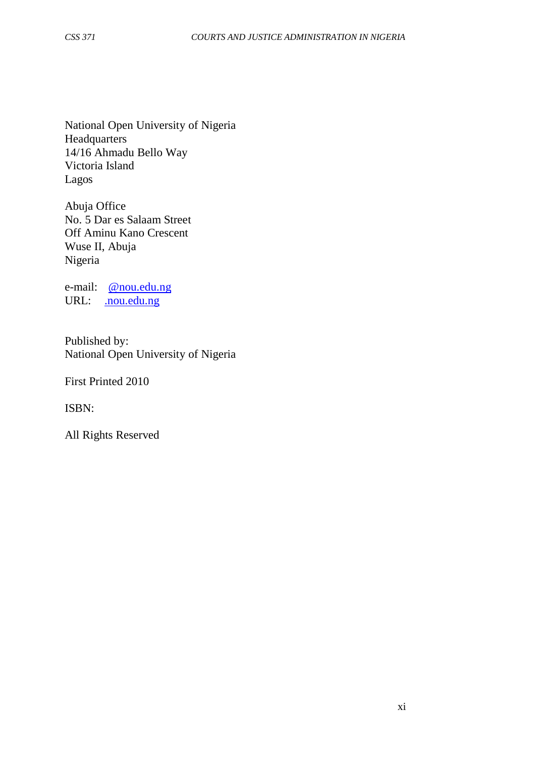National Open University of Nigeria
Headquarters
14/16 Ahmadu Bello Way
Victoria Island
Lagos

Abuja Office
No. 5 Dar es Salaam Street
Off Aminu Kano Crescent
Wuse II, Abuja
Nigeria

e-mail: @nou.edu.ng
URL: .nou.edu.ng

Published by:
National Open University of Nigeria

First Printed 2010

ISBN:

All Rights Reserved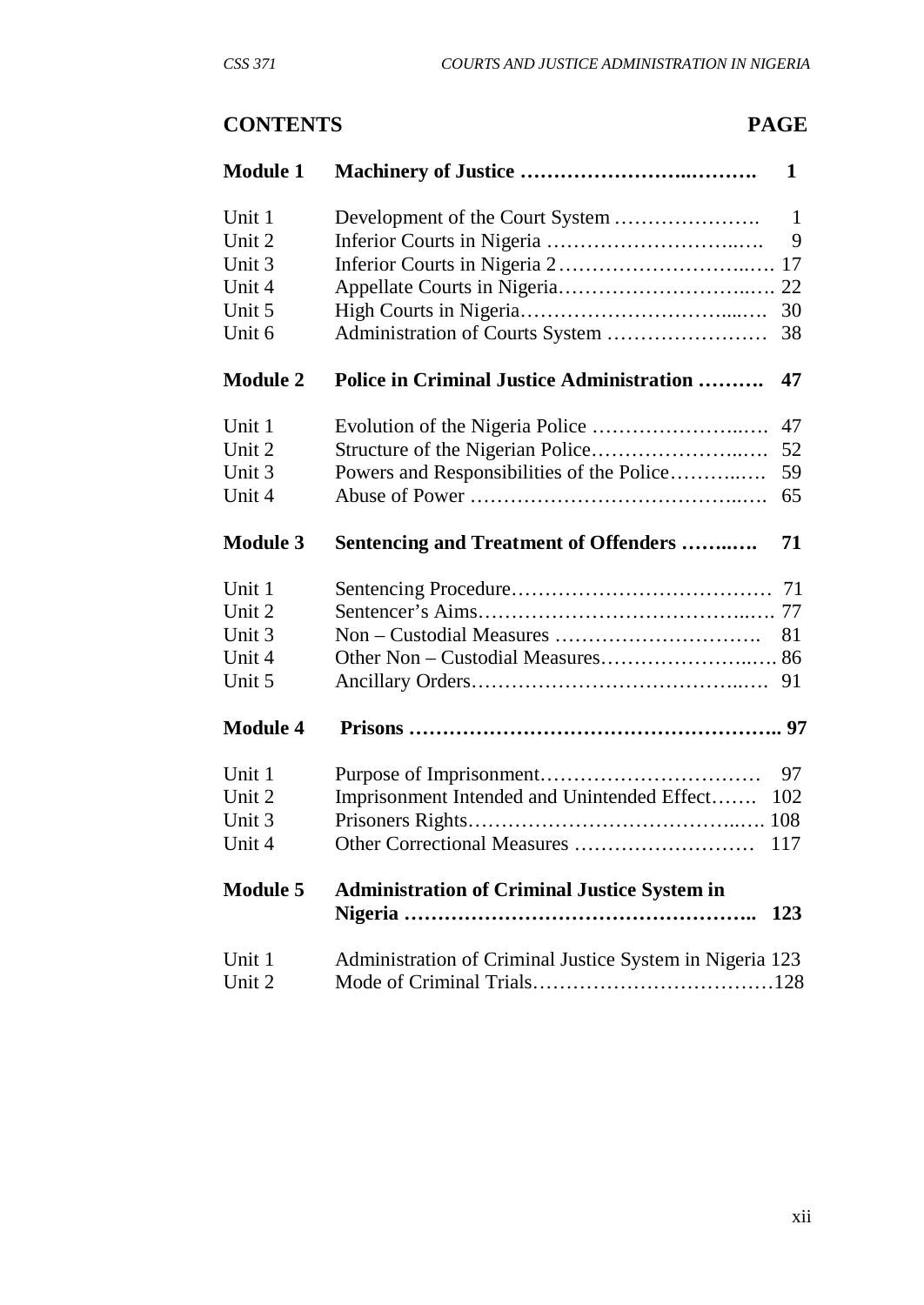## CONTENTS

| | | PAGE |
|---|---|---|
| **Module 1** | **Machinery of Justice** | **1** |
| Unit 1 | Development of the Court System | 1 |
| Unit 2 | Inferior Courts in Nigeria | 9 |
| Unit 3 | Inferior Courts in Nigeria 2 | 17 |
| Unit 4 | Appellate Courts in Nigeria | 22 |
| Unit 5 | High Courts in Nigeria | 30 |
| Unit 6 | Administration of Courts System | 38 |
| **Module 2** | **Police in Criminal Justice Administration** | **47** |
| Unit 1 | Evolution of the Nigeria Police | 47 |
| Unit 2 | Structure of the Nigerian Police | 52 |
| Unit 3 | Powers and Responsibilities of the Police | 59 |
| Unit 4 | Abuse of Power | 65 |
| **Module 3** | **Sentencing and Treatment of Offenders** | **71** |
| Unit 1 | Sentencing Procedure | 71 |
| Unit 2 | Sentencer's Aims | 77 |
| Unit 3 | Non – Custodial Measures | 81 |
| Unit 4 | Other Non – Custodial Measures | 86 |
| Unit 5 | Ancillary Orders | 91 |
| **Module 4** | **Prisons** | **97** |
| Unit 1 | Purpose of Imprisonment | 97 |
| Unit 2 | Imprisonment Intended and Unintended Effect | 102 |
| Unit 3 | Prisoners Rights | 108 |
| Unit 4 | Other Correctional Measures | 117 |
| **Module 5** | **Administration of Criminal Justice System in Nigeria** | **123** |
| Unit 1 | Administration of Criminal Justice System in Nigeria | 123 |
| Unit 2 | Mode of Criminal Trials | 128 |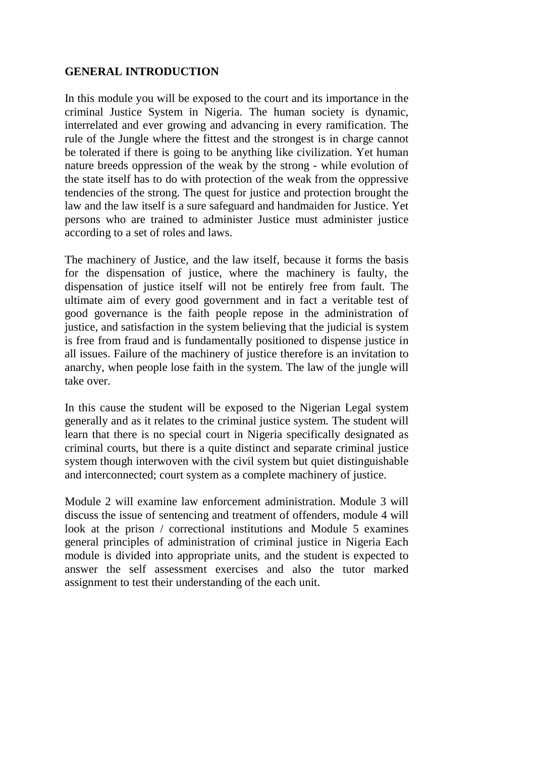**GENERAL INTRODUCTION**

In this module you will be exposed to the court and its importance in the criminal Justice System in Nigeria. The human society is dynamic, interrelated and ever growing and advancing in every ramification. The rule of the Jungle where the fittest and the strongest is in charge cannot be tolerated if there is going to be anything like civilization. Yet human nature breeds oppression of the weak by the strong - while evolution of the state itself has to do with protection of the weak from the oppressive tendencies of the strong. The quest for justice and protection brought the law and the law itself is a sure safeguard and handmaiden for Justice. Yet persons who are trained to administer Justice must administer justice according to a set of roles and laws.

The machinery of Justice, and the law itself, because it forms the basis for the dispensation of justice, where the machinery is faulty, the dispensation of justice itself will not be entirely free from fault. The ultimate aim of every good government and in fact a veritable test of good governance is the faith people repose in the administration of justice, and satisfaction in the system believing that the judicial is system is free from fraud and is fundamentally positioned to dispense justice in all issues. Failure of the machinery of justice therefore is an invitation to anarchy, when people lose faith in the system. The law of the jungle will take over.

In this cause the student will be exposed to the Nigerian Legal system generally and as it relates to the criminal justice system. The student will learn that there is no special court in Nigeria specifically designated as criminal courts, but there is a quite distinct and separate criminal justice system though interwoven with the civil system but quiet distinguishable and interconnected; court system as a complete machinery of justice.

Module 2 will examine law enforcement administration. Module 3 will discuss the issue of sentencing and treatment of offenders, module 4 will look at the prison / correctional institutions and Module 5 examines general principles of administration of criminal justice in Nigeria Each module is divided into appropriate units, and the student is expected to answer the self assessment exercises and also the tutor marked assignment to test their understanding of the each unit.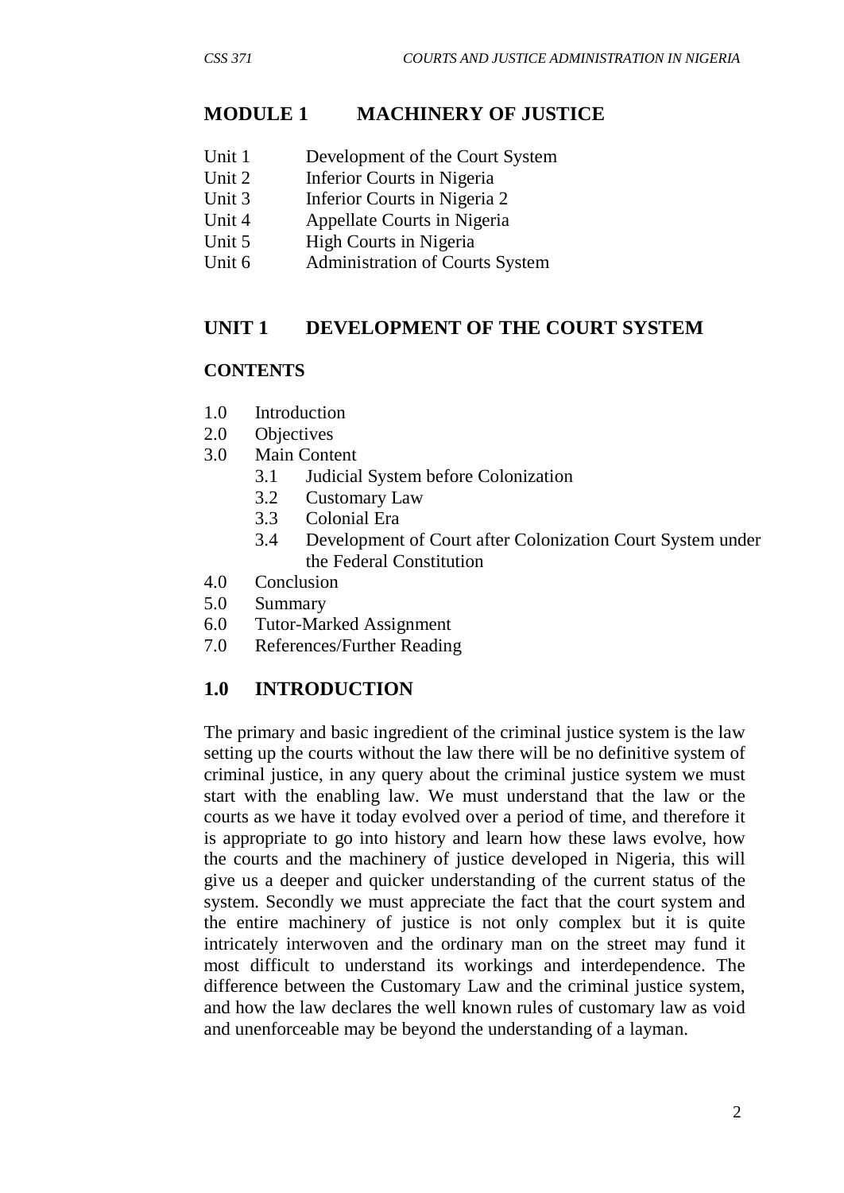## MODULE 1 MACHINERY OF JUSTICE

Unit 1 Development of the Court System
Unit 2 Inferior Courts in Nigeria
Unit 3 Inferior Courts in Nigeria 2
Unit 4 Appellate Courts in Nigeria
Unit 5 High Courts in Nigeria
Unit 6 Administration of Courts System

## UNIT 1 DEVELOPMENT OF THE COURT SYSTEM

### CONTENTS

1.0 Introduction
2.0 Objectives
3.0 Main Content
    3.1 Judicial System before Colonization
    3.2 Customary Law
    3.3 Colonial Era
    3.4 Development of Court after Colonization Court System under the Federal Constitution
4.0 Conclusion
5.0 Summary
6.0 Tutor-Marked Assignment
7.0 References/Further Reading

## 1.0 INTRODUCTION

The primary and basic ingredient of the criminal justice system is the law setting up the courts without the law there will be no definitive system of criminal justice, in any query about the criminal justice system we must start with the enabling law. We must understand that the law or the courts as we have it today evolved over a period of time, and therefore it is appropriate to go into history and learn how these laws evolve, how the courts and the machinery of justice developed in Nigeria, this will give us a deeper and quicker understanding of the current status of the system. Secondly we must appreciate the fact that the court system and the entire machinery of justice is not only complex but it is quite intricately interwoven and the ordinary man on the street may fund it most difficult to understand its workings and interdependence. The difference between the Customary Law and the criminal justice system, and how the law declares the well known rules of customary law as void and unenforceable may be beyond the understanding of a layman.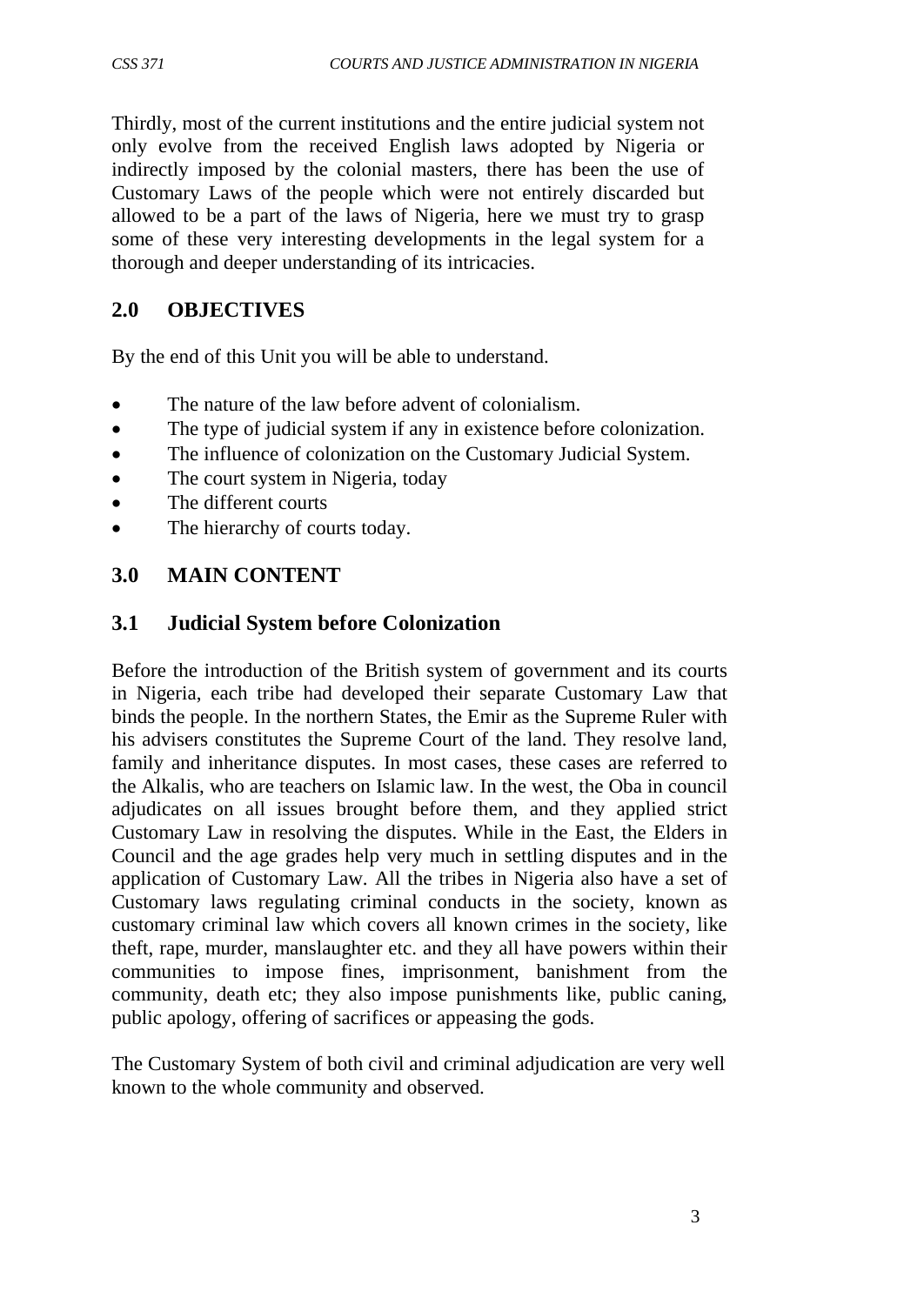Thirdly, most of the current institutions and the entire judicial system not only evolve from the received English laws adopted by Nigeria or indirectly imposed by the colonial masters, there has been the use of Customary Laws of the people which were not entirely discarded but allowed to be a part of the laws of Nigeria, here we must try to grasp some of these very interesting developments in the legal system for a thorough and deeper understanding of its intricacies.

## 2.0 OBJECTIVES

By the end of this Unit you will be able to understand.

- The nature of the law before advent of colonialism.
- The type of judicial system if any in existence before colonization.
- The influence of colonization on the Customary Judicial System.
- The court system in Nigeria, today
- The different courts
- The hierarchy of courts today.

## 3.0 MAIN CONTENT

### 3.1 Judicial System before Colonization

Before the introduction of the British system of government and its courts in Nigeria, each tribe had developed their separate Customary Law that binds the people. In the northern States, the Emir as the Supreme Ruler with his advisers constitutes the Supreme Court of the land. They resolve land, family and inheritance disputes. In most cases, these cases are referred to the Alkalis, who are teachers on Islamic law. In the west, the Oba in council adjudicates on all issues brought before them, and they applied strict Customary Law in resolving the disputes. While in the East, the Elders in Council and the age grades help very much in settling disputes and in the application of Customary Law. All the tribes in Nigeria also have a set of Customary laws regulating criminal conducts in the society, known as customary criminal law which covers all known crimes in the society, like theft, rape, murder, manslaughter etc. and they all have powers within their communities to impose fines, imprisonment, banishment from the community, death etc; they also impose punishments like, public caning, public apology, offering of sacrifices or appeasing the gods.

The Customary System of both civil and criminal adjudication are very well known to the whole community and observed.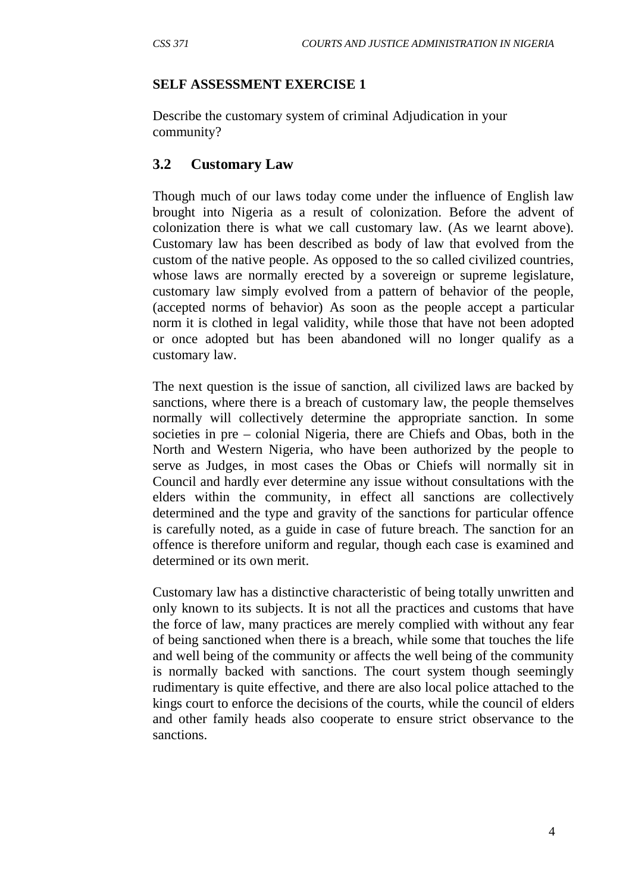**SELF ASSESSMENT EXERCISE 1**

Describe the customary system of criminal Adjudication in your community?

## 3.2 Customary Law

Though much of our laws today come under the influence of English law brought into Nigeria as a result of colonization. Before the advent of colonization there is what we call customary law. (As we learnt above). Customary law has been described as body of law that evolved from the custom of the native people. As opposed to the so called civilized countries, whose laws are normally erected by a sovereign or supreme legislature, customary law simply evolved from a pattern of behavior of the people, (accepted norms of behavior) As soon as the people accept a particular norm it is clothed in legal validity, while those that have not been adopted or once adopted but has been abandoned will no longer qualify as a customary law.

The next question is the issue of sanction, all civilized laws are backed by sanctions, where there is a breach of customary law, the people themselves normally will collectively determine the appropriate sanction. In some societies in pre – colonial Nigeria, there are Chiefs and Obas, both in the North and Western Nigeria, who have been authorized by the people to serve as Judges, in most cases the Obas or Chiefs will normally sit in Council and hardly ever determine any issue without consultations with the elders within the community, in effect all sanctions are collectively determined and the type and gravity of the sanctions for particular offence is carefully noted, as a guide in case of future breach. The sanction for an offence is therefore uniform and regular, though each case is examined and determined or its own merit.

Customary law has a distinctive characteristic of being totally unwritten and only known to its subjects. It is not all the practices and customs that have the force of law, many practices are merely complied with without any fear of being sanctioned when there is a breach, while some that touches the life and well being of the community or affects the well being of the community is normally backed with sanctions. The court system though seemingly rudimentary is quite effective, and there are also local police attached to the kings court to enforce the decisions of the courts, while the council of elders and other family heads also cooperate to ensure strict observance to the sanctions.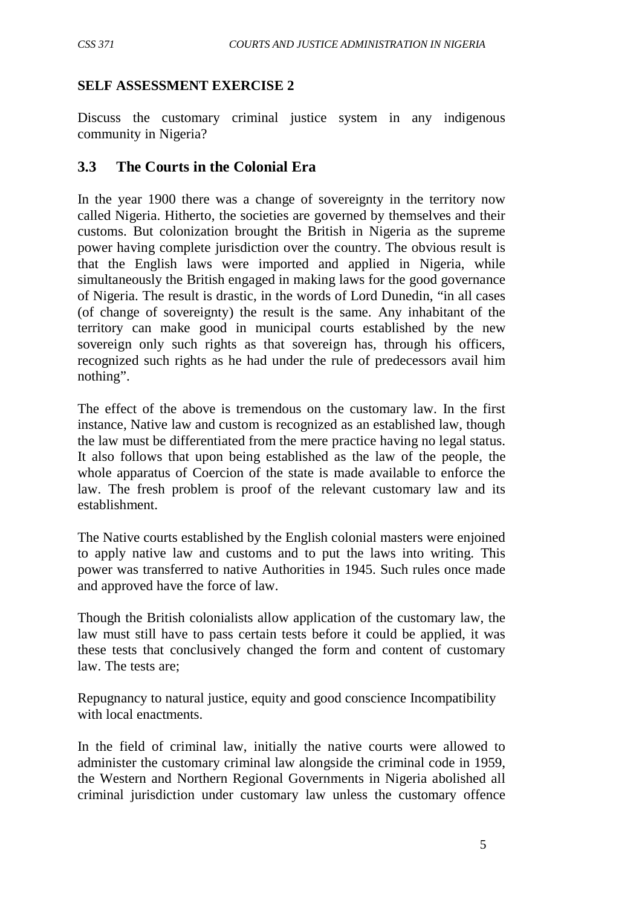**SELF ASSESSMENT EXERCISE 2**

Discuss the customary criminal justice system in any indigenous community in Nigeria?

## 3.3 The Courts in the Colonial Era

In the year 1900 there was a change of sovereignty in the territory now called Nigeria. Hitherto, the societies are governed by themselves and their customs. But colonization brought the British in Nigeria as the supreme power having complete jurisdiction over the country. The obvious result is that the English laws were imported and applied in Nigeria, while simultaneously the British engaged in making laws for the good governance of Nigeria. The result is drastic, in the words of Lord Dunedin, "in all cases (of change of sovereignty) the result is the same. Any inhabitant of the territory can make good in municipal courts established by the new sovereign only such rights as that sovereign has, through his officers, recognized such rights as he had under the rule of predecessors avail him nothing".

The effect of the above is tremendous on the customary law. In the first instance, Native law and custom is recognized as an established law, though the law must be differentiated from the mere practice having no legal status. It also follows that upon being established as the law of the people, the whole apparatus of Coercion of the state is made available to enforce the law. The fresh problem is proof of the relevant customary law and its establishment.

The Native courts established by the English colonial masters were enjoined to apply native law and customs and to put the laws into writing. This power was transferred to native Authorities in 1945. Such rules once made and approved have the force of law.

Though the British colonialists allow application of the customary law, the law must still have to pass certain tests before it could be applied, it was these tests that conclusively changed the form and content of customary law. The tests are;

Repugnancy to natural justice, equity and good conscience Incompatibility with local enactments.

In the field of criminal law, initially the native courts were allowed to administer the customary criminal law alongside the criminal code in 1959, the Western and Northern Regional Governments in Nigeria abolished all criminal jurisdiction under customary law unless the customary offence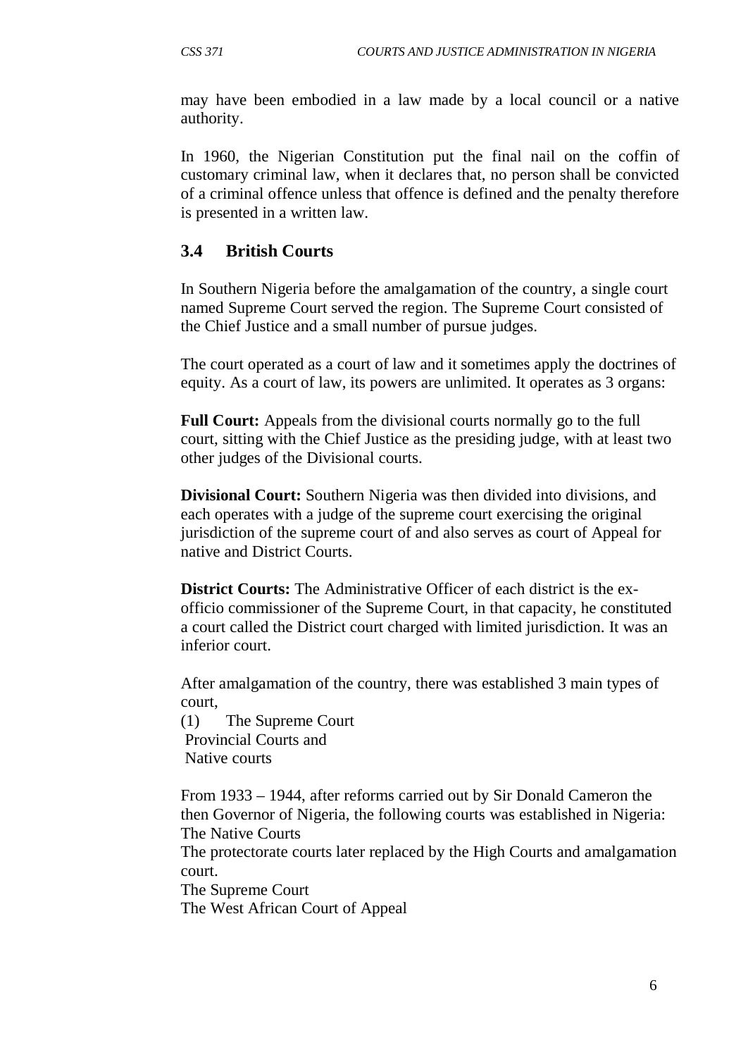may have been embodied in a law made by a local council or a native authority.

In 1960, the Nigerian Constitution put the final nail on the coffin of customary criminal law, when it declares that, no person shall be convicted of a criminal offence unless that offence is defined and the penalty therefore is presented in a written law.

## 3.4 British Courts

In Southern Nigeria before the amalgamation of the country, a single court named Supreme Court served the region. The Supreme Court consisted of the Chief Justice and a small number of pursue judges.

The court operated as a court of law and it sometimes apply the doctrines of equity. As a court of law, its powers are unlimited. It operates as 3 organs:

**Full Court:** Appeals from the divisional courts normally go to the full court, sitting with the Chief Justice as the presiding judge, with at least two other judges of the Divisional courts.

**Divisional Court:** Southern Nigeria was then divided into divisions, and each operates with a judge of the supreme court exercising the original jurisdiction of the supreme court of and also serves as court of Appeal for native and District Courts.

**District Courts:** The Administrative Officer of each district is the ex-officio commissioner of the Supreme Court, in that capacity, he constituted a court called the District court charged with limited jurisdiction. It was an inferior court.

After amalgamation of the country, there was established 3 main types of court,

(1) The Supreme Court
Provincial Courts and
Native courts

From 1933 – 1944, after reforms carried out by Sir Donald Cameron the then Governor of Nigeria, the following courts was established in Nigeria:
The Native Courts
The protectorate courts later replaced by the High Courts and amalgamation court.
The Supreme Court
The West African Court of Appeal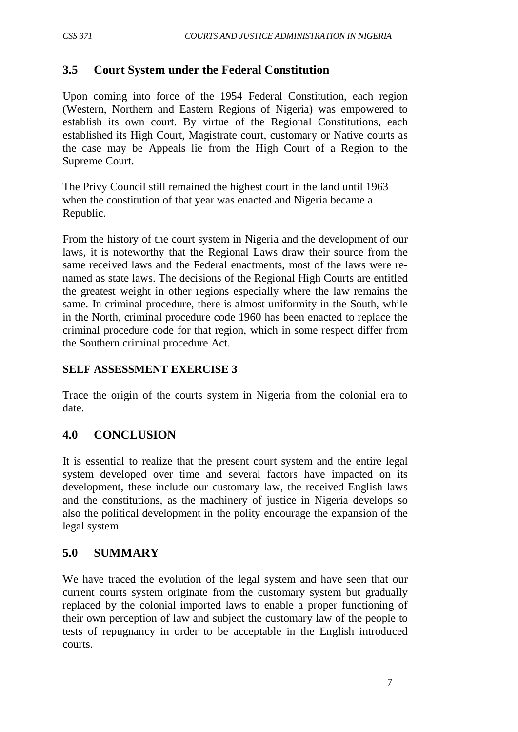## 3.5 Court System under the Federal Constitution

Upon coming into force of the 1954 Federal Constitution, each region (Western, Northern and Eastern Regions of Nigeria) was empowered to establish its own court. By virtue of the Regional Constitutions, each established its High Court, Magistrate court, customary or Native courts as the case may be Appeals lie from the High Court of a Region to the Supreme Court.

The Privy Council still remained the highest court in the land until 1963 when the constitution of that year was enacted and Nigeria became a Republic.

From the history of the court system in Nigeria and the development of our laws, it is noteworthy that the Regional Laws draw their source from the same received laws and the Federal enactments, most of the laws were re-named as state laws. The decisions of the Regional High Courts are entitled the greatest weight in other regions especially where the law remains the same. In criminal procedure, there is almost uniformity in the South, while in the North, criminal procedure code 1960 has been enacted to replace the criminal procedure code for that region, which in some respect differ from the Southern criminal procedure Act.

**SELF ASSESSMENT EXERCISE 3**

Trace the origin of the courts system in Nigeria from the colonial era to date.

## 4.0 CONCLUSION

It is essential to realize that the present court system and the entire legal system developed over time and several factors have impacted on its development, these include our customary law, the received English laws and the constitutions, as the machinery of justice in Nigeria develops so also the political development in the polity encourage the expansion of the legal system.

## 5.0 SUMMARY

We have traced the evolution of the legal system and have seen that our current courts system originate from the customary system but gradually replaced by the colonial imported laws to enable a proper functioning of their own perception of law and subject the customary law of the people to tests of repugnancy in order to be acceptable in the English introduced courts.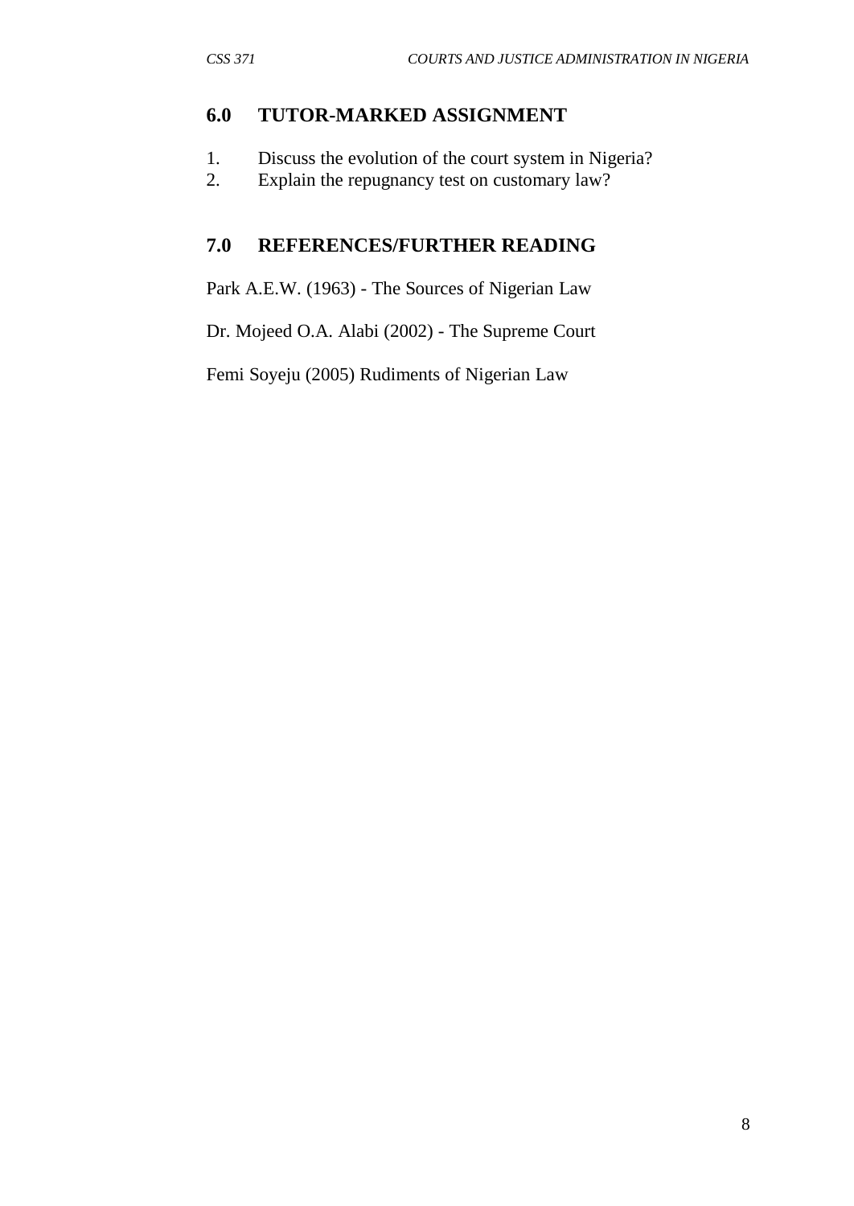## 6.0 TUTOR-MARKED ASSIGNMENT

1. Discuss the evolution of the court system in Nigeria?
2. Explain the repugnancy test on customary law?

## 7.0 REFERENCES/FURTHER READING

Park A.E.W. (1963) - The Sources of Nigerian Law

Dr. Mojeed O.A. Alabi (2002) - The Supreme Court

Femi Soyeju (2005) Rudiments of Nigerian Law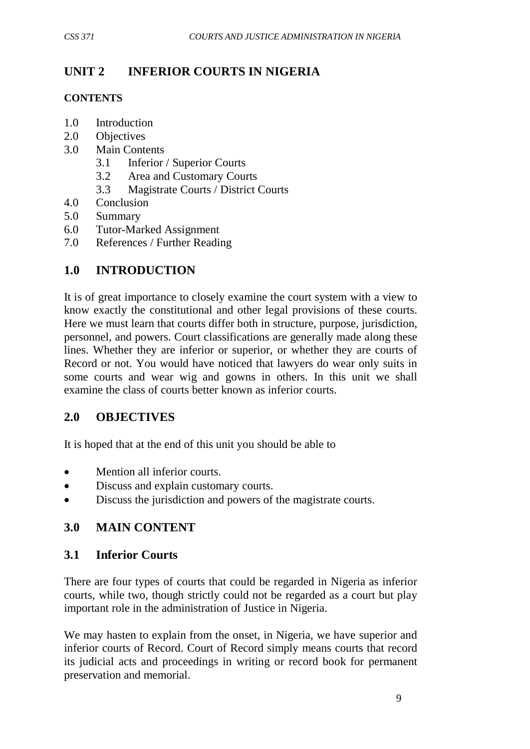## UNIT 2 INFERIOR COURTS IN NIGERIA

**CONTENTS**

- 1.0 Introduction
- 2.0 Objectives
- 3.0 Main Contents
    - 3.1 Inferior / Superior Courts
    - 3.2 Area and Customary Courts
    - 3.3 Magistrate Courts / District Courts
- 4.0 Conclusion
- 5.0 Summary
- 6.0 Tutor-Marked Assignment
- 7.0 References / Further Reading

## 1.0 INTRODUCTION

It is of great importance to closely examine the court system with a view to know exactly the constitutional and other legal provisions of these courts. Here we must learn that courts differ both in structure, purpose, jurisdiction, personnel, and powers. Court classifications are generally made along these lines. Whether they are inferior or superior, or whether they are courts of Record or not. You would have noticed that lawyers do wear only suits in some courts and wear wig and gowns in others. In this unit we shall examine the class of courts better known as inferior courts.

## 2.0 OBJECTIVES

It is hoped that at the end of this unit you should be able to

- Mention all inferior courts.
- Discuss and explain customary courts.
- Discuss the jurisdiction and powers of the magistrate courts.

## 3.0 MAIN CONTENT

### 3.1 Inferior Courts

There are four types of courts that could be regarded in Nigeria as inferior courts, while two, though strictly could not be regarded as a court but play important role in the administration of Justice in Nigeria.

We may hasten to explain from the onset, in Nigeria, we have superior and inferior courts of Record. Court of Record simply means courts that record its judicial acts and proceedings in writing or record book for permanent preservation and memorial.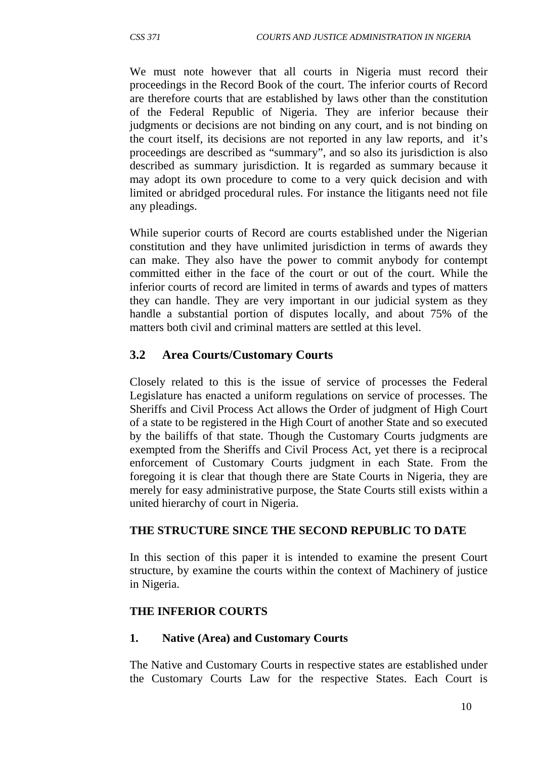We must note however that all courts in Nigeria must record their proceedings in the Record Book of the court. The inferior courts of Record are therefore courts that are established by laws other than the constitution of the Federal Republic of Nigeria. They are inferior because their judgments or decisions are not binding on any court, and is not binding on the court itself, its decisions are not reported in any law reports, and it's proceedings are described as "summary", and so also its jurisdiction is also described as summary jurisdiction. It is regarded as summary because it may adopt its own procedure to come to a very quick decision and with limited or abridged procedural rules. For instance the litigants need not file any pleadings.

While superior courts of Record are courts established under the Nigerian constitution and they have unlimited jurisdiction in terms of awards they can make. They also have the power to commit anybody for contempt committed either in the face of the court or out of the court. While the inferior courts of record are limited in terms of awards and types of matters they can handle. They are very important in our judicial system as they handle a substantial portion of disputes locally, and about 75% of the matters both civil and criminal matters are settled at this level.

## 3.2 Area Courts/Customary Courts

Closely related to this is the issue of service of processes the Federal Legislature has enacted a uniform regulations on service of processes. The Sheriffs and Civil Process Act allows the Order of judgment of High Court of a state to be registered in the High Court of another State and so executed by the bailiffs of that state. Though the Customary Courts judgments are exempted from the Sheriffs and Civil Process Act, yet there is a reciprocal enforcement of Customary Courts judgment in each State. From the foregoing it is clear that though there are State Courts in Nigeria, they are merely for easy administrative purpose, the State Courts still exists within a united hierarchy of court in Nigeria.

**THE STRUCTURE SINCE THE SECOND REPUBLIC TO DATE**

In this section of this paper it is intended to examine the present Court structure, by examine the courts within the context of Machinery of justice in Nigeria.

**THE INFERIOR COURTS**

**1. Native (Area) and Customary Courts**

The Native and Customary Courts in respective states are established under the Customary Courts Law for the respective States. Each Court is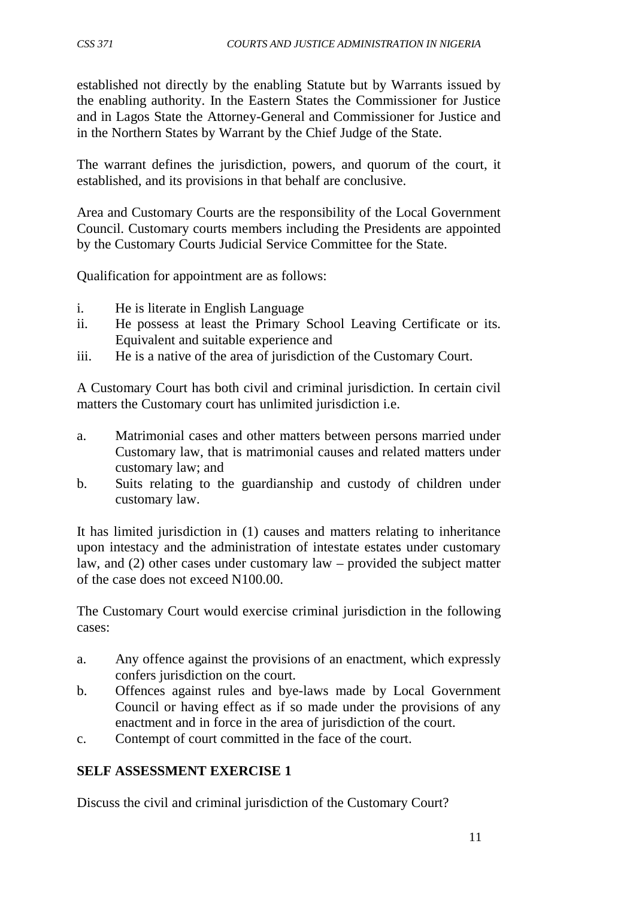established not directly by the enabling Statute but by Warrants issued by the enabling authority. In the Eastern States the Commissioner for Justice and in Lagos State the Attorney-General and Commissioner for Justice and in the Northern States by Warrant by the Chief Judge of the State.

The warrant defines the jurisdiction, powers, and quorum of the court, it established, and its provisions in that behalf are conclusive.

Area and Customary Courts are the responsibility of the Local Government Council. Customary courts members including the Presidents are appointed by the Customary Courts Judicial Service Committee for the State.

Qualification for appointment are as follows:

i. He is literate in English Language
ii. He possess at least the Primary School Leaving Certificate or its. Equivalent and suitable experience and
iii. He is a native of the area of jurisdiction of the Customary Court.

A Customary Court has both civil and criminal jurisdiction. In certain civil matters the Customary court has unlimited jurisdiction i.e.

a. Matrimonial cases and other matters between persons married under Customary law, that is matrimonial causes and related matters under customary law; and
b. Suits relating to the guardianship and custody of children under customary law.

It has limited jurisdiction in (1) causes and matters relating to inheritance upon intestacy and the administration of intestate estates under customary law, and (2) other cases under customary law – provided the subject matter of the case does not exceed N100.00.

The Customary Court would exercise criminal jurisdiction in the following cases:

a. Any offence against the provisions of an enactment, which expressly confers jurisdiction on the court.
b. Offences against rules and bye-laws made by Local Government Council or having effect as if so made under the provisions of any enactment and in force in the area of jurisdiction of the court.
c. Contempt of court committed in the face of the court.

**SELF ASSESSMENT EXERCISE 1**

Discuss the civil and criminal jurisdiction of the Customary Court?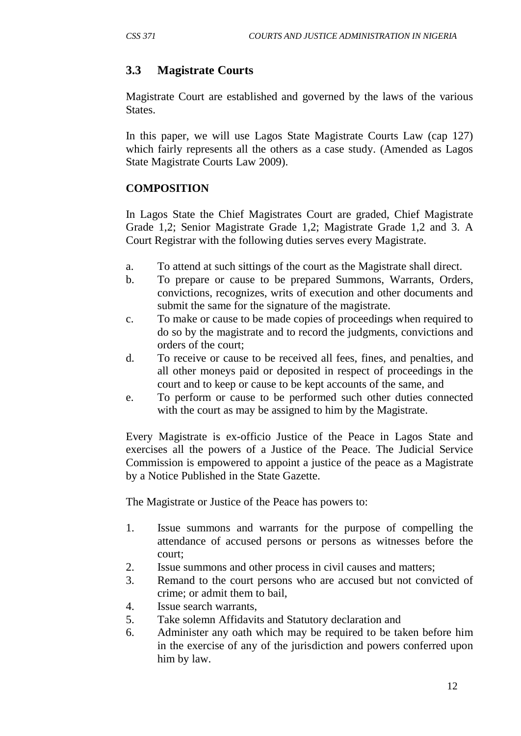### 3.3 Magistrate Courts

Magistrate Court are established and governed by the laws of the various States.

In this paper, we will use Lagos State Magistrate Courts Law (cap 127) which fairly represents all the others as a case study. (Amended as Lagos State Magistrate Courts Law 2009).

**COMPOSITION**

In Lagos State the Chief Magistrates Court are graded, Chief Magistrate Grade 1,2; Senior Magistrate Grade 1,2; Magistrate Grade 1,2 and 3. A Court Registrar with the following duties serves every Magistrate.

a. To attend at such sittings of the court as the Magistrate shall direct.
b. To prepare or cause to be prepared Summons, Warrants, Orders, convictions, recognizes, writs of execution and other documents and submit the same for the signature of the magistrate.
c. To make or cause to be made copies of proceedings when required to do so by the magistrate and to record the judgments, convictions and orders of the court;
d. To receive or cause to be received all fees, fines, and penalties, and all other moneys paid or deposited in respect of proceedings in the court and to keep or cause to be kept accounts of the same, and
e. To perform or cause to be performed such other duties connected with the court as may be assigned to him by the Magistrate.

Every Magistrate is ex-officio Justice of the Peace in Lagos State and exercises all the powers of a Justice of the Peace. The Judicial Service Commission is empowered to appoint a justice of the peace as a Magistrate by a Notice Published in the State Gazette.

The Magistrate or Justice of the Peace has powers to:

1. Issue summons and warrants for the purpose of compelling the attendance of accused persons or persons as witnesses before the court;
2. Issue summons and other process in civil causes and matters;
3. Remand to the court persons who are accused but not convicted of crime; or admit them to bail,
4. Issue search warrants,
5. Take solemn Affidavits and Statutory declaration and
6. Administer any oath which may be required to be taken before him in the exercise of any of the jurisdiction and powers conferred upon him by law.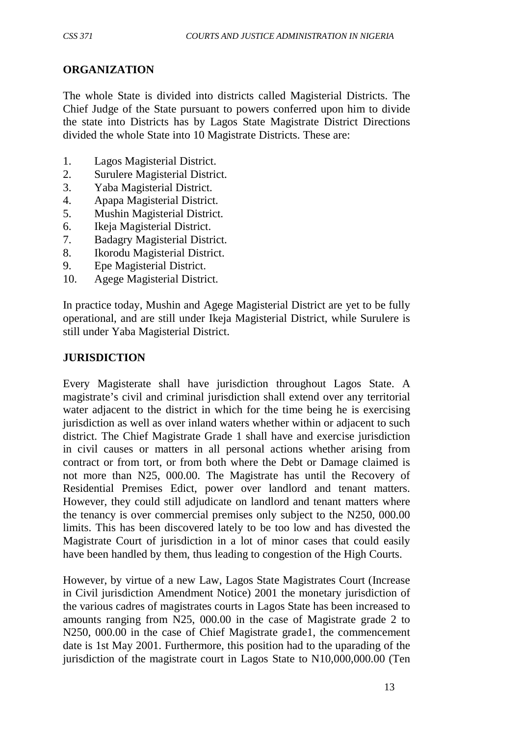## ORGANIZATION

The whole State is divided into districts called Magisterial Districts. The Chief Judge of the State pursuant to powers conferred upon him to divide the state into Districts has by Lagos State Magistrate District Directions divided the whole State into 10 Magistrate Districts. These are:

1. Lagos Magisterial District.
2. Surulere Magisterial District.
3. Yaba Magisterial District.
4. Apapa Magisterial District.
5. Mushin Magisterial District.
6. Ikeja Magisterial District.
7. Badagry Magisterial District.
8. Ikorodu Magisterial District.
9. Epe Magisterial District.
10. Agege Magisterial District.

In practice today, Mushin and Agege Magisterial District are yet to be fully operational, and are still under Ikeja Magisterial District, while Surulere is still under Yaba Magisterial District.

## JURISDICTION

Every Magisterate shall have jurisdiction throughout Lagos State. A magistrate's civil and criminal jurisdiction shall extend over any territorial water adjacent to the district in which for the time being he is exercising jurisdiction as well as over inland waters whether within or adjacent to such district. The Chief Magistrate Grade 1 shall have and exercise jurisdiction in civil causes or matters in all personal actions whether arising from contract or from tort, or from both where the Debt or Damage claimed is not more than N25, 000.00. The Magistrate has until the Recovery of Residential Premises Edict, power over landlord and tenant matters. However, they could still adjudicate on landlord and tenant matters where the tenancy is over commercial premises only subject to the N250, 000.00 limits. This has been discovered lately to be too low and has divested the Magistrate Court of jurisdiction in a lot of minor cases that could easily have been handled by them, thus leading to congestion of the High Courts.

However, by virtue of a new Law, Lagos State Magistrates Court (Increase in Civil jurisdiction Amendment Notice) 2001 the monetary jurisdiction of the various cadres of magistrates courts in Lagos State has been increased to amounts ranging from N25, 000.00 in the case of Magistrate grade 2 to N250, 000.00 in the case of Chief Magistrate grade1, the commencement date is 1st May 2001. Furthermore, this position had to the uparading of the jurisdiction of the magistrate court in Lagos State to N10,000,000.00 (Ten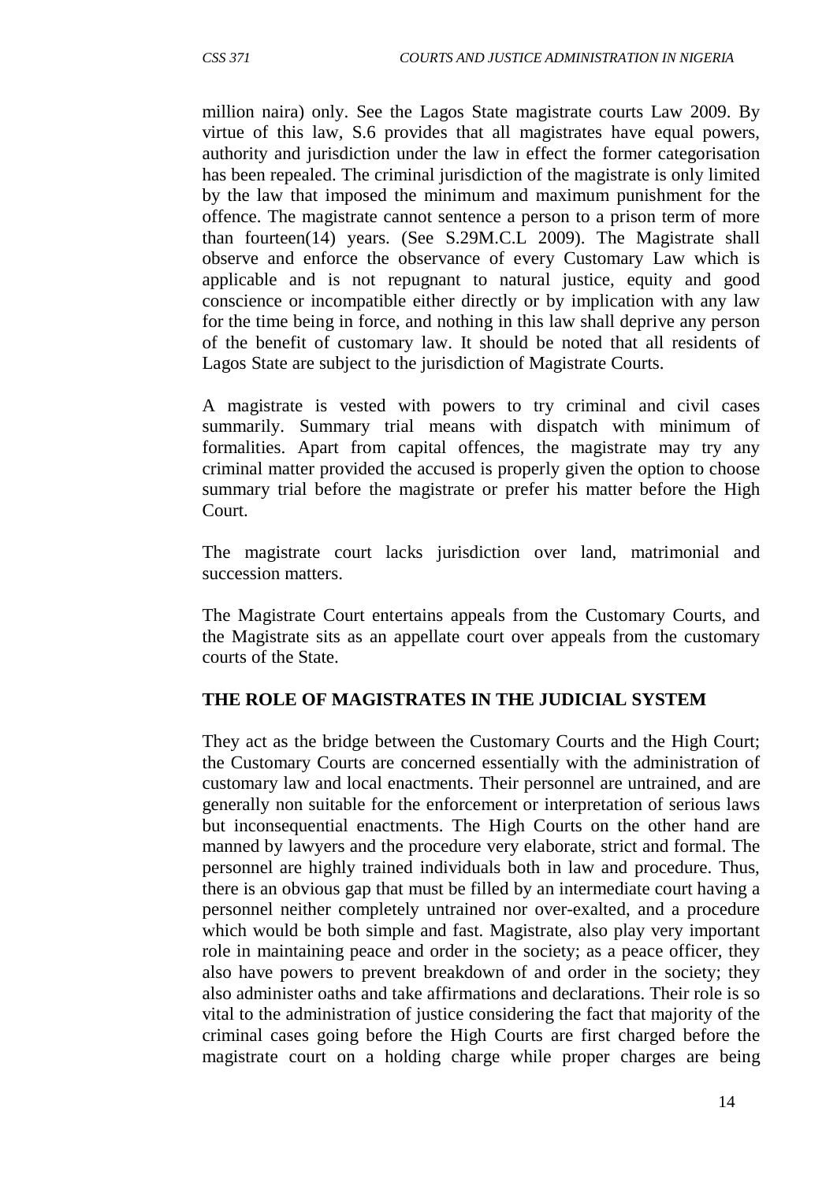million naira) only. See the Lagos State magistrate courts Law 2009. By virtue of this law, S.6 provides that all magistrates have equal powers, authority and jurisdiction under the law in effect the former categorisation has been repealed. The criminal jurisdiction of the magistrate is only limited by the law that imposed the minimum and maximum punishment for the offence. The magistrate cannot sentence a person to a prison term of more than fourteen(14) years. (See S.29M.C.L 2009). The Magistrate shall observe and enforce the observance of every Customary Law which is applicable and is not repugnant to natural justice, equity and good conscience or incompatible either directly or by implication with any law for the time being in force, and nothing in this law shall deprive any person of the benefit of customary law. It should be noted that all residents of Lagos State are subject to the jurisdiction of Magistrate Courts.

A magistrate is vested with powers to try criminal and civil cases summarily. Summary trial means with dispatch with minimum of formalities. Apart from capital offences, the magistrate may try any criminal matter provided the accused is properly given the option to choose summary trial before the magistrate or prefer his matter before the High Court.

The magistrate court lacks jurisdiction over land, matrimonial and succession matters.

The Magistrate Court entertains appeals from the Customary Courts, and the Magistrate sits as an appellate court over appeals from the customary courts of the State.

## THE ROLE OF MAGISTRATES IN THE JUDICIAL SYSTEM

They act as the bridge between the Customary Courts and the High Court; the Customary Courts are concerned essentially with the administration of customary law and local enactments. Their personnel are untrained, and are generally non suitable for the enforcement or interpretation of serious laws but inconsequential enactments. The High Courts on the other hand are manned by lawyers and the procedure very elaborate, strict and formal. The personnel are highly trained individuals both in law and procedure. Thus, there is an obvious gap that must be filled by an intermediate court having a personnel neither completely untrained nor over-exalted, and a procedure which would be both simple and fast. Magistrate, also play very important role in maintaining peace and order in the society; as a peace officer, they also have powers to prevent breakdown of and order in the society; they also administer oaths and take affirmations and declarations. Their role is so vital to the administration of justice considering the fact that majority of the criminal cases going before the High Courts are first charged before the magistrate court on a holding charge while proper charges are being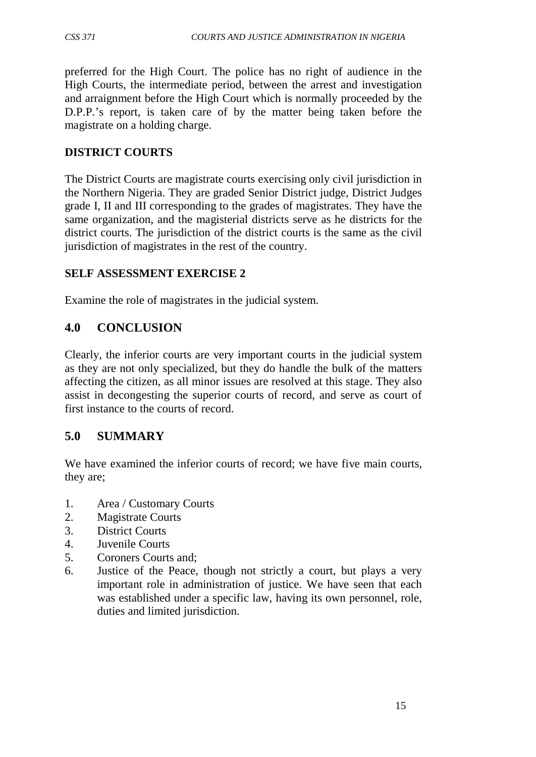preferred for the High Court. The police has no right of audience in the High Courts, the intermediate period, between the arrest and investigation and arraignment before the High Court which is normally proceeded by the D.P.P.'s report, is taken care of by the matter being taken before the magistrate on a holding charge.

**DISTRICT COURTS**

The District Courts are magistrate courts exercising only civil jurisdiction in the Northern Nigeria. They are graded Senior District judge, District Judges grade I, II and III corresponding to the grades of magistrates. They have the same organization, and the magisterial districts serve as he districts for the district courts. The jurisdiction of the district courts is the same as the civil jurisdiction of magistrates in the rest of the country.

**SELF ASSESSMENT EXERCISE 2**

Examine the role of magistrates in the judicial system.

## 4.0 CONCLUSION

Clearly, the inferior courts are very important courts in the judicial system as they are not only specialized, but they do handle the bulk of the matters affecting the citizen, as all minor issues are resolved at this stage. They also assist in decongesting the superior courts of record, and serve as court of first instance to the courts of record.

## 5.0 SUMMARY

We have examined the inferior courts of record; we have five main courts, they are;

1. Area / Customary Courts
2. Magistrate Courts
3. District Courts
4. Juvenile Courts
5. Coroners Courts and;
6. Justice of the Peace, though not strictly a court, but plays a very important role in administration of justice. We have seen that each was established under a specific law, having its own personnel, role, duties and limited jurisdiction.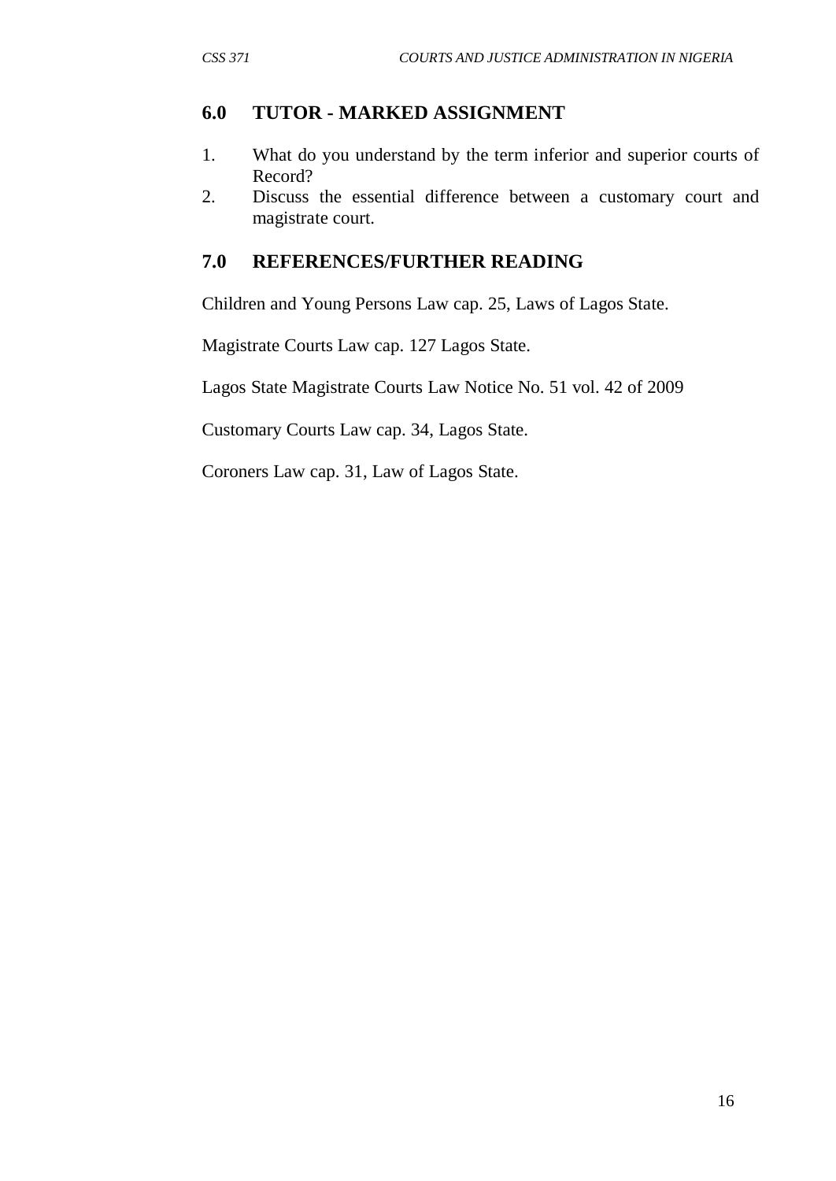## 6.0 TUTOR - MARKED ASSIGNMENT

1. What do you understand by the term inferior and superior courts of Record?
2. Discuss the essential difference between a customary court and magistrate court.

## 7.0 REFERENCES/FURTHER READING

Children and Young Persons Law cap. 25, Laws of Lagos State.

Magistrate Courts Law cap. 127 Lagos State.

Lagos State Magistrate Courts Law Notice No. 51 vol. 42 of 2009

Customary Courts Law cap. 34, Lagos State.

Coroners Law cap. 31, Law of Lagos State.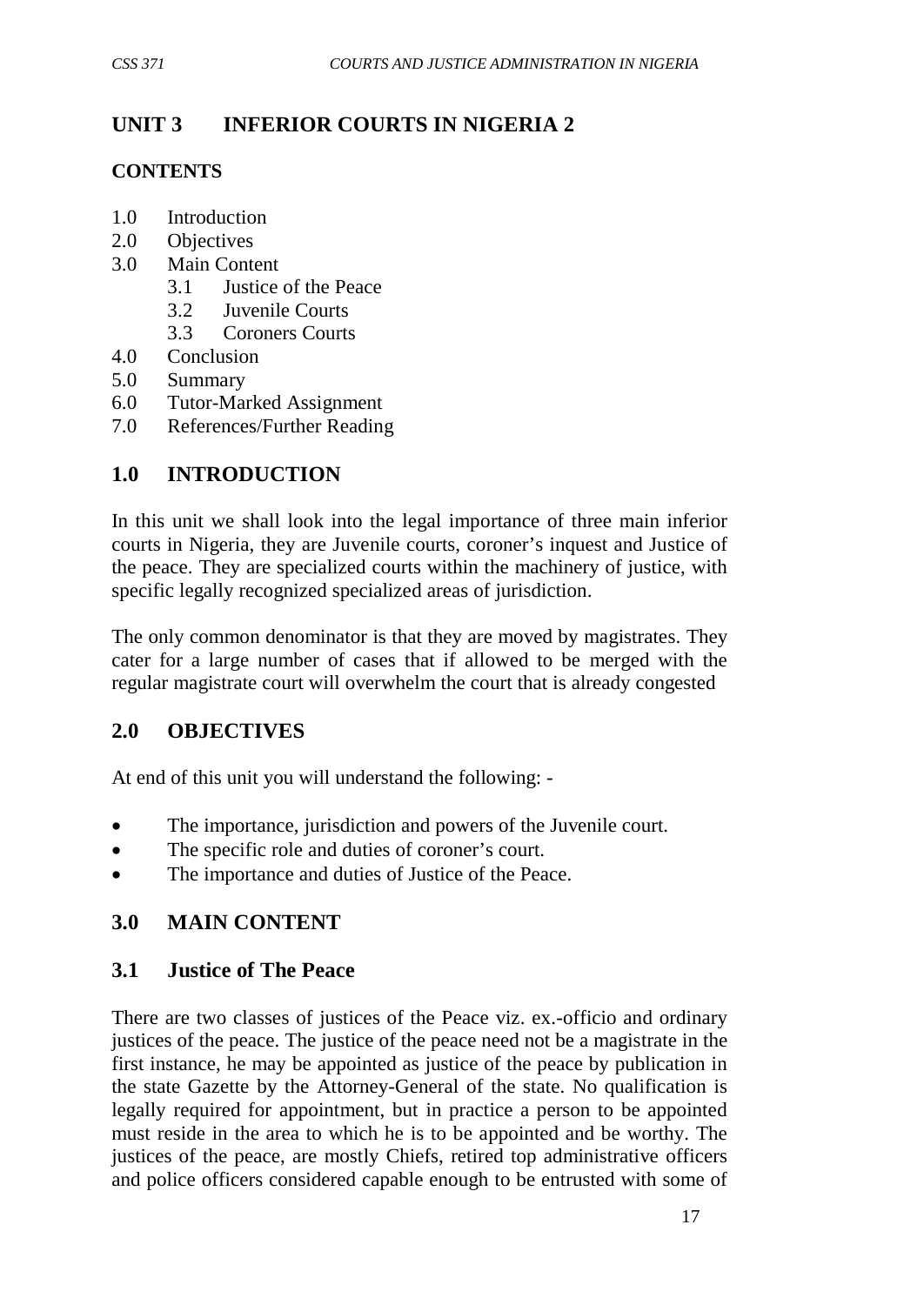## UNIT 3 INFERIOR COURTS IN NIGERIA 2

### CONTENTS

- 1.0 Introduction
- 2.0 Objectives
- 3.0 Main Content
  - 3.1 Justice of the Peace
  - 3.2 Juvenile Courts
  - 3.3 Coroners Courts
- 4.0 Conclusion
- 5.0 Summary
- 6.0 Tutor-Marked Assignment
- 7.0 References/Further Reading

## 1.0 INTRODUCTION

In this unit we shall look into the legal importance of three main inferior courts in Nigeria, they are Juvenile courts, coroner's inquest and Justice of the peace. They are specialized courts within the machinery of justice, with specific legally recognized specialized areas of jurisdiction.

The only common denominator is that they are moved by magistrates. They cater for a large number of cases that if allowed to be merged with the regular magistrate court will overwhelm the court that is already congested

## 2.0 OBJECTIVES

At end of this unit you will understand the following: -

- The importance, jurisdiction and powers of the Juvenile court.
- The specific role and duties of coroner's court.
- The importance and duties of Justice of the Peace.

## 3.0 MAIN CONTENT

### 3.1 Justice of The Peace

There are two classes of justices of the Peace viz. ex.-officio and ordinary justices of the peace. The justice of the peace need not be a magistrate in the first instance, he may be appointed as justice of the peace by publication in the state Gazette by the Attorney-General of the state. No qualification is legally required for appointment, but in practice a person to be appointed must reside in the area to which he is to be appointed and be worthy. The justices of the peace, are mostly Chiefs, retired top administrative officers and police officers considered capable enough to be entrusted with some of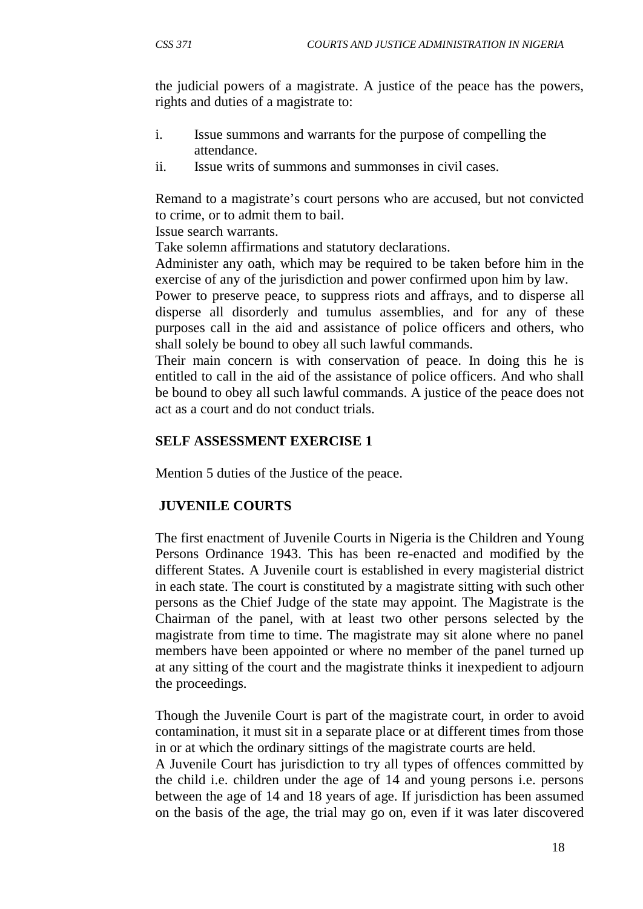the judicial powers of a magistrate. A justice of the peace has the powers, rights and duties of a magistrate to:

i. Issue summons and warrants for the purpose of compelling the attendance.
ii. Issue writs of summons and summonses in civil cases.

Remand to a magistrate's court persons who are accused, but not convicted to crime, or to admit them to bail.

Issue search warrants.

Take solemn affirmations and statutory declarations.

Administer any oath, which may be required to be taken before him in the exercise of any of the jurisdiction and power confirmed upon him by law.

Power to preserve peace, to suppress riots and affrays, and to disperse all disperse all disorderly and tumulus assemblies, and for any of these purposes call in the aid and assistance of police officers and others, who shall solely be bound to obey all such lawful commands.

Their main concern is with conservation of peace. In doing this he is entitled to call in the aid of the assistance of police officers. And who shall be bound to obey all such lawful commands. A justice of the peace does not act as a court and do not conduct trials.

## SELF ASSESSMENT EXERCISE 1

Mention 5 duties of the Justice of the peace.

## JUVENILE COURTS

The first enactment of Juvenile Courts in Nigeria is the Children and Young Persons Ordinance 1943. This has been re-enacted and modified by the different States. A Juvenile court is established in every magisterial district in each state. The court is constituted by a magistrate sitting with such other persons as the Chief Judge of the state may appoint. The Magistrate is the Chairman of the panel, with at least two other persons selected by the magistrate from time to time. The magistrate may sit alone where no panel members have been appointed or where no member of the panel turned up at any sitting of the court and the magistrate thinks it inexpedient to adjourn the proceedings.

Though the Juvenile Court is part of the magistrate court, in order to avoid contamination, it must sit in a separate place or at different times from those in or at which the ordinary sittings of the magistrate courts are held.

A Juvenile Court has jurisdiction to try all types of offences committed by the child i.e. children under the age of 14 and young persons i.e. persons between the age of 14 and 18 years of age. If jurisdiction has been assumed on the basis of the age, the trial may go on, even if it was later discovered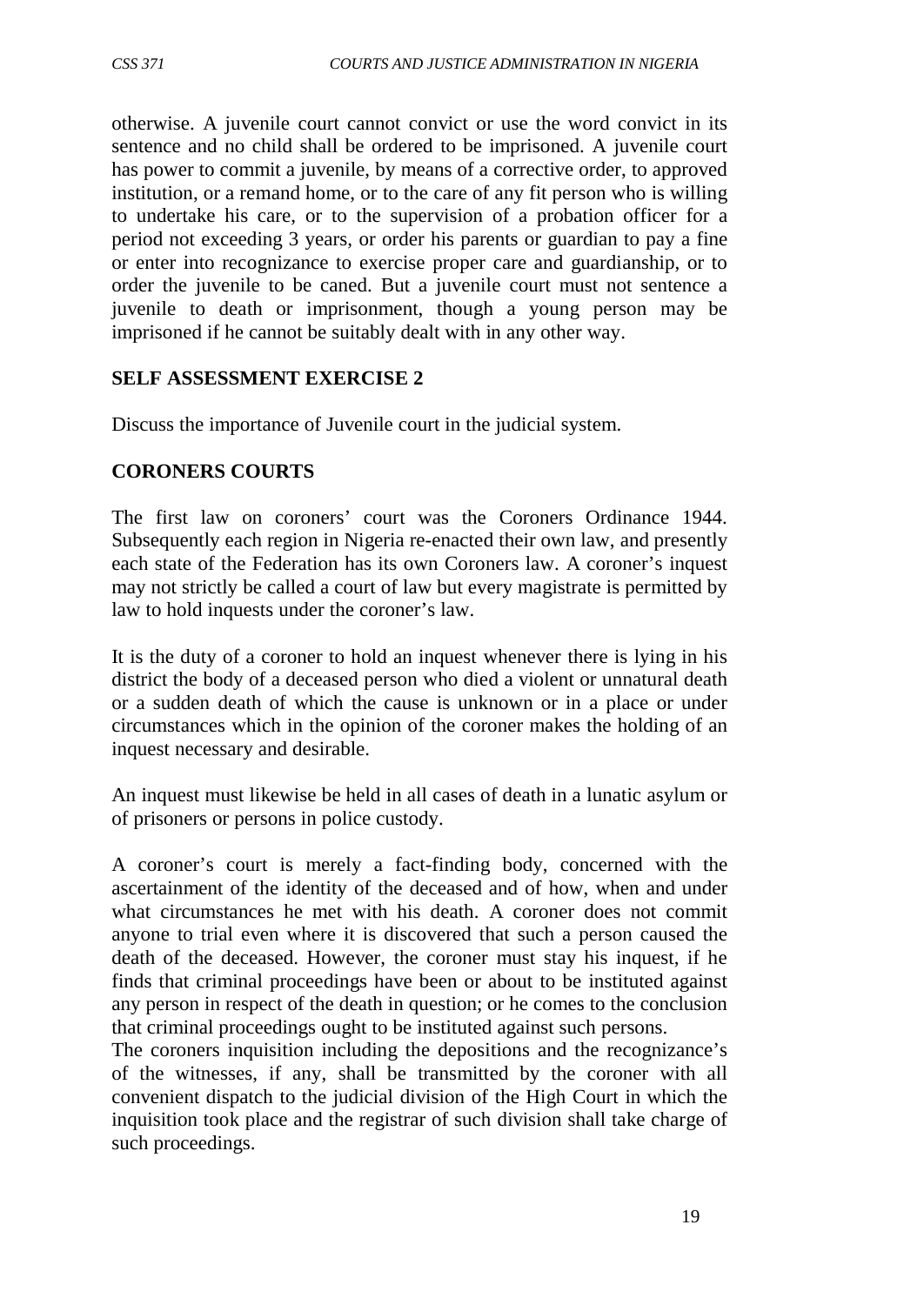otherwise. A juvenile court cannot convict or use the word convict in its sentence and no child shall be ordered to be imprisoned. A juvenile court has power to commit a juvenile, by means of a corrective order, to approved institution, or a remand home, or to the care of any fit person who is willing to undertake his care, or to the supervision of a probation officer for a period not exceeding 3 years, or order his parents or guardian to pay a fine or enter into recognizance to exercise proper care and guardianship, or to order the juvenile to be caned. But a juvenile court must not sentence a juvenile to death or imprisonment, though a young person may be imprisoned if he cannot be suitably dealt with in any other way.

## SELF ASSESSMENT EXERCISE 2

Discuss the importance of Juvenile court in the judicial system.

## CORONERS COURTS

The first law on coroners' court was the Coroners Ordinance 1944. Subsequently each region in Nigeria re-enacted their own law, and presently each state of the Federation has its own Coroners law. A coroner's inquest may not strictly be called a court of law but every magistrate is permitted by law to hold inquests under the coroner's law.

It is the duty of a coroner to hold an inquest whenever there is lying in his district the body of a deceased person who died a violent or unnatural death or a sudden death of which the cause is unknown or in a place or under circumstances which in the opinion of the coroner makes the holding of an inquest necessary and desirable.

An inquest must likewise be held in all cases of death in a lunatic asylum or of prisoners or persons in police custody.

A coroner's court is merely a fact-finding body, concerned with the ascertainment of the identity of the deceased and of how, when and under what circumstances he met with his death. A coroner does not commit anyone to trial even where it is discovered that such a person caused the death of the deceased. However, the coroner must stay his inquest, if he finds that criminal proceedings have been or about to be instituted against any person in respect of the death in question; or he comes to the conclusion that criminal proceedings ought to be instituted against such persons.

The coroners inquisition including the depositions and the recognizance's of the witnesses, if any, shall be transmitted by the coroner with all convenient dispatch to the judicial division of the High Court in which the inquisition took place and the registrar of such division shall take charge of such proceedings.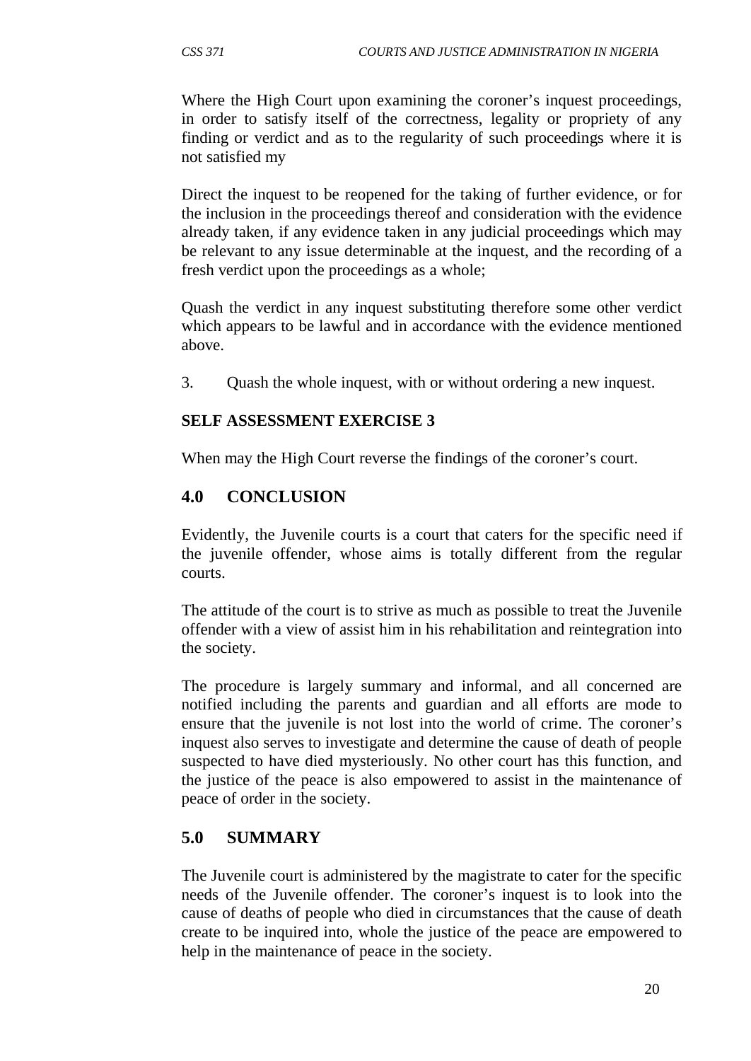Where the High Court upon examining the coroner's inquest proceedings, in order to satisfy itself of the correctness, legality or propriety of any finding or verdict and as to the regularity of such proceedings where it is not satisfied my

Direct the inquest to be reopened for the taking of further evidence, or for the inclusion in the proceedings thereof and consideration with the evidence already taken, if any evidence taken in any judicial proceedings which may be relevant to any issue determinable at the inquest, and the recording of a fresh verdict upon the proceedings as a whole;

Quash the verdict in any inquest substituting therefore some other verdict which appears to be lawful and in accordance with the evidence mentioned above.

3. Quash the whole inquest, with or without ordering a new inquest.

**SELF ASSESSMENT EXERCISE 3**

When may the High Court reverse the findings of the coroner's court.

## 4.0 CONCLUSION

Evidently, the Juvenile courts is a court that caters for the specific need if the juvenile offender, whose aims is totally different from the regular courts.

The attitude of the court is to strive as much as possible to treat the Juvenile offender with a view of assist him in his rehabilitation and reintegration into the society.

The procedure is largely summary and informal, and all concerned are notified including the parents and guardian and all efforts are mode to ensure that the juvenile is not lost into the world of crime. The coroner's inquest also serves to investigate and determine the cause of death of people suspected to have died mysteriously. No other court has this function, and the justice of the peace is also empowered to assist in the maintenance of peace of order in the society.

## 5.0 SUMMARY

The Juvenile court is administered by the magistrate to cater for the specific needs of the Juvenile offender. The coroner's inquest is to look into the cause of deaths of people who died in circumstances that the cause of death create to be inquired into, whole the justice of the peace are empowered to help in the maintenance of peace in the society.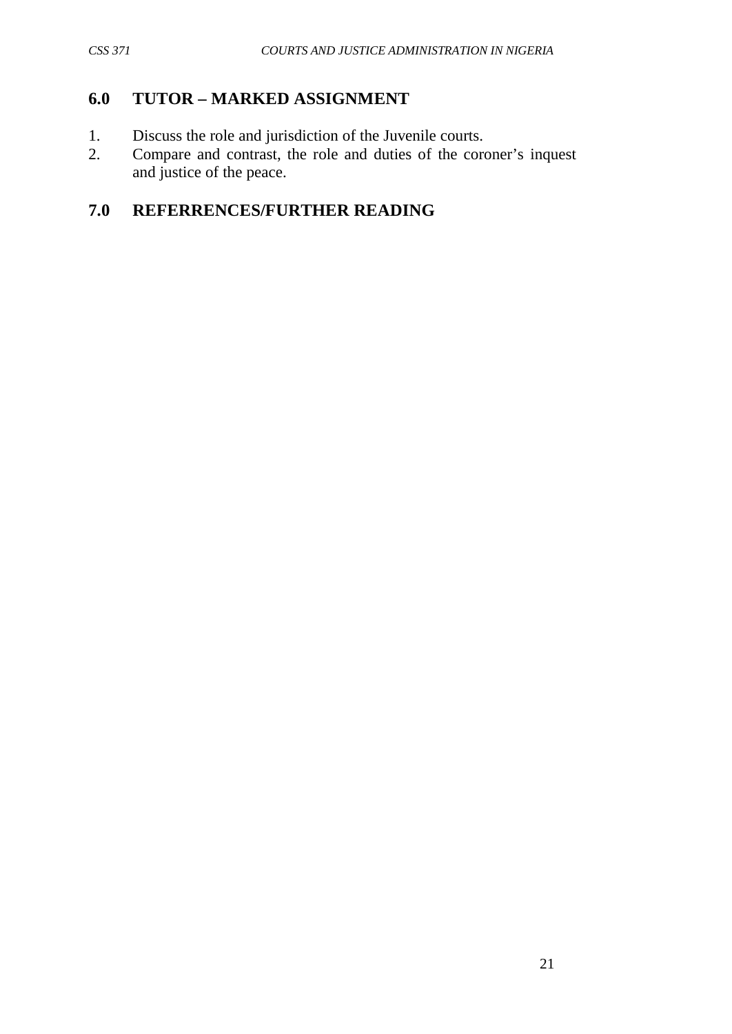## 6.0 TUTOR – MARKED ASSIGNMENT

1. Discuss the role and jurisdiction of the Juvenile courts.
2. Compare and contrast, the role and duties of the coroner's inquest and justice of the peace.

## 7.0 REFERRENCES/FURTHER READING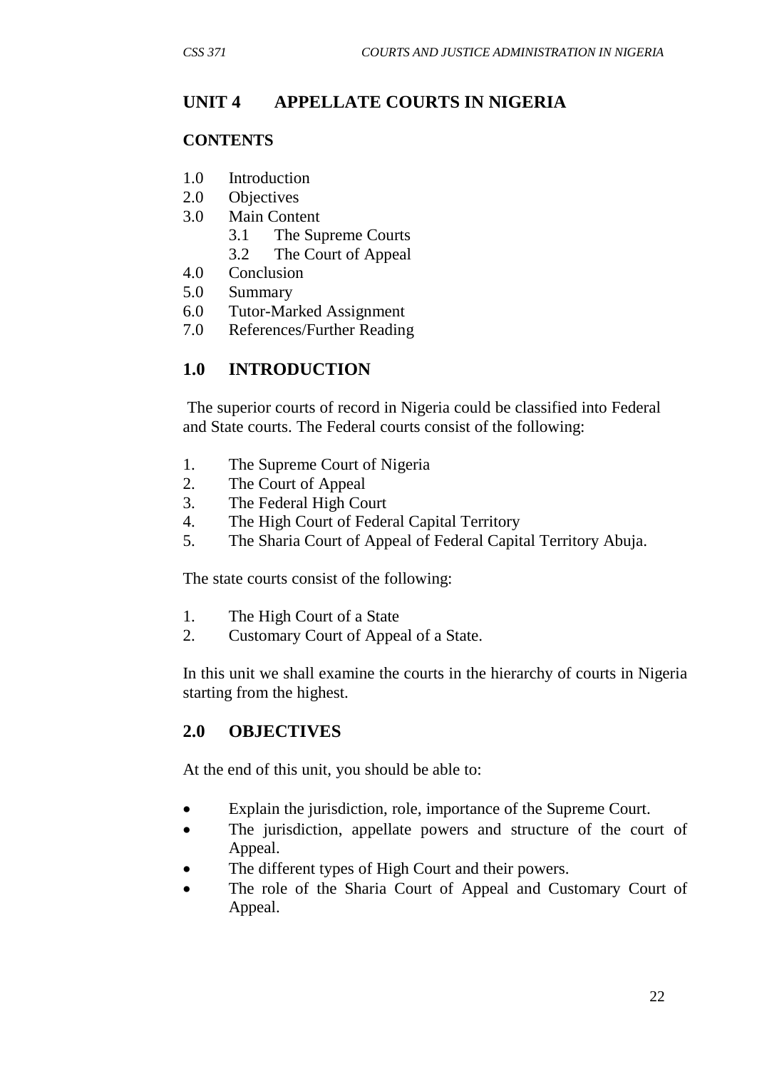## UNIT 4 APPELLATE COURTS IN NIGERIA

### CONTENTS

1.0 Introduction
2.0 Objectives
3.0 Main Content
  3.1 The Supreme Courts
  3.2 The Court of Appeal
4.0 Conclusion
5.0 Summary
6.0 Tutor-Marked Assignment
7.0 References/Further Reading

## 1.0 INTRODUCTION

The superior courts of record in Nigeria could be classified into Federal and State courts. The Federal courts consist of the following:

1. The Supreme Court of Nigeria
2. The Court of Appeal
3. The Federal High Court
4. The High Court of Federal Capital Territory
5. The Sharia Court of Appeal of Federal Capital Territory Abuja.

The state courts consist of the following:

1. The High Court of a State
2. Customary Court of Appeal of a State.

In this unit we shall examine the courts in the hierarchy of courts in Nigeria starting from the highest.

## 2.0 OBJECTIVES

At the end of this unit, you should be able to:

- Explain the jurisdiction, role, importance of the Supreme Court.
- The jurisdiction, appellate powers and structure of the court of Appeal.
- The different types of High Court and their powers.
- The role of the Sharia Court of Appeal and Customary Court of Appeal.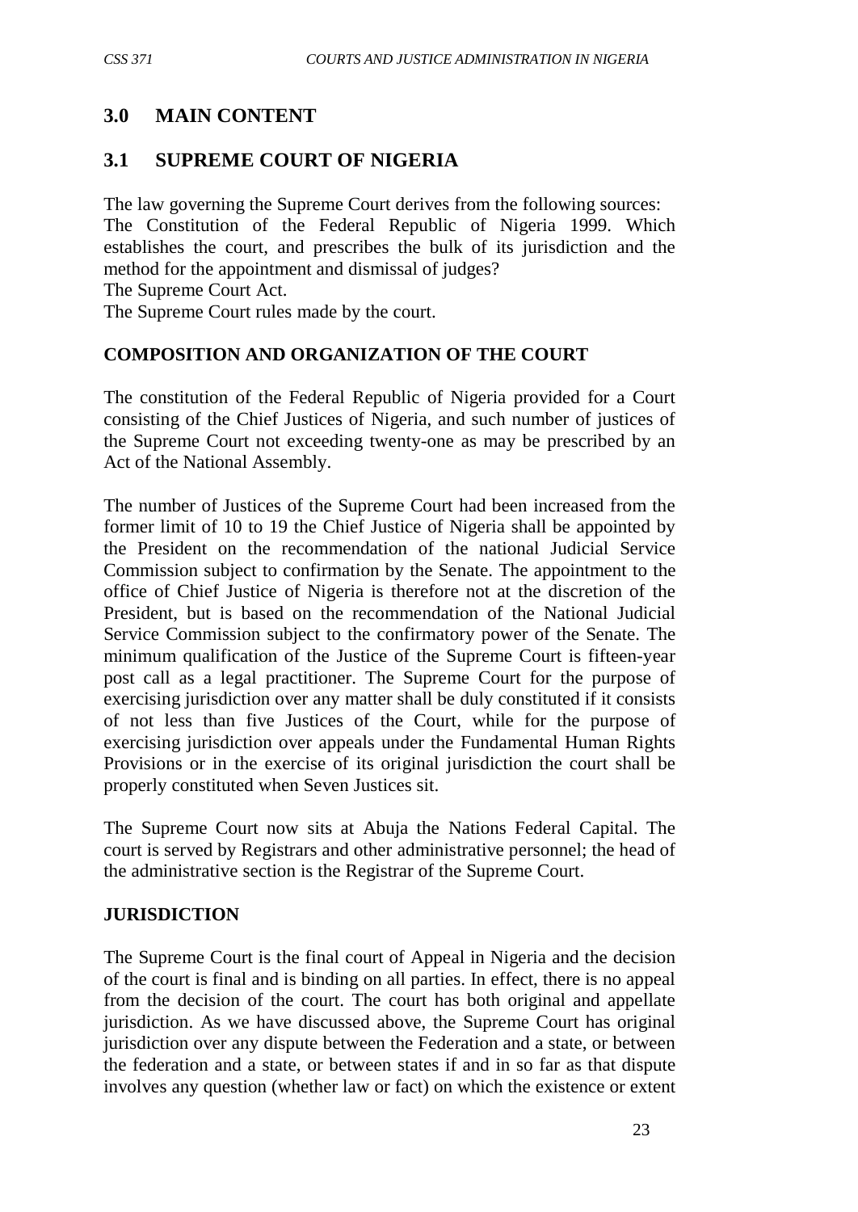## 3.0 MAIN CONTENT

## 3.1 SUPREME COURT OF NIGERIA

The law governing the Supreme Court derives from the following sources:
The Constitution of the Federal Republic of Nigeria 1999. Which establishes the court, and prescribes the bulk of its jurisdiction and the method for the appointment and dismissal of judges?
The Supreme Court Act.
The Supreme Court rules made by the court.

### COMPOSITION AND ORGANIZATION OF THE COURT

The constitution of the Federal Republic of Nigeria provided for a Court consisting of the Chief Justices of Nigeria, and such number of justices of the Supreme Court not exceeding twenty-one as may be prescribed by an Act of the National Assembly.

The number of Justices of the Supreme Court had been increased from the former limit of 10 to 19 the Chief Justice of Nigeria shall be appointed by the President on the recommendation of the national Judicial Service Commission subject to confirmation by the Senate. The appointment to the office of Chief Justice of Nigeria is therefore not at the discretion of the President, but is based on the recommendation of the National Judicial Service Commission subject to the confirmatory power of the Senate. The minimum qualification of the Justice of the Supreme Court is fifteen-year post call as a legal practitioner. The Supreme Court for the purpose of exercising jurisdiction over any matter shall be duly constituted if it consists of not less than five Justices of the Court, while for the purpose of exercising jurisdiction over appeals under the Fundamental Human Rights Provisions or in the exercise of its original jurisdiction the court shall be properly constituted when Seven Justices sit.

The Supreme Court now sits at Abuja the Nations Federal Capital. The court is served by Registrars and other administrative personnel; the head of the administrative section is the Registrar of the Supreme Court.

### JURISDICTION

The Supreme Court is the final court of Appeal in Nigeria and the decision of the court is final and is binding on all parties. In effect, there is no appeal from the decision of the court. The court has both original and appellate jurisdiction. As we have discussed above, the Supreme Court has original jurisdiction over any dispute between the Federation and a state, or between the federation and a state, or between states if and in so far as that dispute involves any question (whether law or fact) on which the existence or extent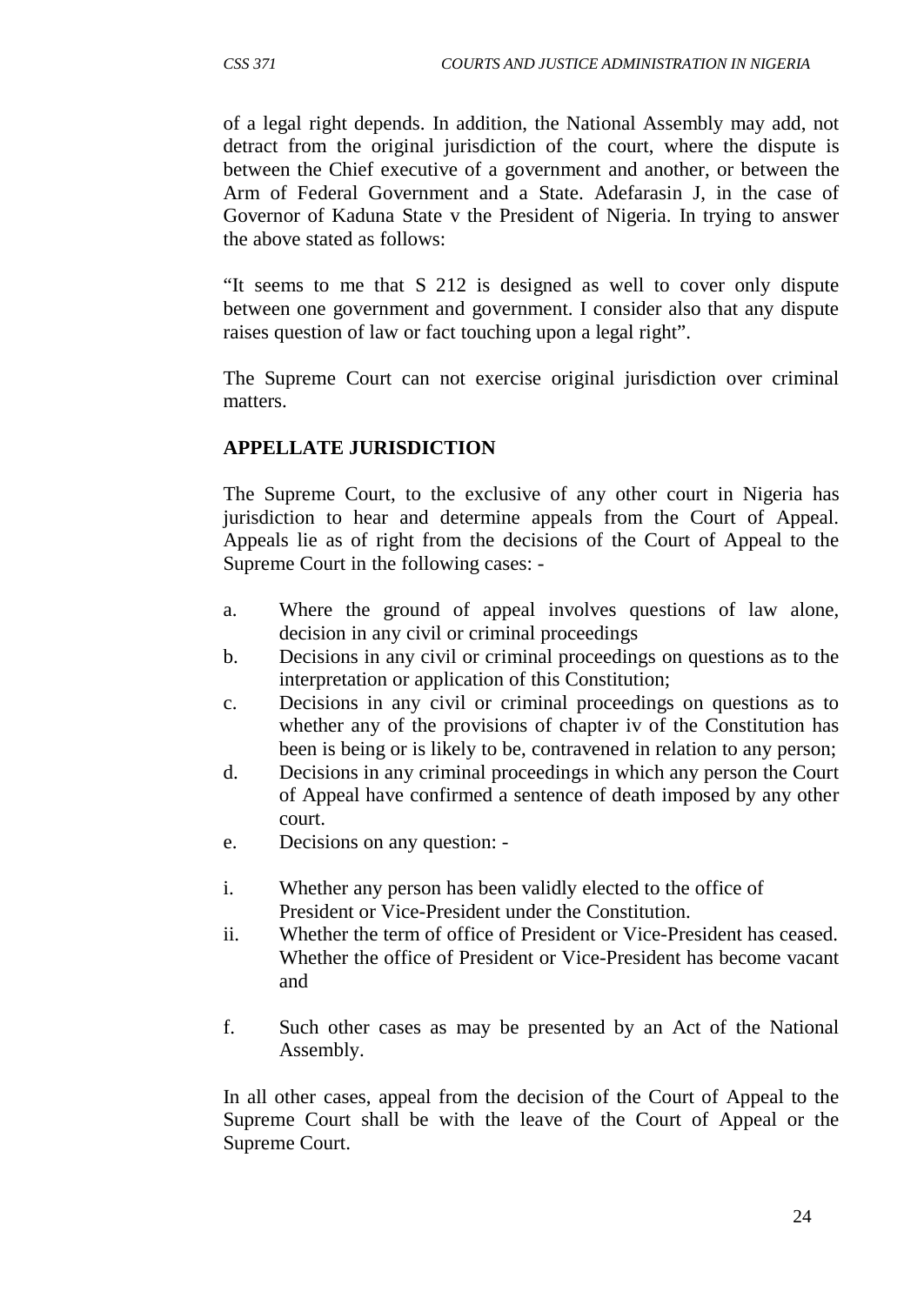of a legal right depends. In addition, the National Assembly may add, not detract from the original jurisdiction of the court, where the dispute is between the Chief executive of a government and another, or between the Arm of Federal Government and a State. Adefarasin J, in the case of Governor of Kaduna State v the President of Nigeria. In trying to answer the above stated as follows:

"It seems to me that S 212 is designed as well to cover only dispute between one government and government. I consider also that any dispute raises question of law or fact touching upon a legal right".

The Supreme Court can not exercise original jurisdiction over criminal matters.

**APPELLATE JURISDICTION**

The Supreme Court, to the exclusive of any other court in Nigeria has jurisdiction to hear and determine appeals from the Court of Appeal. Appeals lie as of right from the decisions of the Court of Appeal to the Supreme Court in the following cases: -

a. Where the ground of appeal involves questions of law alone, decision in any civil or criminal proceedings
b. Decisions in any civil or criminal proceedings on questions as to the interpretation or application of this Constitution;
c. Decisions in any civil or criminal proceedings on questions as to whether any of the provisions of chapter iv of the Constitution has been is being or is likely to be, contravened in relation to any person;
d. Decisions in any criminal proceedings in which any person the Court of Appeal have confirmed a sentence of death imposed by any other court.
e. Decisions on any question: -

i. Whether any person has been validly elected to the office of President or Vice-President under the Constitution.
ii. Whether the term of office of President or Vice-President has ceased. Whether the office of President or Vice-President has become vacant and

f. Such other cases as may be presented by an Act of the National Assembly.

In all other cases, appeal from the decision of the Court of Appeal to the Supreme Court shall be with the leave of the Court of Appeal or the Supreme Court.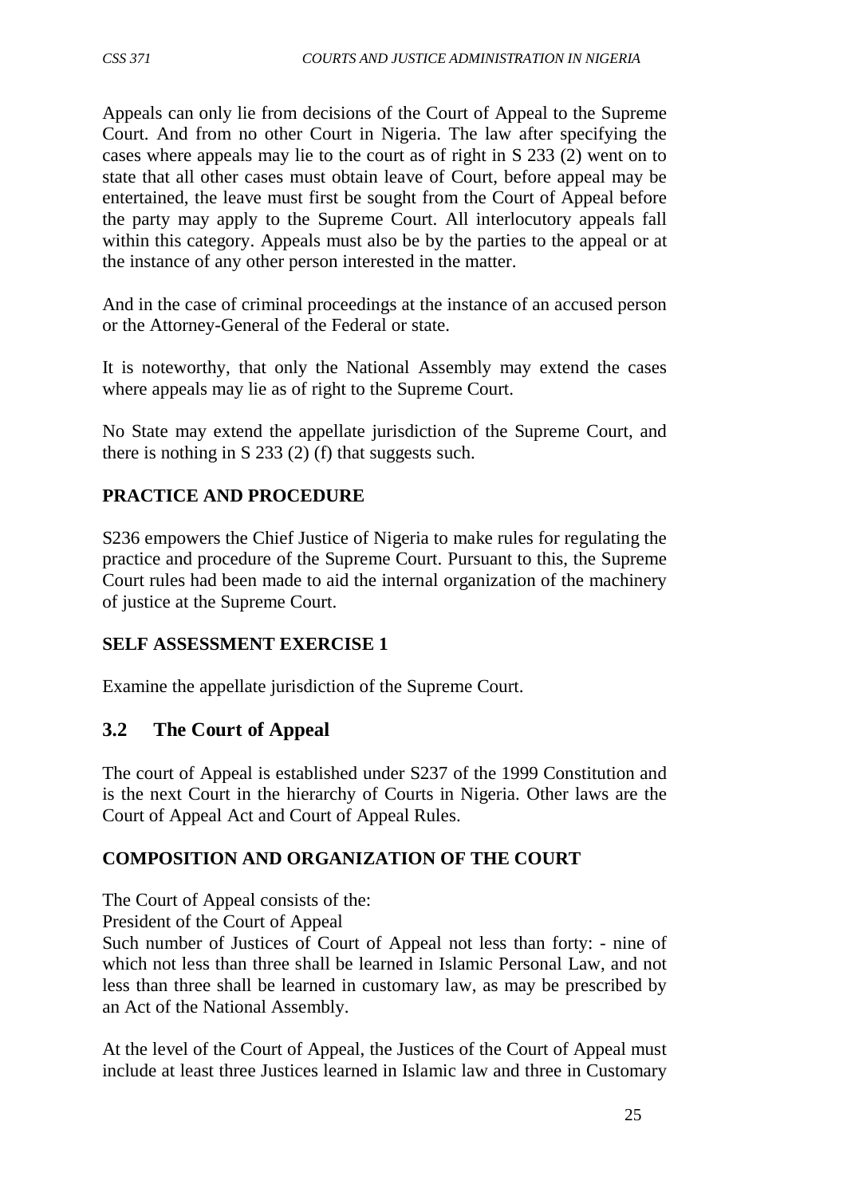Appeals can only lie from decisions of the Court of Appeal to the Supreme Court. And from no other Court in Nigeria. The law after specifying the cases where appeals may lie to the court as of right in S 233 (2) went on to state that all other cases must obtain leave of Court, before appeal may be entertained, the leave must first be sought from the Court of Appeal before the party may apply to the Supreme Court. All interlocutory appeals fall within this category. Appeals must also be by the parties to the appeal or at the instance of any other person interested in the matter.

And in the case of criminal proceedings at the instance of an accused person or the Attorney-General of the Federal or state.

It is noteworthy, that only the National Assembly may extend the cases where appeals may lie as of right to the Supreme Court.

No State may extend the appellate jurisdiction of the Supreme Court, and there is nothing in S 233 (2) (f) that suggests such.

**PRACTICE AND PROCEDURE**

S236 empowers the Chief Justice of Nigeria to make rules for regulating the practice and procedure of the Supreme Court. Pursuant to this, the Supreme Court rules had been made to aid the internal organization of the machinery of justice at the Supreme Court.

**SELF ASSESSMENT EXERCISE 1**

Examine the appellate jurisdiction of the Supreme Court.

## 3.2 The Court of Appeal

The court of Appeal is established under S237 of the 1999 Constitution and is the next Court in the hierarchy of Courts in Nigeria. Other laws are the Court of Appeal Act and Court of Appeal Rules.

**COMPOSITION AND ORGANIZATION OF THE COURT**

The Court of Appeal consists of the:
President of the Court of Appeal
Such number of Justices of Court of Appeal not less than forty: - nine of which not less than three shall be learned in Islamic Personal Law, and not less than three shall be learned in customary law, as may be prescribed by an Act of the National Assembly.

At the level of the Court of Appeal, the Justices of the Court of Appeal must include at least three Justices learned in Islamic law and three in Customary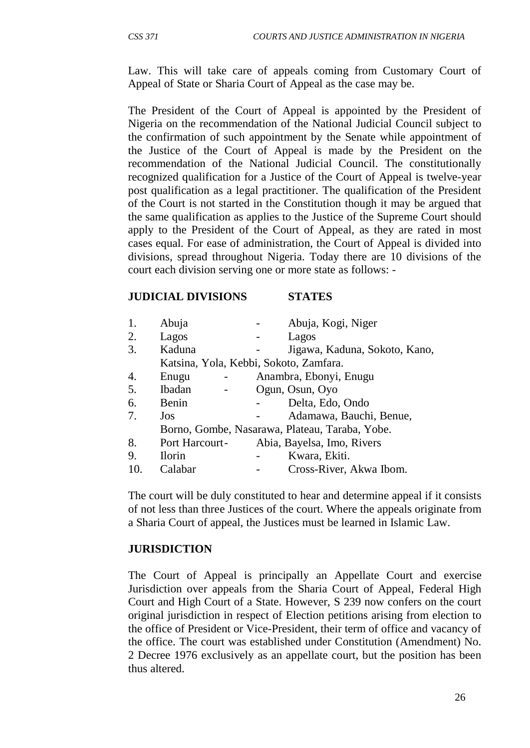Law. This will take care of appeals coming from Customary Court of Appeal of State or Sharia Court of Appeal as the case may be.

The President of the Court of Appeal is appointed by the President of Nigeria on the recommendation of the National Judicial Council subject to the confirmation of such appointment by the Senate while appointment of the Justice of the Court of Appeal is made by the President on the recommendation of the National Judicial Council. The constitutionally recognized qualification for a Justice of the Court of Appeal is twelve-year post qualification as a legal practitioner. The qualification of the President of the Court is not started in the Constitution though it may be argued that the same qualification as applies to the Justice of the Supreme Court should apply to the President of the Court of Appeal, as they are rated in most cases equal. For ease of administration, the Court of Appeal is divided into divisions, spread throughout Nigeria. Today there are 10 divisions of the court each division serving one or more state as follows: -

| | **JUDICIAL DIVISIONS** | | **STATES** |
|---|---|---|---|
| 1. | Abuja | - | Abuja, Kogi, Niger |
| 2. | Lagos | - | Lagos |
| 3. | Kaduna | - | Jigawa, Kaduna, Sokoto, Kano, Katsina, Yola, Kebbi, Sokoto, Zamfara. |
| 4. | Enugu | - | Anambra, Ebonyi, Enugu |
| 5. | Ibadan | - | Ogun, Osun, Oyo |
| 6. | Benin | - | Delta, Edo, Ondo |
| 7. | Jos | - | Adamawa, Bauchi, Benue, Borno, Gombe, Nasarawa, Plateau, Taraba, Yobe. |
| 8. | Port Harcourt | - | Abia, Bayelsa, Imo, Rivers |
| 9. | Ilorin | - | Kwara, Ekiti. |
| 10. | Calabar | - | Cross-River, Akwa Ibom. |

The court will be duly constituted to hear and determine appeal if it consists of not less than three Justices of the court. Where the appeals originate from a Sharia Court of appeal, the Justices must be learned in Islamic Law.

## JURISDICTION

The Court of Appeal is principally an Appellate Court and exercise Jurisdiction over appeals from the Sharia Court of Appeal, Federal High Court and High Court of a State. However, S 239 now confers on the court original jurisdiction in respect of Election petitions arising from election to the office of President or Vice-President, their term of office and vacancy of the office. The court was established under Constitution (Amendment) No. 2 Decree 1976 exclusively as an appellate court, but the position has been thus altered.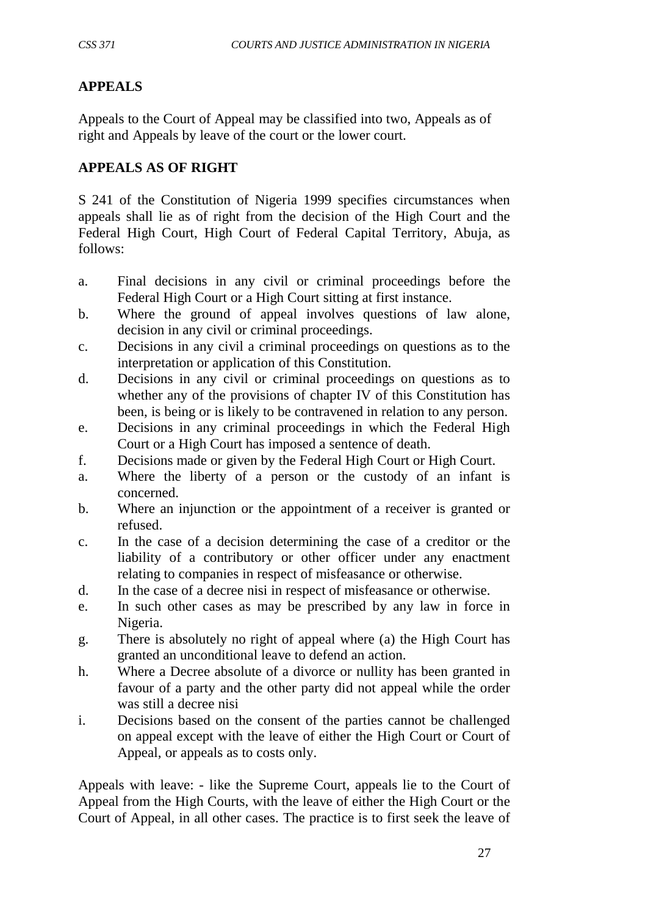**APPEALS**

Appeals to the Court of Appeal may be classified into two, Appeals as of right and Appeals by leave of the court or the lower court.

**APPEALS AS OF RIGHT**

S 241 of the Constitution of Nigeria 1999 specifies circumstances when appeals shall lie as of right from the decision of the High Court and the Federal High Court, High Court of Federal Capital Territory, Abuja, as follows:

a. Final decisions in any civil or criminal proceedings before the Federal High Court or a High Court sitting at first instance.
b. Where the ground of appeal involves questions of law alone, decision in any civil or criminal proceedings.
c. Decisions in any civil a criminal proceedings on questions as to the interpretation or application of this Constitution.
d. Decisions in any civil or criminal proceedings on questions as to whether any of the provisions of chapter IV of this Constitution has been, is being or is likely to be contravened in relation to any person.
e. Decisions in any criminal proceedings in which the Federal High Court or a High Court has imposed a sentence of death.
f. Decisions made or given by the Federal High Court or High Court.
a. Where the liberty of a person or the custody of an infant is concerned.
b. Where an injunction or the appointment of a receiver is granted or refused.
c. In the case of a decision determining the case of a creditor or the liability of a contributory or other officer under any enactment relating to companies in respect of misfeasance or otherwise.
d. In the case of a decree nisi in respect of misfeasance or otherwise.
e. In such other cases as may be prescribed by any law in force in Nigeria.
g. There is absolutely no right of appeal where (a) the High Court has granted an unconditional leave to defend an action.
h. Where a Decree absolute of a divorce or nullity has been granted in favour of a party and the other party did not appeal while the order was still a decree nisi
i. Decisions based on the consent of the parties cannot be challenged on appeal except with the leave of either the High Court or Court of Appeal, or appeals as to costs only.

Appeals with leave: - like the Supreme Court, appeals lie to the Court of Appeal from the High Courts, with the leave of either the High Court or the Court of Appeal, in all other cases. The practice is to first seek the leave of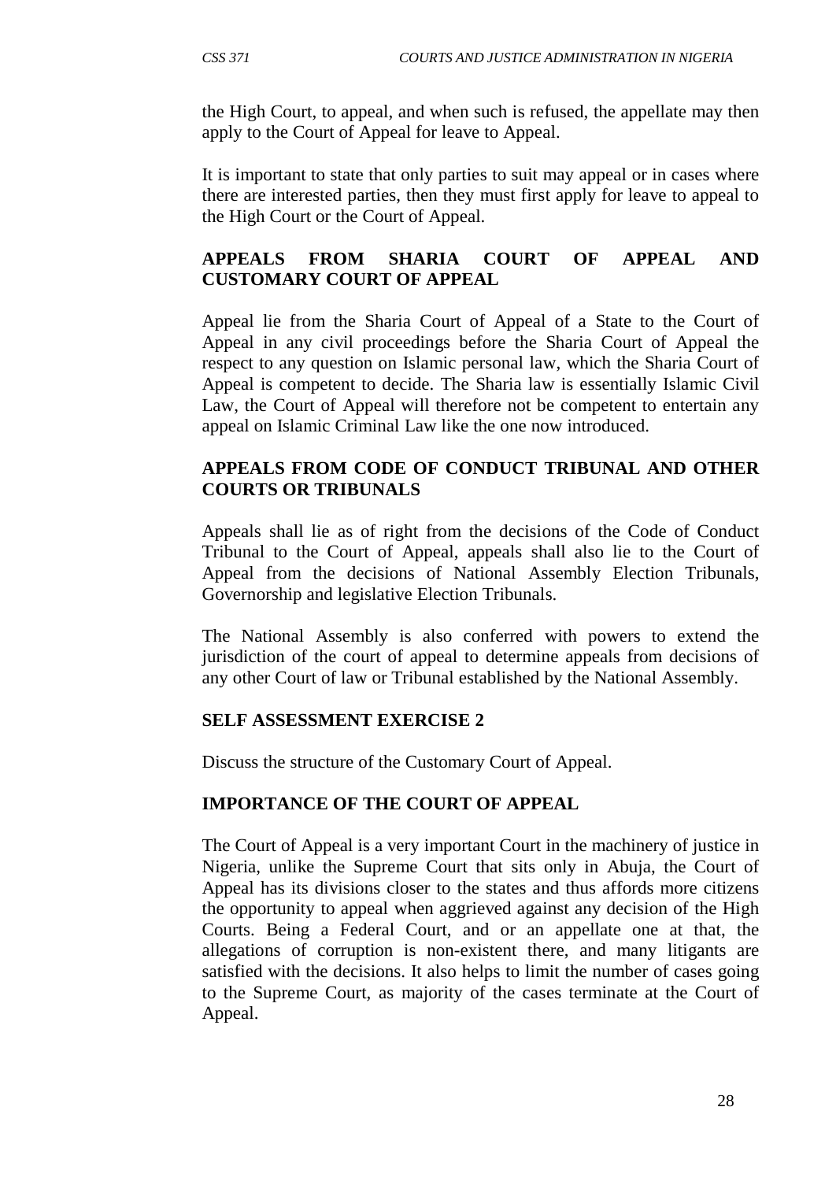the High Court, to appeal, and when such is refused, the appellate may then apply to the Court of Appeal for leave to Appeal.

It is important to state that only parties to suit may appeal or in cases where there are interested parties, then they must first apply for leave to appeal to the High Court or the Court of Appeal.

### APPEALS FROM SHARIA COURT OF APPEAL AND CUSTOMARY COURT OF APPEAL

Appeal lie from the Sharia Court of Appeal of a State to the Court of Appeal in any civil proceedings before the Sharia Court of Appeal the respect to any question on Islamic personal law, which the Sharia Court of Appeal is competent to decide. The Sharia law is essentially Islamic Civil Law, the Court of Appeal will therefore not be competent to entertain any appeal on Islamic Criminal Law like the one now introduced.

### APPEALS FROM CODE OF CONDUCT TRIBUNAL AND OTHER COURTS OR TRIBUNALS

Appeals shall lie as of right from the decisions of the Code of Conduct Tribunal to the Court of Appeal, appeals shall also lie to the Court of Appeal from the decisions of National Assembly Election Tribunals, Governorship and legislative Election Tribunals.

The National Assembly is also conferred with powers to extend the jurisdiction of the court of appeal to determine appeals from decisions of any other Court of law or Tribunal established by the National Assembly.

### SELF ASSESSMENT EXERCISE 2

Discuss the structure of the Customary Court of Appeal.

### IMPORTANCE OF THE COURT OF APPEAL

The Court of Appeal is a very important Court in the machinery of justice in Nigeria, unlike the Supreme Court that sits only in Abuja, the Court of Appeal has its divisions closer to the states and thus affords more citizens the opportunity to appeal when aggrieved against any decision of the High Courts. Being a Federal Court, and or an appellate one at that, the allegations of corruption is non-existent there, and many litigants are satisfied with the decisions. It also helps to limit the number of cases going to the Supreme Court, as majority of the cases terminate at the Court of Appeal.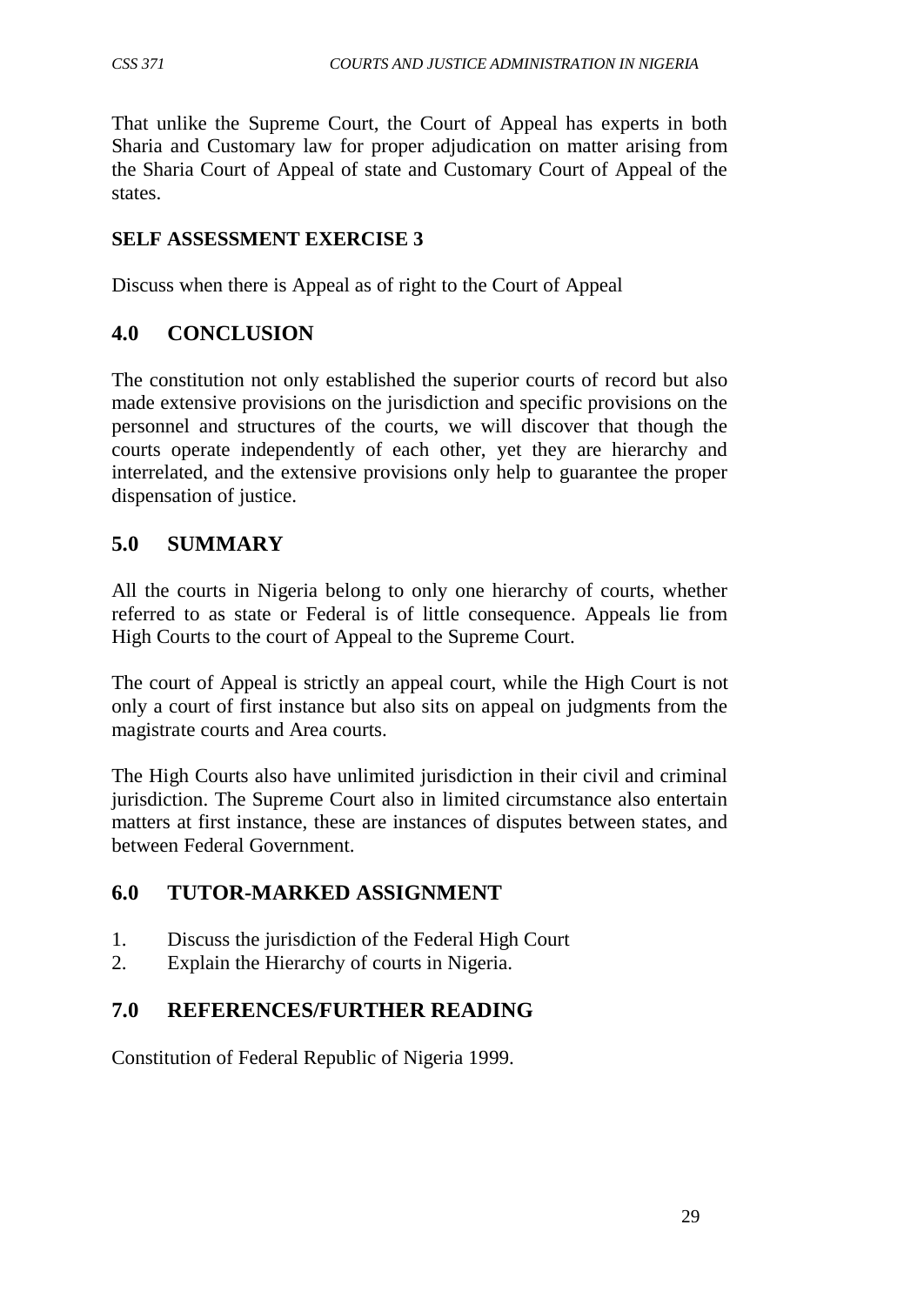That unlike the Supreme Court, the Court of Appeal has experts in both Sharia and Customary law for proper adjudication on matter arising from the Sharia Court of Appeal of state and Customary Court of Appeal of the states.

**SELF ASSESSMENT EXERCISE 3**

Discuss when there is Appeal as of right to the Court of Appeal

## 4.0 CONCLUSION

The constitution not only established the superior courts of record but also made extensive provisions on the jurisdiction and specific provisions on the personnel and structures of the courts, we will discover that though the courts operate independently of each other, yet they are hierarchy and interrelated, and the extensive provisions only help to guarantee the proper dispensation of justice.

## 5.0 SUMMARY

All the courts in Nigeria belong to only one hierarchy of courts, whether referred to as state or Federal is of little consequence. Appeals lie from High Courts to the court of Appeal to the Supreme Court.

The court of Appeal is strictly an appeal court, while the High Court is not only a court of first instance but also sits on appeal on judgments from the magistrate courts and Area courts.

The High Courts also have unlimited jurisdiction in their civil and criminal jurisdiction. The Supreme Court also in limited circumstance also entertain matters at first instance, these are instances of disputes between states, and between Federal Government.

## 6.0 TUTOR-MARKED ASSIGNMENT

1. Discuss the jurisdiction of the Federal High Court
2. Explain the Hierarchy of courts in Nigeria.

## 7.0 REFERENCES/FURTHER READING

Constitution of Federal Republic of Nigeria 1999.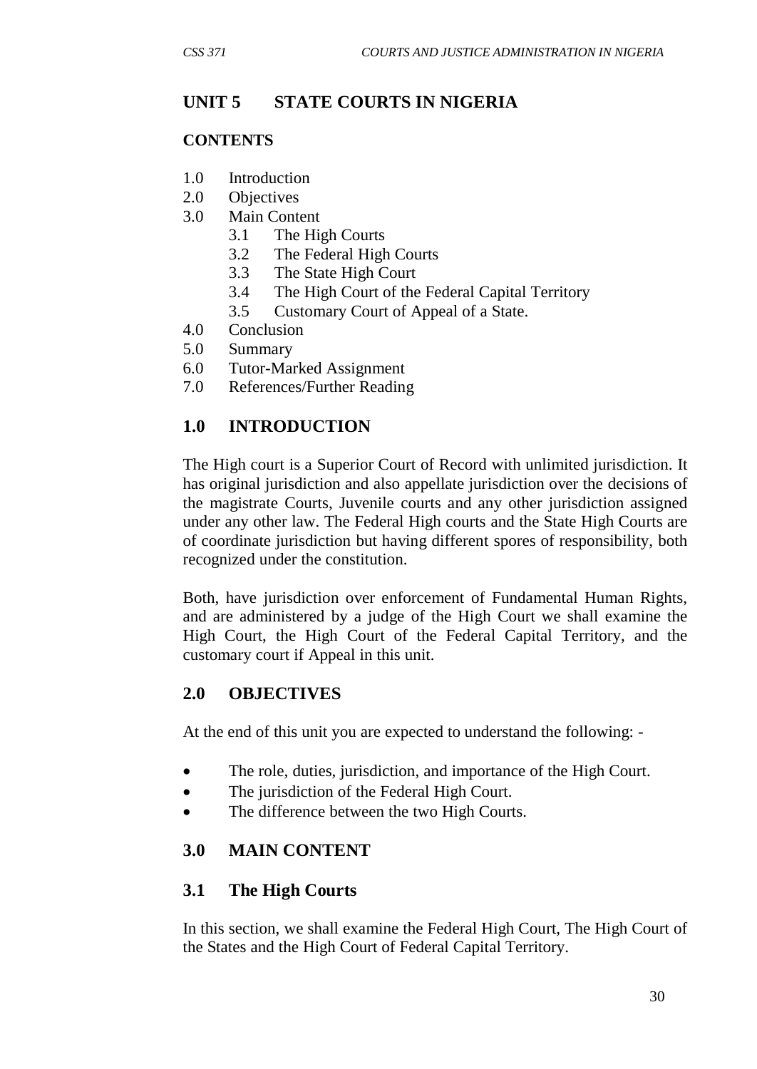## UNIT 5 STATE COURTS IN NIGERIA

### CONTENTS

1.0 Introduction
2.0 Objectives
3.0 Main Content
  3.1 The High Courts
  3.2 The Federal High Courts
  3.3 The State High Court
  3.4 The High Court of the Federal Capital Territory
  3.5 Customary Court of Appeal of a State.
4.0 Conclusion
5.0 Summary
6.0 Tutor-Marked Assignment
7.0 References/Further Reading

## 1.0 INTRODUCTION

The High court is a Superior Court of Record with unlimited jurisdiction. It has original jurisdiction and also appellate jurisdiction over the decisions of the magistrate Courts, Juvenile courts and any other jurisdiction assigned under any other law. The Federal High courts and the State High Courts are of coordinate jurisdiction but having different spores of responsibility, both recognized under the constitution.

Both, have jurisdiction over enforcement of Fundamental Human Rights, and are administered by a judge of the High Court we shall examine the High Court, the High Court of the Federal Capital Territory, and the customary court if Appeal in this unit.

## 2.0 OBJECTIVES

At the end of this unit you are expected to understand the following: -

- The role, duties, jurisdiction, and importance of the High Court.
- The jurisdiction of the Federal High Court.
- The difference between the two High Courts.

## 3.0 MAIN CONTENT

### 3.1 The High Courts

In this section, we shall examine the Federal High Court, The High Court of the States and the High Court of Federal Capital Territory.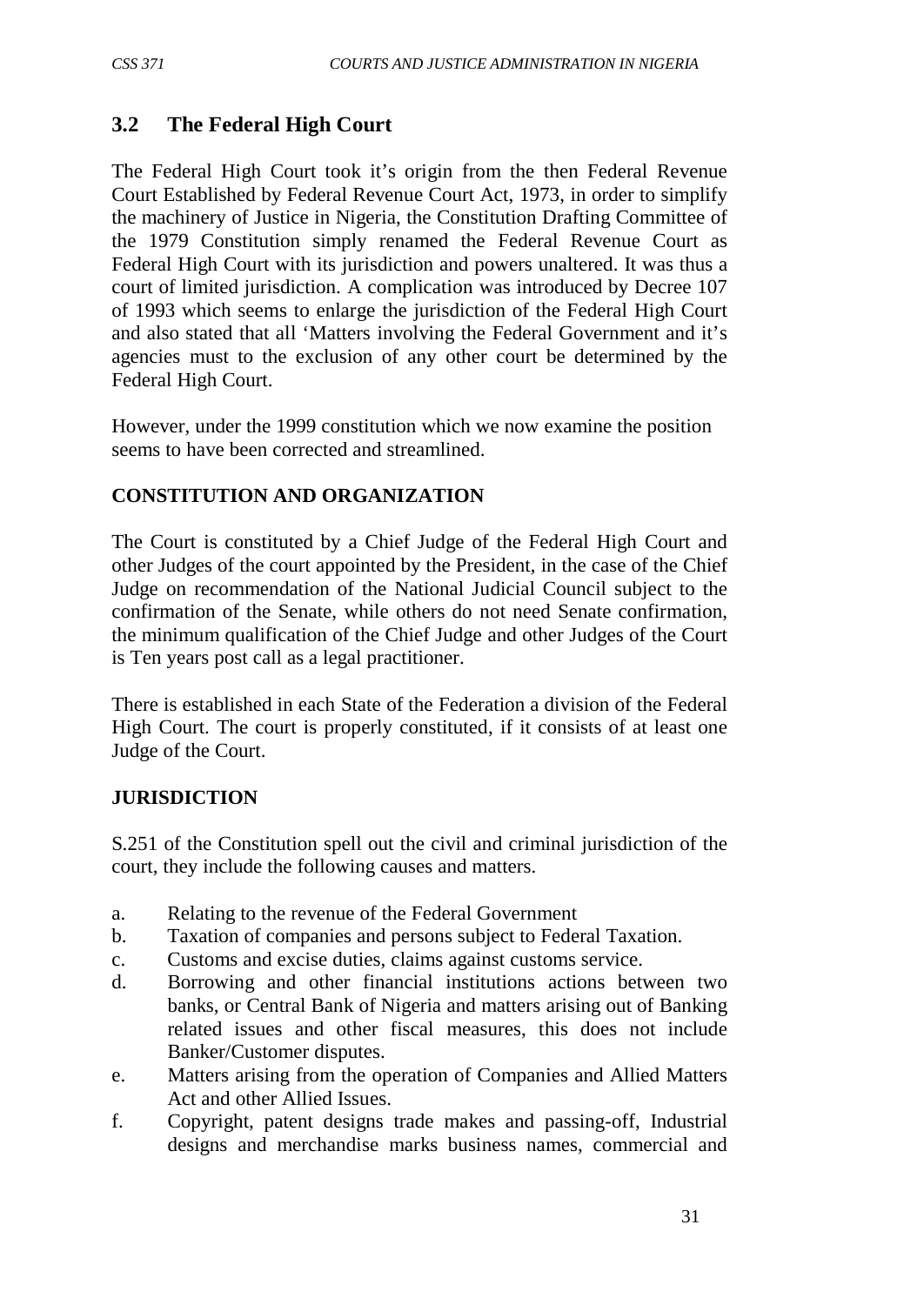## 3.2 The Federal High Court

The Federal High Court took it's origin from the then Federal Revenue Court Established by Federal Revenue Court Act, 1973, in order to simplify the machinery of Justice in Nigeria, the Constitution Drafting Committee of the 1979 Constitution simply renamed the Federal Revenue Court as Federal High Court with its jurisdiction and powers unaltered. It was thus a court of limited jurisdiction. A complication was introduced by Decree 107 of 1993 which seems to enlarge the jurisdiction of the Federal High Court and also stated that all 'Matters involving the Federal Government and it's agencies must to the exclusion of any other court be determined by the Federal High Court.

However, under the 1999 constitution which we now examine the position seems to have been corrected and streamlined.

**CONSTITUTION AND ORGANIZATION**

The Court is constituted by a Chief Judge of the Federal High Court and other Judges of the court appointed by the President, in the case of the Chief Judge on recommendation of the National Judicial Council subject to the confirmation of the Senate, while others do not need Senate confirmation, the minimum qualification of the Chief Judge and other Judges of the Court is Ten years post call as a legal practitioner.

There is established in each State of the Federation a division of the Federal High Court. The court is properly constituted, if it consists of at least one Judge of the Court.

**JURISDICTION**

S.251 of the Constitution spell out the civil and criminal jurisdiction of the court, they include the following causes and matters.

a. Relating to the revenue of the Federal Government
b. Taxation of companies and persons subject to Federal Taxation.
c. Customs and excise duties, claims against customs service.
d. Borrowing and other financial institutions actions between two banks, or Central Bank of Nigeria and matters arising out of Banking related issues and other fiscal measures, this does not include Banker/Customer disputes.
e. Matters arising from the operation of Companies and Allied Matters Act and other Allied Issues.
f. Copyright, patent designs trade makes and passing-off, Industrial designs and merchandise marks business names, commercial and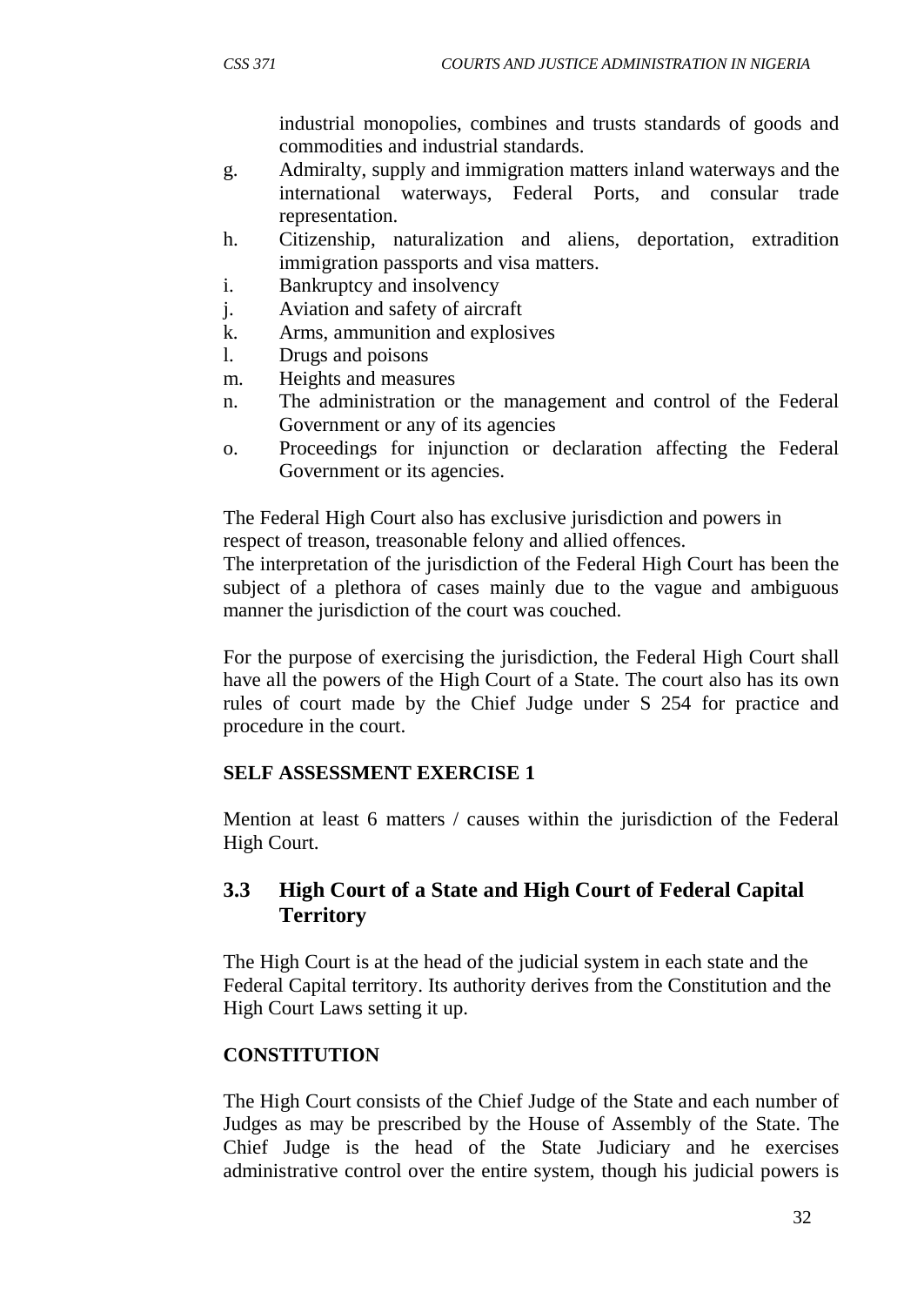industrial monopolies, combines and trusts standards of goods and commodities and industrial standards.

g. Admiralty, supply and immigration matters inland waterways and the international waterways, Federal Ports, and consular trade representation.
h. Citizenship, naturalization and aliens, deportation, extradition immigration passports and visa matters.
i. Bankruptcy and insolvency
j. Aviation and safety of aircraft
k. Arms, ammunition and explosives
l. Drugs and poisons
m. Heights and measures
n. The administration or the management and control of the Federal Government or any of its agencies
o. Proceedings for injunction or declaration affecting the Federal Government or its agencies.

The Federal High Court also has exclusive jurisdiction and powers in respect of treason, treasonable felony and allied offences.
The interpretation of the jurisdiction of the Federal High Court has been the subject of a plethora of cases mainly due to the vague and ambiguous manner the jurisdiction of the court was couched.

For the purpose of exercising the jurisdiction, the Federal High Court shall have all the powers of the High Court of a State. The court also has its own rules of court made by the Chief Judge under S 254 for practice and procedure in the court.

**SELF ASSESSMENT EXERCISE 1**

Mention at least 6 matters / causes within the jurisdiction of the Federal High Court.

## 3.3 High Court of a State and High Court of Federal Capital Territory

The High Court is at the head of the judicial system in each state and the Federal Capital territory. Its authority derives from the Constitution and the High Court Laws setting it up.

**CONSTITUTION**

The High Court consists of the Chief Judge of the State and each number of Judges as may be prescribed by the House of Assembly of the State. The Chief Judge is the head of the State Judiciary and he exercises administrative control over the entire system, though his judicial powers is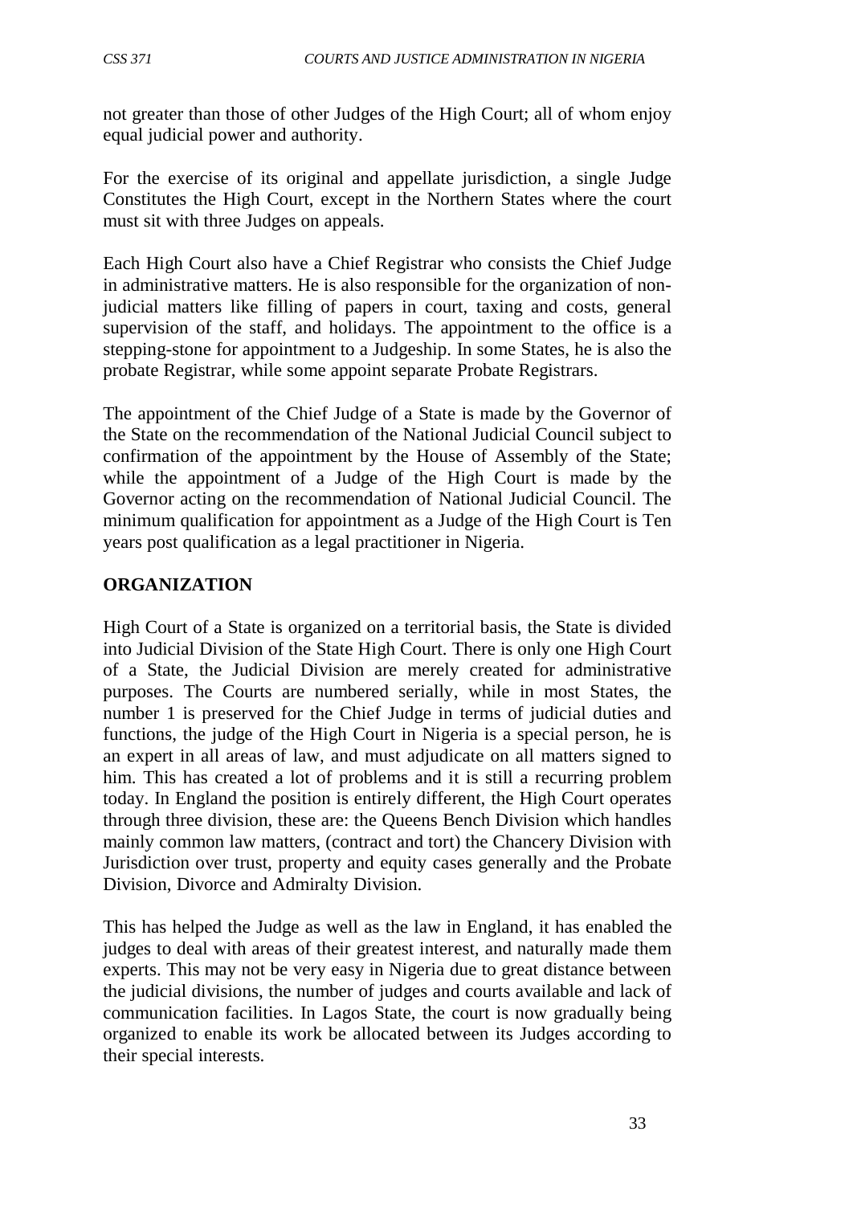not greater than those of other Judges of the High Court; all of whom enjoy equal judicial power and authority.

For the exercise of its original and appellate jurisdiction, a single Judge Constitutes the High Court, except in the Northern States where the court must sit with three Judges on appeals.

Each High Court also have a Chief Registrar who consists the Chief Judge in administrative matters. He is also responsible for the organization of non-judicial matters like filling of papers in court, taxing and costs, general supervision of the staff, and holidays. The appointment to the office is a stepping-stone for appointment to a Judgeship. In some States, he is also the probate Registrar, while some appoint separate Probate Registrars.

The appointment of the Chief Judge of a State is made by the Governor of the State on the recommendation of the National Judicial Council subject to confirmation of the appointment by the House of Assembly of the State; while the appointment of a Judge of the High Court is made by the Governor acting on the recommendation of National Judicial Council. The minimum qualification for appointment as a Judge of the High Court is Ten years post qualification as a legal practitioner in Nigeria.

## ORGANIZATION

High Court of a State is organized on a territorial basis, the State is divided into Judicial Division of the State High Court. There is only one High Court of a State, the Judicial Division are merely created for administrative purposes. The Courts are numbered serially, while in most States, the number 1 is preserved for the Chief Judge in terms of judicial duties and functions, the judge of the High Court in Nigeria is a special person, he is an expert in all areas of law, and must adjudicate on all matters signed to him. This has created a lot of problems and it is still a recurring problem today. In England the position is entirely different, the High Court operates through three division, these are: the Queens Bench Division which handles mainly common law matters, (contract and tort) the Chancery Division with Jurisdiction over trust, property and equity cases generally and the Probate Division, Divorce and Admiralty Division.

This has helped the Judge as well as the law in England, it has enabled the judges to deal with areas of their greatest interest, and naturally made them experts. This may not be very easy in Nigeria due to great distance between the judicial divisions, the number of judges and courts available and lack of communication facilities. In Lagos State, the court is now gradually being organized to enable its work be allocated between its Judges according to their special interests.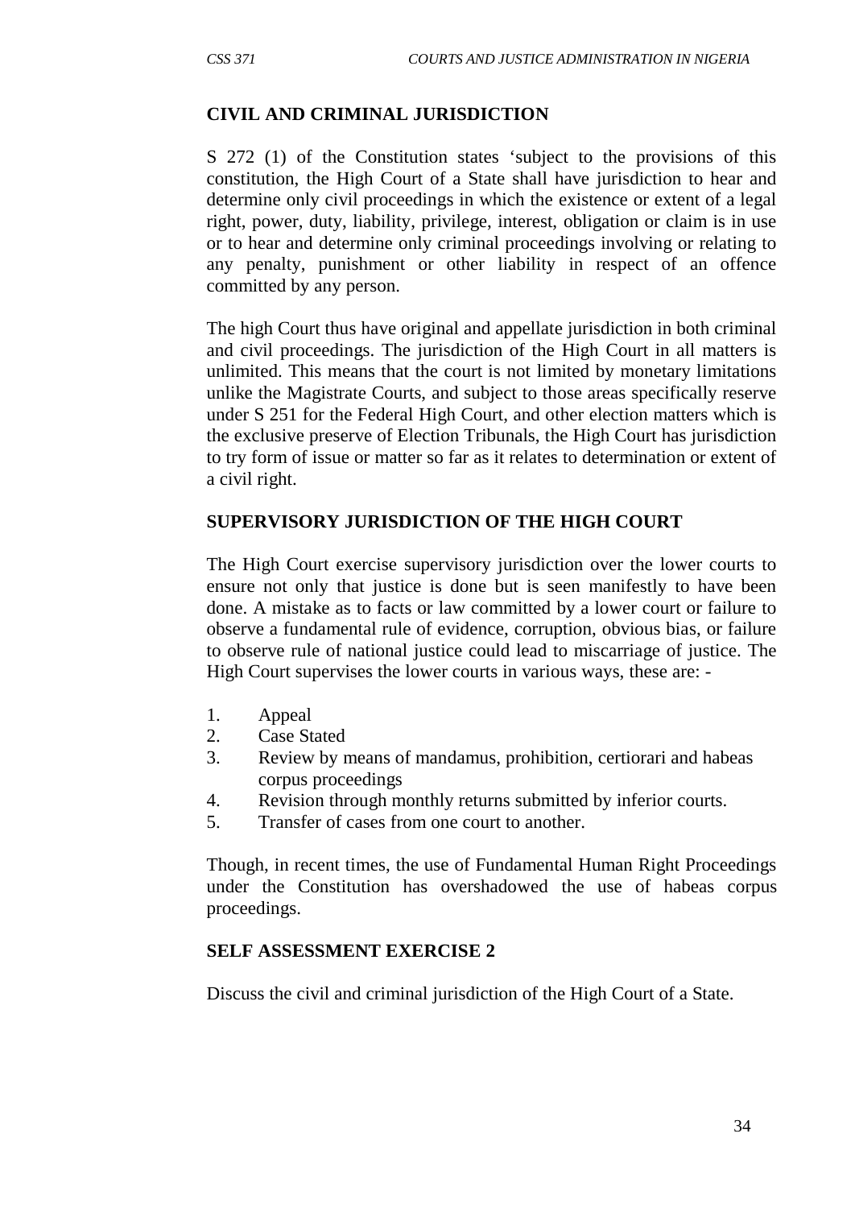## CIVIL AND CRIMINAL JURISDICTION

S 272 (1) of the Constitution states 'subject to the provisions of this constitution, the High Court of a State shall have jurisdiction to hear and determine only civil proceedings in which the existence or extent of a legal right, power, duty, liability, privilege, interest, obligation or claim is in use or to hear and determine only criminal proceedings involving or relating to any penalty, punishment or other liability in respect of an offence committed by any person.

The high Court thus have original and appellate jurisdiction in both criminal and civil proceedings. The jurisdiction of the High Court in all matters is unlimited. This means that the court is not limited by monetary limitations unlike the Magistrate Courts, and subject to those areas specifically reserve under S 251 for the Federal High Court, and other election matters which is the exclusive preserve of Election Tribunals, the High Court has jurisdiction to try form of issue or matter so far as it relates to determination or extent of a civil right.

## SUPERVISORY JURISDICTION OF THE HIGH COURT

The High Court exercise supervisory jurisdiction over the lower courts to ensure not only that justice is done but is seen manifestly to have been done. A mistake as to facts or law committed by a lower court or failure to observe a fundamental rule of evidence, corruption, obvious bias, or failure to observe rule of national justice could lead to miscarriage of justice. The High Court supervises the lower courts in various ways, these are: -

1. Appeal
2. Case Stated
3. Review by means of mandamus, prohibition, certiorari and habeas corpus proceedings
4. Revision through monthly returns submitted by inferior courts.
5. Transfer of cases from one court to another.

Though, in recent times, the use of Fundamental Human Right Proceedings under the Constitution has overshadowed the use of habeas corpus proceedings.

## SELF ASSESSMENT EXERCISE 2

Discuss the civil and criminal jurisdiction of the High Court of a State.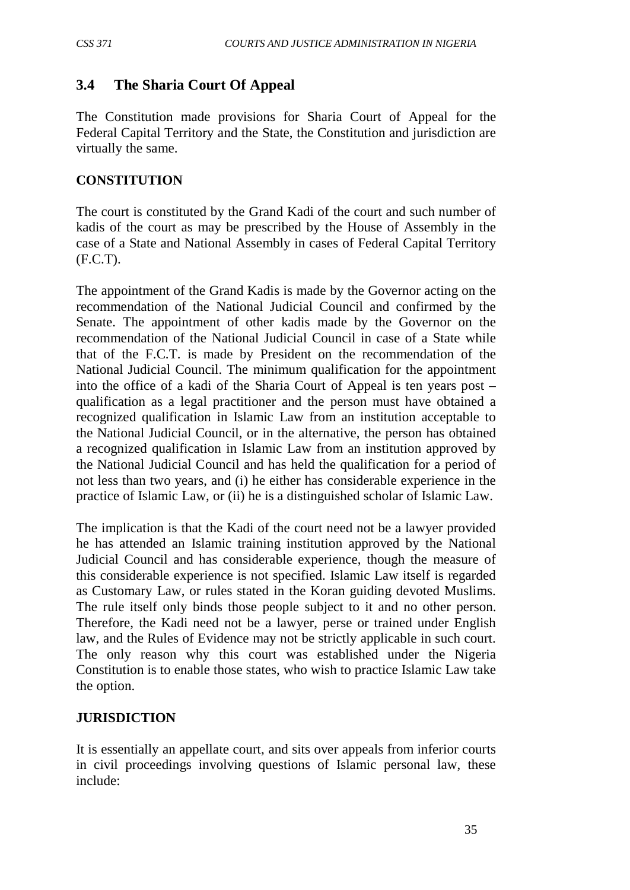## 3.4 The Sharia Court Of Appeal

The Constitution made provisions for Sharia Court of Appeal for the Federal Capital Territory and the State, the Constitution and jurisdiction are virtually the same.

**CONSTITUTION**

The court is constituted by the Grand Kadi of the court and such number of kadis of the court as may be prescribed by the House of Assembly in the case of a State and National Assembly in cases of Federal Capital Territory (F.C.T).

The appointment of the Grand Kadis is made by the Governor acting on the recommendation of the National Judicial Council and confirmed by the Senate. The appointment of other kadis made by the Governor on the recommendation of the National Judicial Council in case of a State while that of the F.C.T. is made by President on the recommendation of the National Judicial Council. The minimum qualification for the appointment into the office of a kadi of the Sharia Court of Appeal is ten years post – qualification as a legal practitioner and the person must have obtained a recognized qualification in Islamic Law from an institution acceptable to the National Judicial Council, or in the alternative, the person has obtained a recognized qualification in Islamic Law from an institution approved by the National Judicial Council and has held the qualification for a period of not less than two years, and (i) he either has considerable experience in the practice of Islamic Law, or (ii) he is a distinguished scholar of Islamic Law.

The implication is that the Kadi of the court need not be a lawyer provided he has attended an Islamic training institution approved by the National Judicial Council and has considerable experience, though the measure of this considerable experience is not specified. Islamic Law itself is regarded as Customary Law, or rules stated in the Koran guiding devoted Muslims. The rule itself only binds those people subject to it and no other person. Therefore, the Kadi need not be a lawyer, perse or trained under English law, and the Rules of Evidence may not be strictly applicable in such court. The only reason why this court was established under the Nigeria Constitution is to enable those states, who wish to practice Islamic Law take the option.

**JURISDICTION**

It is essentially an appellate court, and sits over appeals from inferior courts in civil proceedings involving questions of Islamic personal law, these include: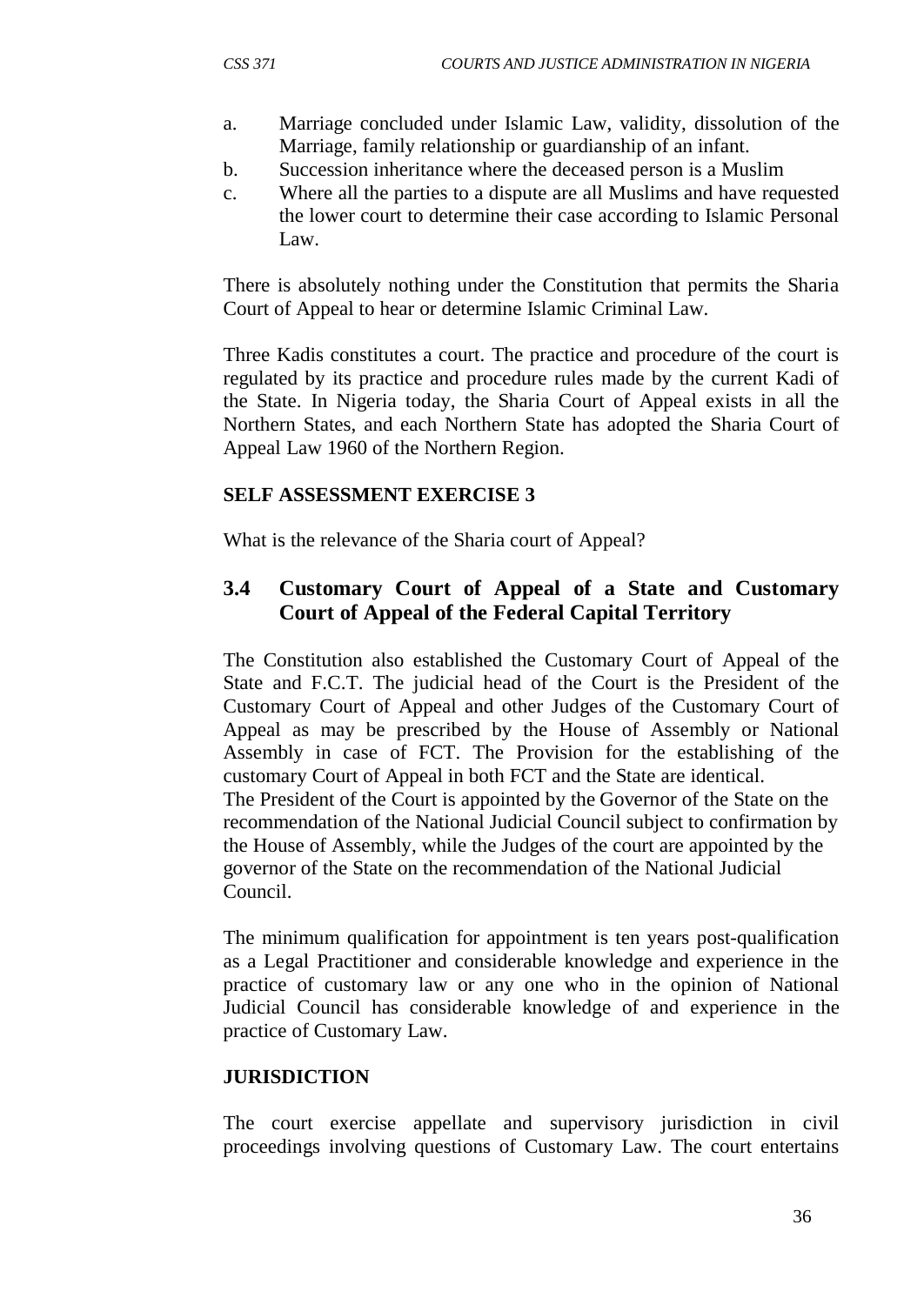a. Marriage concluded under Islamic Law, validity, dissolution of the Marriage, family relationship or guardianship of an infant.
b. Succession inheritance where the deceased person is a Muslim
c. Where all the parties to a dispute are all Muslims and have requested the lower court to determine their case according to Islamic Personal Law.

There is absolutely nothing under the Constitution that permits the Sharia Court of Appeal to hear or determine Islamic Criminal Law.

Three Kadis constitutes a court. The practice and procedure of the court is regulated by its practice and procedure rules made by the current Kadi of the State. In Nigeria today, the Sharia Court of Appeal exists in all the Northern States, and each Northern State has adopted the Sharia Court of Appeal Law 1960 of the Northern Region.

**SELF ASSESSMENT EXERCISE 3**

What is the relevance of the Sharia court of Appeal?

## 3.4 Customary Court of Appeal of a State and Customary Court of Appeal of the Federal Capital Territory

The Constitution also established the Customary Court of Appeal of the State and F.C.T. The judicial head of the Court is the President of the Customary Court of Appeal and other Judges of the Customary Court of Appeal as may be prescribed by the House of Assembly or National Assembly in case of FCT. The Provision for the establishing of the customary Court of Appeal in both FCT and the State are identical.
The President of the Court is appointed by the Governor of the State on the recommendation of the National Judicial Council subject to confirmation by the House of Assembly, while the Judges of the court are appointed by the governor of the State on the recommendation of the National Judicial Council.

The minimum qualification for appointment is ten years post-qualification as a Legal Practitioner and considerable knowledge and experience in the practice of customary law or any one who in the opinion of National Judicial Council has considerable knowledge of and experience in the practice of Customary Law.

**JURISDICTION**

The court exercise appellate and supervisory jurisdiction in civil proceedings involving questions of Customary Law. The court entertains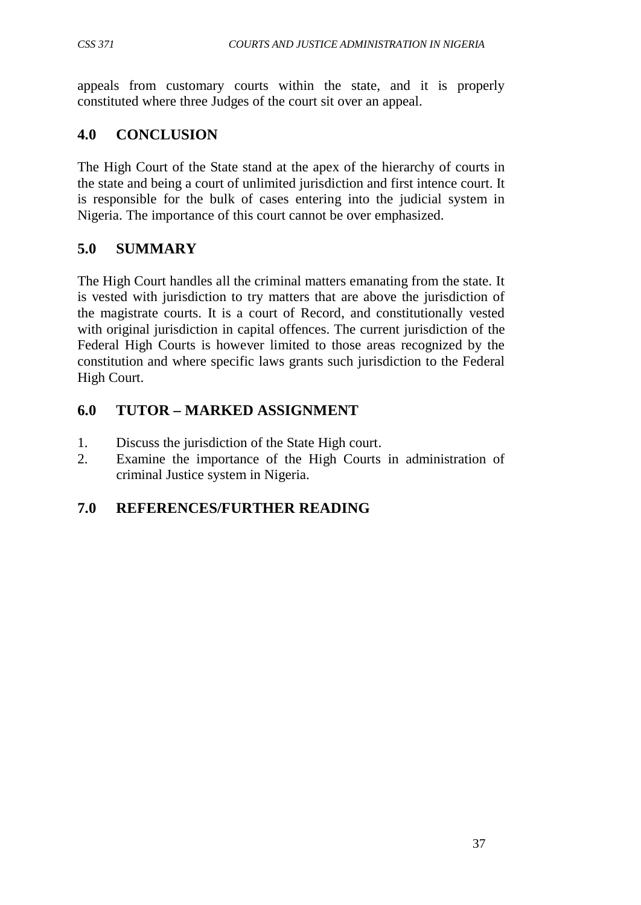appeals from customary courts within the state, and it is properly constituted where three Judges of the court sit over an appeal.

## 4.0 CONCLUSION

The High Court of the State stand at the apex of the hierarchy of courts in the state and being a court of unlimited jurisdiction and first intence court. It is responsible for the bulk of cases entering into the judicial system in Nigeria. The importance of this court cannot be over emphasized.

## 5.0 SUMMARY

The High Court handles all the criminal matters emanating from the state. It is vested with jurisdiction to try matters that are above the jurisdiction of the magistrate courts. It is a court of Record, and constitutionally vested with original jurisdiction in capital offences. The current jurisdiction of the Federal High Courts is however limited to those areas recognized by the constitution and where specific laws grants such jurisdiction to the Federal High Court.

## 6.0 TUTOR – MARKED ASSIGNMENT

1. Discuss the jurisdiction of the State High court.
2. Examine the importance of the High Courts in administration of criminal Justice system in Nigeria.

## 7.0 REFERENCES/FURTHER READING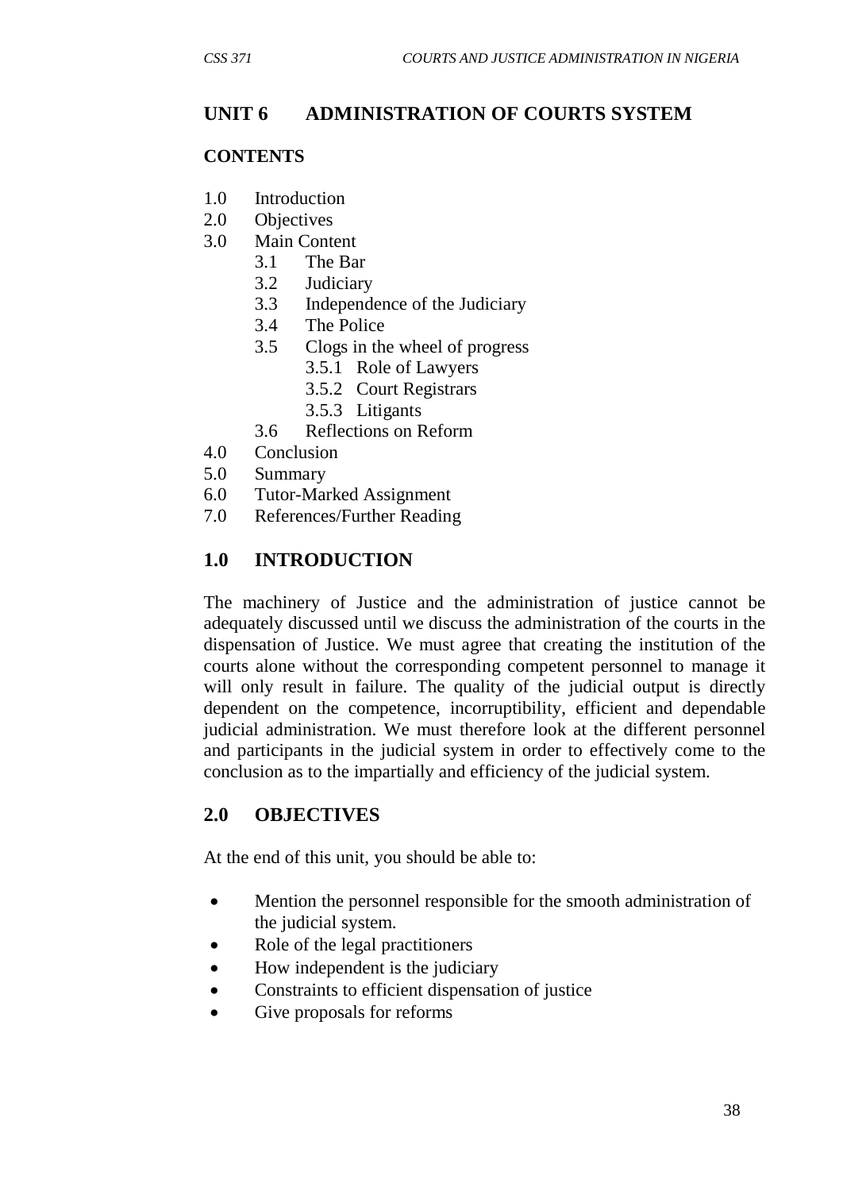## UNIT 6 ADMINISTRATION OF COURTS SYSTEM

### CONTENTS

1.0 Introduction
2.0 Objectives
3.0 Main Content
  3.1 The Bar
  3.2 Judiciary
  3.3 Independence of the Judiciary
  3.4 The Police
  3.5 Clogs in the wheel of progress
    3.5.1 Role of Lawyers
    3.5.2 Court Registrars
    3.5.3 Litigants
  3.6 Reflections on Reform
4.0 Conclusion
5.0 Summary
6.0 Tutor-Marked Assignment
7.0 References/Further Reading

## 1.0 INTRODUCTION

The machinery of Justice and the administration of justice cannot be adequately discussed until we discuss the administration of the courts in the dispensation of Justice. We must agree that creating the institution of the courts alone without the corresponding competent personnel to manage it will only result in failure. The quality of the judicial output is directly dependent on the competence, incorruptibility, efficient and dependable judicial administration. We must therefore look at the different personnel and participants in the judicial system in order to effectively come to the conclusion as to the impartially and efficiency of the judicial system.

## 2.0 OBJECTIVES

At the end of this unit, you should be able to:

- Mention the personnel responsible for the smooth administration of the judicial system.
- Role of the legal practitioners
- How independent is the judiciary
- Constraints to efficient dispensation of justice
- Give proposals for reforms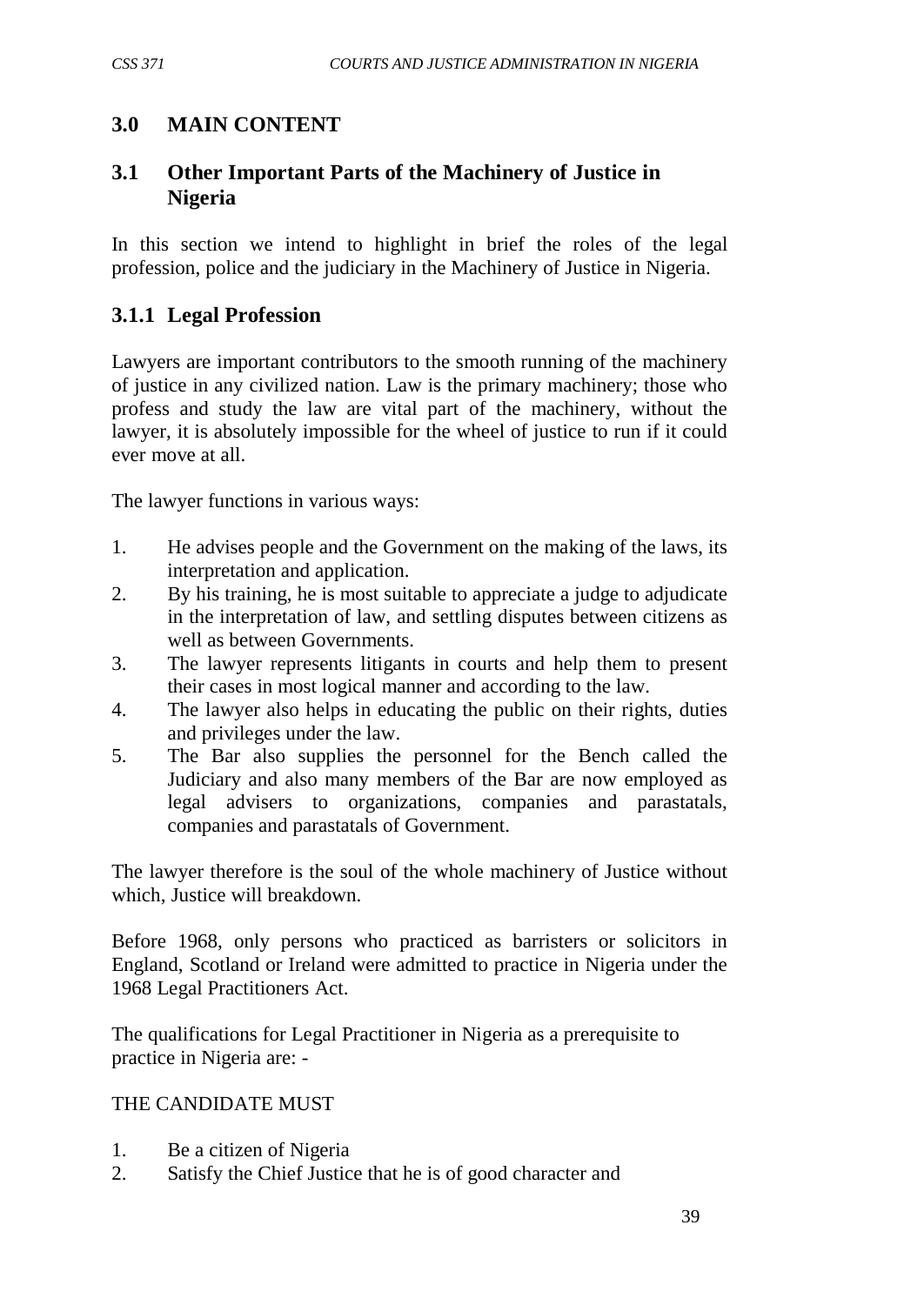## 3.0 MAIN CONTENT

### 3.1 Other Important Parts of the Machinery of Justice in Nigeria

In this section we intend to highlight in brief the roles of the legal profession, police and the judiciary in the Machinery of Justice in Nigeria.

#### 3.1.1 Legal Profession

Lawyers are important contributors to the smooth running of the machinery of justice in any civilized nation. Law is the primary machinery; those who profess and study the law are vital part of the machinery, without the lawyer, it is absolutely impossible for the wheel of justice to run if it could ever move at all.

The lawyer functions in various ways:

1. He advises people and the Government on the making of the laws, its interpretation and application.
2. By his training, he is most suitable to appreciate a judge to adjudicate in the interpretation of law, and settling disputes between citizens as well as between Governments.
3. The lawyer represents litigants in courts and help them to present their cases in most logical manner and according to the law.
4. The lawyer also helps in educating the public on their rights, duties and privileges under the law.
5. The Bar also supplies the personnel for the Bench called the Judiciary and also many members of the Bar are now employed as legal advisers to organizations, companies and parastatals, companies and parastatals of Government.

The lawyer therefore is the soul of the whole machinery of Justice without which, Justice will breakdown.

Before 1968, only persons who practiced as barristers or solicitors in England, Scotland or Ireland were admitted to practice in Nigeria under the 1968 Legal Practitioners Act.

The qualifications for Legal Practitioner in Nigeria as a prerequisite to practice in Nigeria are: -

THE CANDIDATE MUST

1. Be a citizen of Nigeria
2. Satisfy the Chief Justice that he is of good character and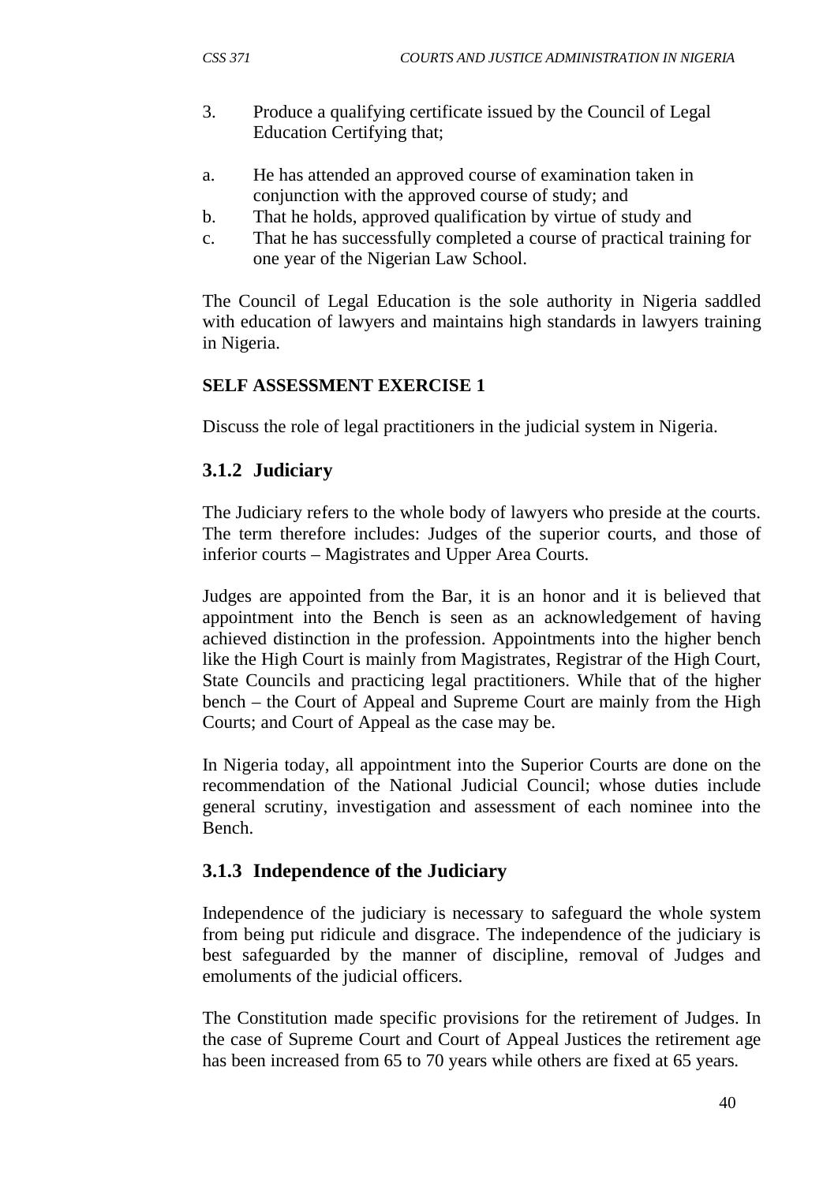3. Produce a qualifying certificate issued by the Council of Legal Education Certifying that;

a. He has attended an approved course of examination taken in conjunction with the approved course of study; and
b. That he holds, approved qualification by virtue of study and
c. That he has successfully completed a course of practical training for one year of the Nigerian Law School.

The Council of Legal Education is the sole authority in Nigeria saddled with education of lawyers and maintains high standards in lawyers training in Nigeria.

**SELF ASSESSMENT EXERCISE 1**

Discuss the role of legal practitioners in the judicial system in Nigeria.

### 3.1.2 Judiciary

The Judiciary refers to the whole body of lawyers who preside at the courts. The term therefore includes: Judges of the superior courts, and those of inferior courts – Magistrates and Upper Area Courts.

Judges are appointed from the Bar, it is an honor and it is believed that appointment into the Bench is seen as an acknowledgement of having achieved distinction in the profession. Appointments into the higher bench like the High Court is mainly from Magistrates, Registrar of the High Court, State Councils and practicing legal practitioners. While that of the higher bench – the Court of Appeal and Supreme Court are mainly from the High Courts; and Court of Appeal as the case may be.

In Nigeria today, all appointment into the Superior Courts are done on the recommendation of the National Judicial Council; whose duties include general scrutiny, investigation and assessment of each nominee into the Bench.

### 3.1.3 Independence of the Judiciary

Independence of the judiciary is necessary to safeguard the whole system from being put ridicule and disgrace. The independence of the judiciary is best safeguarded by the manner of discipline, removal of Judges and emoluments of the judicial officers.

The Constitution made specific provisions for the retirement of Judges. In the case of Supreme Court and Court of Appeal Justices the retirement age has been increased from 65 to 70 years while others are fixed at 65 years.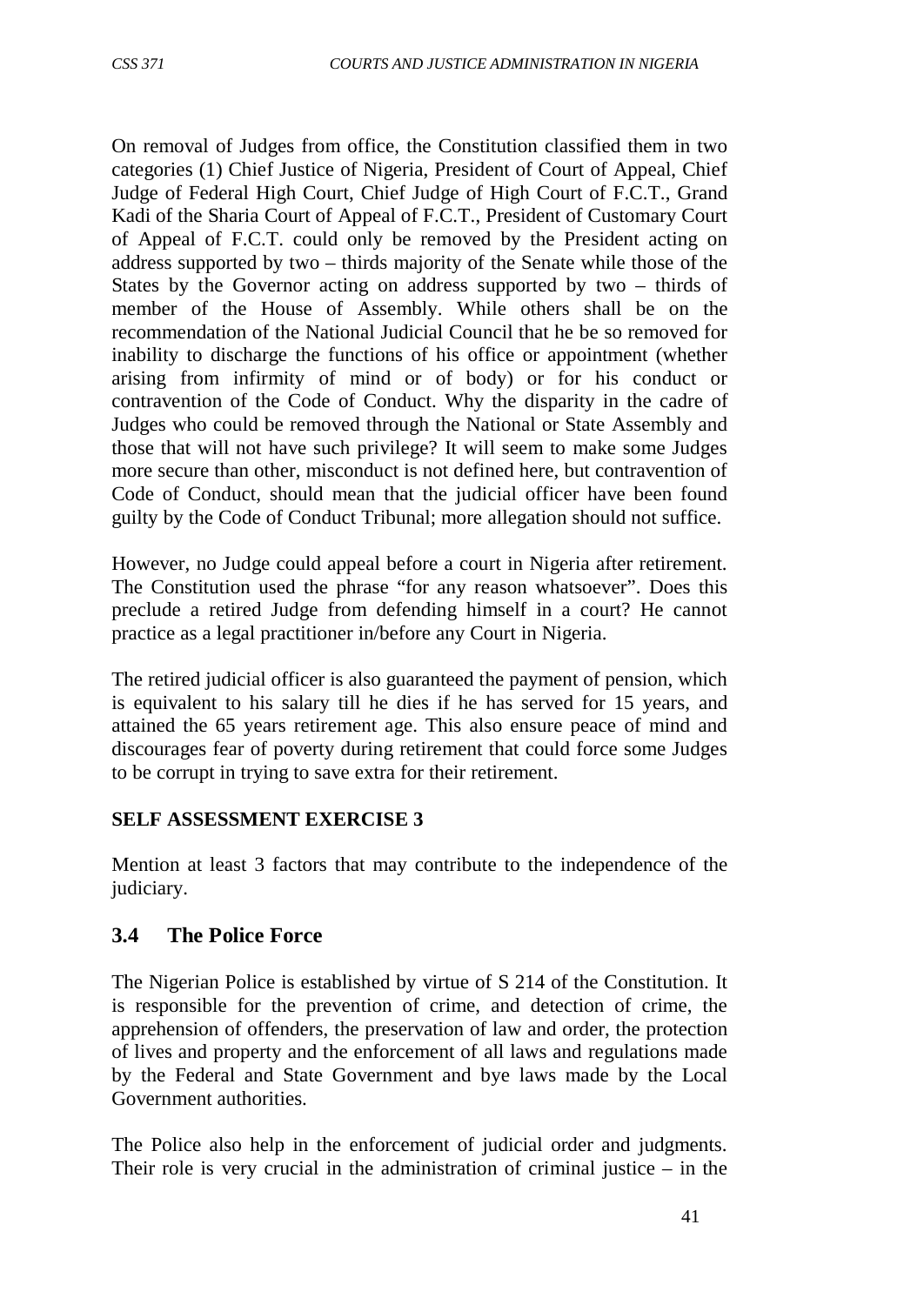On removal of Judges from office, the Constitution classified them in two categories (1) Chief Justice of Nigeria, President of Court of Appeal, Chief Judge of Federal High Court, Chief Judge of High Court of F.C.T., Grand Kadi of the Sharia Court of Appeal of F.C.T., President of Customary Court of Appeal of F.C.T. could only be removed by the President acting on address supported by two – thirds majority of the Senate while those of the States by the Governor acting on address supported by two – thirds of member of the House of Assembly. While others shall be on the recommendation of the National Judicial Council that he be so removed for inability to discharge the functions of his office or appointment (whether arising from infirmity of mind or of body) or for his conduct or contravention of the Code of Conduct. Why the disparity in the cadre of Judges who could be removed through the National or State Assembly and those that will not have such privilege? It will seem to make some Judges more secure than other, misconduct is not defined here, but contravention of Code of Conduct, should mean that the judicial officer have been found guilty by the Code of Conduct Tribunal; more allegation should not suffice.

However, no Judge could appeal before a court in Nigeria after retirement. The Constitution used the phrase "for any reason whatsoever". Does this preclude a retired Judge from defending himself in a court? He cannot practice as a legal practitioner in/before any Court in Nigeria.

The retired judicial officer is also guaranteed the payment of pension, which is equivalent to his salary till he dies if he has served for 15 years, and attained the 65 years retirement age. This also ensure peace of mind and discourages fear of poverty during retirement that could force some Judges to be corrupt in trying to save extra for their retirement.

**SELF ASSESSMENT EXERCISE 3**

Mention at least 3 factors that may contribute to the independence of the judiciary.

## 3.4 The Police Force

The Nigerian Police is established by virtue of S 214 of the Constitution. It is responsible for the prevention of crime, and detection of crime, the apprehension of offenders, the preservation of law and order, the protection of lives and property and the enforcement of all laws and regulations made by the Federal and State Government and bye laws made by the Local Government authorities.

The Police also help in the enforcement of judicial order and judgments. Their role is very crucial in the administration of criminal justice – in the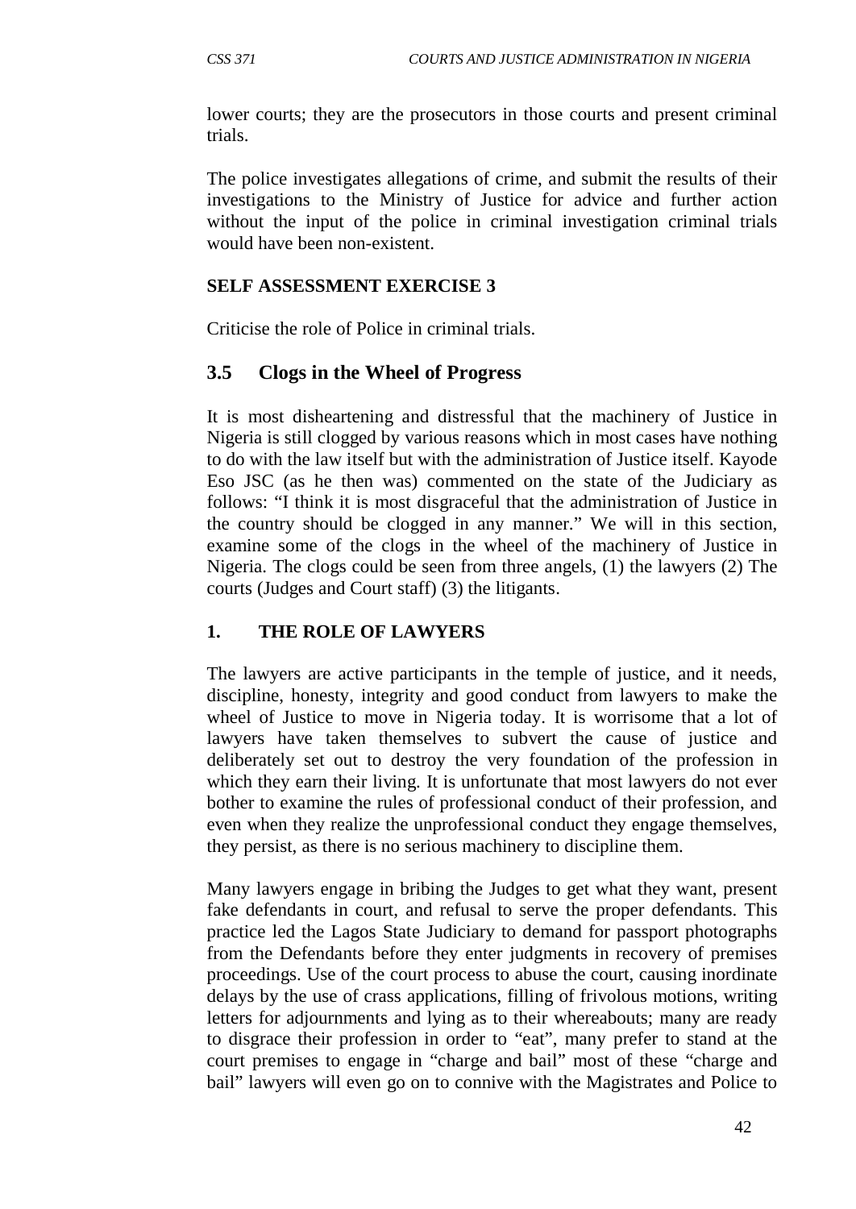lower courts; they are the prosecutors in those courts and present criminal trials.

The police investigates allegations of crime, and submit the results of their investigations to the Ministry of Justice for advice and further action without the input of the police in criminal investigation criminal trials would have been non-existent.

**SELF ASSESSMENT EXERCISE 3**

Criticise the role of Police in criminal trials.

## 3.5 Clogs in the Wheel of Progress

It is most disheartening and distressful that the machinery of Justice in Nigeria is still clogged by various reasons which in most cases have nothing to do with the law itself but with the administration of Justice itself. Kayode Eso JSC (as he then was) commented on the state of the Judiciary as follows: "I think it is most disgraceful that the administration of Justice in the country should be clogged in any manner." We will in this section, examine some of the clogs in the wheel of the machinery of Justice in Nigeria. The clogs could be seen from three angels, (1) the lawyers (2) The courts (Judges and Court staff) (3) the litigants.

### 1. THE ROLE OF LAWYERS

The lawyers are active participants in the temple of justice, and it needs, discipline, honesty, integrity and good conduct from lawyers to make the wheel of Justice to move in Nigeria today. It is worrisome that a lot of lawyers have taken themselves to subvert the cause of justice and deliberately set out to destroy the very foundation of the profession in which they earn their living. It is unfortunate that most lawyers do not ever bother to examine the rules of professional conduct of their profession, and even when they realize the unprofessional conduct they engage themselves, they persist, as there is no serious machinery to discipline them.

Many lawyers engage in bribing the Judges to get what they want, present fake defendants in court, and refusal to serve the proper defendants. This practice led the Lagos State Judiciary to demand for passport photographs from the Defendants before they enter judgments in recovery of premises proceedings. Use of the court process to abuse the court, causing inordinate delays by the use of crass applications, filling of frivolous motions, writing letters for adjournments and lying as to their whereabouts; many are ready to disgrace their profession in order to "eat", many prefer to stand at the court premises to engage in "charge and bail" most of these "charge and bail" lawyers will even go on to connive with the Magistrates and Police to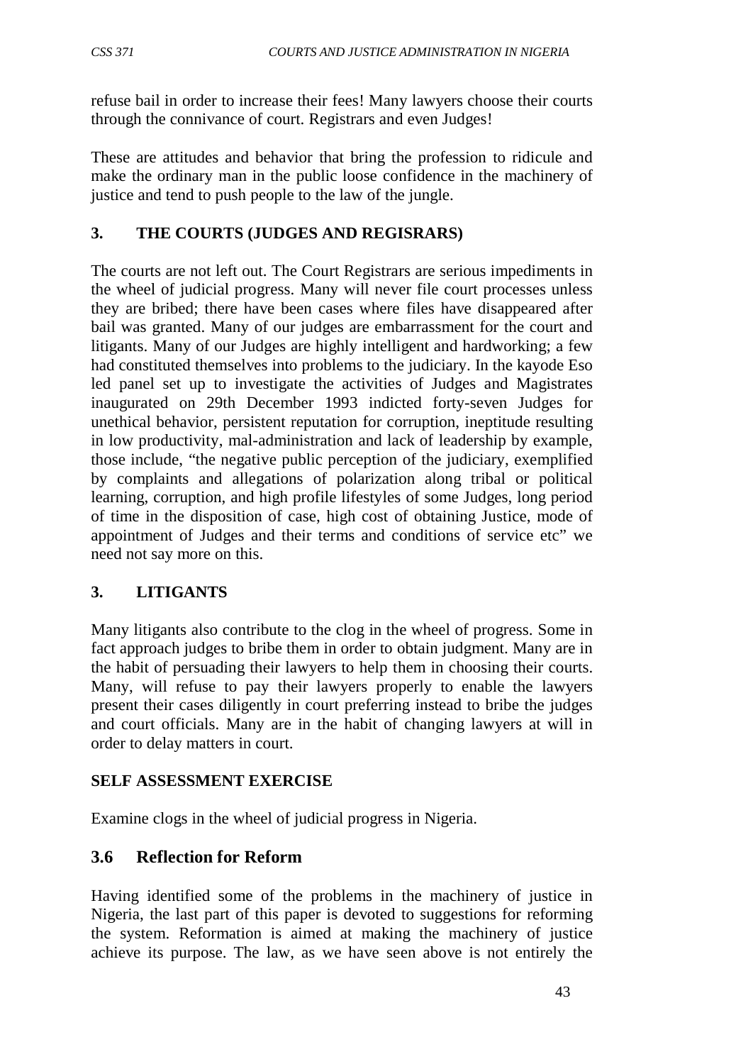refuse bail in order to increase their fees! Many lawyers choose their courts through the connivance of court. Registrars and even Judges!

These are attitudes and behavior that bring the profession to ridicule and make the ordinary man in the public loose confidence in the machinery of justice and tend to push people to the law of the jungle.

## 3. THE COURTS (JUDGES AND REGISRARS)

The courts are not left out. The Court Registrars are serious impediments in the wheel of judicial progress. Many will never file court processes unless they are bribed; there have been cases where files have disappeared after bail was granted. Many of our judges are embarrassment for the court and litigants. Many of our Judges are highly intelligent and hardworking; a few had constituted themselves into problems to the judiciary. In the kayode Eso led panel set up to investigate the activities of Judges and Magistrates inaugurated on 29th December 1993 indicted forty-seven Judges for unethical behavior, persistent reputation for corruption, ineptitude resulting in low productivity, mal-administration and lack of leadership by example, those include, "the negative public perception of the judiciary, exemplified by complaints and allegations of polarization along tribal or political learning, corruption, and high profile lifestyles of some Judges, long period of time in the disposition of case, high cost of obtaining Justice, mode of appointment of Judges and their terms and conditions of service etc" we need not say more on this.

## 3. LITIGANTS

Many litigants also contribute to the clog in the wheel of progress. Some in fact approach judges to bribe them in order to obtain judgment. Many are in the habit of persuading their lawyers to help them in choosing their courts. Many, will refuse to pay their lawyers properly to enable the lawyers present their cases diligently in court preferring instead to bribe the judges and court officials. Many are in the habit of changing lawyers at will in order to delay matters in court.

**SELF ASSESSMENT EXERCISE**

Examine clogs in the wheel of judicial progress in Nigeria.

## 3.6 Reflection for Reform

Having identified some of the problems in the machinery of justice in Nigeria, the last part of this paper is devoted to suggestions for reforming the system. Reformation is aimed at making the machinery of justice achieve its purpose. The law, as we have seen above is not entirely the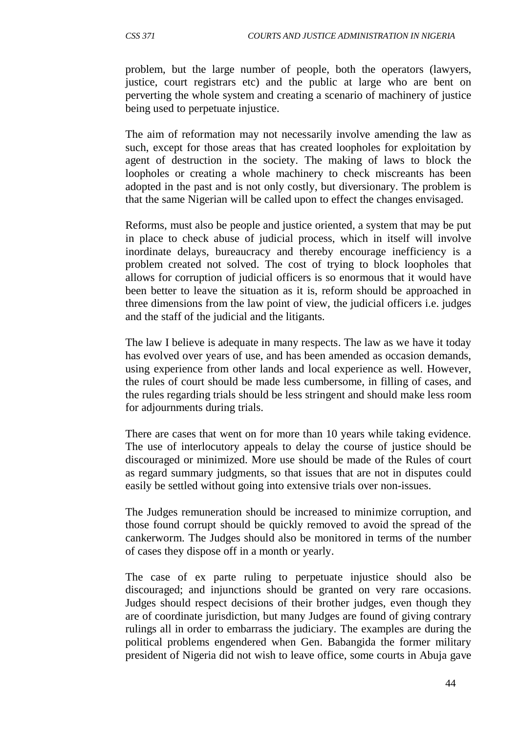problem, but the large number of people, both the operators (lawyers, justice, court registrars etc) and the public at large who are bent on perverting the whole system and creating a scenario of machinery of justice being used to perpetuate injustice.

The aim of reformation may not necessarily involve amending the law as such, except for those areas that has created loopholes for exploitation by agent of destruction in the society. The making of laws to block the loopholes or creating a whole machinery to check miscreants has been adopted in the past and is not only costly, but diversionary. The problem is that the same Nigerian will be called upon to effect the changes envisaged.

Reforms, must also be people and justice oriented, a system that may be put in place to check abuse of judicial process, which in itself will involve inordinate delays, bureaucracy and thereby encourage inefficiency is a problem created not solved. The cost of trying to block loopholes that allows for corruption of judicial officers is so enormous that it would have been better to leave the situation as it is, reform should be approached in three dimensions from the law point of view, the judicial officers i.e. judges and the staff of the judicial and the litigants.

The law I believe is adequate in many respects. The law as we have it today has evolved over years of use, and has been amended as occasion demands, using experience from other lands and local experience as well. However, the rules of court should be made less cumbersome, in filling of cases, and the rules regarding trials should be less stringent and should make less room for adjournments during trials.

There are cases that went on for more than 10 years while taking evidence. The use of interlocutory appeals to delay the course of justice should be discouraged or minimized. More use should be made of the Rules of court as regard summary judgments, so that issues that are not in disputes could easily be settled without going into extensive trials over non-issues.

The Judges remuneration should be increased to minimize corruption, and those found corrupt should be quickly removed to avoid the spread of the cankerworm. The Judges should also be monitored in terms of the number of cases they dispose off in a month or yearly.

The case of ex parte ruling to perpetuate injustice should also be discouraged; and injunctions should be granted on very rare occasions. Judges should respect decisions of their brother judges, even though they are of coordinate jurisdiction, but many Judges are found of giving contrary rulings all in order to embarrass the judiciary. The examples are during the political problems engendered when Gen. Babangida the former military president of Nigeria did not wish to leave office, some courts in Abuja gave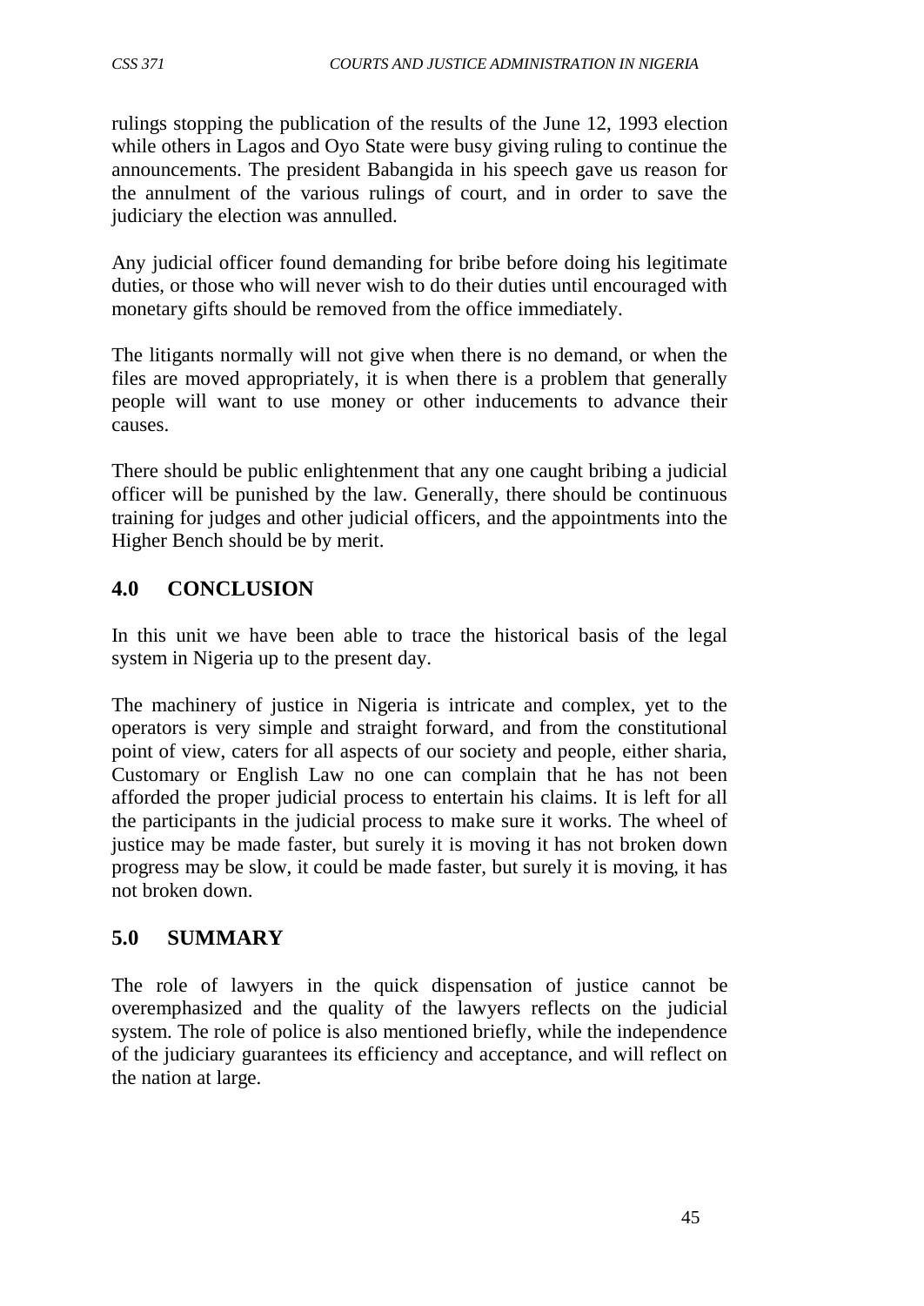rulings stopping the publication of the results of the June 12, 1993 election while others in Lagos and Oyo State were busy giving ruling to continue the announcements. The president Babangida in his speech gave us reason for the annulment of the various rulings of court, and in order to save the judiciary the election was annulled.

Any judicial officer found demanding for bribe before doing his legitimate duties, or those who will never wish to do their duties until encouraged with monetary gifts should be removed from the office immediately.

The litigants normally will not give when there is no demand, or when the files are moved appropriately, it is when there is a problem that generally people will want to use money or other inducements to advance their causes.

There should be public enlightenment that any one caught bribing a judicial officer will be punished by the law. Generally, there should be continuous training for judges and other judicial officers, and the appointments into the Higher Bench should be by merit.

## 4.0 CONCLUSION

In this unit we have been able to trace the historical basis of the legal system in Nigeria up to the present day.

The machinery of justice in Nigeria is intricate and complex, yet to the operators is very simple and straight forward, and from the constitutional point of view, caters for all aspects of our society and people, either sharia, Customary or English Law no one can complain that he has not been afforded the proper judicial process to entertain his claims. It is left for all the participants in the judicial process to make sure it works. The wheel of justice may be made faster, but surely it is moving it has not broken down progress may be slow, it could be made faster, but surely it is moving, it has not broken down.

## 5.0 SUMMARY

The role of lawyers in the quick dispensation of justice cannot be overemphasized and the quality of the lawyers reflects on the judicial system. The role of police is also mentioned briefly, while the independence of the judiciary guarantees its efficiency and acceptance, and will reflect on the nation at large.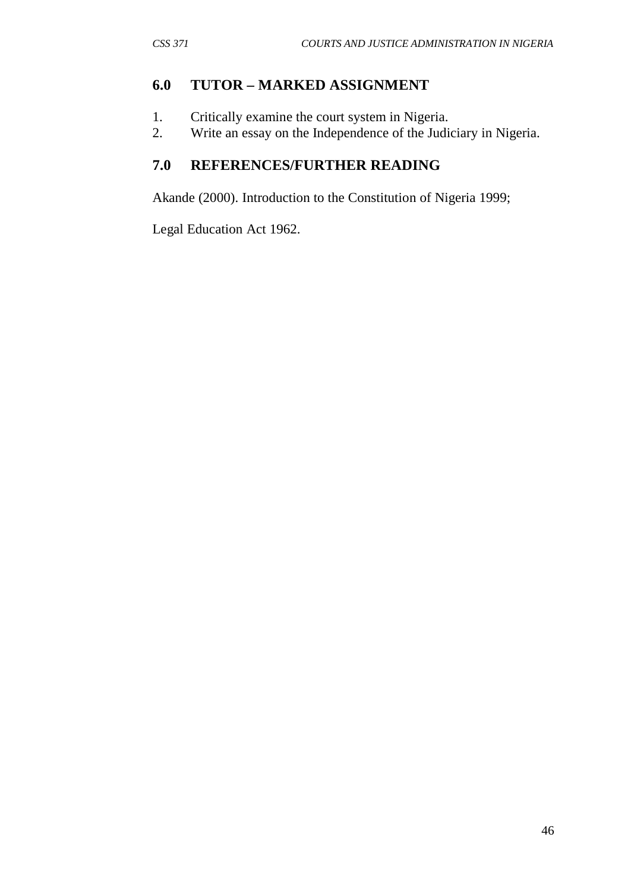## 6.0 TUTOR – MARKED ASSIGNMENT

1. Critically examine the court system in Nigeria.
2. Write an essay on the Independence of the Judiciary in Nigeria.

## 7.0 REFERENCES/FURTHER READING

Akande (2000). Introduction to the Constitution of Nigeria 1999;

Legal Education Act 1962.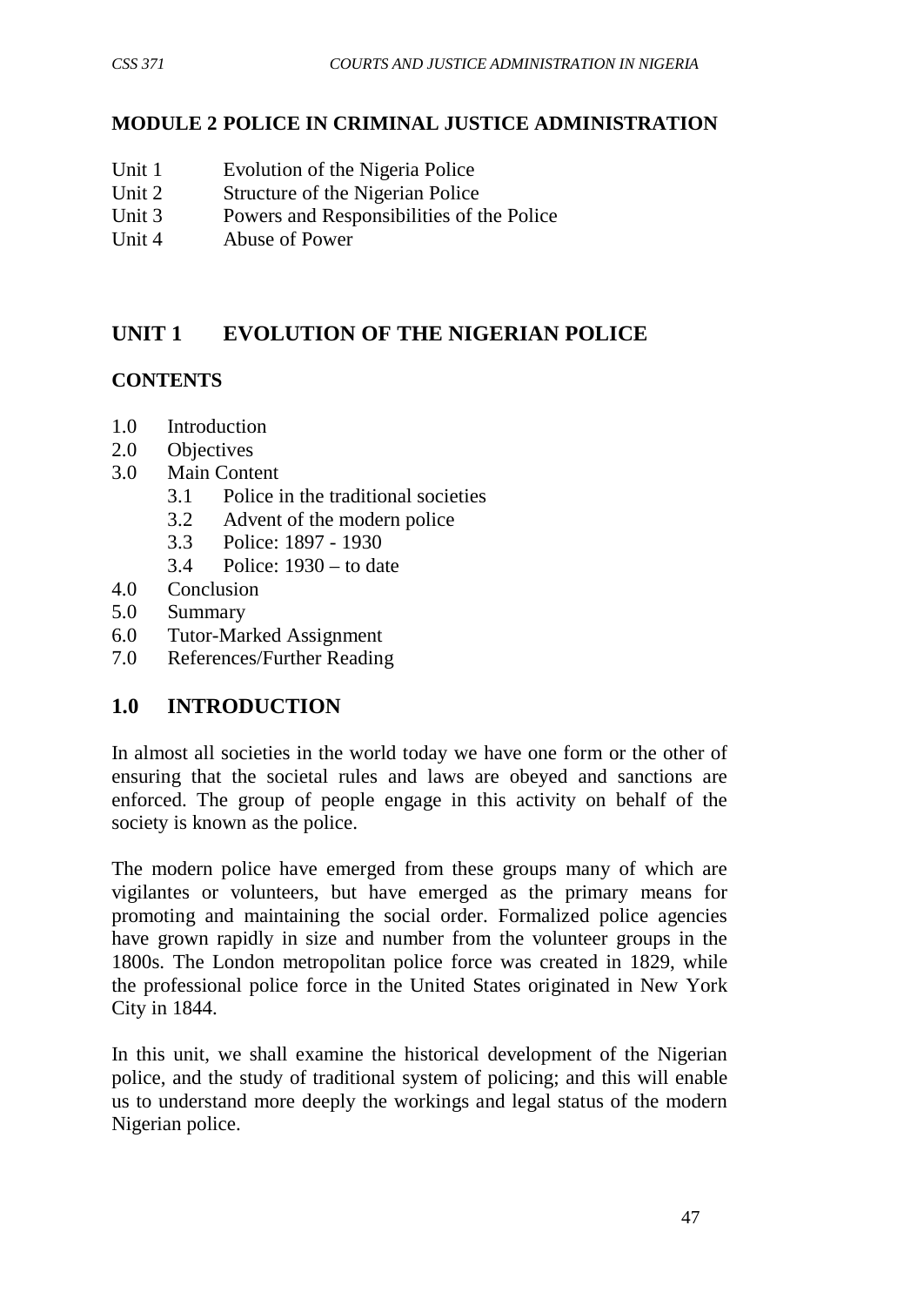## MODULE 2 POLICE IN CRIMINAL JUSTICE ADMINISTRATION

Unit 1 Evolution of the Nigeria Police
Unit 2 Structure of the Nigerian Police
Unit 3 Powers and Responsibilities of the Police
Unit 4 Abuse of Power

## UNIT 1 EVOLUTION OF THE NIGERIAN POLICE

**CONTENTS**

1.0 Introduction
2.0 Objectives
3.0 Main Content
   3.1 Police in the traditional societies
   3.2 Advent of the modern police
   3.3 Police: 1897 - 1930
   3.4 Police: 1930 – to date
4.0 Conclusion
5.0 Summary
6.0 Tutor-Marked Assignment
7.0 References/Further Reading

## 1.0 INTRODUCTION

In almost all societies in the world today we have one form or the other of ensuring that the societal rules and laws are obeyed and sanctions are enforced. The group of people engage in this activity on behalf of the society is known as the police.

The modern police have emerged from these groups many of which are vigilantes or volunteers, but have emerged as the primary means for promoting and maintaining the social order. Formalized police agencies have grown rapidly in size and number from the volunteer groups in the 1800s. The London metropolitan police force was created in 1829, while the professional police force in the United States originated in New York City in 1844.

In this unit, we shall examine the historical development of the Nigerian police, and the study of traditional system of policing; and this will enable us to understand more deeply the workings and legal status of the modern Nigerian police.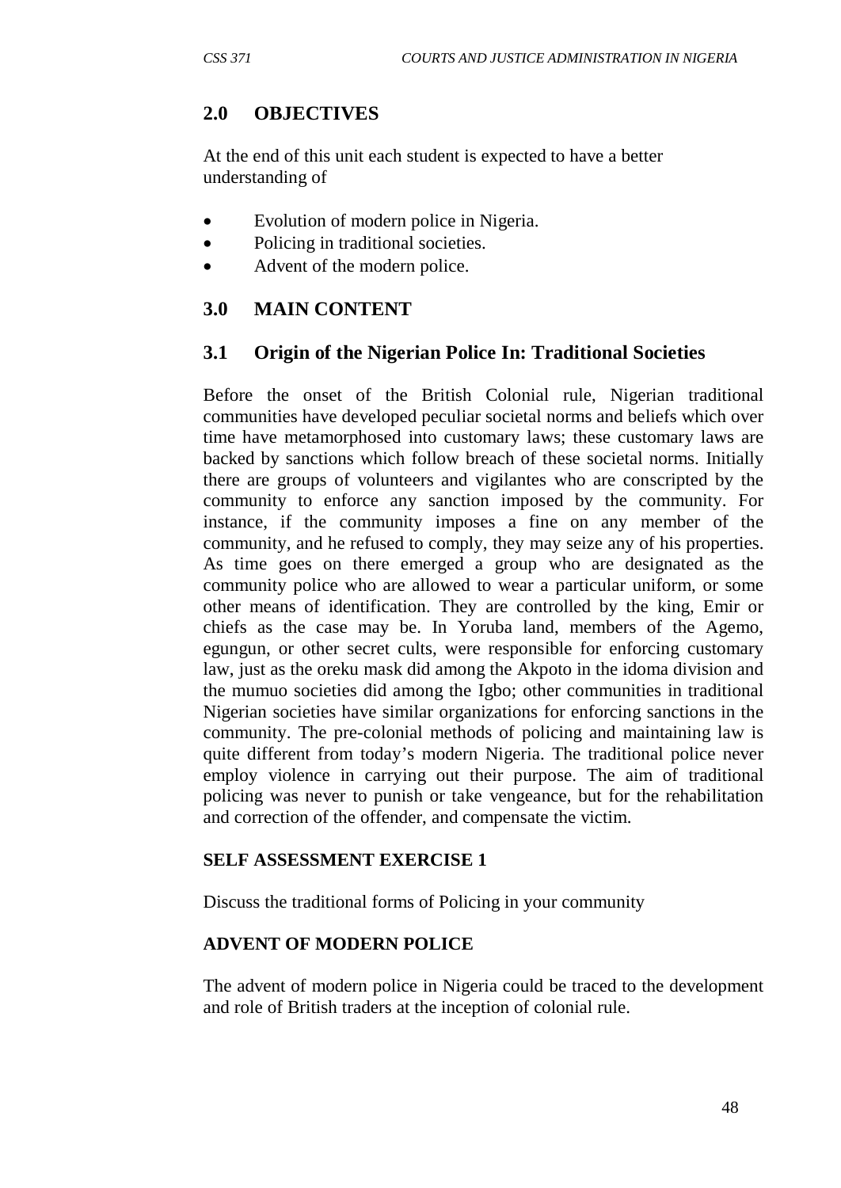## 2.0 OBJECTIVES

At the end of this unit each student is expected to have a better understanding of

- Evolution of modern police in Nigeria.
- Policing in traditional societies.
- Advent of the modern police.

## 3.0 MAIN CONTENT

### 3.1 Origin of the Nigerian Police In: Traditional Societies

Before the onset of the British Colonial rule, Nigerian traditional communities have developed peculiar societal norms and beliefs which over time have metamorphosed into customary laws; these customary laws are backed by sanctions which follow breach of these societal norms. Initially there are groups of volunteers and vigilantes who are conscripted by the community to enforce any sanction imposed by the community. For instance, if the community imposes a fine on any member of the community, and he refused to comply, they may seize any of his properties. As time goes on there emerged a group who are designated as the community police who are allowed to wear a particular uniform, or some other means of identification. They are controlled by the king, Emir or chiefs as the case may be. In Yoruba land, members of the Agemo, egungun, or other secret cults, were responsible for enforcing customary law, just as the oreku mask did among the Akpoto in the idoma division and the mumuo societies did among the Igbo; other communities in traditional Nigerian societies have similar organizations for enforcing sanctions in the community. The pre-colonial methods of policing and maintaining law is quite different from today's modern Nigeria. The traditional police never employ violence in carrying out their purpose. The aim of traditional policing was never to punish or take vengeance, but for the rehabilitation and correction of the offender, and compensate the victim.

**SELF ASSESSMENT EXERCISE 1**

Discuss the traditional forms of Policing in your community

**ADVENT OF MODERN POLICE**

The advent of modern police in Nigeria could be traced to the development and role of British traders at the inception of colonial rule.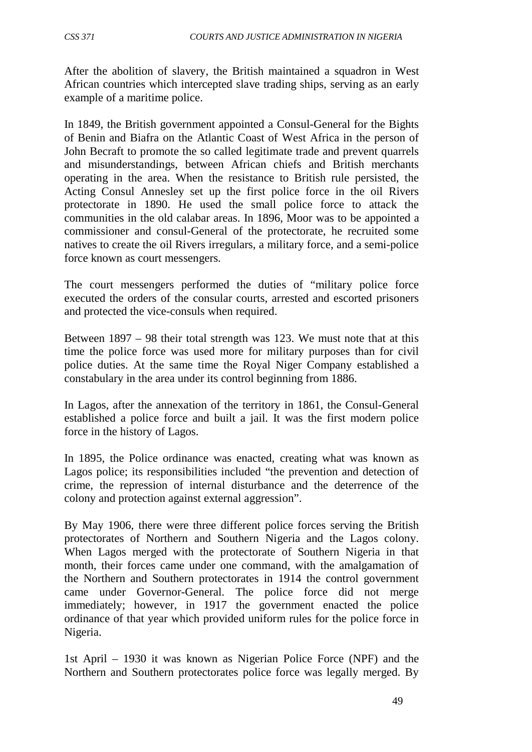After the abolition of slavery, the British maintained a squadron in West African countries which intercepted slave trading ships, serving as an early example of a maritime police.

In 1849, the British government appointed a Consul-General for the Bights of Benin and Biafra on the Atlantic Coast of West Africa in the person of John Becraft to promote the so called legitimate trade and prevent quarrels and misunderstandings, between African chiefs and British merchants operating in the area. When the resistance to British rule persisted, the Acting Consul Annesley set up the first police force in the oil Rivers protectorate in 1890. He used the small police force to attack the communities in the old calabar areas. In 1896, Moor was to be appointed a commissioner and consul-General of the protectorate, he recruited some natives to create the oil Rivers irregulars, a military force, and a semi-police force known as court messengers.

The court messengers performed the duties of "military police force executed the orders of the consular courts, arrested and escorted prisoners and protected the vice-consuls when required.

Between 1897 – 98 their total strength was 123. We must note that at this time the police force was used more for military purposes than for civil police duties. At the same time the Royal Niger Company established a constabulary in the area under its control beginning from 1886.

In Lagos, after the annexation of the territory in 1861, the Consul-General established a police force and built a jail. It was the first modern police force in the history of Lagos.

In 1895, the Police ordinance was enacted, creating what was known as Lagos police; its responsibilities included "the prevention and detection of crime, the repression of internal disturbance and the deterrence of the colony and protection against external aggression".

By May 1906, there were three different police forces serving the British protectorates of Northern and Southern Nigeria and the Lagos colony. When Lagos merged with the protectorate of Southern Nigeria in that month, their forces came under one command, with the amalgamation of the Northern and Southern protectorates in 1914 the control government came under Governor-General. The police force did not merge immediately; however, in 1917 the government enacted the police ordinance of that year which provided uniform rules for the police force in Nigeria.

1st April – 1930 it was known as Nigerian Police Force (NPF) and the Northern and Southern protectorates police force was legally merged. By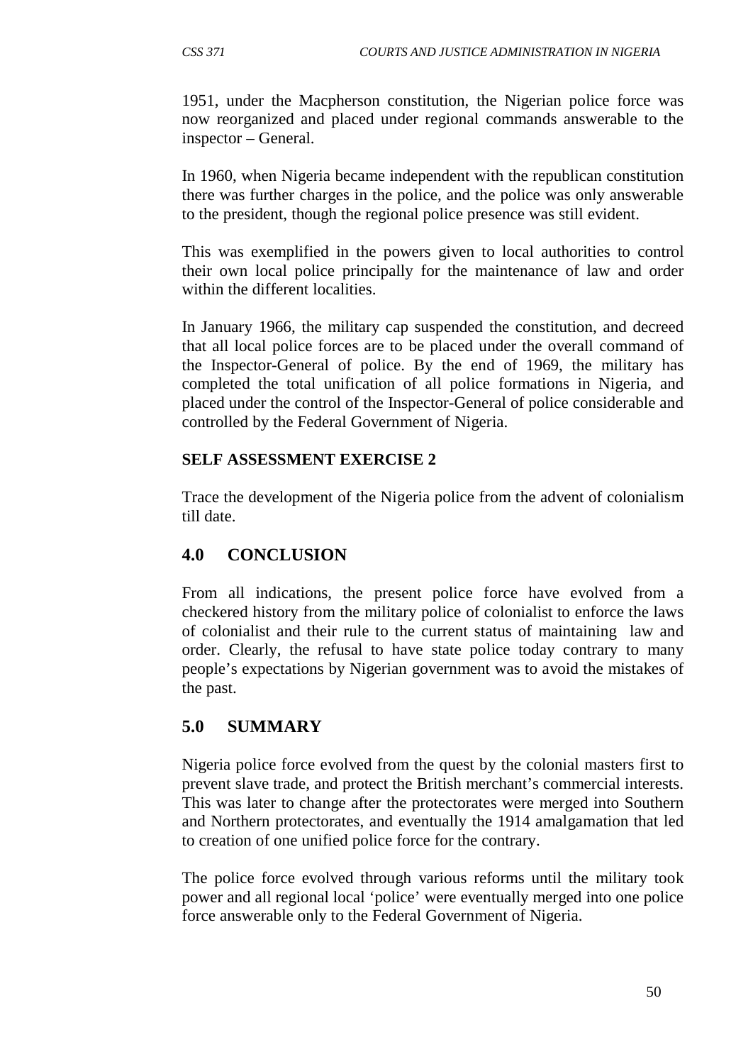1951, under the Macpherson constitution, the Nigerian police force was now reorganized and placed under regional commands answerable to the inspector – General.

In 1960, when Nigeria became independent with the republican constitution there was further charges in the police, and the police was only answerable to the president, though the regional police presence was still evident.

This was exemplified in the powers given to local authorities to control their own local police principally for the maintenance of law and order within the different localities.

In January 1966, the military cap suspended the constitution, and decreed that all local police forces are to be placed under the overall command of the Inspector-General of police. By the end of 1969, the military has completed the total unification of all police formations in Nigeria, and placed under the control of the Inspector-General of police considerable and controlled by the Federal Government of Nigeria.

**SELF ASSESSMENT EXERCISE 2**

Trace the development of the Nigeria police from the advent of colonialism till date.

## 4.0 CONCLUSION

From all indications, the present police force have evolved from a checkered history from the military police of colonialist to enforce the laws of colonialist and their rule to the current status of maintaining law and order. Clearly, the refusal to have state police today contrary to many people's expectations by Nigerian government was to avoid the mistakes of the past.

## 5.0 SUMMARY

Nigeria police force evolved from the quest by the colonial masters first to prevent slave trade, and protect the British merchant's commercial interests. This was later to change after the protectorates were merged into Southern and Northern protectorates, and eventually the 1914 amalgamation that led to creation of one unified police force for the contrary.

The police force evolved through various reforms until the military took power and all regional local 'police' were eventually merged into one police force answerable only to the Federal Government of Nigeria.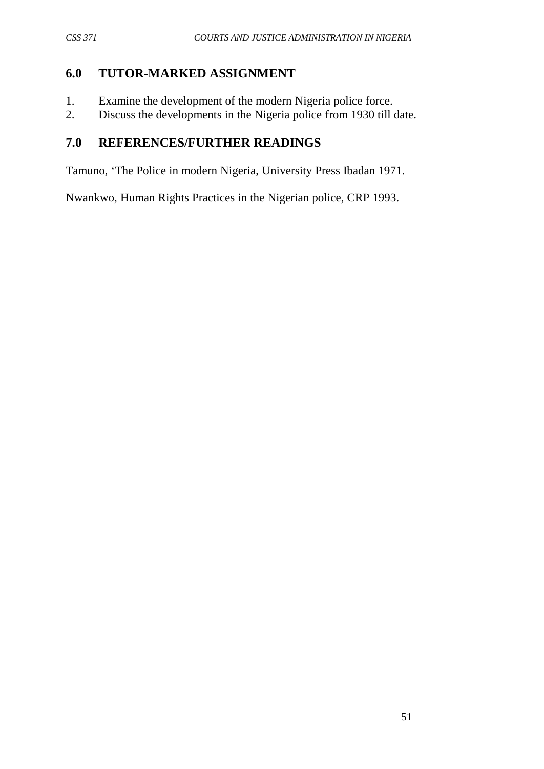## 6.0 TUTOR-MARKED ASSIGNMENT

1. Examine the development of the modern Nigeria police force.
2. Discuss the developments in the Nigeria police from 1930 till date.

## 7.0 REFERENCES/FURTHER READINGS

Tamuno, 'The Police in modern Nigeria, University Press Ibadan 1971.

Nwankwo, Human Rights Practices in the Nigerian police, CRP 1993.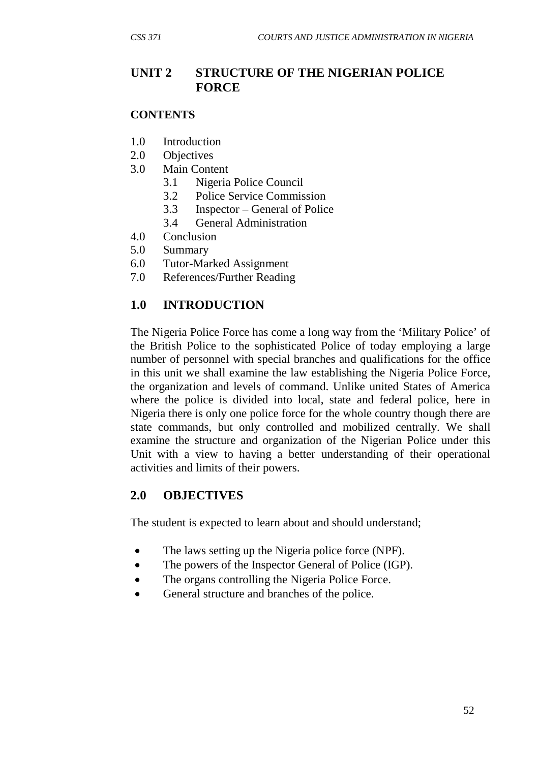# UNIT 2 STRUCTURE OF THE NIGERIAN POLICE FORCE

**CONTENTS**

1.0 Introduction
2.0 Objectives
3.0 Main Content
 3.1 Nigeria Police Council
 3.2 Police Service Commission
 3.3 Inspector – General of Police
 3.4 General Administration
4.0 Conclusion
5.0 Summary
6.0 Tutor-Marked Assignment
7.0 References/Further Reading

## 1.0 INTRODUCTION

The Nigeria Police Force has come a long way from the 'Military Police' of the British Police to the sophisticated Police of today employing a large number of personnel with special branches and qualifications for the office in this unit we shall examine the law establishing the Nigeria Police Force, the organization and levels of command. Unlike united States of America where the police is divided into local, state and federal police, here in Nigeria there is only one police force for the whole country though there are state commands, but only controlled and mobilized centrally. We shall examine the structure and organization of the Nigerian Police under this Unit with a view to having a better understanding of their operational activities and limits of their powers.

## 2.0 OBJECTIVES

The student is expected to learn about and should understand;

- The laws setting up the Nigeria police force (NPF).
- The powers of the Inspector General of Police (IGP).
- The organs controlling the Nigeria Police Force.
- General structure and branches of the police.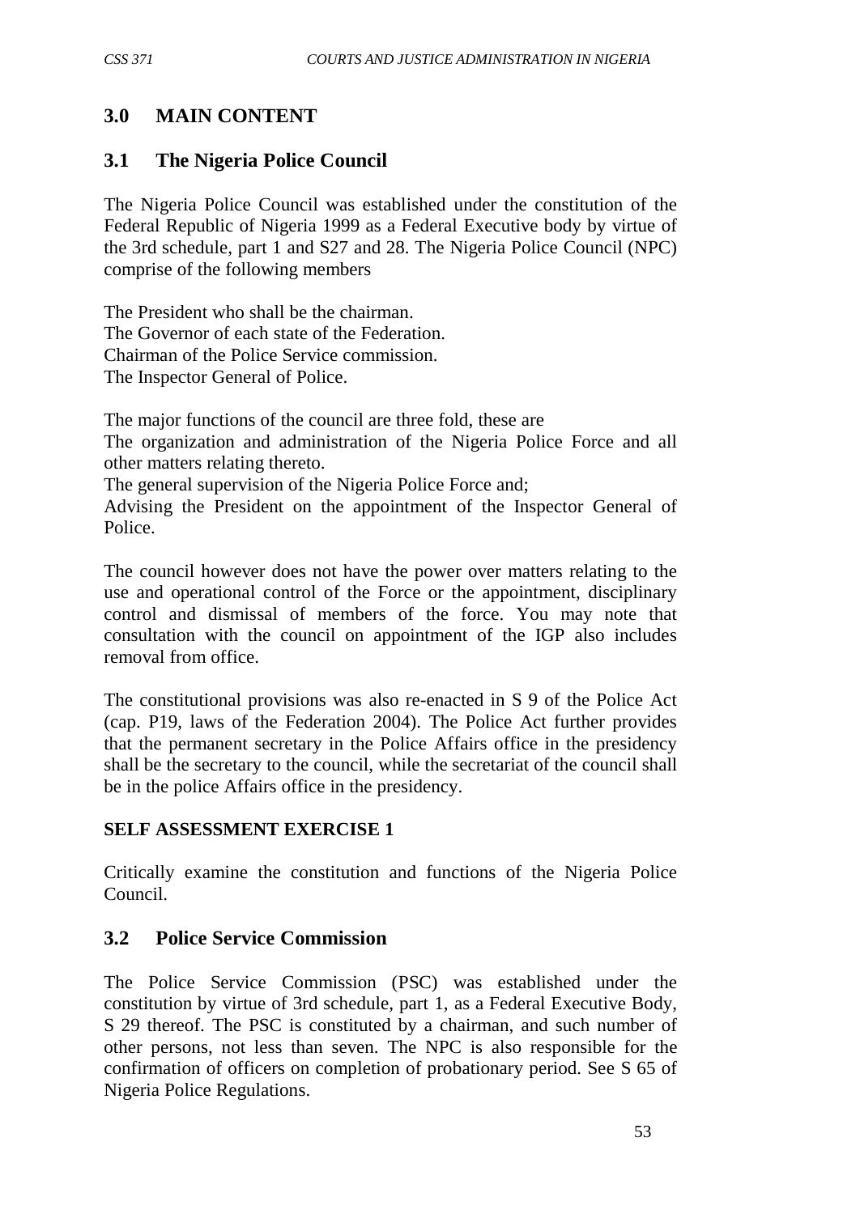## 3.0 MAIN CONTENT

### 3.1 The Nigeria Police Council

The Nigeria Police Council was established under the constitution of the Federal Republic of Nigeria 1999 as a Federal Executive body by virtue of the 3rd schedule, part 1 and S27 and 28. The Nigeria Police Council (NPC) comprise of the following members

The President who shall be the chairman.
The Governor of each state of the Federation.
Chairman of the Police Service commission.
The Inspector General of Police.

The major functions of the council are three fold, these are
The organization and administration of the Nigeria Police Force and all other matters relating thereto.
The general supervision of the Nigeria Police Force and;
Advising the President on the appointment of the Inspector General of Police.

The council however does not have the power over matters relating to the use and operational control of the Force or the appointment, disciplinary control and dismissal of members of the force. You may note that consultation with the council on appointment of the IGP also includes removal from office.

The constitutional provisions was also re-enacted in S 9 of the Police Act (cap. P19, laws of the Federation 2004). The Police Act further provides that the permanent secretary in the Police Affairs office in the presidency shall be the secretary to the council, while the secretariat of the council shall be in the police Affairs office in the presidency.

**SELF ASSESSMENT EXERCISE 1**

Critically examine the constitution and functions of the Nigeria Police Council.

### 3.2 Police Service Commission

The Police Service Commission (PSC) was established under the constitution by virtue of 3rd schedule, part 1, as a Federal Executive Body, S 29 thereof. The PSC is constituted by a chairman, and such number of other persons, not less than seven. The NPC is also responsible for the confirmation of officers on completion of probationary period. See S 65 of Nigeria Police Regulations.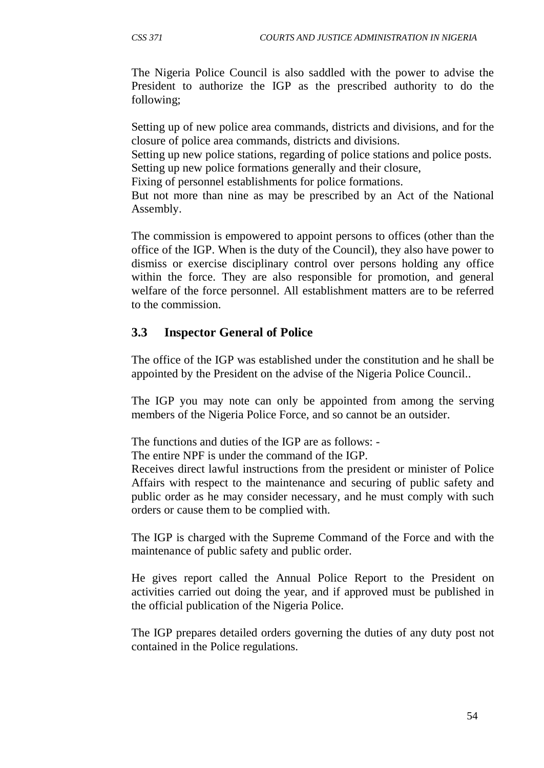The Nigeria Police Council is also saddled with the power to advise the President to authorize the IGP as the prescribed authority to do the following;

Setting up of new police area commands, districts and divisions, and for the closure of police area commands, districts and divisions.
Setting up new police stations, regarding of police stations and police posts.
Setting up new police formations generally and their closure,
Fixing of personnel establishments for police formations.
But not more than nine as may be prescribed by an Act of the National Assembly.

The commission is empowered to appoint persons to offices (other than the office of the IGP. When is the duty of the Council), they also have power to dismiss or exercise disciplinary control over persons holding any office within the force. They are also responsible for promotion, and general welfare of the force personnel. All establishment matters are to be referred to the commission.

## 3.3 Inspector General of Police

The office of the IGP was established under the constitution and he shall be appointed by the President on the advise of the Nigeria Police Council..

The IGP you may note can only be appointed from among the serving members of the Nigeria Police Force, and so cannot be an outsider.

The functions and duties of the IGP are as follows: -
The entire NPF is under the command of the IGP.
Receives direct lawful instructions from the president or minister of Police Affairs with respect to the maintenance and securing of public safety and public order as he may consider necessary, and he must comply with such orders or cause them to be complied with.

The IGP is charged with the Supreme Command of the Force and with the maintenance of public safety and public order.

He gives report called the Annual Police Report to the President on activities carried out doing the year, and if approved must be published in the official publication of the Nigeria Police.

The IGP prepares detailed orders governing the duties of any duty post not contained in the Police regulations.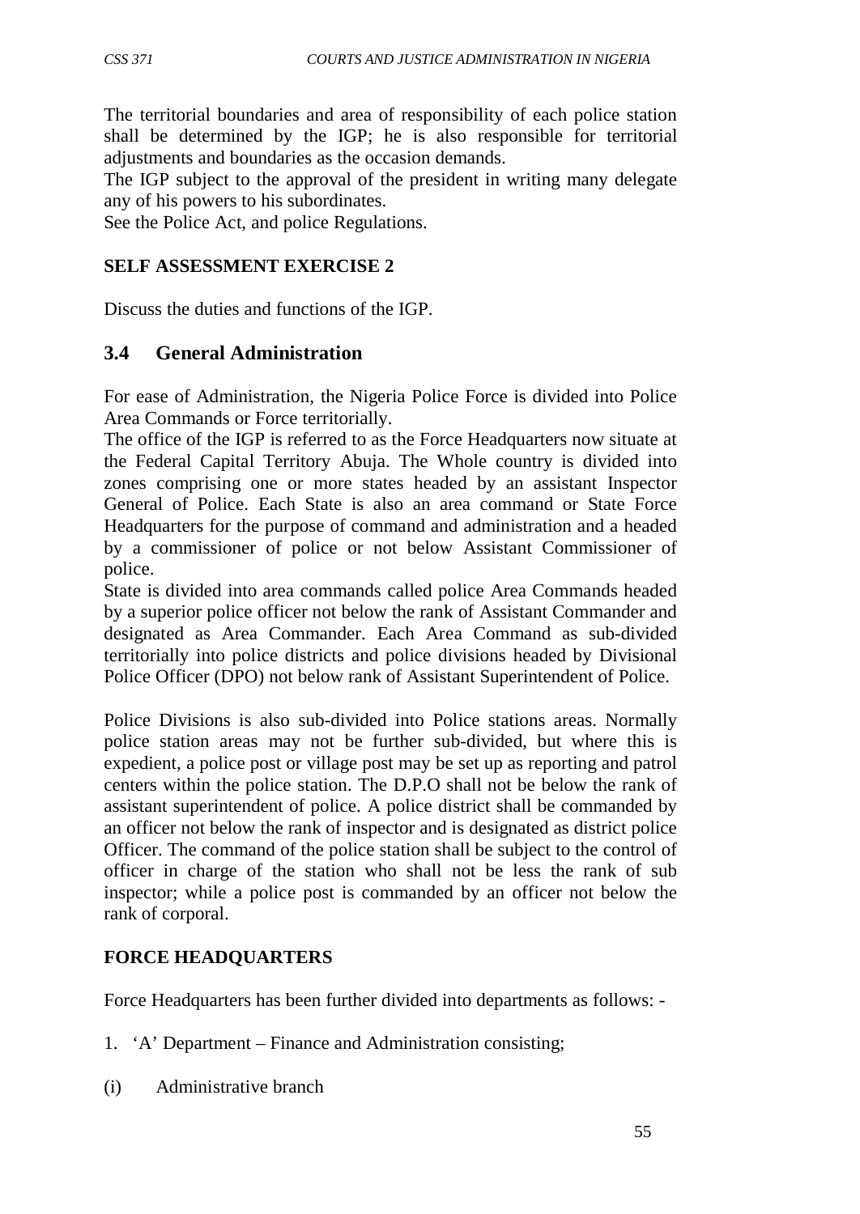The territorial boundaries and area of responsibility of each police station shall be determined by the IGP; he is also responsible for territorial adjustments and boundaries as the occasion demands.
The IGP subject to the approval of the president in writing many delegate any of his powers to his subordinates.
See the Police Act, and police Regulations.

**SELF ASSESSMENT EXERCISE 2**

Discuss the duties and functions of the IGP.

## 3.4 General Administration

For ease of Administration, the Nigeria Police Force is divided into Police Area Commands or Force territorially.
The office of the IGP is referred to as the Force Headquarters now situate at the Federal Capital Territory Abuja. The Whole country is divided into zones comprising one or more states headed by an assistant Inspector General of Police. Each State is also an area command or State Force Headquarters for the purpose of command and administration and a headed by a commissioner of police or not below Assistant Commissioner of police.
State is divided into area commands called police Area Commands headed by a superior police officer not below the rank of Assistant Commander and designated as Area Commander. Each Area Command as sub-divided territorially into police districts and police divisions headed by Divisional Police Officer (DPO) not below rank of Assistant Superintendent of Police.

Police Divisions is also sub-divided into Police stations areas. Normally police station areas may not be further sub-divided, but where this is expedient, a police post or village post may be set up as reporting and patrol centers within the police station. The D.P.O shall not be below the rank of assistant superintendent of police. A police district shall be commanded by an officer not below the rank of inspector and is designated as district police Officer. The command of the police station shall be subject to the control of officer in charge of the station who shall not be less the rank of sub inspector; while a police post is commanded by an officer not below the rank of corporal.

**FORCE HEADQUARTERS**

Force Headquarters has been further divided into departments as follows: -

1. 'A' Department – Finance and Administration consisting;

(i) Administrative branch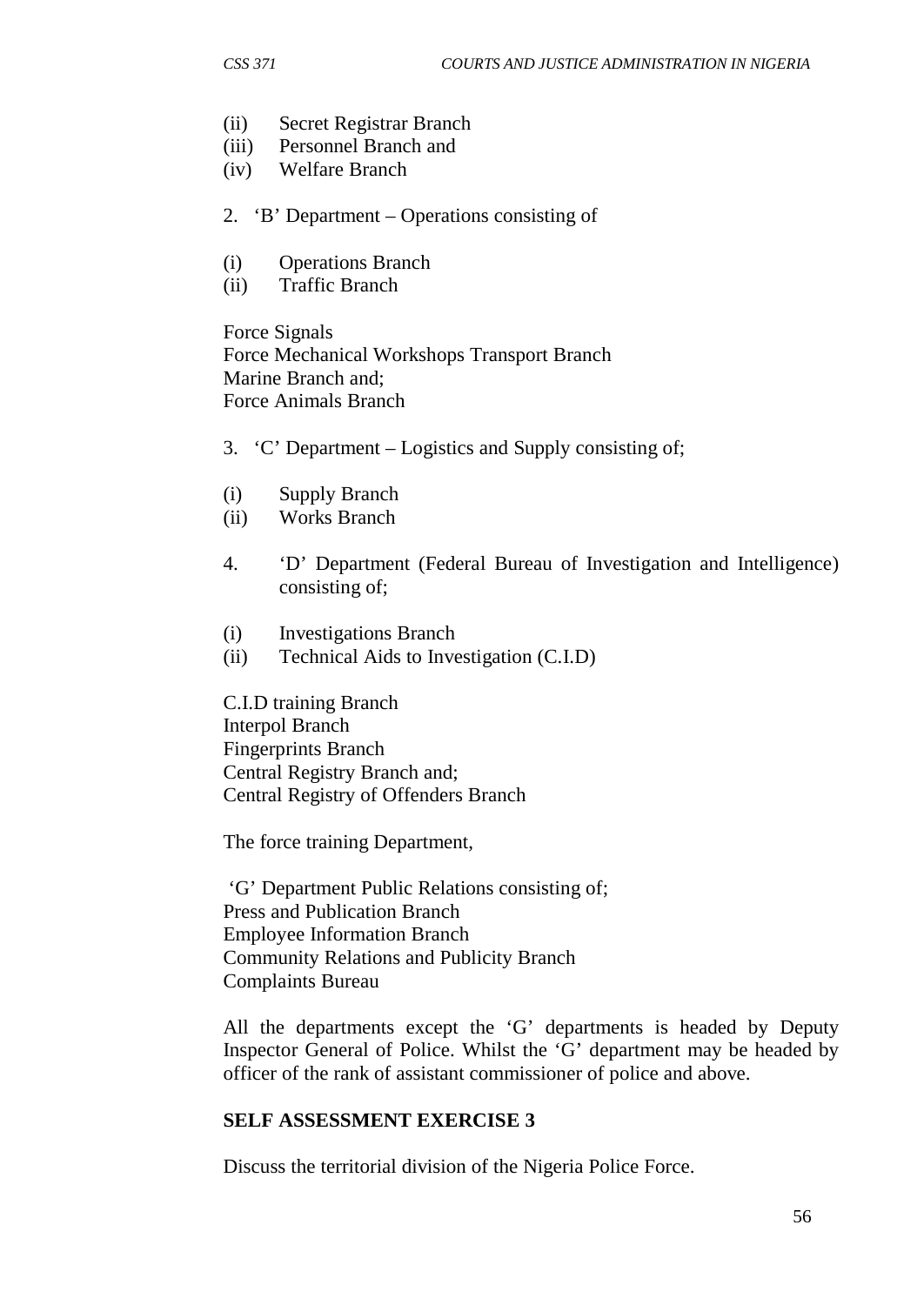(ii) Secret Registrar Branch
(iii) Personnel Branch and
(iv) Welfare Branch

2. 'B' Department – Operations consisting of

(i) Operations Branch
(ii) Traffic Branch

Force Signals
Force Mechanical Workshops Transport Branch
Marine Branch and;
Force Animals Branch

3. 'C' Department – Logistics and Supply consisting of;

(i) Supply Branch
(ii) Works Branch

4. 'D' Department (Federal Bureau of Investigation and Intelligence) consisting of;

(i) Investigations Branch
(ii) Technical Aids to Investigation (C.I.D)

C.I.D training Branch
Interpol Branch
Fingerprints Branch
Central Registry Branch and;
Central Registry of Offenders Branch

The force training Department,

'G' Department Public Relations consisting of;
Press and Publication Branch
Employee Information Branch
Community Relations and Publicity Branch
Complaints Bureau

All the departments except the 'G' departments is headed by Deputy Inspector General of Police. Whilst the 'G' department may be headed by officer of the rank of assistant commissioner of police and above.

**SELF ASSESSMENT EXERCISE 3**

Discuss the territorial division of the Nigeria Police Force.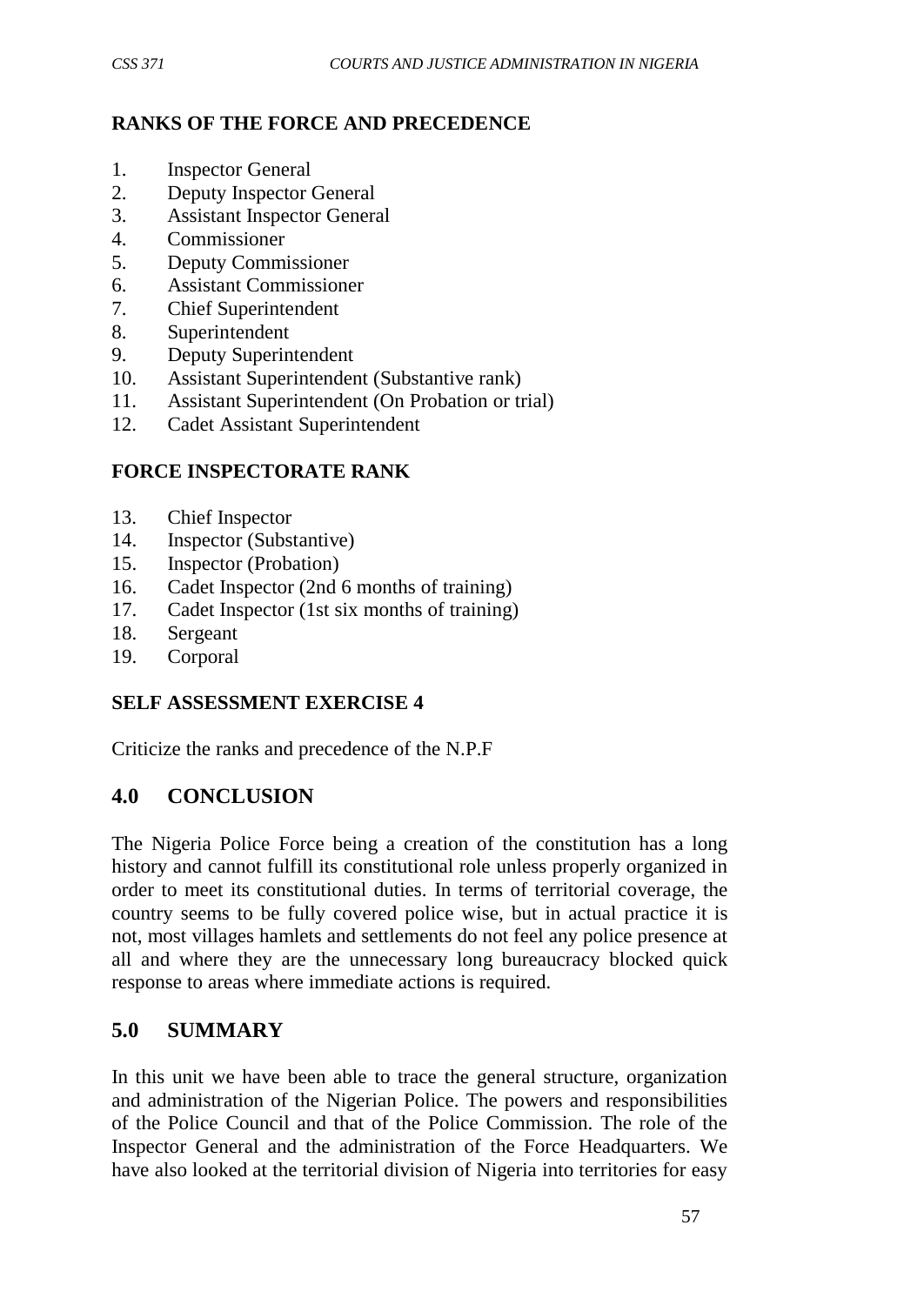**RANKS OF THE FORCE AND PRECEDENCE**

1. Inspector General
2. Deputy Inspector General
3. Assistant Inspector General
4. Commissioner
5. Deputy Commissioner
6. Assistant Commissioner
7. Chief Superintendent
8. Superintendent
9. Deputy Superintendent
10. Assistant Superintendent (Substantive rank)
11. Assistant Superintendent (On Probation or trial)
12. Cadet Assistant Superintendent

**FORCE INSPECTORATE RANK**

13. Chief Inspector
14. Inspector (Substantive)
15. Inspector (Probation)
16. Cadet Inspector (2nd 6 months of training)
17. Cadet Inspector (1st six months of training)
18. Sergeant
19. Corporal

**SELF ASSESSMENT EXERCISE 4**

Criticize the ranks and precedence of the N.P.F

## 4.0 CONCLUSION

The Nigeria Police Force being a creation of the constitution has a long history and cannot fulfill its constitutional role unless properly organized in order to meet its constitutional duties. In terms of territorial coverage, the country seems to be fully covered police wise, but in actual practice it is not, most villages hamlets and settlements do not feel any police presence at all and where they are the unnecessary long bureaucracy blocked quick response to areas where immediate actions is required.

## 5.0 SUMMARY

In this unit we have been able to trace the general structure, organization and administration of the Nigerian Police. The powers and responsibilities of the Police Council and that of the Police Commission. The role of the Inspector General and the administration of the Force Headquarters. We have also looked at the territorial division of Nigeria into territories for easy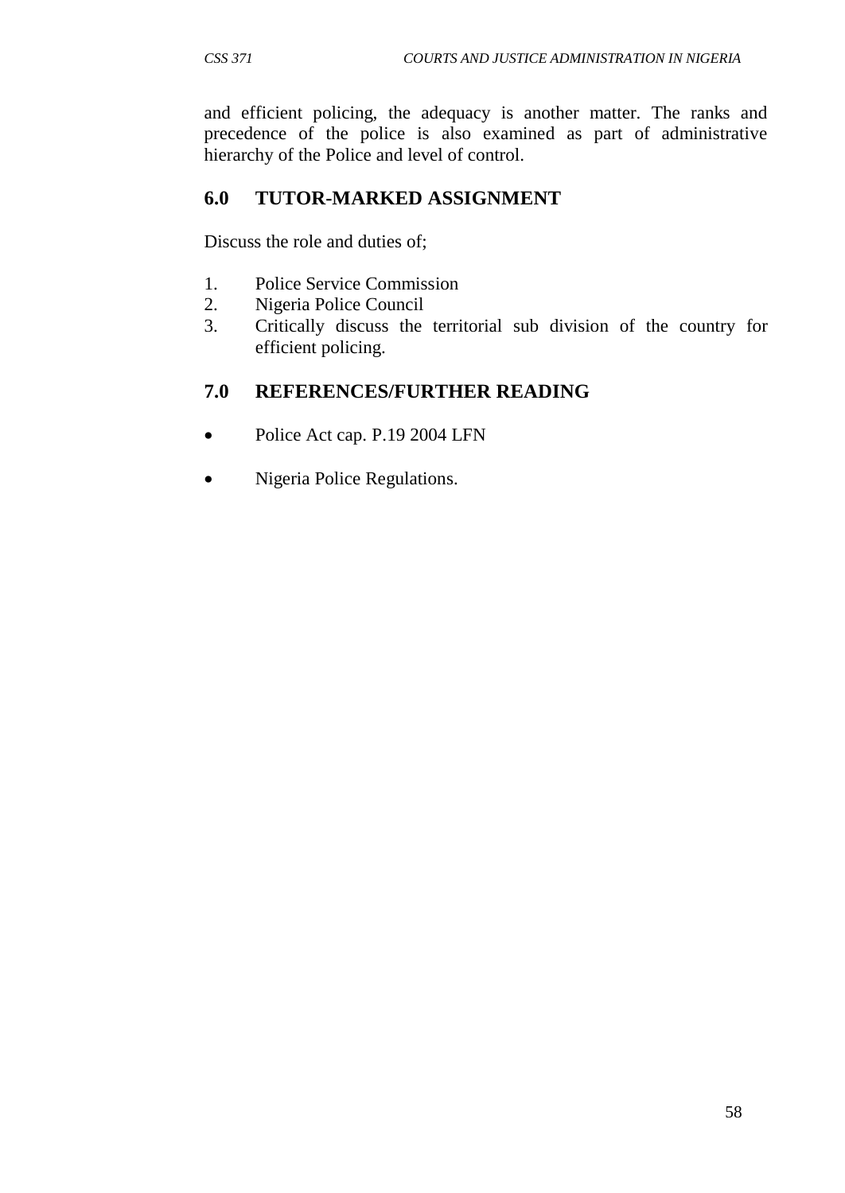and efficient policing, the adequacy is another matter. The ranks and precedence of the police is also examined as part of administrative hierarchy of the Police and level of control.

## 6.0 TUTOR-MARKED ASSIGNMENT

Discuss the role and duties of;

1. Police Service Commission
2. Nigeria Police Council
3. Critically discuss the territorial sub division of the country for efficient policing.

## 7.0 REFERENCES/FURTHER READING

- Police Act cap. P.19 2004 LFN
- Nigeria Police Regulations.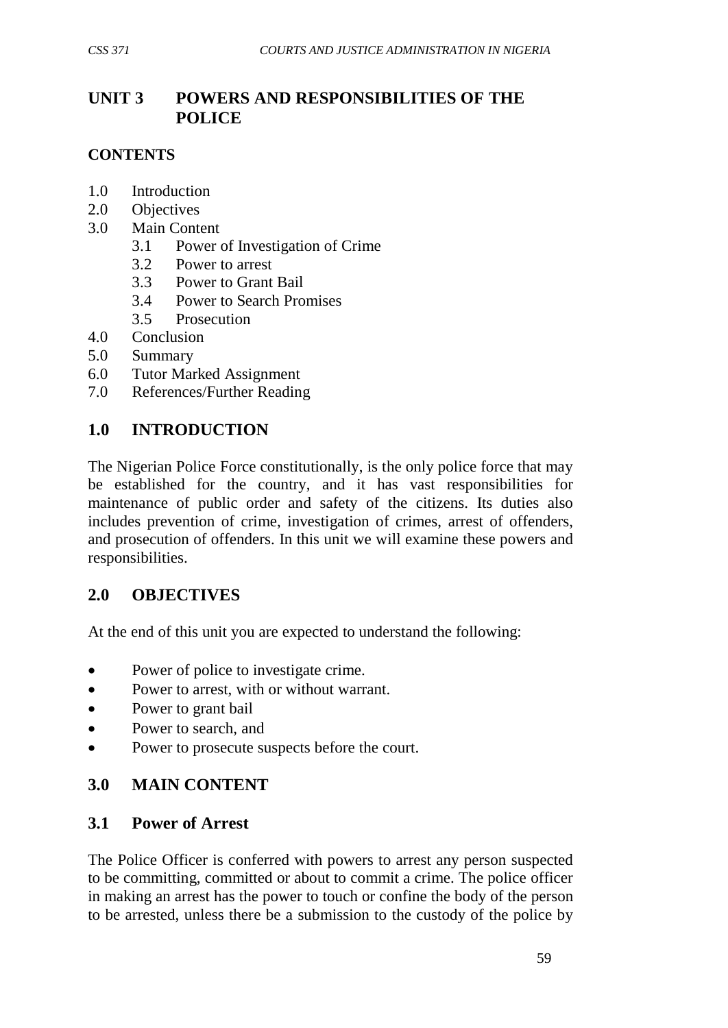# UNIT 3 POWERS AND RESPONSIBILITIES OF THE POLICE

**CONTENTS**

1.0 Introduction
2.0 Objectives
3.0 Main Content
   3.1 Power of Investigation of Crime
   3.2 Power to arrest
   3.3 Power to Grant Bail
   3.4 Power to Search Promises
   3.5 Prosecution
4.0 Conclusion
5.0 Summary
6.0 Tutor Marked Assignment
7.0 References/Further Reading

## 1.0 INTRODUCTION

The Nigerian Police Force constitutionally, is the only police force that may be established for the country, and it has vast responsibilities for maintenance of public order and safety of the citizens. Its duties also includes prevention of crime, investigation of crimes, arrest of offenders, and prosecution of offenders. In this unit we will examine these powers and responsibilities.

## 2.0 OBJECTIVES

At the end of this unit you are expected to understand the following:

- Power of police to investigate crime.
- Power to arrest, with or without warrant.
- Power to grant bail
- Power to search, and
- Power to prosecute suspects before the court.

## 3.0 MAIN CONTENT

### 3.1 Power of Arrest

The Police Officer is conferred with powers to arrest any person suspected to be committing, committed or about to commit a crime. The police officer in making an arrest has the power to touch or confine the body of the person to be arrested, unless there be a submission to the custody of the police by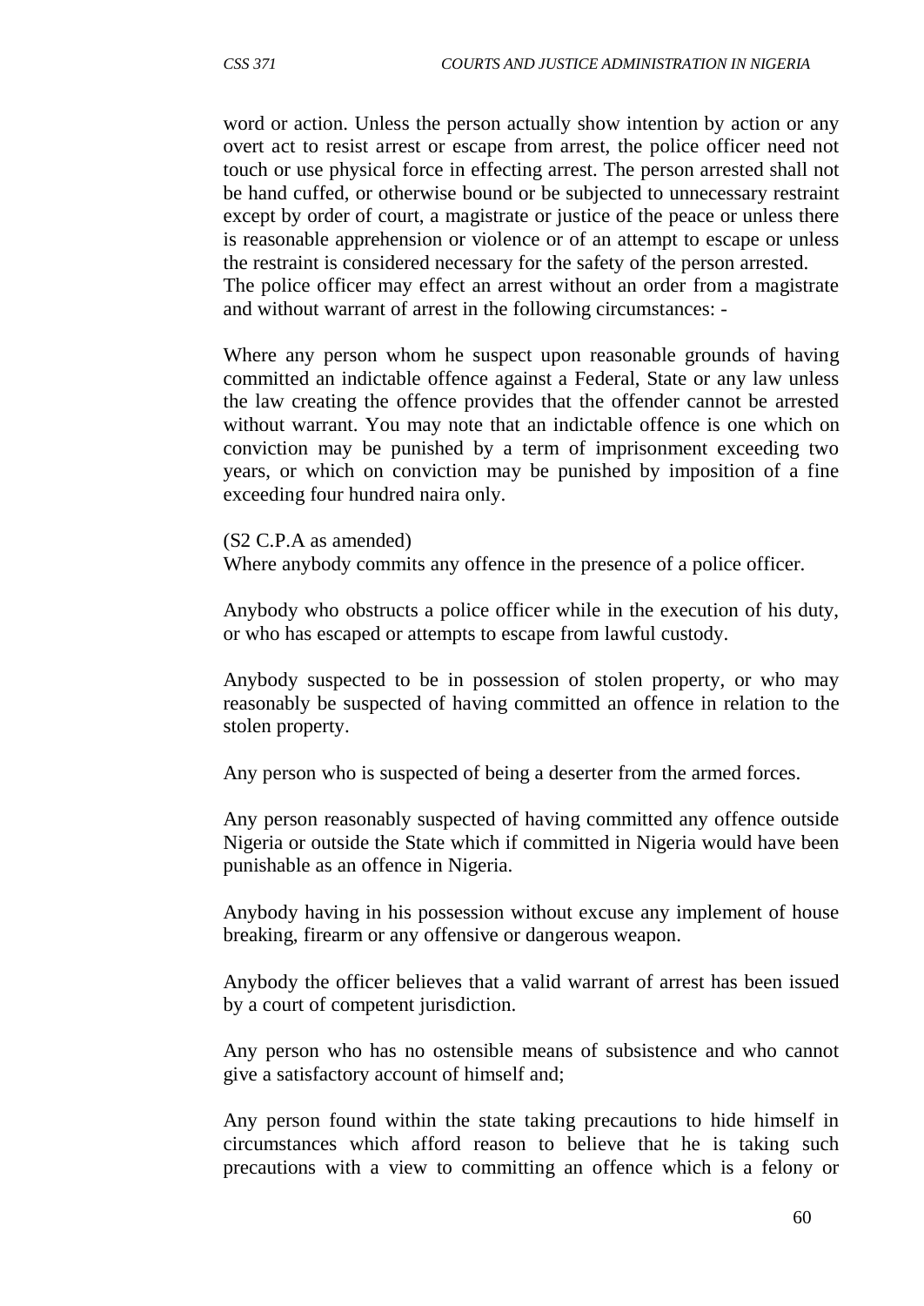word or action. Unless the person actually show intention by action or any overt act to resist arrest or escape from arrest, the police officer need not touch or use physical force in effecting arrest. The person arrested shall not be hand cuffed, or otherwise bound or be subjected to unnecessary restraint except by order of court, a magistrate or justice of the peace or unless there is reasonable apprehension or violence or of an attempt to escape or unless the restraint is considered necessary for the safety of the person arrested. The police officer may effect an arrest without an order from a magistrate and without warrant of arrest in the following circumstances: -

Where any person whom he suspect upon reasonable grounds of having committed an indictable offence against a Federal, State or any law unless the law creating the offence provides that the offender cannot be arrested without warrant. You may note that an indictable offence is one which on conviction may be punished by a term of imprisonment exceeding two years, or which on conviction may be punished by imposition of a fine exceeding four hundred naira only.

(S2 C.P.A as amended)
Where anybody commits any offence in the presence of a police officer.

Anybody who obstructs a police officer while in the execution of his duty, or who has escaped or attempts to escape from lawful custody.

Anybody suspected to be in possession of stolen property, or who may reasonably be suspected of having committed an offence in relation to the stolen property.

Any person who is suspected of being a deserter from the armed forces.

Any person reasonably suspected of having committed any offence outside Nigeria or outside the State which if committed in Nigeria would have been punishable as an offence in Nigeria.

Anybody having in his possession without excuse any implement of house breaking, firearm or any offensive or dangerous weapon.

Anybody the officer believes that a valid warrant of arrest has been issued by a court of competent jurisdiction.

Any person who has no ostensible means of subsistence and who cannot give a satisfactory account of himself and;

Any person found within the state taking precautions to hide himself in circumstances which afford reason to believe that he is taking such precautions with a view to committing an offence which is a felony or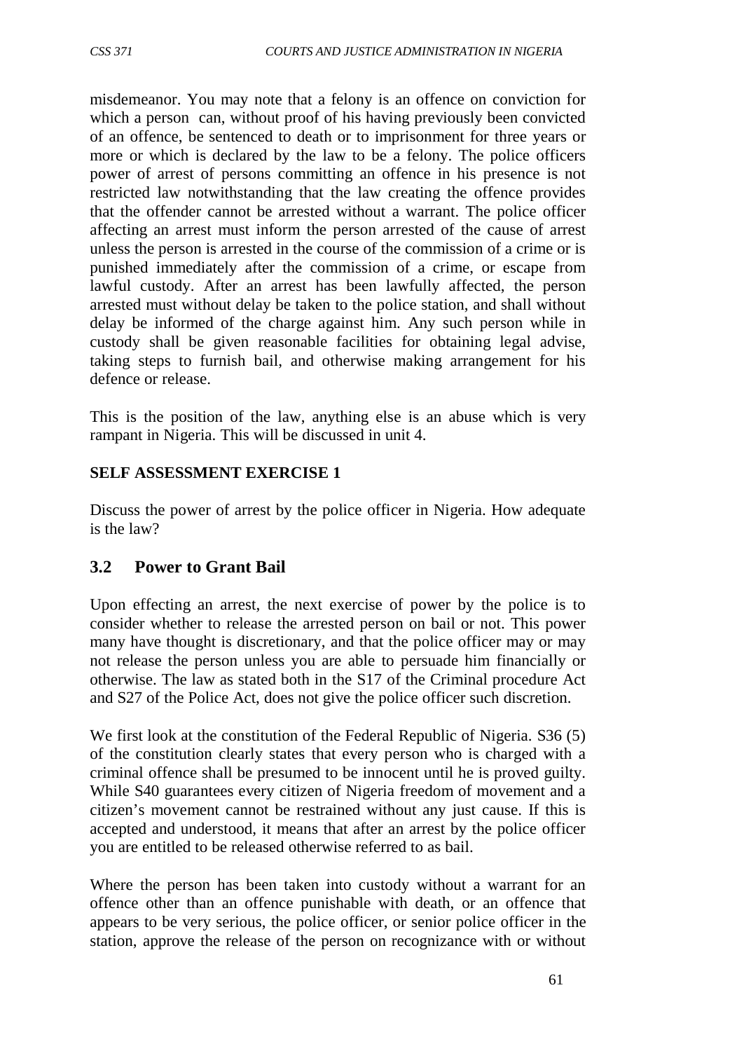misdemeanor. You may note that a felony is an offence on conviction for which a person can, without proof of his having previously been convicted of an offence, be sentenced to death or to imprisonment for three years or more or which is declared by the law to be a felony. The police officers power of arrest of persons committing an offence in his presence is not restricted law notwithstanding that the law creating the offence provides that the offender cannot be arrested without a warrant. The police officer affecting an arrest must inform the person arrested of the cause of arrest unless the person is arrested in the course of the commission of a crime or is punished immediately after the commission of a crime, or escape from lawful custody. After an arrest has been lawfully affected, the person arrested must without delay be taken to the police station, and shall without delay be informed of the charge against him. Any such person while in custody shall be given reasonable facilities for obtaining legal advise, taking steps to furnish bail, and otherwise making arrangement for his defence or release.

This is the position of the law, anything else is an abuse which is very rampant in Nigeria. This will be discussed in unit 4.

**SELF ASSESSMENT EXERCISE 1**

Discuss the power of arrest by the police officer in Nigeria. How adequate is the law?

## 3.2 Power to Grant Bail

Upon effecting an arrest, the next exercise of power by the police is to consider whether to release the arrested person on bail or not. This power many have thought is discretionary, and that the police officer may or may not release the person unless you are able to persuade him financially or otherwise. The law as stated both in the S17 of the Criminal procedure Act and S27 of the Police Act, does not give the police officer such discretion.

We first look at the constitution of the Federal Republic of Nigeria. S36 (5) of the constitution clearly states that every person who is charged with a criminal offence shall be presumed to be innocent until he is proved guilty. While S40 guarantees every citizen of Nigeria freedom of movement and a citizen's movement cannot be restrained without any just cause. If this is accepted and understood, it means that after an arrest by the police officer you are entitled to be released otherwise referred to as bail.

Where the person has been taken into custody without a warrant for an offence other than an offence punishable with death, or an offence that appears to be very serious, the police officer, or senior police officer in the station, approve the release of the person on recognizance with or without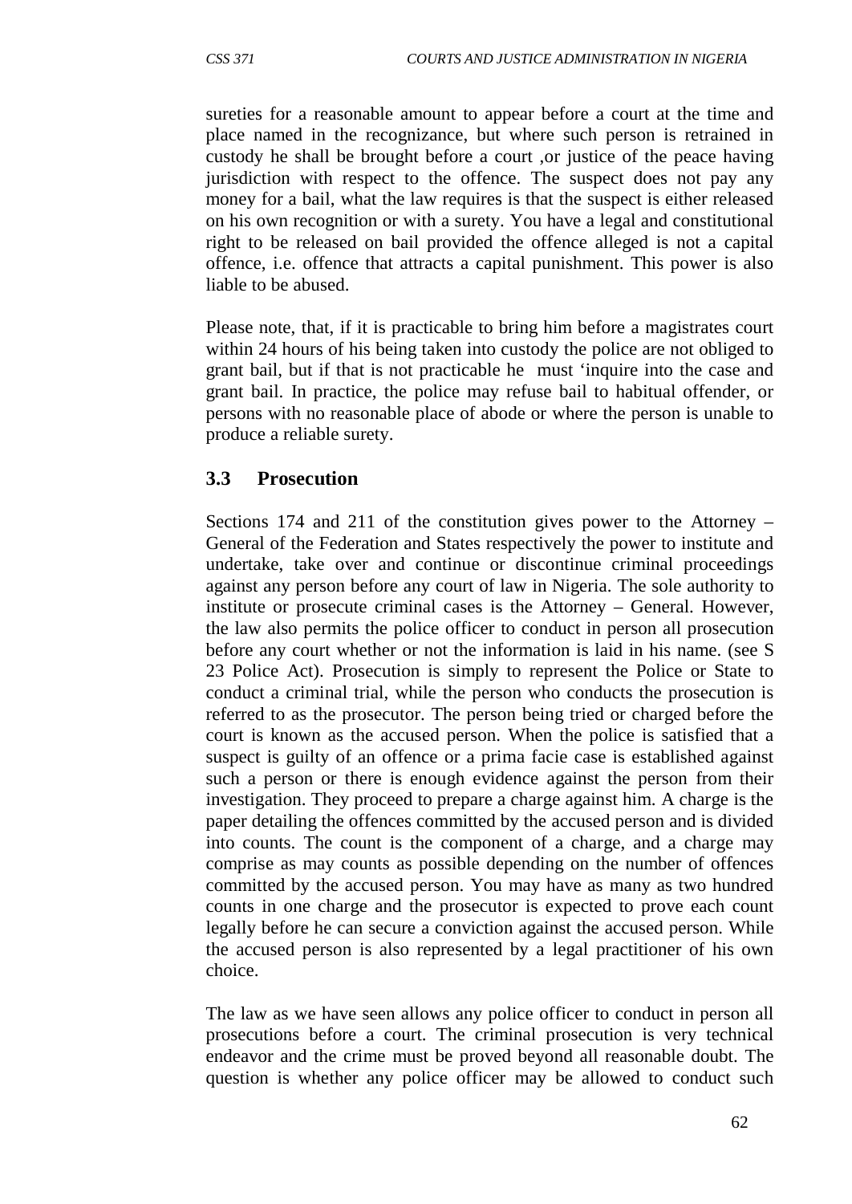sureties for a reasonable amount to appear before a court at the time and place named in the recognizance, but where such person is retrained in custody he shall be brought before a court ,or justice of the peace having jurisdiction with respect to the offence. The suspect does not pay any money for a bail, what the law requires is that the suspect is either released on his own recognition or with a surety. You have a legal and constitutional right to be released on bail provided the offence alleged is not a capital offence, i.e. offence that attracts a capital punishment. This power is also liable to be abused.

Please note, that, if it is practicable to bring him before a magistrates court within 24 hours of his being taken into custody the police are not obliged to grant bail, but if that is not practicable he must 'inquire into the case and grant bail. In practice, the police may refuse bail to habitual offender, or persons with no reasonable place of abode or where the person is unable to produce a reliable surety.

## 3.3 Prosecution

Sections 174 and 211 of the constitution gives power to the Attorney – General of the Federation and States respectively the power to institute and undertake, take over and continue or discontinue criminal proceedings against any person before any court of law in Nigeria. The sole authority to institute or prosecute criminal cases is the Attorney – General. However, the law also permits the police officer to conduct in person all prosecution before any court whether or not the information is laid in his name. (see S 23 Police Act). Prosecution is simply to represent the Police or State to conduct a criminal trial, while the person who conducts the prosecution is referred to as the prosecutor. The person being tried or charged before the court is known as the accused person. When the police is satisfied that a suspect is guilty of an offence or a prima facie case is established against such a person or there is enough evidence against the person from their investigation. They proceed to prepare a charge against him. A charge is the paper detailing the offences committed by the accused person and is divided into counts. The count is the component of a charge, and a charge may comprise as may counts as possible depending on the number of offences committed by the accused person. You may have as many as two hundred counts in one charge and the prosecutor is expected to prove each count legally before he can secure a conviction against the accused person. While the accused person is also represented by a legal practitioner of his own choice.

The law as we have seen allows any police officer to conduct in person all prosecutions before a court. The criminal prosecution is very technical endeavor and the crime must be proved beyond all reasonable doubt. The question is whether any police officer may be allowed to conduct such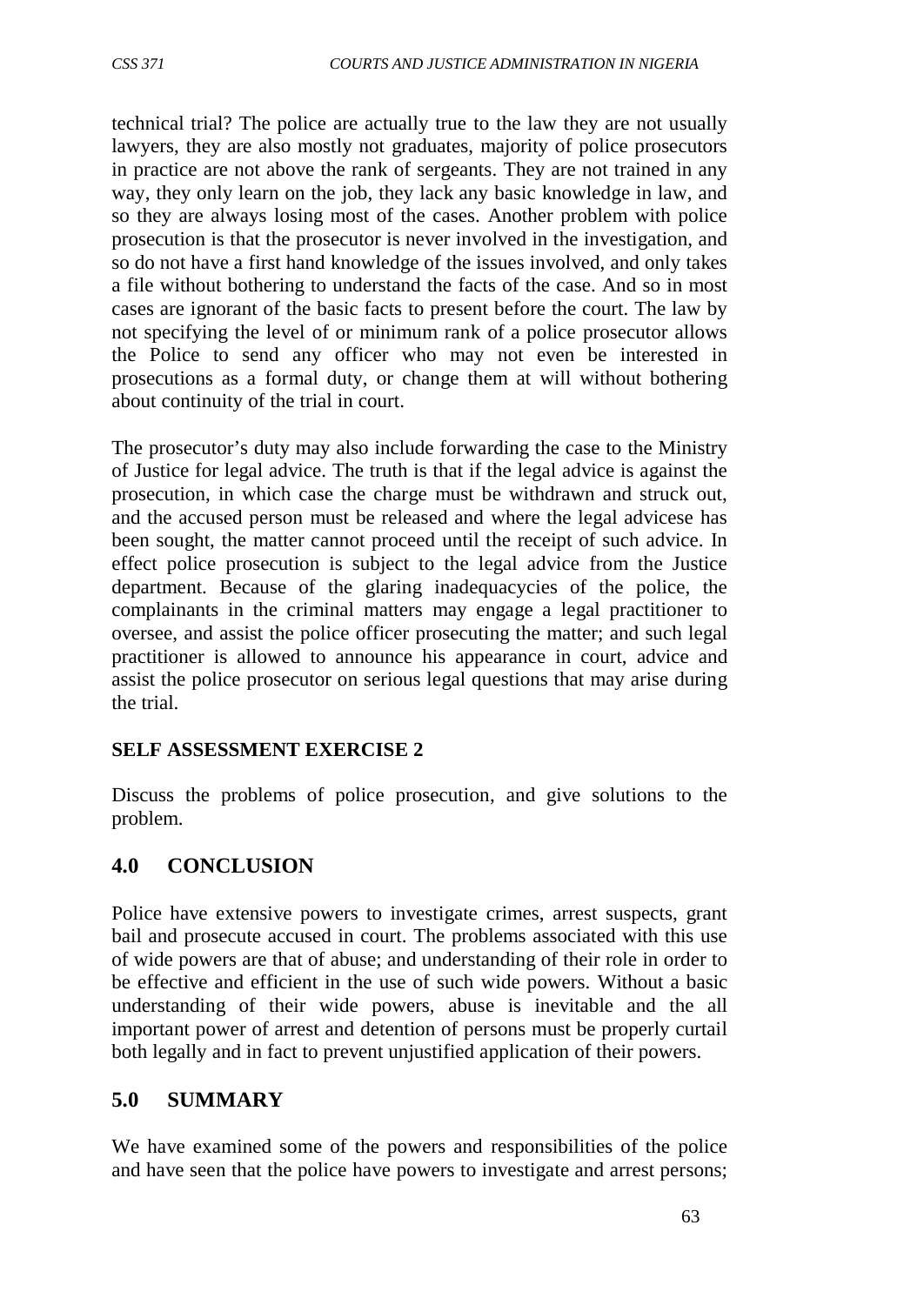technical trial? The police are actually true to the law they are not usually lawyers, they are also mostly not graduates, majority of police prosecutors in practice are not above the rank of sergeants. They are not trained in any way, they only learn on the job, they lack any basic knowledge in law, and so they are always losing most of the cases. Another problem with police prosecution is that the prosecutor is never involved in the investigation, and so do not have a first hand knowledge of the issues involved, and only takes a file without bothering to understand the facts of the case. And so in most cases are ignorant of the basic facts to present before the court. The law by not specifying the level of or minimum rank of a police prosecutor allows the Police to send any officer who may not even be interested in prosecutions as a formal duty, or change them at will without bothering about continuity of the trial in court.

The prosecutor's duty may also include forwarding the case to the Ministry of Justice for legal advice. The truth is that if the legal advice is against the prosecution, in which case the charge must be withdrawn and struck out, and the accused person must be released and where the legal advicese has been sought, the matter cannot proceed until the receipt of such advice. In effect police prosecution is subject to the legal advice from the Justice department. Because of the glaring inadequacycies of the police, the complainants in the criminal matters may engage a legal practitioner to oversee, and assist the police officer prosecuting the matter; and such legal practitioner is allowed to announce his appearance in court, advice and assist the police prosecutor on serious legal questions that may arise during the trial.

**SELF ASSESSMENT EXERCISE 2**

Discuss the problems of police prosecution, and give solutions to the problem.

## 4.0 CONCLUSION

Police have extensive powers to investigate crimes, arrest suspects, grant bail and prosecute accused in court. The problems associated with this use of wide powers are that of abuse; and understanding of their role in order to be effective and efficient in the use of such wide powers. Without a basic understanding of their wide powers, abuse is inevitable and the all important power of arrest and detention of persons must be properly curtail both legally and in fact to prevent unjustified application of their powers.

## 5.0 SUMMARY

We have examined some of the powers and responsibilities of the police and have seen that the police have powers to investigate and arrest persons;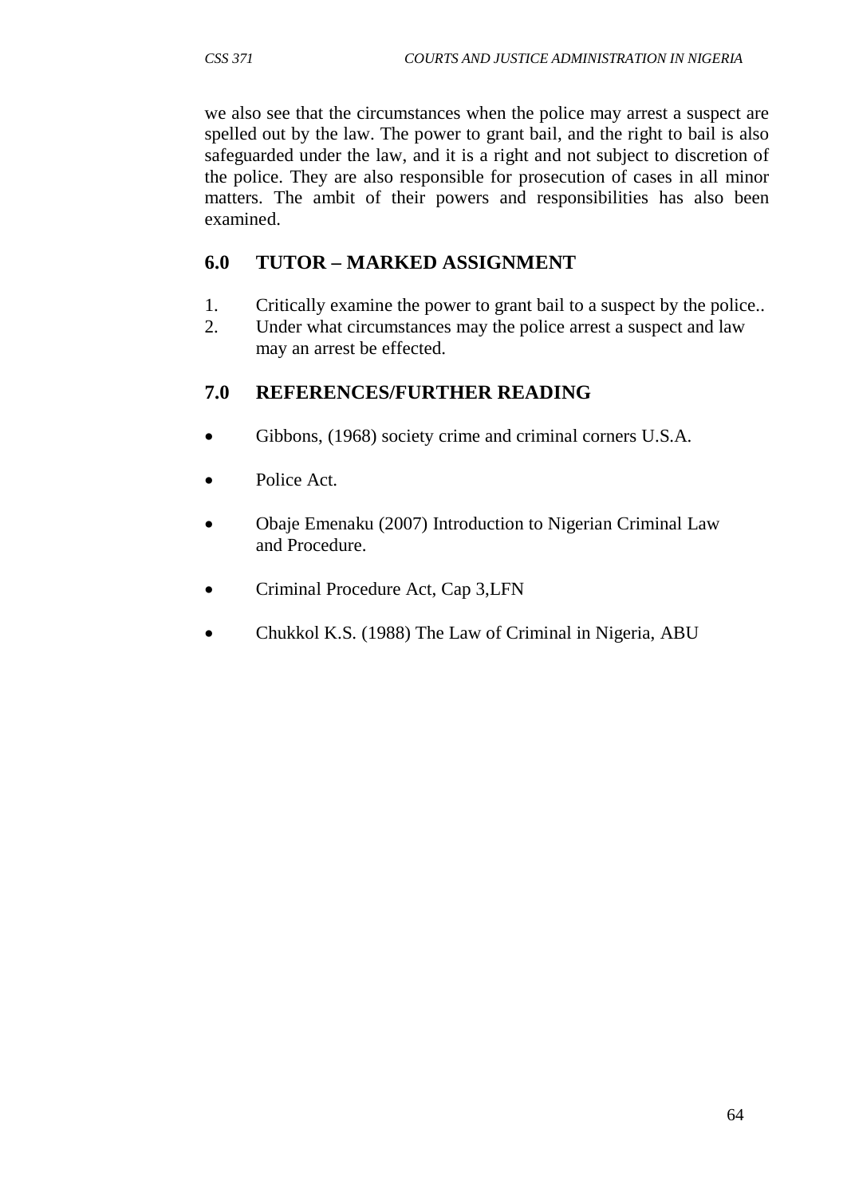we also see that the circumstances when the police may arrest a suspect are spelled out by the law. The power to grant bail, and the right to bail is also safeguarded under the law, and it is a right and not subject to discretion of the police. They are also responsible for prosecution of cases in all minor matters. The ambit of their powers and responsibilities has also been examined.

## 6.0 TUTOR – MARKED ASSIGNMENT

1. Critically examine the power to grant bail to a suspect by the police..
2. Under what circumstances may the police arrest a suspect and law may an arrest be effected.

## 7.0 REFERENCES/FURTHER READING

- Gibbons, (1968) society crime and criminal corners U.S.A.
- Police Act.
- Obaje Emenaku (2007) Introduction to Nigerian Criminal Law and Procedure.
- Criminal Procedure Act, Cap 3,LFN
- Chukkol K.S. (1988) The Law of Criminal in Nigeria, ABU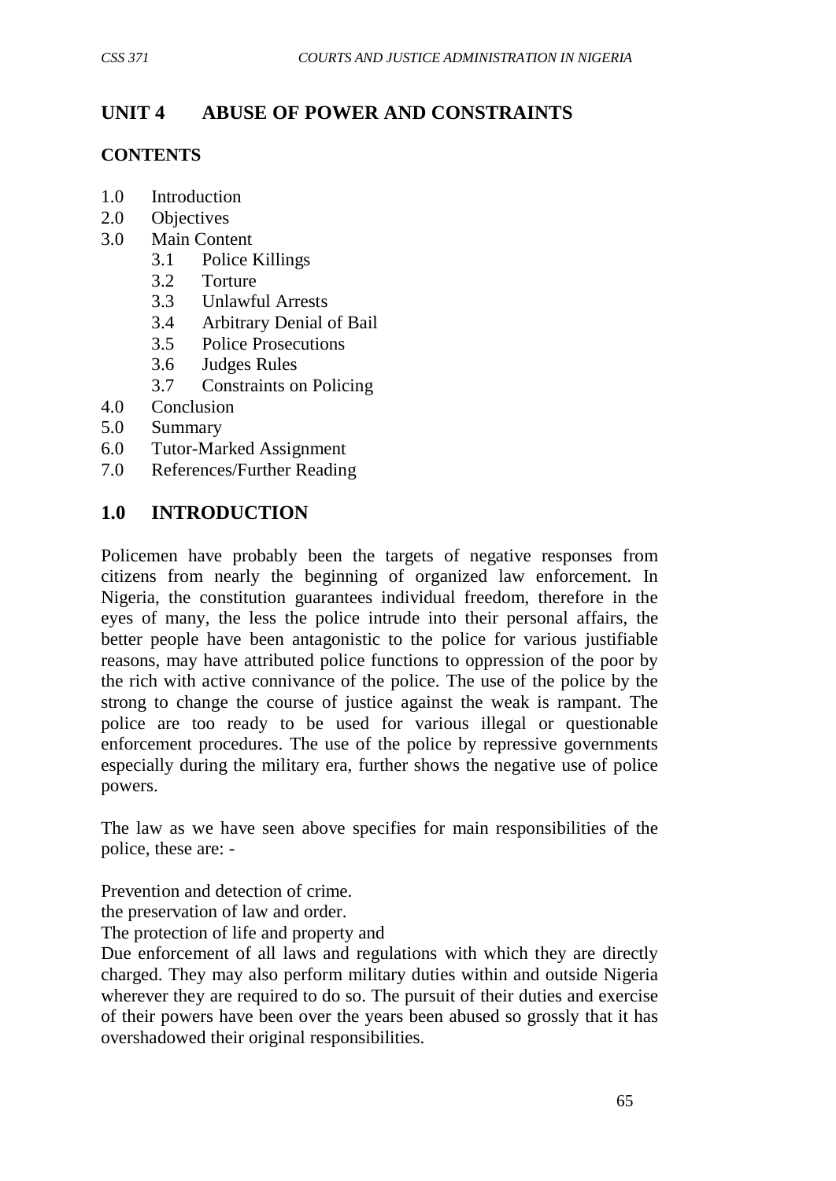## UNIT 4 ABUSE OF POWER AND CONSTRAINTS

### CONTENTS

1.0 Introduction
2.0 Objectives
3.0 Main Content
   3.1 Police Killings
   3.2 Torture
   3.3 Unlawful Arrests
   3.4 Arbitrary Denial of Bail
   3.5 Police Prosecutions
   3.6 Judges Rules
   3.7 Constraints on Policing
4.0 Conclusion
5.0 Summary
6.0 Tutor-Marked Assignment
7.0 References/Further Reading

## 1.0 INTRODUCTION

Policemen have probably been the targets of negative responses from citizens from nearly the beginning of organized law enforcement. In Nigeria, the constitution guarantees individual freedom, therefore in the eyes of many, the less the police intrude into their personal affairs, the better people have been antagonistic to the police for various justifiable reasons, may have attributed police functions to oppression of the poor by the rich with active connivance of the police. The use of the police by the strong to change the course of justice against the weak is rampant. The police are too ready to be used for various illegal or questionable enforcement procedures. The use of the police by repressive governments especially during the military era, further shows the negative use of police powers.

The law as we have seen above specifies for main responsibilities of the police, these are: -

Prevention and detection of crime.
the preservation of law and order.
The protection of life and property and
Due enforcement of all laws and regulations with which they are directly charged. They may also perform military duties within and outside Nigeria wherever they are required to do so. The pursuit of their duties and exercise of their powers have been over the years been abused so grossly that it has overshadowed their original responsibilities.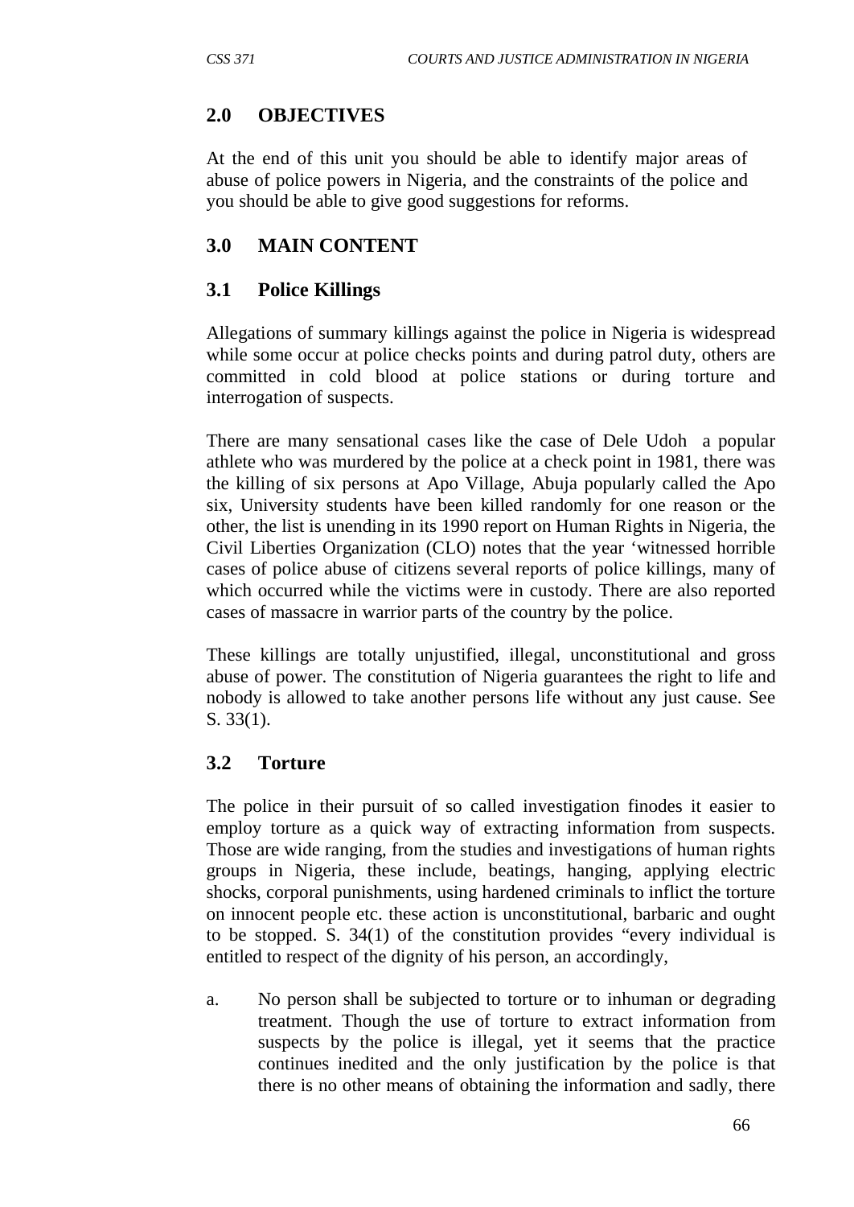## 2.0 OBJECTIVES

At the end of this unit you should be able to identify major areas of abuse of police powers in Nigeria, and the constraints of the police and you should be able to give good suggestions for reforms.

## 3.0 MAIN CONTENT

### 3.1 Police Killings

Allegations of summary killings against the police in Nigeria is widespread while some occur at police checks points and during patrol duty, others are committed in cold blood at police stations or during torture and interrogation of suspects.

There are many sensational cases like the case of Dele Udoh  a popular athlete who was murdered by the police at a check point in 1981, there was the killing of six persons at Apo Village, Abuja popularly called the Apo six, University students have been killed randomly for one reason or the other, the list is unending in its 1990 report on Human Rights in Nigeria, the Civil Liberties Organization (CLO) notes that the year 'witnessed horrible cases of police abuse of citizens several reports of police killings, many of which occurred while the victims were in custody. There are also reported cases of massacre in warrior parts of the country by the police.

These killings are totally unjustified, illegal, unconstitutional and gross abuse of power. The constitution of Nigeria guarantees the right to life and nobody is allowed to take another persons life without any just cause. See S. 33(1).

### 3.2 Torture

The police in their pursuit of so called investigation finodes it easier to employ torture as a quick way of extracting information from suspects. Those are wide ranging, from the studies and investigations of human rights groups in Nigeria, these include, beatings, hanging, applying electric shocks, corporal punishments, using hardened criminals to inflict the torture on innocent people etc. these action is unconstitutional, barbaric and ought to be stopped. S. 34(1) of the constitution provides "every individual is entitled to respect of the dignity of his person, an accordingly,

a. No person shall be subjected to torture or to inhuman or degrading treatment. Though the use of torture to extract information from suspects by the police is illegal, yet it seems that the practice continues inedited and the only justification by the police is that there is no other means of obtaining the information and sadly, there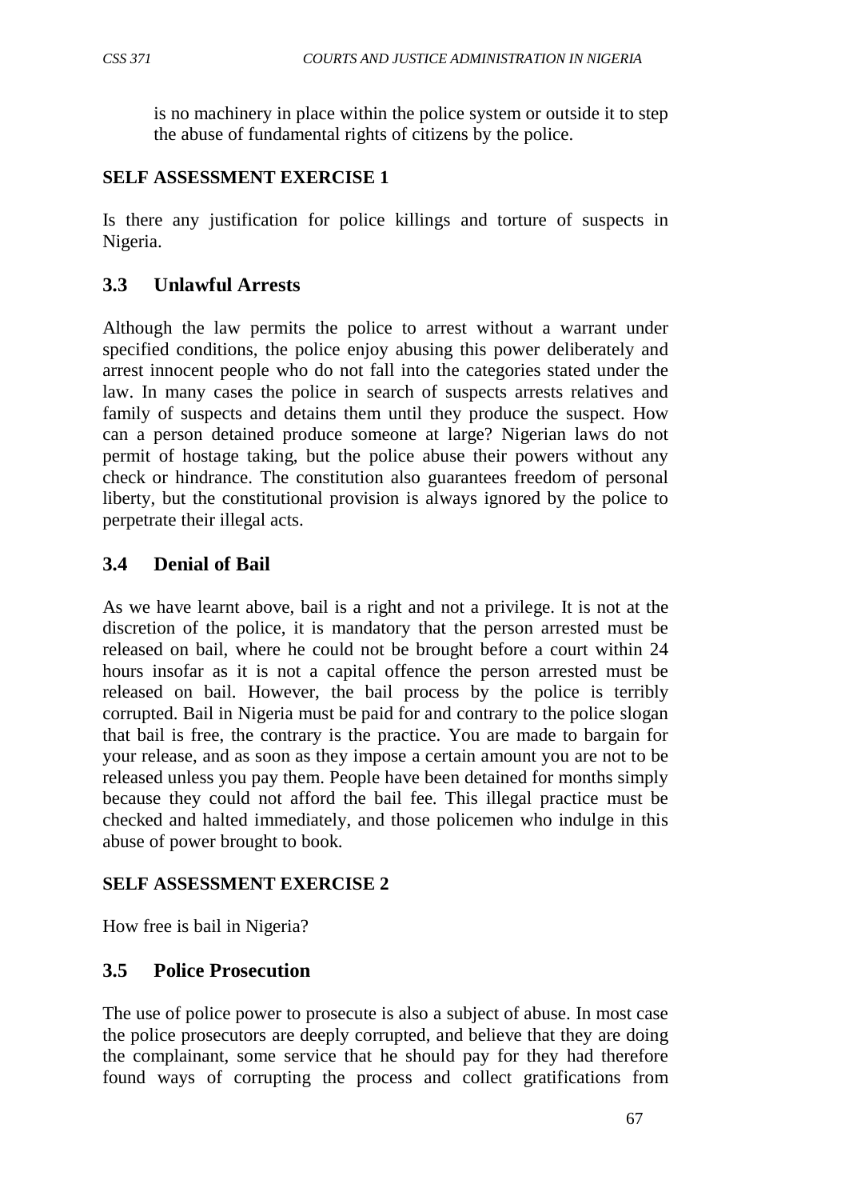is no machinery in place within the police system or outside it to step the abuse of fundamental rights of citizens by the police.

**SELF ASSESSMENT EXERCISE 1**

Is there any justification for police killings and torture of suspects in Nigeria.

## 3.3 Unlawful Arrests

Although the law permits the police to arrest without a warrant under specified conditions, the police enjoy abusing this power deliberately and arrest innocent people who do not fall into the categories stated under the law. In many cases the police in search of suspects arrests relatives and family of suspects and detains them until they produce the suspect. How can a person detained produce someone at large? Nigerian laws do not permit of hostage taking, but the police abuse their powers without any check or hindrance. The constitution also guarantees freedom of personal liberty, but the constitutional provision is always ignored by the police to perpetrate their illegal acts.

## 3.4 Denial of Bail

As we have learnt above, bail is a right and not a privilege. It is not at the discretion of the police, it is mandatory that the person arrested must be released on bail, where he could not be brought before a court within 24 hours insofar as it is not a capital offence the person arrested must be released on bail. However, the bail process by the police is terribly corrupted. Bail in Nigeria must be paid for and contrary to the police slogan that bail is free, the contrary is the practice. You are made to bargain for your release, and as soon as they impose a certain amount you are not to be released unless you pay them. People have been detained for months simply because they could not afford the bail fee. This illegal practice must be checked and halted immediately, and those policemen who indulge in this abuse of power brought to book.

**SELF ASSESSMENT EXERCISE 2**

How free is bail in Nigeria?

## 3.5 Police Prosecution

The use of police power to prosecute is also a subject of abuse. In most case the police prosecutors are deeply corrupted, and believe that they are doing the complainant, some service that he should pay for they had therefore found ways of corrupting the process and collect gratifications from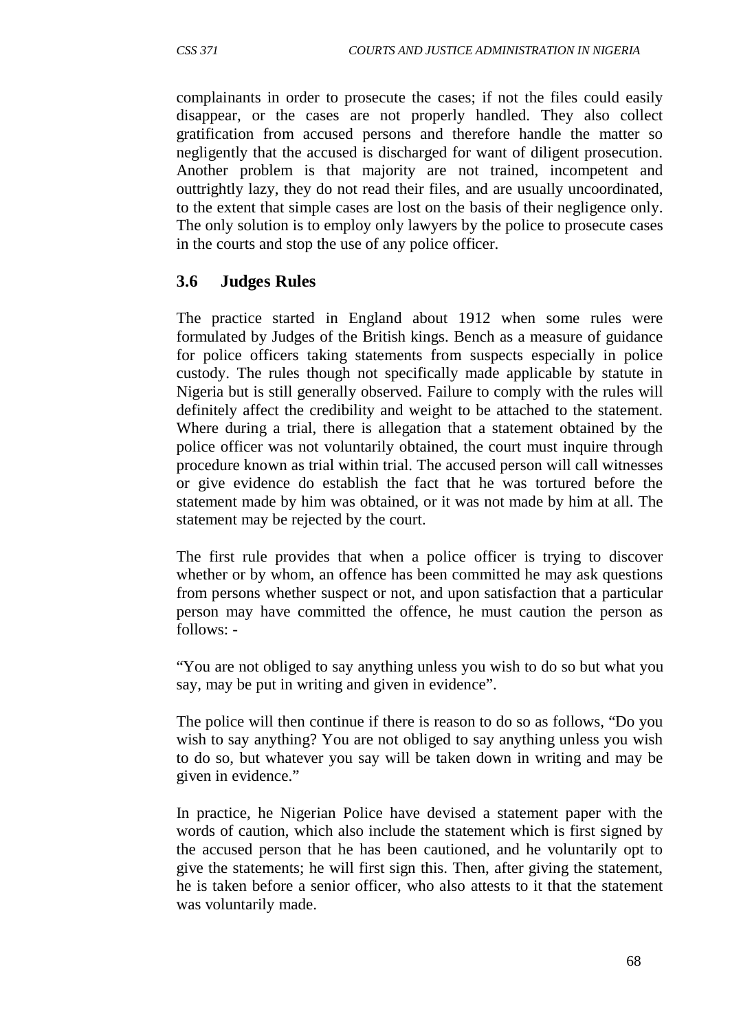complainants in order to prosecute the cases; if not the files could easily disappear, or the cases are not properly handled. They also collect gratification from accused persons and therefore handle the matter so negligently that the accused is discharged for want of diligent prosecution. Another problem is that majority are not trained, incompetent and outtrightly lazy, they do not read their files, and are usually uncoordinated, to the extent that simple cases are lost on the basis of their negligence only. The only solution is to employ only lawyers by the police to prosecute cases in the courts and stop the use of any police officer.

### 3.6 Judges Rules

The practice started in England about 1912 when some rules were formulated by Judges of the British kings. Bench as a measure of guidance for police officers taking statements from suspects especially in police custody. The rules though not specifically made applicable by statute in Nigeria but is still generally observed. Failure to comply with the rules will definitely affect the credibility and weight to be attached to the statement. Where during a trial, there is allegation that a statement obtained by the police officer was not voluntarily obtained, the court must inquire through procedure known as trial within trial. The accused person will call witnesses or give evidence do establish the fact that he was tortured before the statement made by him was obtained, or it was not made by him at all. The statement may be rejected by the court.

The first rule provides that when a police officer is trying to discover whether or by whom, an offence has been committed he may ask questions from persons whether suspect or not, and upon satisfaction that a particular person may have committed the offence, he must caution the person as follows: -

"You are not obliged to say anything unless you wish to do so but what you say, may be put in writing and given in evidence".

The police will then continue if there is reason to do so as follows, "Do you wish to say anything? You are not obliged to say anything unless you wish to do so, but whatever you say will be taken down in writing and may be given in evidence."

In practice, he Nigerian Police have devised a statement paper with the words of caution, which also include the statement which is first signed by the accused person that he has been cautioned, and he voluntarily opt to give the statements; he will first sign this. Then, after giving the statement, he is taken before a senior officer, who also attests to it that the statement was voluntarily made.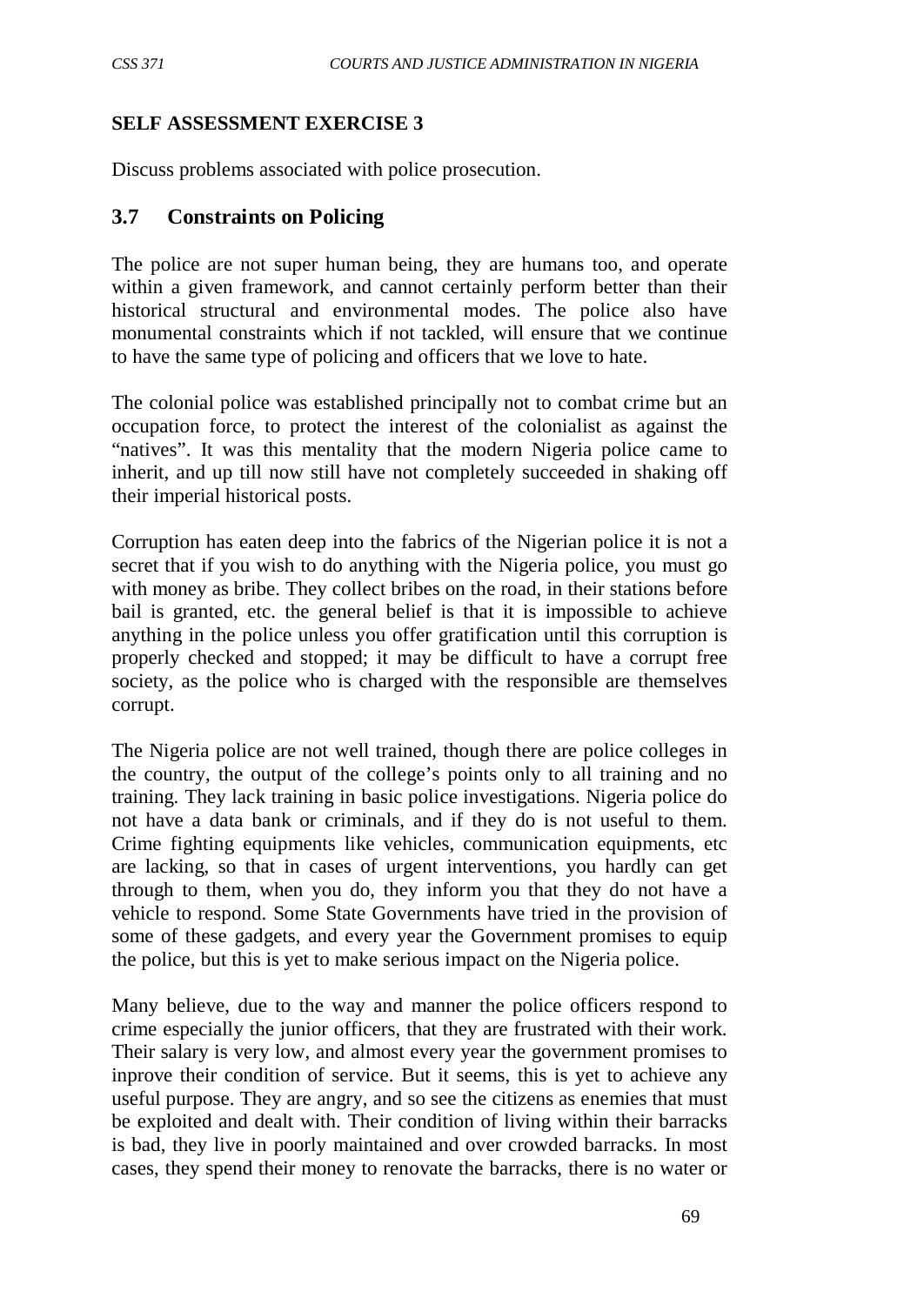**SELF ASSESSMENT EXERCISE 3**

Discuss problems associated with police prosecution.

## 3.7 Constraints on Policing

The police are not super human being, they are humans too, and operate within a given framework, and cannot certainly perform better than their historical structural and environmental modes. The police also have monumental constraints which if not tackled, will ensure that we continue to have the same type of policing and officers that we love to hate.

The colonial police was established principally not to combat crime but an occupation force, to protect the interest of the colonialist as against the "natives". It was this mentality that the modern Nigeria police came to inherit, and up till now still have not completely succeeded in shaking off their imperial historical posts.

Corruption has eaten deep into the fabrics of the Nigerian police it is not a secret that if you wish to do anything with the Nigeria police, you must go with money as bribe. They collect bribes on the road, in their stations before bail is granted, etc. the general belief is that it is impossible to achieve anything in the police unless you offer gratification until this corruption is properly checked and stopped; it may be difficult to have a corrupt free society, as the police who is charged with the responsible are themselves corrupt.

The Nigeria police are not well trained, though there are police colleges in the country, the output of the college's points only to all training and no training. They lack training in basic police investigations. Nigeria police do not have a data bank or criminals, and if they do is not useful to them. Crime fighting equipments like vehicles, communication equipments, etc are lacking, so that in cases of urgent interventions, you hardly can get through to them, when you do, they inform you that they do not have a vehicle to respond. Some State Governments have tried in the provision of some of these gadgets, and every year the Government promises to equip the police, but this is yet to make serious impact on the Nigeria police.

Many believe, due to the way and manner the police officers respond to crime especially the junior officers, that they are frustrated with their work. Their salary is very low, and almost every year the government promises to inprove their condition of service. But it seems, this is yet to achieve any useful purpose. They are angry, and so see the citizens as enemies that must be exploited and dealt with. Their condition of living within their barracks is bad, they live in poorly maintained and over crowded barracks. In most cases, they spend their money to renovate the barracks, there is no water or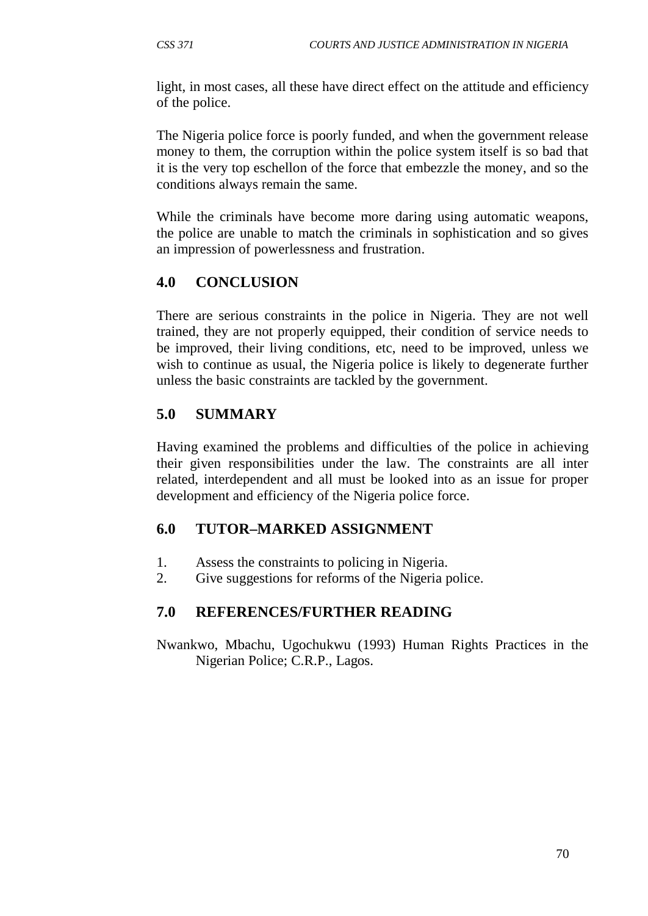light, in most cases, all these have direct effect on the attitude and efficiency of the police.

The Nigeria police force is poorly funded, and when the government release money to them, the corruption within the police system itself is so bad that it is the very top eschellon of the force that embezzle the money, and so the conditions always remain the same.

While the criminals have become more daring using automatic weapons, the police are unable to match the criminals in sophistication and so gives an impression of powerlessness and frustration.

## 4.0 CONCLUSION

There are serious constraints in the police in Nigeria. They are not well trained, they are not properly equipped, their condition of service needs to be improved, their living conditions, etc, need to be improved, unless we wish to continue as usual, the Nigeria police is likely to degenerate further unless the basic constraints are tackled by the government.

## 5.0 SUMMARY

Having examined the problems and difficulties of the police in achieving their given responsibilities under the law. The constraints are all inter related, interdependent and all must be looked into as an issue for proper development and efficiency of the Nigeria police force.

## 6.0 TUTOR–MARKED ASSIGNMENT

1. Assess the constraints to policing in Nigeria.
2. Give suggestions for reforms of the Nigeria police.

## 7.0 REFERENCES/FURTHER READING

Nwankwo, Mbachu, Ugochukwu (1993) Human Rights Practices in the Nigerian Police; C.R.P., Lagos.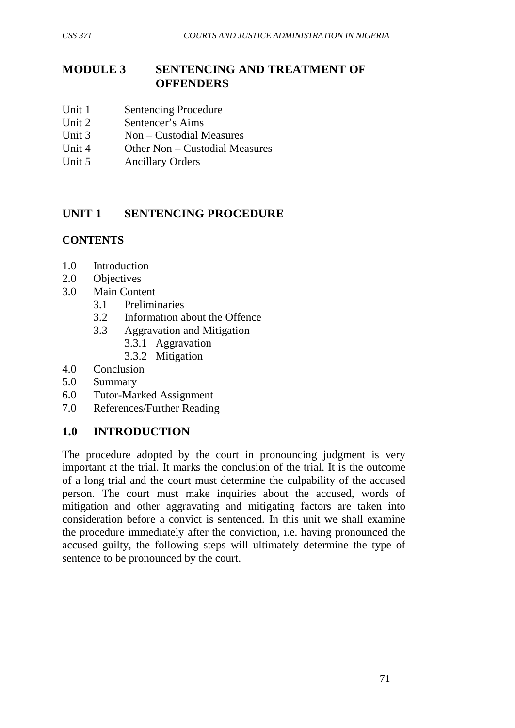# MODULE 3 SENTENCING AND TREATMENT OF OFFENDERS

Unit 1 Sentencing Procedure
Unit 2 Sentencer's Aims
Unit 3 Non – Custodial Measures
Unit 4 Other Non – Custodial Measures
Unit 5 Ancillary Orders

## UNIT 1 SENTENCING PROCEDURE

### CONTENTS

1.0 Introduction
2.0 Objectives
3.0 Main Content
  3.1 Preliminaries
  3.2 Information about the Offence
  3.3 Aggravation and Mitigation
    3.3.1 Aggravation
    3.3.2 Mitigation
4.0 Conclusion
5.0 Summary
6.0 Tutor-Marked Assignment
7.0 References/Further Reading

## 1.0 INTRODUCTION

The procedure adopted by the court in pronouncing judgment is very important at the trial. It marks the conclusion of the trial. It is the outcome of a long trial and the court must determine the culpability of the accused person. The court must make inquiries about the accused, words of mitigation and other aggravating and mitigating factors are taken into consideration before a convict is sentenced. In this unit we shall examine the procedure immediately after the conviction, i.e. having pronounced the accused guilty, the following steps will ultimately determine the type of sentence to be pronounced by the court.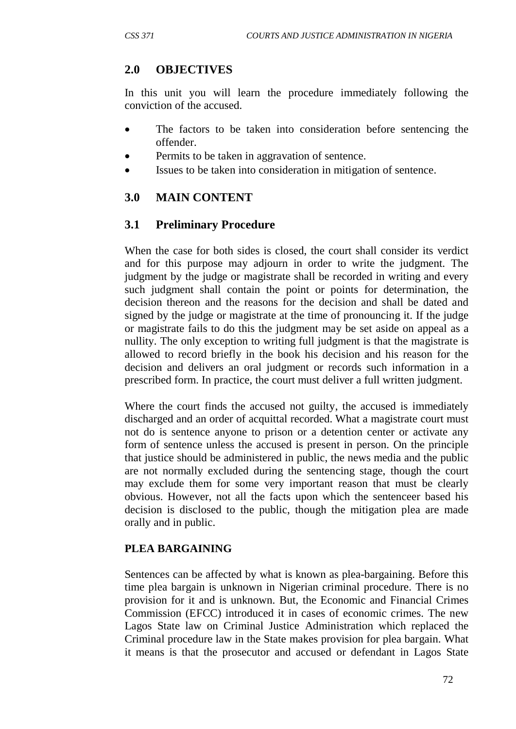## 2.0 OBJECTIVES

In this unit you will learn the procedure immediately following the conviction of the accused.

- The factors to be taken into consideration before sentencing the offender.
- Permits to be taken in aggravation of sentence.
- Issues to be taken into consideration in mitigation of sentence.

## 3.0 MAIN CONTENT

### 3.1 Preliminary Procedure

When the case for both sides is closed, the court shall consider its verdict and for this purpose may adjourn in order to write the judgment. The judgment by the judge or magistrate shall be recorded in writing and every such judgment shall contain the point or points for determination, the decision thereon and the reasons for the decision and shall be dated and signed by the judge or magistrate at the time of pronouncing it. If the judge or magistrate fails to do this the judgment may be set aside on appeal as a nullity. The only exception to writing full judgment is that the magistrate is allowed to record briefly in the book his decision and his reason for the decision and delivers an oral judgment or records such information in a prescribed form. In practice, the court must deliver a full written judgment.

Where the court finds the accused not guilty, the accused is immediately discharged and an order of acquittal recorded. What a magistrate court must not do is sentence anyone to prison or a detention center or activate any form of sentence unless the accused is present in person. On the principle that justice should be administered in public, the news media and the public are not normally excluded during the sentencing stage, though the court may exclude them for some very important reason that must be clearly obvious. However, not all the facts upon which the sentenceer based his decision is disclosed to the public, though the mitigation plea are made orally and in public.

**PLEA BARGAINING**

Sentences can be affected by what is known as plea-bargaining. Before this time plea bargain is unknown in Nigerian criminal procedure. There is no provision for it and is unknown. But, the Economic and Financial Crimes Commission (EFCC) introduced it in cases of economic crimes. The new Lagos State law on Criminal Justice Administration which replaced the Criminal procedure law in the State makes provision for plea bargain. What it means is that the prosecutor and accused or defendant in Lagos State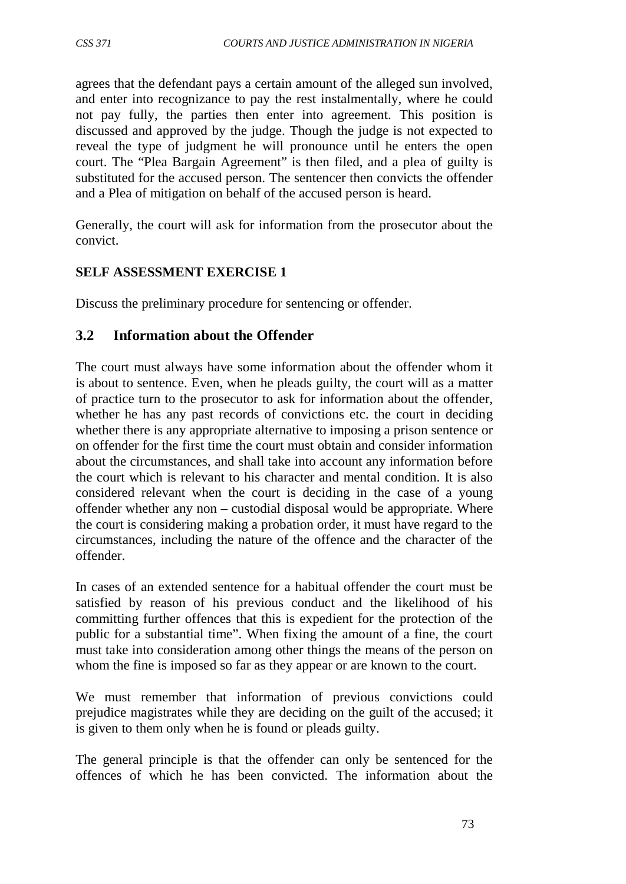agrees that the defendant pays a certain amount of the alleged sun involved, and enter into recognizance to pay the rest instalmentally, where he could not pay fully, the parties then enter into agreement. This position is discussed and approved by the judge. Though the judge is not expected to reveal the type of judgment he will pronounce until he enters the open court. The "Plea Bargain Agreement" is then filed, and a plea of guilty is substituted for the accused person. The sentencer then convicts the offender and a Plea of mitigation on behalf of the accused person is heard.

Generally, the court will ask for information from the prosecutor about the convict.

**SELF ASSESSMENT EXERCISE 1**

Discuss the preliminary procedure for sentencing or offender.

## 3.2 Information about the Offender

The court must always have some information about the offender whom it is about to sentence. Even, when he pleads guilty, the court will as a matter of practice turn to the prosecutor to ask for information about the offender, whether he has any past records of convictions etc. the court in deciding whether there is any appropriate alternative to imposing a prison sentence or on offender for the first time the court must obtain and consider information about the circumstances, and shall take into account any information before the court which is relevant to his character and mental condition. It is also considered relevant when the court is deciding in the case of a young offender whether any non – custodial disposal would be appropriate. Where the court is considering making a probation order, it must have regard to the circumstances, including the nature of the offence and the character of the offender.

In cases of an extended sentence for a habitual offender the court must be satisfied by reason of his previous conduct and the likelihood of his committing further offences that this is expedient for the protection of the public for a substantial time". When fixing the amount of a fine, the court must take into consideration among other things the means of the person on whom the fine is imposed so far as they appear or are known to the court.

We must remember that information of previous convictions could prejudice magistrates while they are deciding on the guilt of the accused; it is given to them only when he is found or pleads guilty.

The general principle is that the offender can only be sentenced for the offences of which he has been convicted. The information about the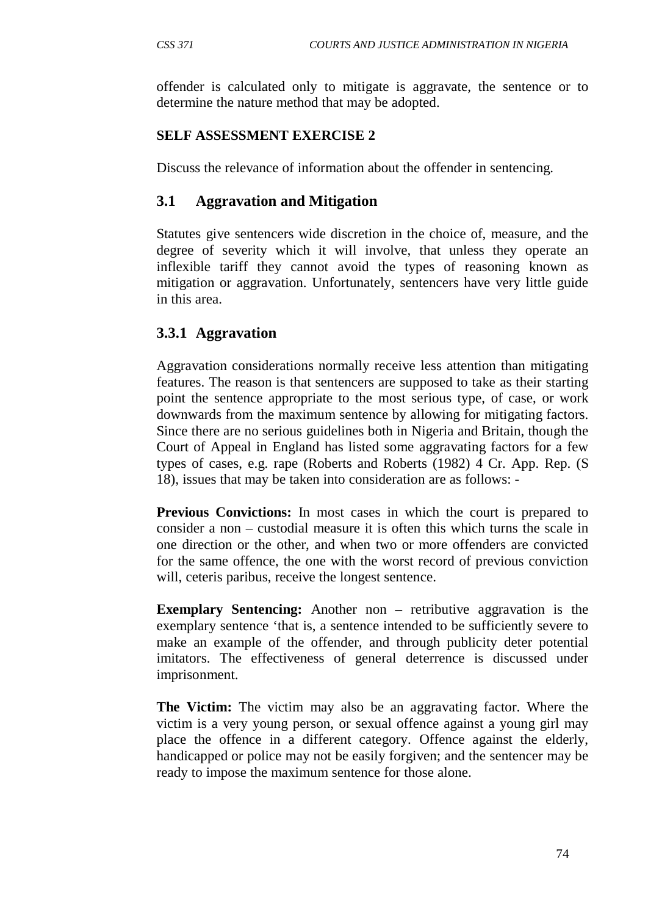offender is calculated only to mitigate is aggravate, the sentence or to determine the nature method that may be adopted.

**SELF ASSESSMENT EXERCISE 2**

Discuss the relevance of information about the offender in sentencing.

## 3.1 Aggravation and Mitigation

Statutes give sentencers wide discretion in the choice of, measure, and the degree of severity which it will involve, that unless they operate an inflexible tariff they cannot avoid the types of reasoning known as mitigation or aggravation. Unfortunately, sentencers have very little guide in this area.

### 3.3.1 Aggravation

Aggravation considerations normally receive less attention than mitigating features. The reason is that sentencers are supposed to take as their starting point the sentence appropriate to the most serious type, of case, or work downwards from the maximum sentence by allowing for mitigating factors. Since there are no serious guidelines both in Nigeria and Britain, though the Court of Appeal in England has listed some aggravating factors for a few types of cases, e.g. rape (Roberts and Roberts (1982) 4 Cr. App. Rep. (S 18), issues that may be taken into consideration are as follows: -

**Previous Convictions:** In most cases in which the court is prepared to consider a non – custodial measure it is often this which turns the scale in one direction or the other, and when two or more offenders are convicted for the same offence, the one with the worst record of previous conviction will, ceteris paribus, receive the longest sentence.

**Exemplary Sentencing:** Another non – retributive aggravation is the exemplary sentence 'that is, a sentence intended to be sufficiently severe to make an example of the offender, and through publicity deter potential imitators. The effectiveness of general deterrence is discussed under imprisonment.

**The Victim:** The victim may also be an aggravating factor. Where the victim is a very young person, or sexual offence against a young girl may place the offence in a different category. Offence against the elderly, handicapped or police may not be easily forgiven; and the sentencer may be ready to impose the maximum sentence for those alone.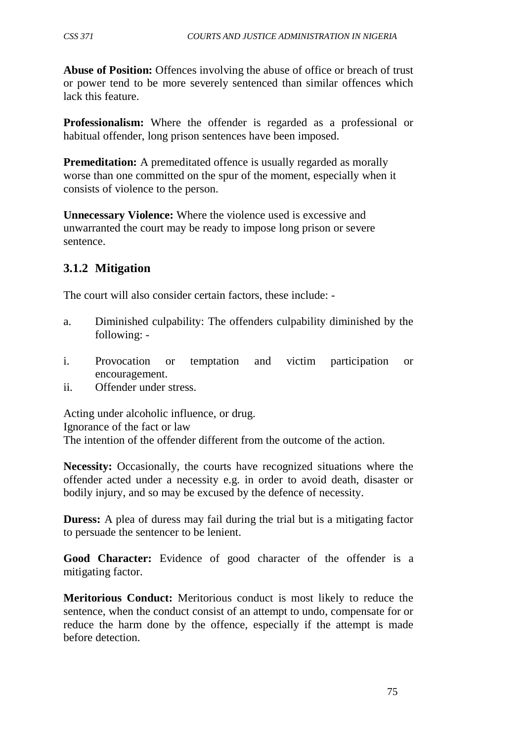**Abuse of Position:** Offences involving the abuse of office or breach of trust or power tend to be more severely sentenced than similar offences which lack this feature.

**Professionalism:** Where the offender is regarded as a professional or habitual offender, long prison sentences have been imposed.

**Premeditation:** A premeditated offence is usually regarded as morally worse than one committed on the spur of the moment, especially when it consists of violence to the person.

**Unnecessary Violence:** Where the violence used is excessive and unwarranted the court may be ready to impose long prison or severe sentence.

### 3.1.2 Mitigation

The court will also consider certain factors, these include: -

a. Diminished culpability: The offenders culpability diminished by the following: -

i. Provocation or temptation and victim participation or encouragement.
ii. Offender under stress.

Acting under alcoholic influence, or drug.
Ignorance of the fact or law
The intention of the offender different from the outcome of the action.

**Necessity:** Occasionally, the courts have recognized situations where the offender acted under a necessity e.g. in order to avoid death, disaster or bodily injury, and so may be excused by the defence of necessity.

**Duress:** A plea of duress may fail during the trial but is a mitigating factor to persuade the sentencer to be lenient.

**Good Character:** Evidence of good character of the offender is a mitigating factor.

**Meritorious Conduct:** Meritorious conduct is most likely to reduce the sentence, when the conduct consist of an attempt to undo, compensate for or reduce the harm done by the offence, especially if the attempt is made before detection.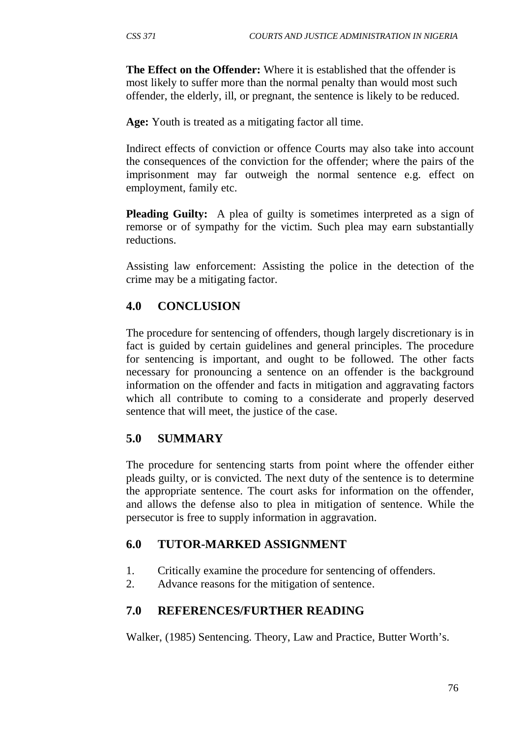**The Effect on the Offender:** Where it is established that the offender is most likely to suffer more than the normal penalty than would most such offender, the elderly, ill, or pregnant, the sentence is likely to be reduced.

**Age:** Youth is treated as a mitigating factor all time.

Indirect effects of conviction or offence Courts may also take into account the consequences of the conviction for the offender; where the pairs of the imprisonment may far outweigh the normal sentence e.g. effect on employment, family etc.

**Pleading Guilty:** A plea of guilty is sometimes interpreted as a sign of remorse or of sympathy for the victim. Such plea may earn substantially reductions.

Assisting law enforcement: Assisting the police in the detection of the crime may be a mitigating factor.

## 4.0 CONCLUSION

The procedure for sentencing of offenders, though largely discretionary is in fact is guided by certain guidelines and general principles. The procedure for sentencing is important, and ought to be followed. The other facts necessary for pronouncing a sentence on an offender is the background information on the offender and facts in mitigation and aggravating factors which all contribute to coming to a considerate and properly deserved sentence that will meet, the justice of the case.

## 5.0 SUMMARY

The procedure for sentencing starts from point where the offender either pleads guilty, or is convicted. The next duty of the sentence is to determine the appropriate sentence. The court asks for information on the offender, and allows the defense also to plea in mitigation of sentence. While the persecutor is free to supply information in aggravation.

## 6.0 TUTOR-MARKED ASSIGNMENT

1. Critically examine the procedure for sentencing of offenders.
2. Advance reasons for the mitigation of sentence.

## 7.0 REFERENCES/FURTHER READING

Walker, (1985) Sentencing. Theory, Law and Practice, Butter Worth's.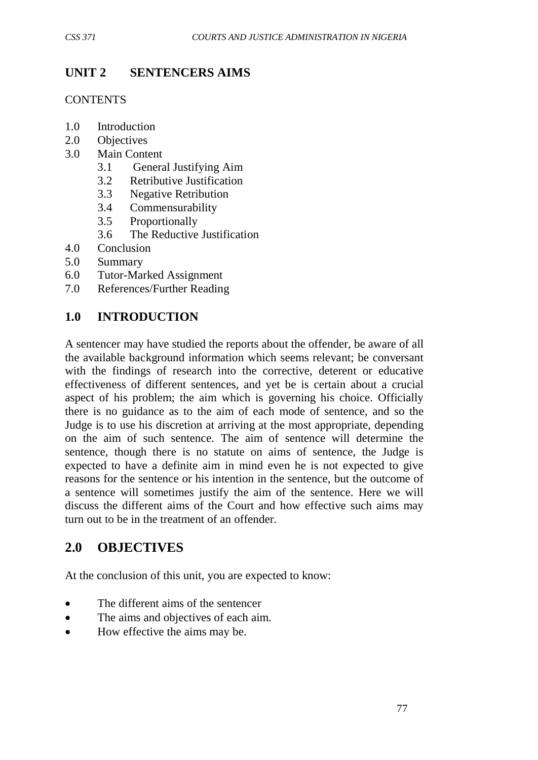# UNIT 2 SENTENCERS AIMS

CONTENTS

1.0 Introduction
2.0 Objectives
3.0 Main Content
   3.1 General Justifying Aim
   3.2 Retributive Justification
   3.3 Negative Retribution
   3.4 Commensurability
   3.5 Proportionally
   3.6 The Reductive Justification
4.0 Conclusion
5.0 Summary
6.0 Tutor-Marked Assignment
7.0 References/Further Reading

## 1.0 INTRODUCTION

A sentencer may have studied the reports about the offender, be aware of all the available background information which seems relevant; be conversant with the findings of research into the corrective, deterent or educative effectiveness of different sentences, and yet be is certain about a crucial aspect of his problem; the aim which is governing his choice. Officially there is no guidance as to the aim of each mode of sentence, and so the Judge is to use his discretion at arriving at the most appropriate, depending on the aim of such sentence. The aim of sentence will determine the sentence, though there is no statute on aims of sentence, the Judge is expected to have a definite aim in mind even he is not expected to give reasons for the sentence or his intention in the sentence, but the outcome of a sentence will sometimes justify the aim of the sentence. Here we will discuss the different aims of the Court and how effective such aims may turn out to be in the treatment of an offender.

## 2.0 OBJECTIVES

At the conclusion of this unit, you are expected to know:

- The different aims of the sentencer
- The aims and objectives of each aim.
- How effective the aims may be.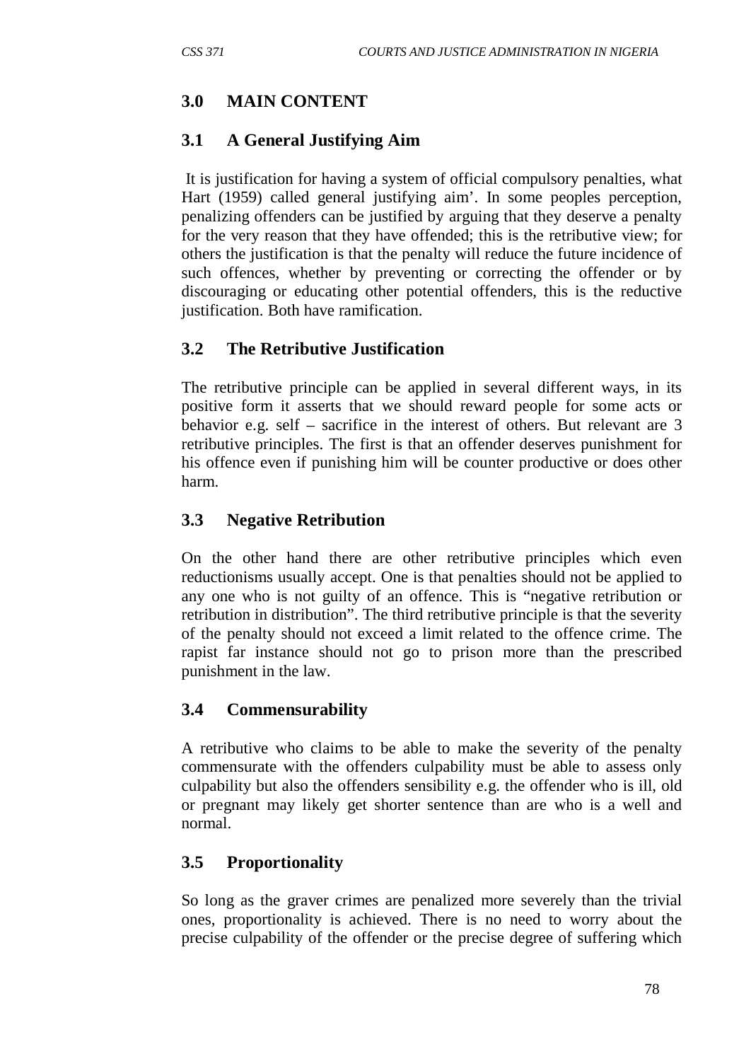## 3.0 MAIN CONTENT

### 3.1 A General Justifying Aim

It is justification for having a system of official compulsory penalties, what Hart (1959) called general justifying aim'. In some peoples perception, penalizing offenders can be justified by arguing that they deserve a penalty for the very reason that they have offended; this is the retributive view; for others the justification is that the penalty will reduce the future incidence of such offences, whether by preventing or correcting the offender or by discouraging or educating other potential offenders, this is the reductive justification. Both have ramification.

### 3.2 The Retributive Justification

The retributive principle can be applied in several different ways, in its positive form it asserts that we should reward people for some acts or behavior e.g. self – sacrifice in the interest of others. But relevant are 3 retributive principles. The first is that an offender deserves punishment for his offence even if punishing him will be counter productive or does other harm.

### 3.3 Negative Retribution

On the other hand there are other retributive principles which even reductionisms usually accept. One is that penalties should not be applied to any one who is not guilty of an offence. This is "negative retribution or retribution in distribution". The third retributive principle is that the severity of the penalty should not exceed a limit related to the offence crime. The rapist far instance should not go to prison more than the prescribed punishment in the law.

### 3.4 Commensurability

A retributive who claims to be able to make the severity of the penalty commensurate with the offenders culpability must be able to assess only culpability but also the offenders sensibility e.g. the offender who is ill, old or pregnant may likely get shorter sentence than are who is a well and normal.

### 3.5 Proportionality

So long as the graver crimes are penalized more severely than the trivial ones, proportionality is achieved. There is no need to worry about the precise culpability of the offender or the precise degree of suffering which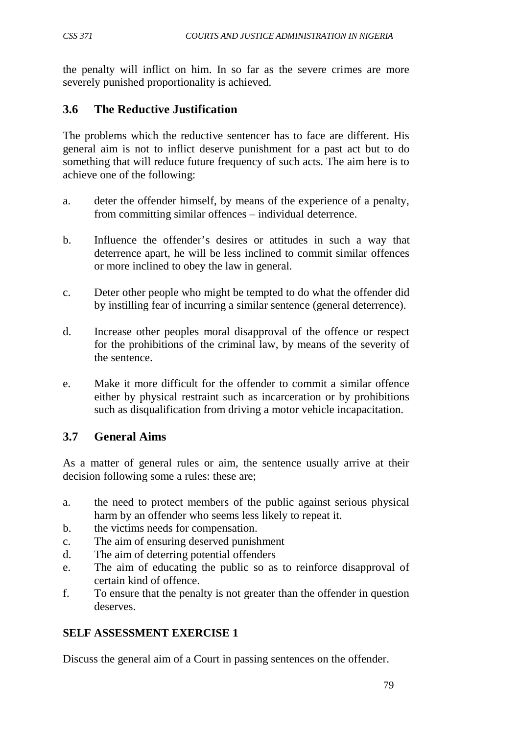the penalty will inflict on him. In so far as the severe crimes are more severely punished proportionality is achieved.

## 3.6 The Reductive Justification

The problems which the reductive sentencer has to face are different. His general aim is not to inflict deserve punishment for a past act but to do something that will reduce future frequency of such acts. The aim here is to achieve one of the following:

a. deter the offender himself, by means of the experience of a penalty, from committing similar offences – individual deterrence.

b. Influence the offender's desires or attitudes in such a way that deterrence apart, he will be less inclined to commit similar offences or more inclined to obey the law in general.

c. Deter other people who might be tempted to do what the offender did by instilling fear of incurring a similar sentence (general deterrence).

d. Increase other peoples moral disapproval of the offence or respect for the prohibitions of the criminal law, by means of the severity of the sentence.

e. Make it more difficult for the offender to commit a similar offence either by physical restraint such as incarceration or by prohibitions such as disqualification from driving a motor vehicle incapacitation.

## 3.7 General Aims

As a matter of general rules or aim, the sentence usually arrive at their decision following some a rules: these are;

a. the need to protect members of the public against serious physical harm by an offender who seems less likely to repeat it.
b. the victims needs for compensation.
c. The aim of ensuring deserved punishment
d. The aim of deterring potential offenders
e. The aim of educating the public so as to reinforce disapproval of certain kind of offence.
f. To ensure that the penalty is not greater than the offender in question deserves.

**SELF ASSESSMENT EXERCISE 1**

Discuss the general aim of a Court in passing sentences on the offender.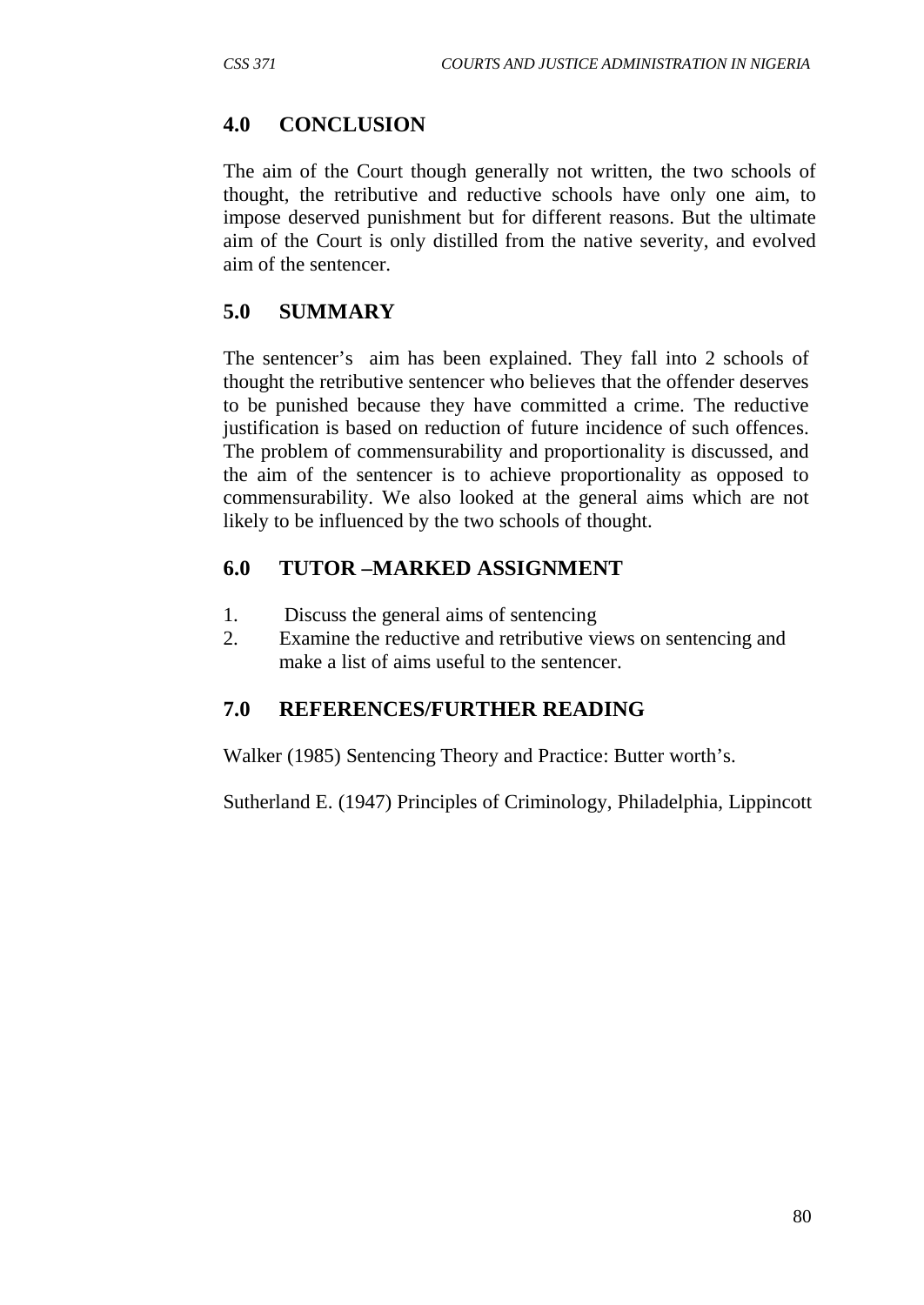## 4.0 CONCLUSION

The aim of the Court though generally not written, the two schools of thought, the retributive and reductive schools have only one aim, to impose deserved punishment but for different reasons. But the ultimate aim of the Court is only distilled from the native severity, and evolved aim of the sentencer.

## 5.0 SUMMARY

The sentencer's aim has been explained. They fall into 2 schools of thought the retributive sentencer who believes that the offender deserves to be punished because they have committed a crime. The reductive justification is based on reduction of future incidence of such offences. The problem of commensurability and proportionality is discussed, and the aim of the sentencer is to achieve proportionality as opposed to commensurability. We also looked at the general aims which are not likely to be influenced by the two schools of thought.

## 6.0 TUTOR –MARKED ASSIGNMENT

1. Discuss the general aims of sentencing
2. Examine the reductive and retributive views on sentencing and make a list of aims useful to the sentencer.

## 7.0 REFERENCES/FURTHER READING

Walker (1985) Sentencing Theory and Practice: Butter worth's.

Sutherland E. (1947) Principles of Criminology, Philadelphia, Lippincott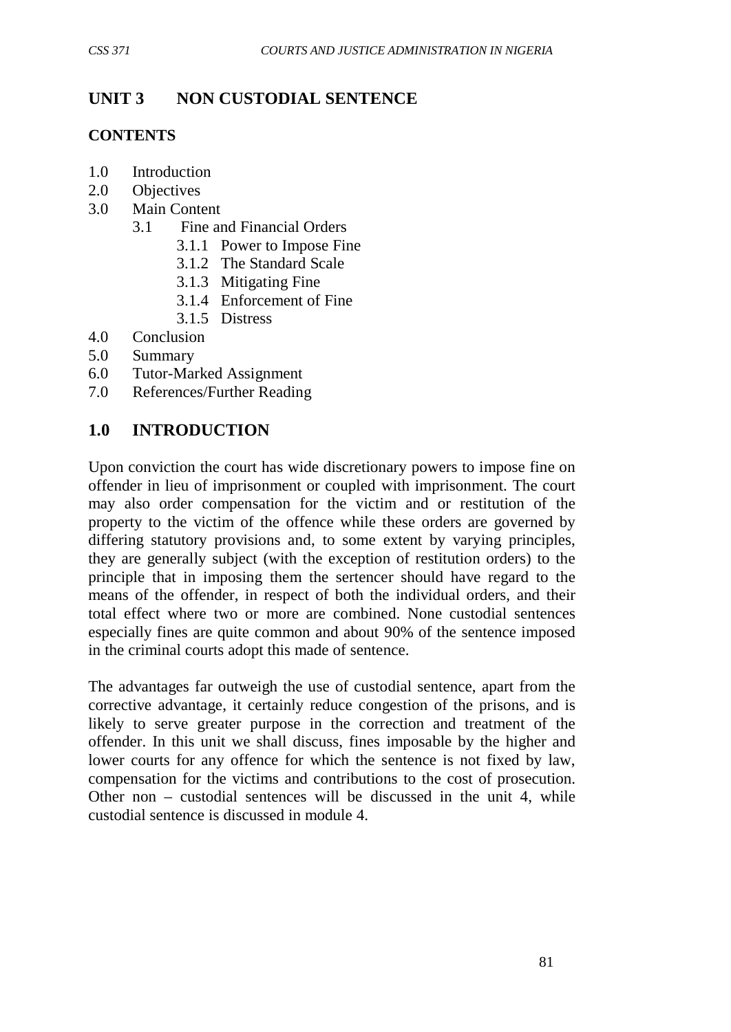# UNIT 3 NON CUSTODIAL SENTENCE

## CONTENTS

1.0 Introduction
2.0 Objectives
3.0 Main Content
  3.1 Fine and Financial Orders
    3.1.1 Power to Impose Fine
    3.1.2 The Standard Scale
    3.1.3 Mitigating Fine
    3.1.4 Enforcement of Fine
    3.1.5 Distress
4.0 Conclusion
5.0 Summary
6.0 Tutor-Marked Assignment
7.0 References/Further Reading

## 1.0 INTRODUCTION

Upon conviction the court has wide discretionary powers to impose fine on offender in lieu of imprisonment or coupled with imprisonment. The court may also order compensation for the victim and or restitution of the property to the victim of the offence while these orders are governed by differing statutory provisions and, to some extent by varying principles, they are generally subject (with the exception of restitution orders) to the principle that in imposing them the sertencer should have regard to the means of the offender, in respect of both the individual orders, and their total effect where two or more are combined. None custodial sentences especially fines are quite common and about 90% of the sentence imposed in the criminal courts adopt this made of sentence.

The advantages far outweigh the use of custodial sentence, apart from the corrective advantage, it certainly reduce congestion of the prisons, and is likely to serve greater purpose in the correction and treatment of the offender. In this unit we shall discuss, fines imposable by the higher and lower courts for any offence for which the sentence is not fixed by law, compensation for the victims and contributions to the cost of prosecution. Other non – custodial sentences will be discussed in the unit 4, while custodial sentence is discussed in module 4.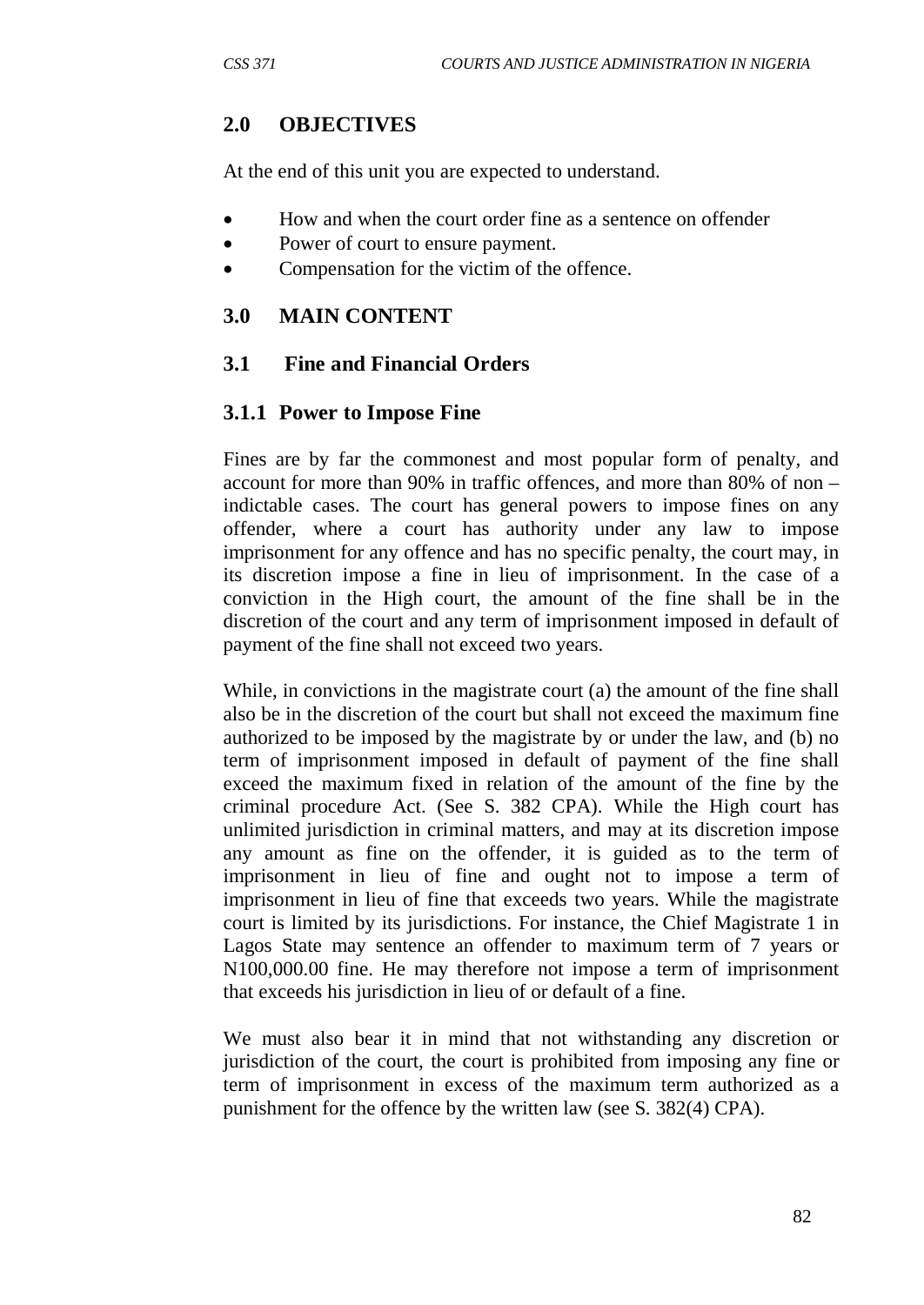## 2.0 OBJECTIVES

At the end of this unit you are expected to understand.

- How and when the court order fine as a sentence on offender
- Power of court to ensure payment.
- Compensation for the victim of the offence.

## 3.0 MAIN CONTENT

### 3.1 Fine and Financial Orders

#### 3.1.1 Power to Impose Fine

Fines are by far the commonest and most popular form of penalty, and account for more than 90% in traffic offences, and more than 80% of non – indictable cases. The court has general powers to impose fines on any offender, where a court has authority under any law to impose imprisonment for any offence and has no specific penalty, the court may, in its discretion impose a fine in lieu of imprisonment. In the case of a conviction in the High court, the amount of the fine shall be in the discretion of the court and any term of imprisonment imposed in default of payment of the fine shall not exceed two years.

While, in convictions in the magistrate court (a) the amount of the fine shall also be in the discretion of the court but shall not exceed the maximum fine authorized to be imposed by the magistrate by or under the law, and (b) no term of imprisonment imposed in default of payment of the fine shall exceed the maximum fixed in relation of the amount of the fine by the criminal procedure Act. (See S. 382 CPA). While the High court has unlimited jurisdiction in criminal matters, and may at its discretion impose any amount as fine on the offender, it is guided as to the term of imprisonment in lieu of fine and ought not to impose a term of imprisonment in lieu of fine that exceeds two years. While the magistrate court is limited by its jurisdictions. For instance, the Chief Magistrate 1 in Lagos State may sentence an offender to maximum term of 7 years or N100,000.00 fine. He may therefore not impose a term of imprisonment that exceeds his jurisdiction in lieu of or default of a fine.

We must also bear it in mind that not withstanding any discretion or jurisdiction of the court, the court is prohibited from imposing any fine or term of imprisonment in excess of the maximum term authorized as a punishment for the offence by the written law (see S. 382(4) CPA).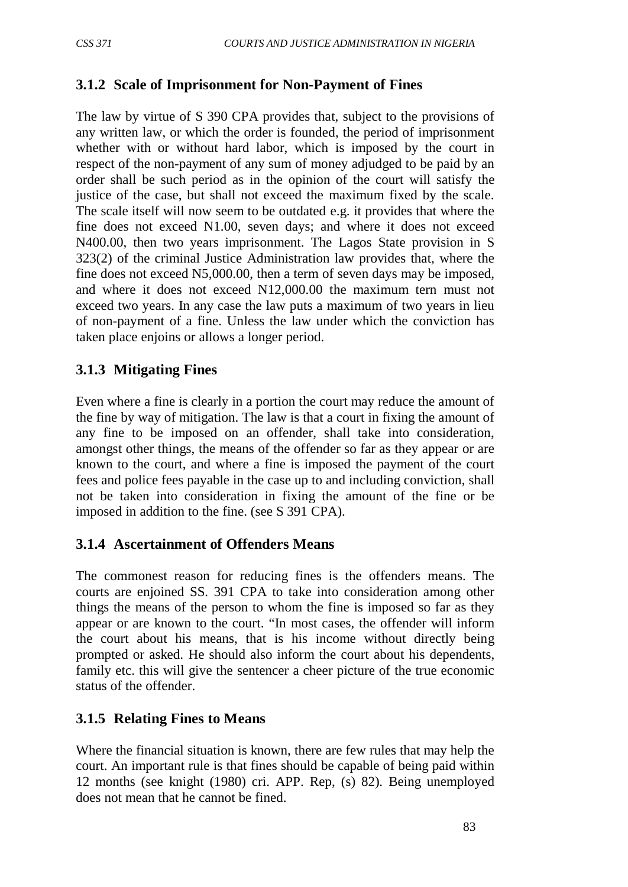### 3.1.2 Scale of Imprisonment for Non-Payment of Fines

The law by virtue of S 390 CPA provides that, subject to the provisions of any written law, or which the order is founded, the period of imprisonment whether with or without hard labor, which is imposed by the court in respect of the non-payment of any sum of money adjudged to be paid by an order shall be such period as in the opinion of the court will satisfy the justice of the case, but shall not exceed the maximum fixed by the scale. The scale itself will now seem to be outdated e.g. it provides that where the fine does not exceed N1.00, seven days; and where it does not exceed N400.00, then two years imprisonment. The Lagos State provision in S 323(2) of the criminal Justice Administration law provides that, where the fine does not exceed N5,000.00, then a term of seven days may be imposed, and where it does not exceed N12,000.00 the maximum tern must not exceed two years. In any case the law puts a maximum of two years in lieu of non-payment of a fine. Unless the law under which the conviction has taken place enjoins or allows a longer period.

### 3.1.3 Mitigating Fines

Even where a fine is clearly in a portion the court may reduce the amount of the fine by way of mitigation. The law is that a court in fixing the amount of any fine to be imposed on an offender, shall take into consideration, amongst other things, the means of the offender so far as they appear or are known to the court, and where a fine is imposed the payment of the court fees and police fees payable in the case up to and including conviction, shall not be taken into consideration in fixing the amount of the fine or be imposed in addition to the fine. (see S 391 CPA).

### 3.1.4 Ascertainment of Offenders Means

The commonest reason for reducing fines is the offenders means. The courts are enjoined SS. 391 CPA to take into consideration among other things the means of the person to whom the fine is imposed so far as they appear or are known to the court. "In most cases, the offender will inform the court about his means, that is his income without directly being prompted or asked. He should also inform the court about his dependents, family etc. this will give the sentencer a cheer picture of the true economic status of the offender.

### 3.1.5 Relating Fines to Means

Where the financial situation is known, there are few rules that may help the court. An important rule is that fines should be capable of being paid within 12 months (see knight (1980) cri. APP. Rep, (s) 82). Being unemployed does not mean that he cannot be fined.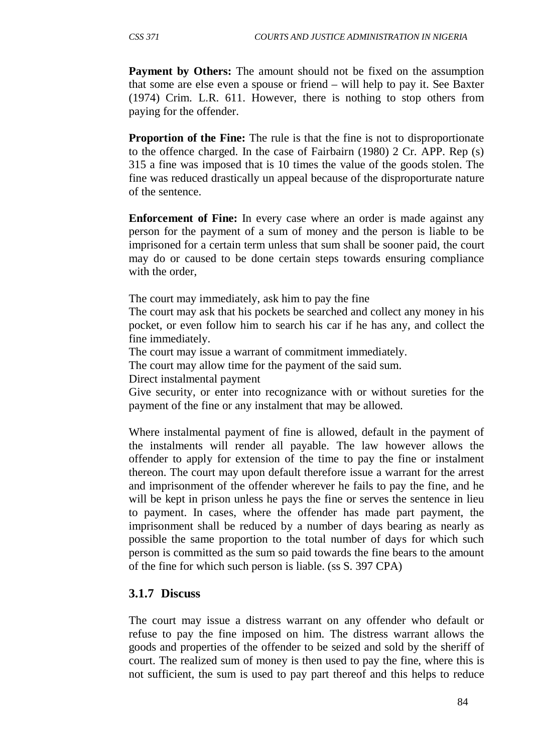**Payment by Others:** The amount should not be fixed on the assumption that some are else even a spouse or friend – will help to pay it. See Baxter (1974) Crim. L.R. 611. However, there is nothing to stop others from paying for the offender.

**Proportion of the Fine:** The rule is that the fine is not to disproportionate to the offence charged. In the case of Fairbairn (1980) 2 Cr. APP. Rep (s) 315 a fine was imposed that is 10 times the value of the goods stolen. The fine was reduced drastically un appeal because of the disproporturate nature of the sentence.

**Enforcement of Fine:** In every case where an order is made against any person for the payment of a sum of money and the person is liable to be imprisoned for a certain term unless that sum shall be sooner paid, the court may do or caused to be done certain steps towards ensuring compliance with the order,

The court may immediately, ask him to pay the fine
The court may ask that his pockets be searched and collect any money in his pocket, or even follow him to search his car if he has any, and collect the fine immediately.
The court may issue a warrant of commitment immediately.
The court may allow time for the payment of the said sum.
Direct instalmental payment
Give security, or enter into recognizance with or without sureties for the payment of the fine or any instalment that may be allowed.

Where instalmental payment of fine is allowed, default in the payment of the instalments will render all payable. The law however allows the offender to apply for extension of the time to pay the fine or instalment thereon. The court may upon default therefore issue a warrant for the arrest and imprisonment of the offender wherever he fails to pay the fine, and he will be kept in prison unless he pays the fine or serves the sentence in lieu to payment. In cases, where the offender has made part payment, the imprisonment shall be reduced by a number of days bearing as nearly as possible the same proportion to the total number of days for which such person is committed as the sum so paid towards the fine bears to the amount of the fine for which such person is liable. (ss S. 397 CPA)

### 3.1.7 Discuss

The court may issue a distress warrant on any offender who default or refuse to pay the fine imposed on him. The distress warrant allows the goods and properties of the offender to be seized and sold by the sheriff of court. The realized sum of money is then used to pay the fine, where this is not sufficient, the sum is used to pay part thereof and this helps to reduce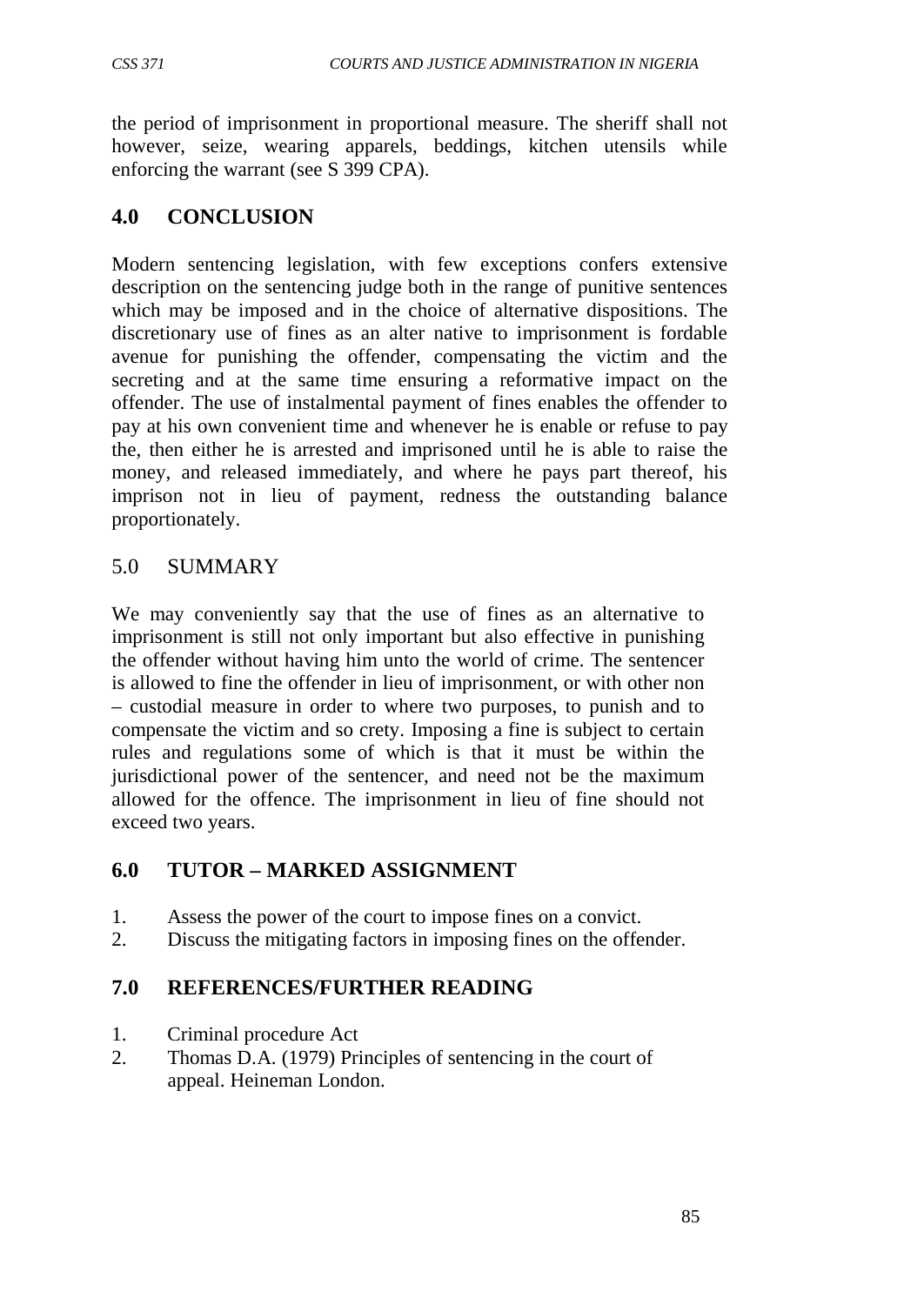the period of imprisonment in proportional measure. The sheriff shall not however, seize, wearing apparels, beddings, kitchen utensils while enforcing the warrant (see S 399 CPA).

## 4.0 CONCLUSION

Modern sentencing legislation, with few exceptions confers extensive description on the sentencing judge both in the range of punitive sentences which may be imposed and in the choice of alternative dispositions. The discretionary use of fines as an alter native to imprisonment is fordable avenue for punishing the offender, compensating the victim and the secreting and at the same time ensuring a reformative impact on the offender. The use of instalmental payment of fines enables the offender to pay at his own convenient time and whenever he is enable or refuse to pay the, then either he is arrested and imprisoned until he is able to raise the money, and released immediately, and where he pays part thereof, his imprison not in lieu of payment, redness the outstanding balance proportionately.

## 5.0 SUMMARY

We may conveniently say that the use of fines as an alternative to imprisonment is still not only important but also effective in punishing the offender without having him unto the world of crime. The sentencer is allowed to fine the offender in lieu of imprisonment, or with other non – custodial measure in order to where two purposes, to punish and to compensate the victim and so crety. Imposing a fine is subject to certain rules and regulations some of which is that it must be within the jurisdictional power of the sentencer, and need not be the maximum allowed for the offence. The imprisonment in lieu of fine should not exceed two years.

## 6.0 TUTOR – MARKED ASSIGNMENT

1. Assess the power of the court to impose fines on a convict.
2. Discuss the mitigating factors in imposing fines on the offender.

## 7.0 REFERENCES/FURTHER READING

1. Criminal procedure Act
2. Thomas D.A. (1979) Principles of sentencing in the court of appeal. Heineman London.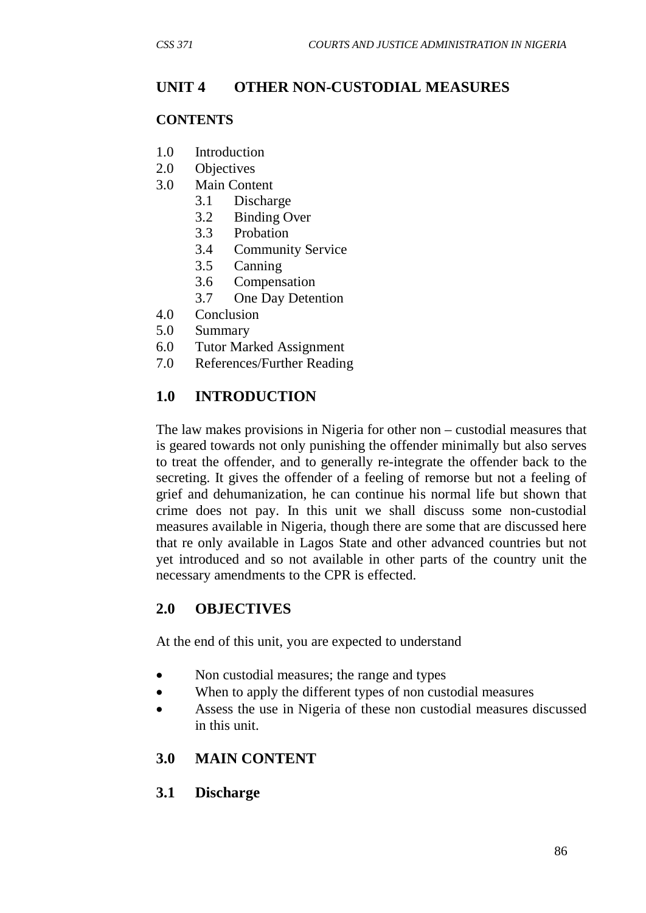## UNIT 4 OTHER NON-CUSTODIAL MEASURES

**CONTENTS**

1.0 Introduction
2.0 Objectives
3.0 Main Content
  3.1 Discharge
  3.2 Binding Over
  3.3 Probation
  3.4 Community Service
  3.5 Canning
  3.6 Compensation
  3.7 One Day Detention
4.0 Conclusion
5.0 Summary
6.0 Tutor Marked Assignment
7.0 References/Further Reading

## 1.0 INTRODUCTION

The law makes provisions in Nigeria for other non – custodial measures that is geared towards not only punishing the offender minimally but also serves to treat the offender, and to generally re-integrate the offender back to the secreting. It gives the offender of a feeling of remorse but not a feeling of grief and dehumanization, he can continue his normal life but shown that crime does not pay. In this unit we shall discuss some non-custodial measures available in Nigeria, though there are some that are discussed here that re only available in Lagos State and other advanced countries but not yet introduced and so not available in other parts of the country unit the necessary amendments to the CPR is effected.

## 2.0 OBJECTIVES

At the end of this unit, you are expected to understand

- Non custodial measures; the range and types
- When to apply the different types of non custodial measures
- Assess the use in Nigeria of these non custodial measures discussed in this unit.

## 3.0 MAIN CONTENT

### 3.1 Discharge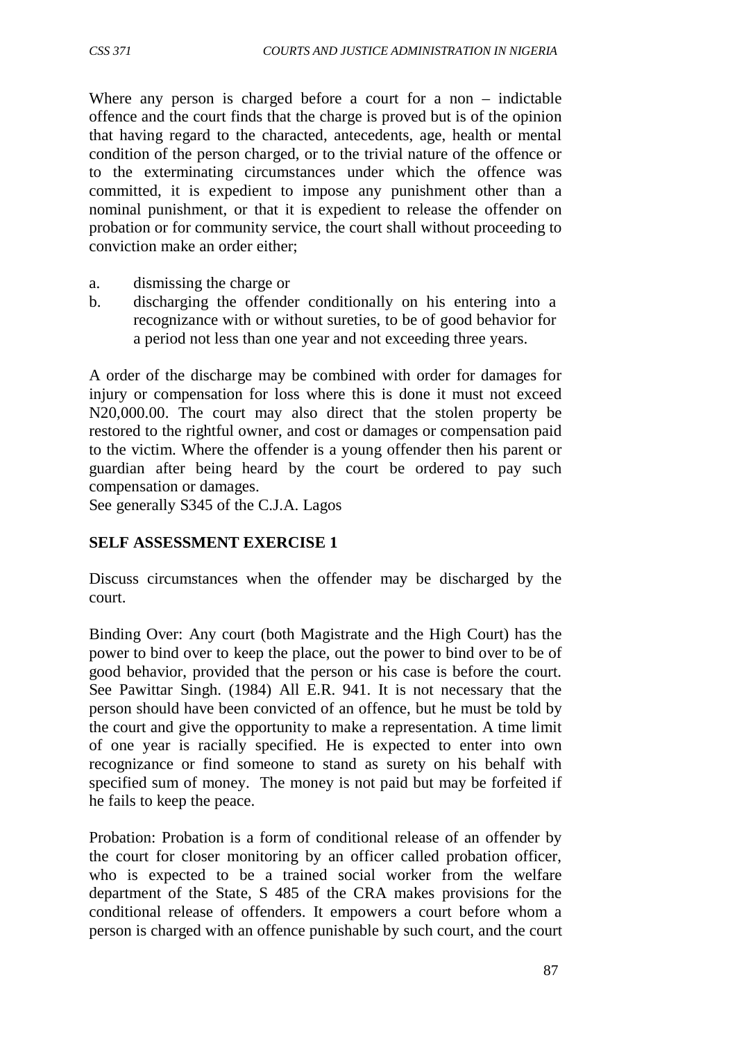Where any person is charged before a court for a non – indictable offence and the court finds that the charge is proved but is of the opinion that having regard to the characted, antecedents, age, health or mental condition of the person charged, or to the trivial nature of the offence or to the exterminating circumstances under which the offence was committed, it is expedient to impose any punishment other than a nominal punishment, or that it is expedient to release the offender on probation or for community service, the court shall without proceeding to conviction make an order either;

a. dismissing the charge or
b. discharging the offender conditionally on his entering into a recognizance with or without sureties, to be of good behavior for a period not less than one year and not exceeding three years.

A order of the discharge may be combined with order for damages for injury or compensation for loss where this is done it must not exceed N20,000.00. The court may also direct that the stolen property be restored to the rightful owner, and cost or damages or compensation paid to the victim. Where the offender is a young offender then his parent or guardian after being heard by the court be ordered to pay such compensation or damages.
See generally S345 of the C.J.A. Lagos

**SELF ASSESSMENT EXERCISE 1**

Discuss circumstances when the offender may be discharged by the court.

Binding Over: Any court (both Magistrate and the High Court) has the power to bind over to keep the place, out the power to bind over to be of good behavior, provided that the person or his case is before the court. See Pawittar Singh. (1984) All E.R. 941. It is not necessary that the person should have been convicted of an offence, but he must be told by the court and give the opportunity to make a representation. A time limit of one year is racially specified. He is expected to enter into own recognizance or find someone to stand as surety on his behalf with specified sum of money. The money is not paid but may be forfeited if he fails to keep the peace.

Probation: Probation is a form of conditional release of an offender by the court for closer monitoring by an officer called probation officer, who is expected to be a trained social worker from the welfare department of the State, S 485 of the CRA makes provisions for the conditional release of offenders. It empowers a court before whom a person is charged with an offence punishable by such court, and the court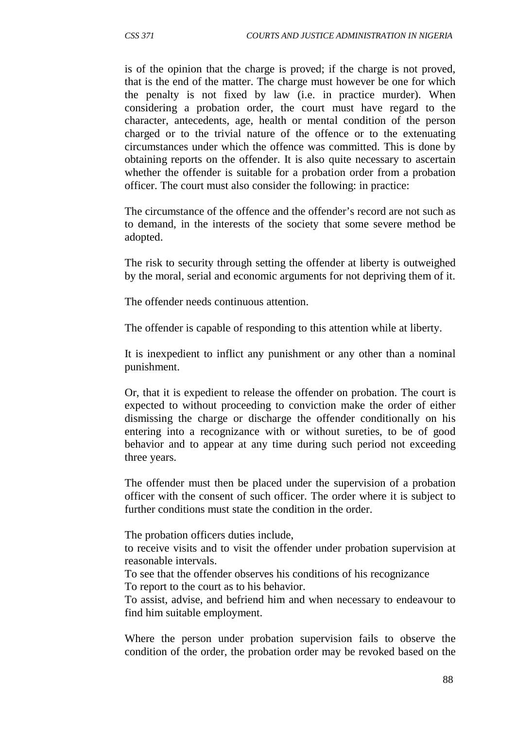is of the opinion that the charge is proved; if the charge is not proved, that is the end of the matter. The charge must however be one for which the penalty is not fixed by law (i.e. in practice murder). When considering a probation order, the court must have regard to the character, antecedents, age, health or mental condition of the person charged or to the trivial nature of the offence or to the extenuating circumstances under which the offence was committed. This is done by obtaining reports on the offender. It is also quite necessary to ascertain whether the offender is suitable for a probation order from a probation officer. The court must also consider the following: in practice:

The circumstance of the offence and the offender's record are not such as to demand, in the interests of the society that some severe method be adopted.

The risk to security through setting the offender at liberty is outweighed by the moral, serial and economic arguments for not depriving them of it.

The offender needs continuous attention.

The offender is capable of responding to this attention while at liberty.

It is inexpedient to inflict any punishment or any other than a nominal punishment.

Or, that it is expedient to release the offender on probation. The court is expected to without proceeding to conviction make the order of either dismissing the charge or discharge the offender conditionally on his entering into a recognizance with or without sureties, to be of good behavior and to appear at any time during such period not exceeding three years.

The offender must then be placed under the supervision of a probation officer with the consent of such officer. The order where it is subject to further conditions must state the condition in the order.

The probation officers duties include,
to receive visits and to visit the offender under probation supervision at reasonable intervals.
To see that the offender observes his conditions of his recognizance
To report to the court as to his behavior.
To assist, advise, and befriend him and when necessary to endeavour to find him suitable employment.

Where the person under probation supervision fails to observe the condition of the order, the probation order may be revoked based on the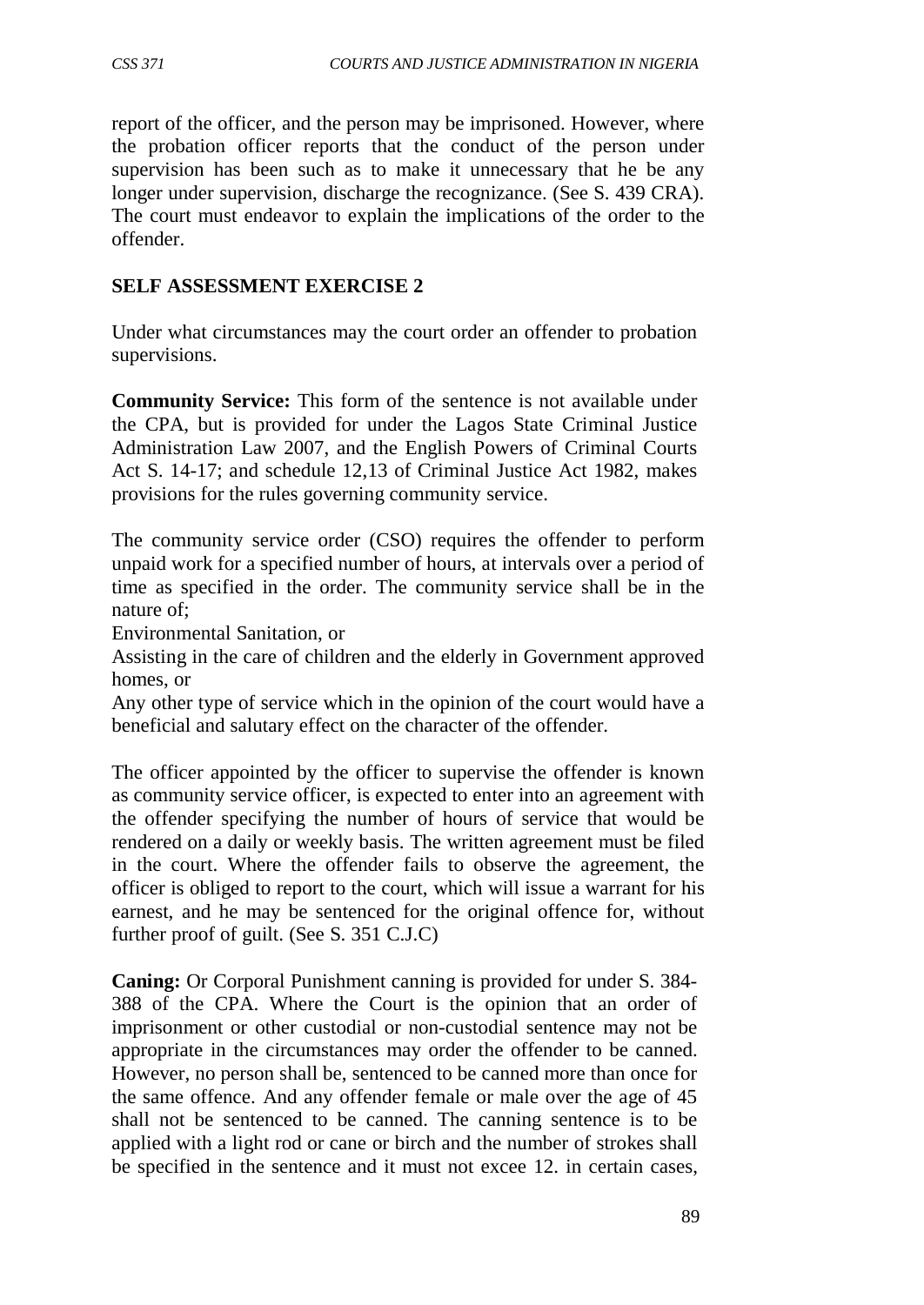report of the officer, and the person may be imprisoned. However, where the probation officer reports that the conduct of the person under supervision has been such as to make it unnecessary that he be any longer under supervision, discharge the recognizance. (See S. 439 CRA). The court must endeavor to explain the implications of the order to the offender.

## SELF ASSESSMENT EXERCISE 2

Under what circumstances may the court order an offender to probation supervisions.

**Community Service:** This form of the sentence is not available under the CPA, but is provided for under the Lagos State Criminal Justice Administration Law 2007, and the English Powers of Criminal Courts Act S. 14-17; and schedule 12,13 of Criminal Justice Act 1982, makes provisions for the rules governing community service.

The community service order (CSO) requires the offender to perform unpaid work for a specified number of hours, at intervals over a period of time as specified in the order. The community service shall be in the nature of;

Environmental Sanitation, or

Assisting in the care of children and the elderly in Government approved homes, or

Any other type of service which in the opinion of the court would have a beneficial and salutary effect on the character of the offender.

The officer appointed by the officer to supervise the offender is known as community service officer, is expected to enter into an agreement with the offender specifying the number of hours of service that would be rendered on a daily or weekly basis. The written agreement must be filed in the court. Where the offender fails to observe the agreement, the officer is obliged to report to the court, which will issue a warrant for his earnest, and he may be sentenced for the original offence for, without further proof of guilt. (See S. 351 C.J.C)

**Caning:** Or Corporal Punishment canning is provided for under S. 384-388 of the CPA. Where the Court is the opinion that an order of imprisonment or other custodial or non-custodial sentence may not be appropriate in the circumstances may order the offender to be canned. However, no person shall be, sentenced to be canned more than once for the same offence. And any offender female or male over the age of 45 shall not be sentenced to be canned. The canning sentence is to be applied with a light rod or cane or birch and the number of strokes shall be specified in the sentence and it must not excee 12. in certain cases,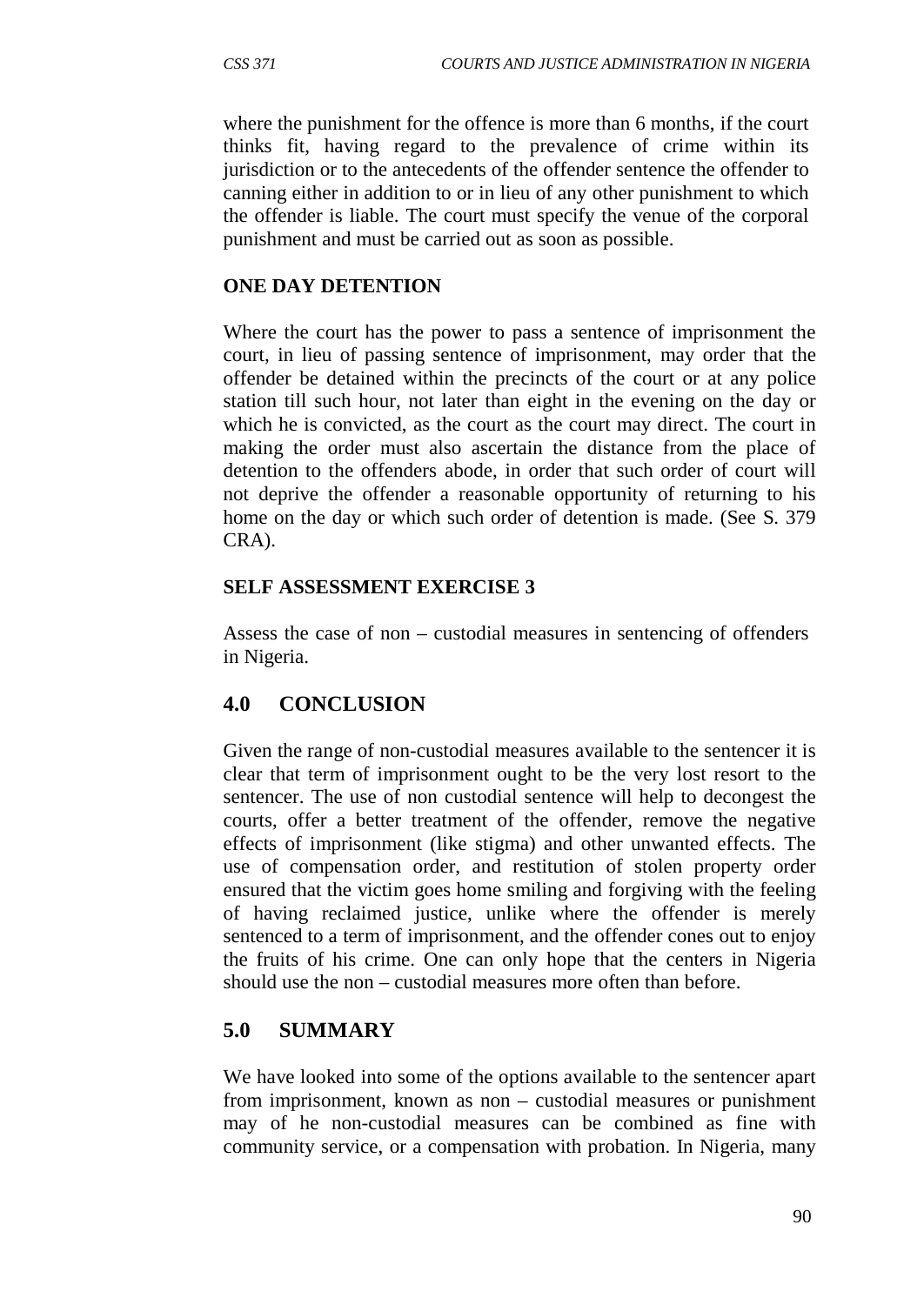where the punishment for the offence is more than 6 months, if the court thinks fit, having regard to the prevalence of crime within its jurisdiction or to the antecedents of the offender sentence the offender to canning either in addition to or in lieu of any other punishment to which the offender is liable. The court must specify the venue of the corporal punishment and must be carried out as soon as possible.

**ONE DAY DETENTION**

Where the court has the power to pass a sentence of imprisonment the court, in lieu of passing sentence of imprisonment, may order that the offender be detained within the precincts of the court or at any police station till such hour, not later than eight in the evening on the day or which he is convicted, as the court as the court may direct. The court in making the order must also ascertain the distance from the place of detention to the offenders abode, in order that such order of court will not deprive the offender a reasonable opportunity of returning to his home on the day or which such order of detention is made. (See S. 379 CRA).

**SELF ASSESSMENT EXERCISE 3**

Assess the case of non – custodial measures in sentencing of offenders in Nigeria.

## 4.0 CONCLUSION

Given the range of non-custodial measures available to the sentencer it is clear that term of imprisonment ought to be the very lost resort to the sentencer. The use of non custodial sentence will help to decongest the courts, offer a better treatment of the offender, remove the negative effects of imprisonment (like stigma) and other unwanted effects. The use of compensation order, and restitution of stolen property order ensured that the victim goes home smiling and forgiving with the feeling of having reclaimed justice, unlike where the offender is merely sentenced to a term of imprisonment, and the offender cones out to enjoy the fruits of his crime. One can only hope that the centers in Nigeria should use the non – custodial measures more often than before.

## 5.0 SUMMARY

We have looked into some of the options available to the sentencer apart from imprisonment, known as non – custodial measures or punishment may of he non-custodial measures can be combined as fine with community service, or a compensation with probation. In Nigeria, many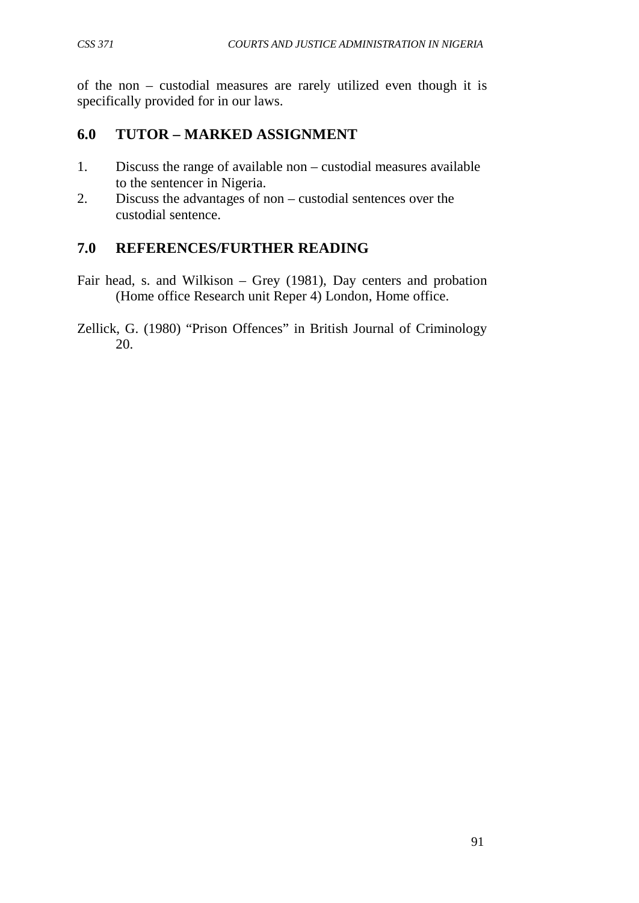of the non – custodial measures are rarely utilized even though it is specifically provided for in our laws.

## 6.0 TUTOR – MARKED ASSIGNMENT

1. Discuss the range of available non – custodial measures available to the sentencer in Nigeria.
2. Discuss the advantages of non – custodial sentences over the custodial sentence.

## 7.0 REFERENCES/FURTHER READING

Fair head, s. and Wilkison – Grey (1981), Day centers and probation (Home office Research unit Reper 4) London, Home office.

Zellick, G. (1980) "Prison Offences" in British Journal of Criminology 20.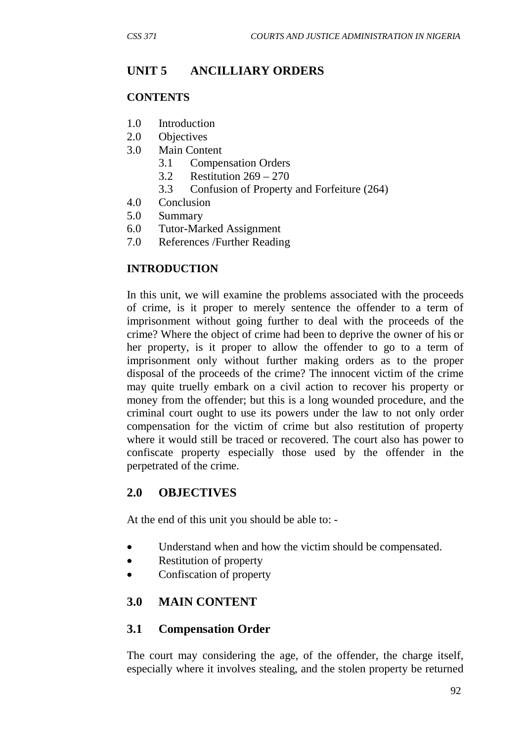## UNIT 5 ANCILLIARY ORDERS

**CONTENTS**

1.0 Introduction
2.0 Objectives
3.0 Main Content
    3.1 Compensation Orders
    3.2 Restitution 269 – 270
    3.3 Confusion of Property and Forfeiture (264)
4.0 Conclusion
5.0 Summary
6.0 Tutor-Marked Assignment
7.0 References /Further Reading

**INTRODUCTION**

In this unit, we will examine the problems associated with the proceeds of crime, is it proper to merely sentence the offender to a term of imprisonment without going further to deal with the proceeds of the crime? Where the object of crime had been to deprive the owner of his or her property, is it proper to allow the offender to go to a term of imprisonment only without further making orders as to the proper disposal of the proceeds of the crime? The innocent victim of the crime may quite truelly embark on a civil action to recover his property or money from the offender; but this is a long wounded procedure, and the criminal court ought to use its powers under the law to not only order compensation for the victim of crime but also restitution of property where it would still be traced or recovered. The court also has power to confiscate property especially those used by the offender in the perpetrated of the crime.

## 2.0 OBJECTIVES

At the end of this unit you should be able to: -

- Understand when and how the victim should be compensated.
- Restitution of property
- Confiscation of property

## 3.0 MAIN CONTENT

### 3.1 Compensation Order

The court may considering the age, of the offender, the charge itself, especially where it involves stealing, and the stolen property be returned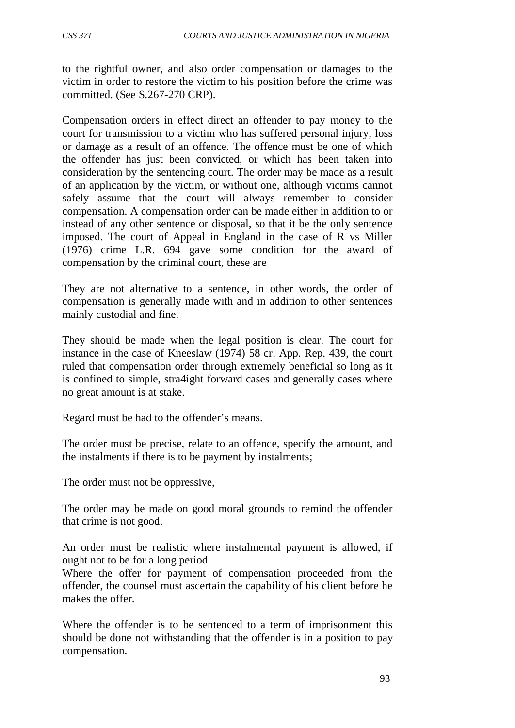to the rightful owner, and also order compensation or damages to the victim in order to restore the victim to his position before the crime was committed. (See S.267-270 CRP).

Compensation orders in effect direct an offender to pay money to the court for transmission to a victim who has suffered personal injury, loss or damage as a result of an offence. The offence must be one of which the offender has just been convicted, or which has been taken into consideration by the sentencing court. The order may be made as a result of an application by the victim, or without one, although victims cannot safely assume that the court will always remember to consider compensation. A compensation order can be made either in addition to or instead of any other sentence or disposal, so that it be the only sentence imposed. The court of Appeal in England in the case of R vs Miller (1976) crime L.R. 694 gave some condition for the award of compensation by the criminal court, these are

They are not alternative to a sentence, in other words, the order of compensation is generally made with and in addition to other sentences mainly custodial and fine.

They should be made when the legal position is clear. The court for instance in the case of Kneeslaw (1974) 58 cr. App. Rep. 439, the court ruled that compensation order through extremely beneficial so long as it is confined to simple, stra4ight forward cases and generally cases where no great amount is at stake.

Regard must be had to the offender's means.

The order must be precise, relate to an offence, specify the amount, and the instalments if there is to be payment by instalments;

The order must not be oppressive,

The order may be made on good moral grounds to remind the offender that crime is not good.

An order must be realistic where instalmental payment is allowed, if ought not to be for a long period.
Where the offer for payment of compensation proceeded from the offender, the counsel must ascertain the capability of his client before he makes the offer.

Where the offender is to be sentenced to a term of imprisonment this should be done not withstanding that the offender is in a position to pay compensation.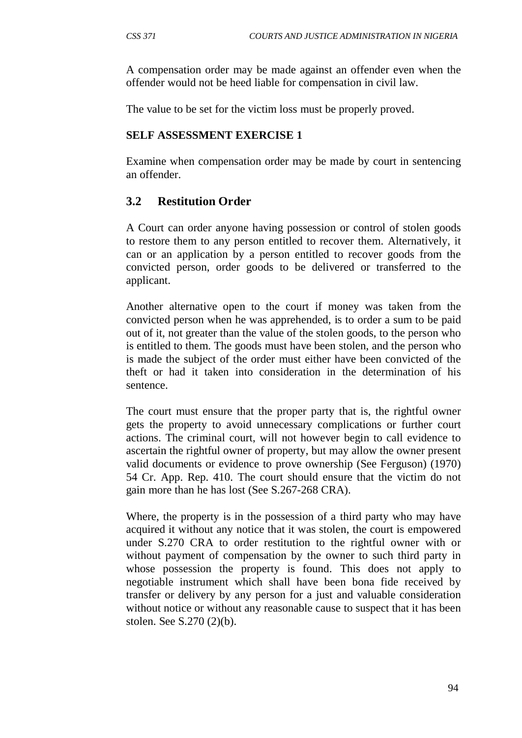A compensation order may be made against an offender even when the offender would not be heed liable for compensation in civil law.

The value to be set for the victim loss must be properly proved.

**SELF ASSESSMENT EXERCISE 1**

Examine when compensation order may be made by court in sentencing an offender.

## 3.2 Restitution Order

A Court can order anyone having possession or control of stolen goods to restore them to any person entitled to recover them. Alternatively, it can or an application by a person entitled to recover goods from the convicted person, order goods to be delivered or transferred to the applicant.

Another alternative open to the court if money was taken from the convicted person when he was apprehended, is to order a sum to be paid out of it, not greater than the value of the stolen goods, to the person who is entitled to them. The goods must have been stolen, and the person who is made the subject of the order must either have been convicted of the theft or had it taken into consideration in the determination of his sentence.

The court must ensure that the proper party that is, the rightful owner gets the property to avoid unnecessary complications or further court actions. The criminal court, will not however begin to call evidence to ascertain the rightful owner of property, but may allow the owner present valid documents or evidence to prove ownership (See Ferguson) (1970) 54 Cr. App. Rep. 410. The court should ensure that the victim do not gain more than he has lost (See S.267-268 CRA).

Where, the property is in the possession of a third party who may have acquired it without any notice that it was stolen, the court is empowered under S.270 CRA to order restitution to the rightful owner with or without payment of compensation by the owner to such third party in whose possession the property is found. This does not apply to negotiable instrument which shall have been bona fide received by transfer or delivery by any person for a just and valuable consideration without notice or without any reasonable cause to suspect that it has been stolen. See S.270 (2)(b).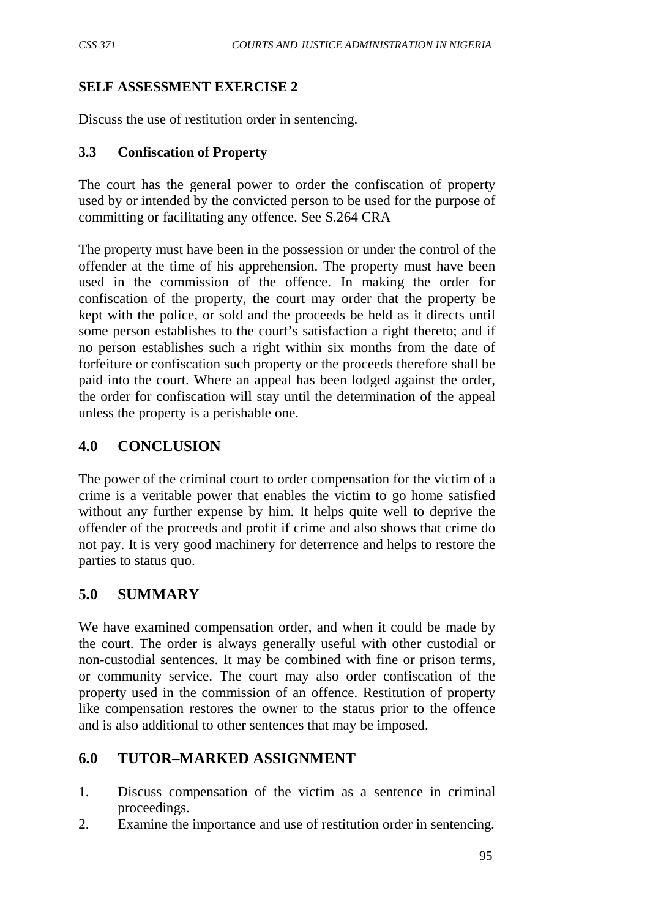## SELF ASSESSMENT EXERCISE 2

Discuss the use of restitution order in sentencing.

### 3.3 Confiscation of Property

The court has the general power to order the confiscation of property used by or intended by the convicted person to be used for the purpose of committing or facilitating any offence. See S.264 CRA

The property must have been in the possession or under the control of the offender at the time of his apprehension. The property must have been used in the commission of the offence. In making the order for confiscation of the property, the court may order that the property be kept with the police, or sold and the proceeds be held as it directs until some person establishes to the court's satisfaction a right thereto; and if no person establishes such a right within six months from the date of forfeiture or confiscation such property or the proceeds therefore shall be paid into the court. Where an appeal has been lodged against the order, the order for confiscation will stay until the determination of the appeal unless the property is a perishable one.

## 4.0 CONCLUSION

The power of the criminal court to order compensation for the victim of a crime is a veritable power that enables the victim to go home satisfied without any further expense by him. It helps quite well to deprive the offender of the proceeds and profit if crime and also shows that crime do not pay. It is very good machinery for deterrence and helps to restore the parties to status quo.

## 5.0 SUMMARY

We have examined compensation order, and when it could be made by the court. The order is always generally useful with other custodial or non-custodial sentences. It may be combined with fine or prison terms, or community service. The court may also order confiscation of the property used in the commission of an offence. Restitution of property like compensation restores the owner to the status prior to the offence and is also additional to other sentences that may be imposed.

## 6.0 TUTOR–MARKED ASSIGNMENT

1. Discuss compensation of the victim as a sentence in criminal proceedings.
2. Examine the importance and use of restitution order in sentencing.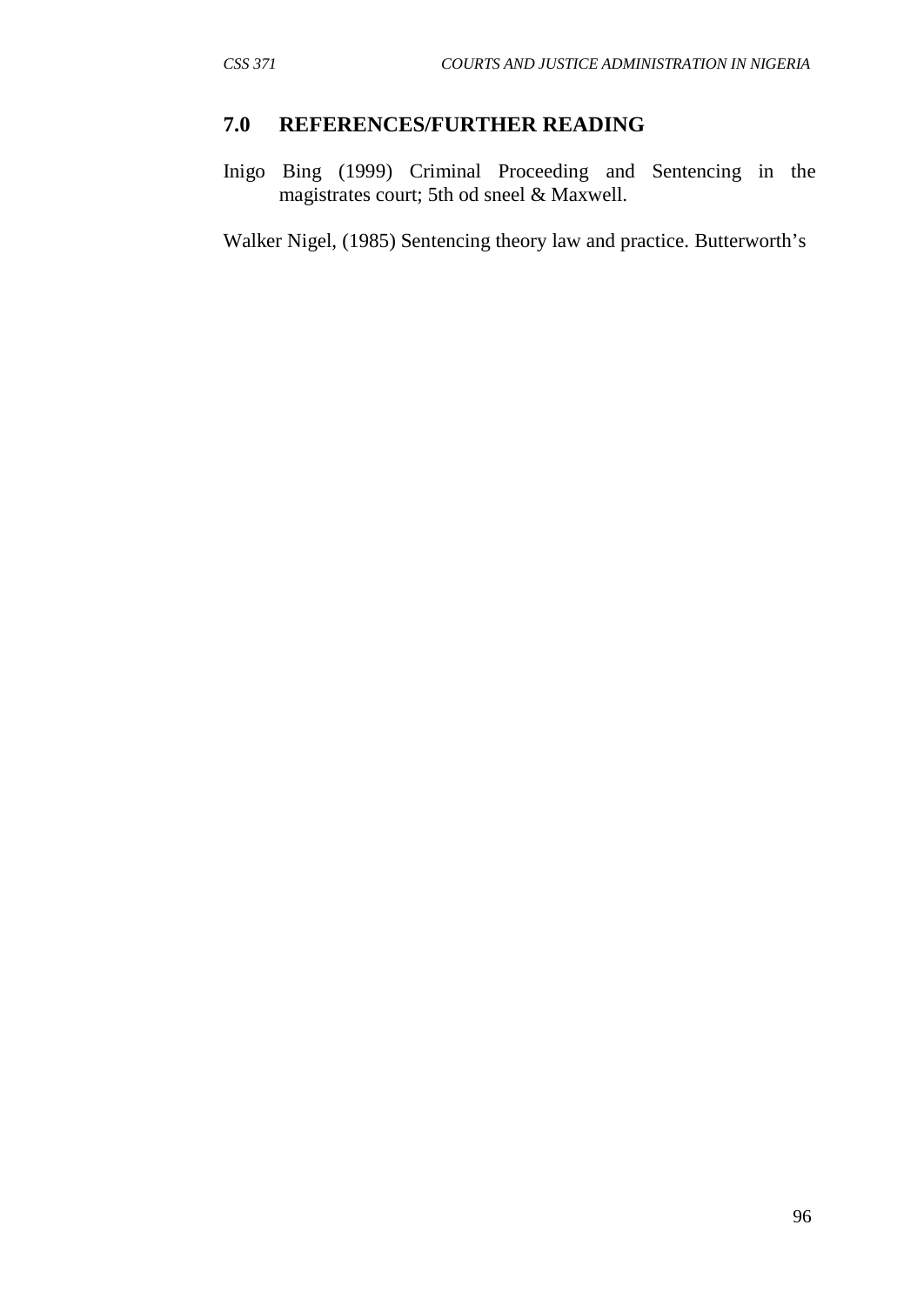## 7.0 REFERENCES/FURTHER READING

Inigo Bing (1999) Criminal Proceeding and Sentencing in the magistrates court; 5th od sneel & Maxwell.

Walker Nigel, (1985) Sentencing theory law and practice. Butterworth's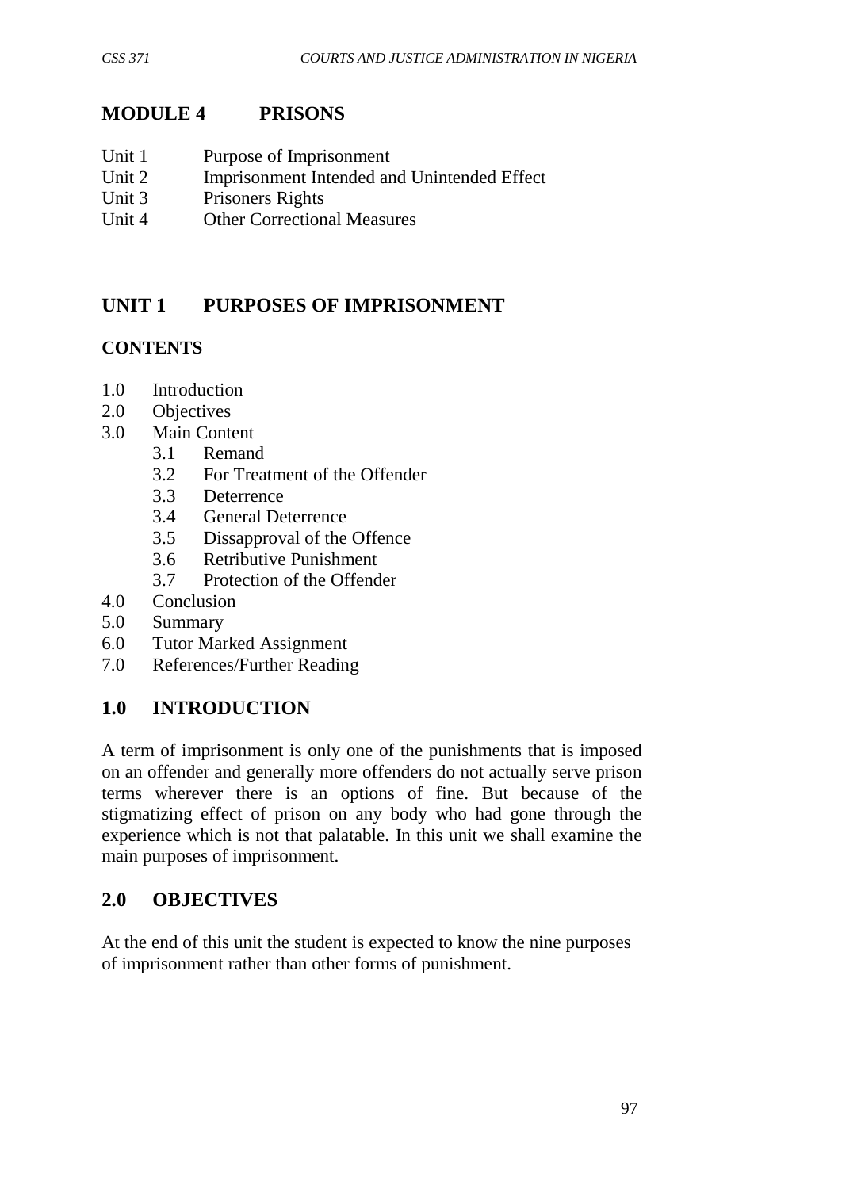# MODULE 4 PRISONS

Unit 1 Purpose of Imprisonment
Unit 2 Imprisonment Intended and Unintended Effect
Unit 3 Prisoners Rights
Unit 4 Other Correctional Measures

## UNIT 1 PURPOSES OF IMPRISONMENT

### CONTENTS

- 1.0 Introduction
- 2.0 Objectives
- 3.0 Main Content
  - 3.1 Remand
  - 3.2 For Treatment of the Offender
  - 3.3 Deterrence
  - 3.4 General Deterrence
  - 3.5 Dissapproval of the Offence
  - 3.6 Retributive Punishment
  - 3.7 Protection of the Offender
- 4.0 Conclusion
- 5.0 Summary
- 6.0 Tutor Marked Assignment
- 7.0 References/Further Reading

## 1.0 INTRODUCTION

A term of imprisonment is only one of the punishments that is imposed on an offender and generally more offenders do not actually serve prison terms wherever there is an options of fine. But because of the stigmatizing effect of prison on any body who had gone through the experience which is not that palatable. In this unit we shall examine the main purposes of imprisonment.

## 2.0 OBJECTIVES

At the end of this unit the student is expected to know the nine purposes of imprisonment rather than other forms of punishment.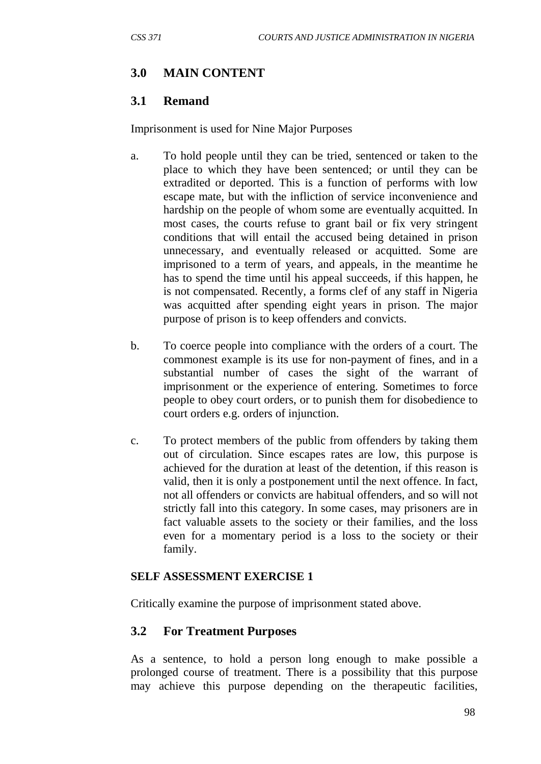## 3.0 MAIN CONTENT

### 3.1 Remand

Imprisonment is used for Nine Major Purposes

a. To hold people until they can be tried, sentenced or taken to the place to which they have been sentenced; or until they can be extradited or deported. This is a function of performs with low escape mate, but with the infliction of service inconvenience and hardship on the people of whom some are eventually acquitted. In most cases, the courts refuse to grant bail or fix very stringent conditions that will entail the accused being detained in prison unnecessary, and eventually released or acquitted. Some are imprisoned to a term of years, and appeals, in the meantime he has to spend the time until his appeal succeeds, if this happen, he is not compensated. Recently, a forms clef of any staff in Nigeria was acquitted after spending eight years in prison. The major purpose of prison is to keep offenders and convicts.

b. To coerce people into compliance with the orders of a court. The commonest example is its use for non-payment of fines, and in a substantial number of cases the sight of the warrant of imprisonment or the experience of entering. Sometimes to force people to obey court orders, or to punish them for disobedience to court orders e.g. orders of injunction.

c. To protect members of the public from offenders by taking them out of circulation. Since escapes rates are low, this purpose is achieved for the duration at least of the detention, if this reason is valid, then it is only a postponement until the next offence. In fact, not all offenders or convicts are habitual offenders, and so will not strictly fall into this category. In some cases, may prisoners are in fact valuable assets to the society or their families, and the loss even for a momentary period is a loss to the society or their family.

**SELF ASSESSMENT EXERCISE 1**

Critically examine the purpose of imprisonment stated above.

### 3.2 For Treatment Purposes

As a sentence, to hold a person long enough to make possible a prolonged course of treatment. There is a possibility that this purpose may achieve this purpose depending on the therapeutic facilities,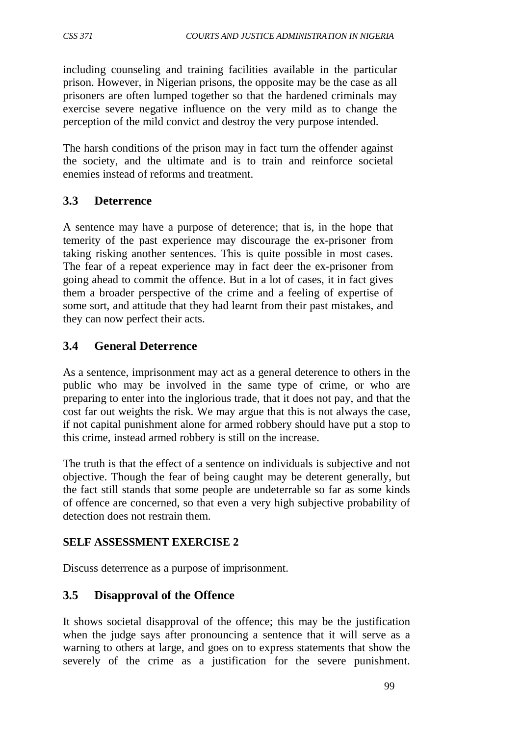including counseling and training facilities available in the particular prison. However, in Nigerian prisons, the opposite may be the case as all prisoners are often lumped together so that the hardened criminals may exercise severe negative influence on the very mild as to change the perception of the mild convict and destroy the very purpose intended.

The harsh conditions of the prison may in fact turn the offender against the society, and the ultimate and is to train and reinforce societal enemies instead of reforms and treatment.

## 3.3 Deterrence

A sentence may have a purpose of deterence; that is, in the hope that temerity of the past experience may discourage the ex-prisoner from taking risking another sentences. This is quite possible in most cases. The fear of a repeat experience may in fact deer the ex-prisoner from going ahead to commit the offence. But in a lot of cases, it in fact gives them a broader perspective of the crime and a feeling of expertise of some sort, and attitude that they had learnt from their past mistakes, and they can now perfect their acts.

## 3.4 General Deterrence

As a sentence, imprisonment may act as a general deterence to others in the public who may be involved in the same type of crime, or who are preparing to enter into the inglorious trade, that it does not pay, and that the cost far out weights the risk. We may argue that this is not always the case, if not capital punishment alone for armed robbery should have put a stop to this crime, instead armed robbery is still on the increase.

The truth is that the effect of a sentence on individuals is subjective and not objective. Though the fear of being caught may be deterent generally, but the fact still stands that some people are undeterrable so far as some kinds of offence are concerned, so that even a very high subjective probability of detection does not restrain them.

**SELF ASSESSMENT EXERCISE 2**

Discuss deterrence as a purpose of imprisonment.

## 3.5 Disapproval of the Offence

It shows societal disapproval of the offence; this may be the justification when the judge says after pronouncing a sentence that it will serve as a warning to others at large, and goes on to express statements that show the severely of the crime as a justification for the severe punishment.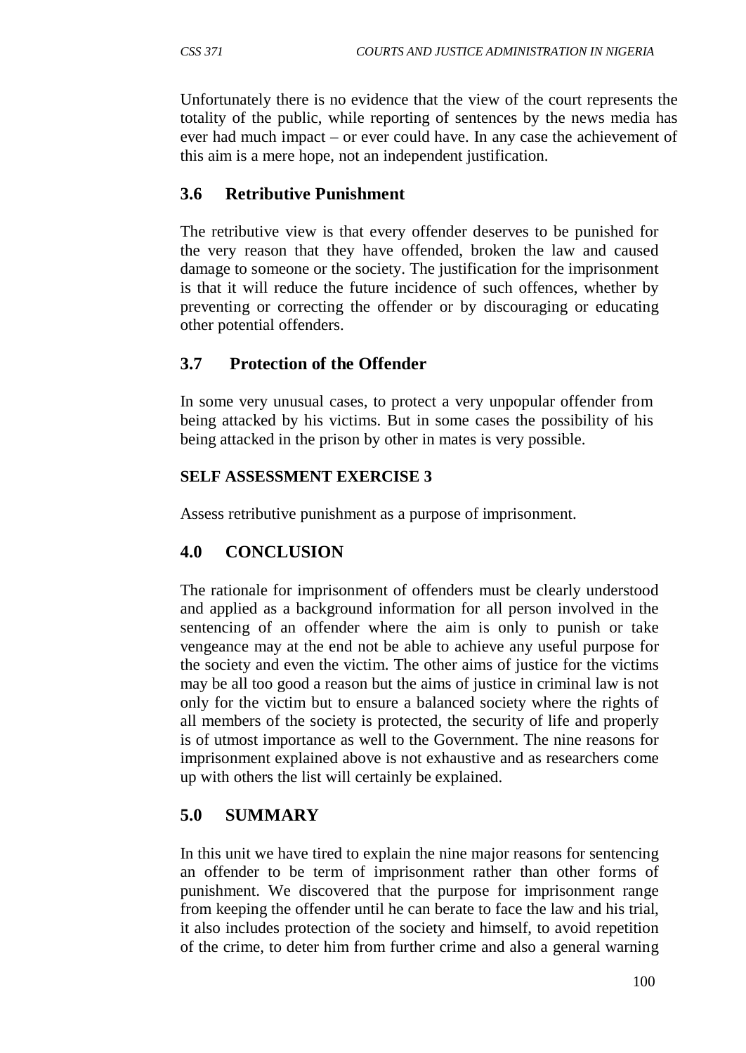Unfortunately there is no evidence that the view of the court represents the totality of the public, while reporting of sentences by the news media has ever had much impact – or ever could have. In any case the achievement of this aim is a mere hope, not an independent justification.

## 3.6 Retributive Punishment

The retributive view is that every offender deserves to be punished for the very reason that they have offended, broken the law and caused damage to someone or the society. The justification for the imprisonment is that it will reduce the future incidence of such offences, whether by preventing or correcting the offender or by discouraging or educating other potential offenders.

## 3.7 Protection of the Offender

In some very unusual cases, to protect a very unpopular offender from being attacked by his victims. But in some cases the possibility of his being attacked in the prison by other in mates is very possible.

**SELF ASSESSMENT EXERCISE 3**

Assess retributive punishment as a purpose of imprisonment.

## 4.0 CONCLUSION

The rationale for imprisonment of offenders must be clearly understood and applied as a background information for all person involved in the sentencing of an offender where the aim is only to punish or take vengeance may at the end not be able to achieve any useful purpose for the society and even the victim. The other aims of justice for the victims may be all too good a reason but the aims of justice in criminal law is not only for the victim but to ensure a balanced society where the rights of all members of the society is protected, the security of life and properly is of utmost importance as well to the Government. The nine reasons for imprisonment explained above is not exhaustive and as researchers come up with others the list will certainly be explained.

## 5.0 SUMMARY

In this unit we have tired to explain the nine major reasons for sentencing an offender to be term of imprisonment rather than other forms of punishment. We discovered that the purpose for imprisonment range from keeping the offender until he can berate to face the law and his trial, it also includes protection of the society and himself, to avoid repetition of the crime, to deter him from further crime and also a general warning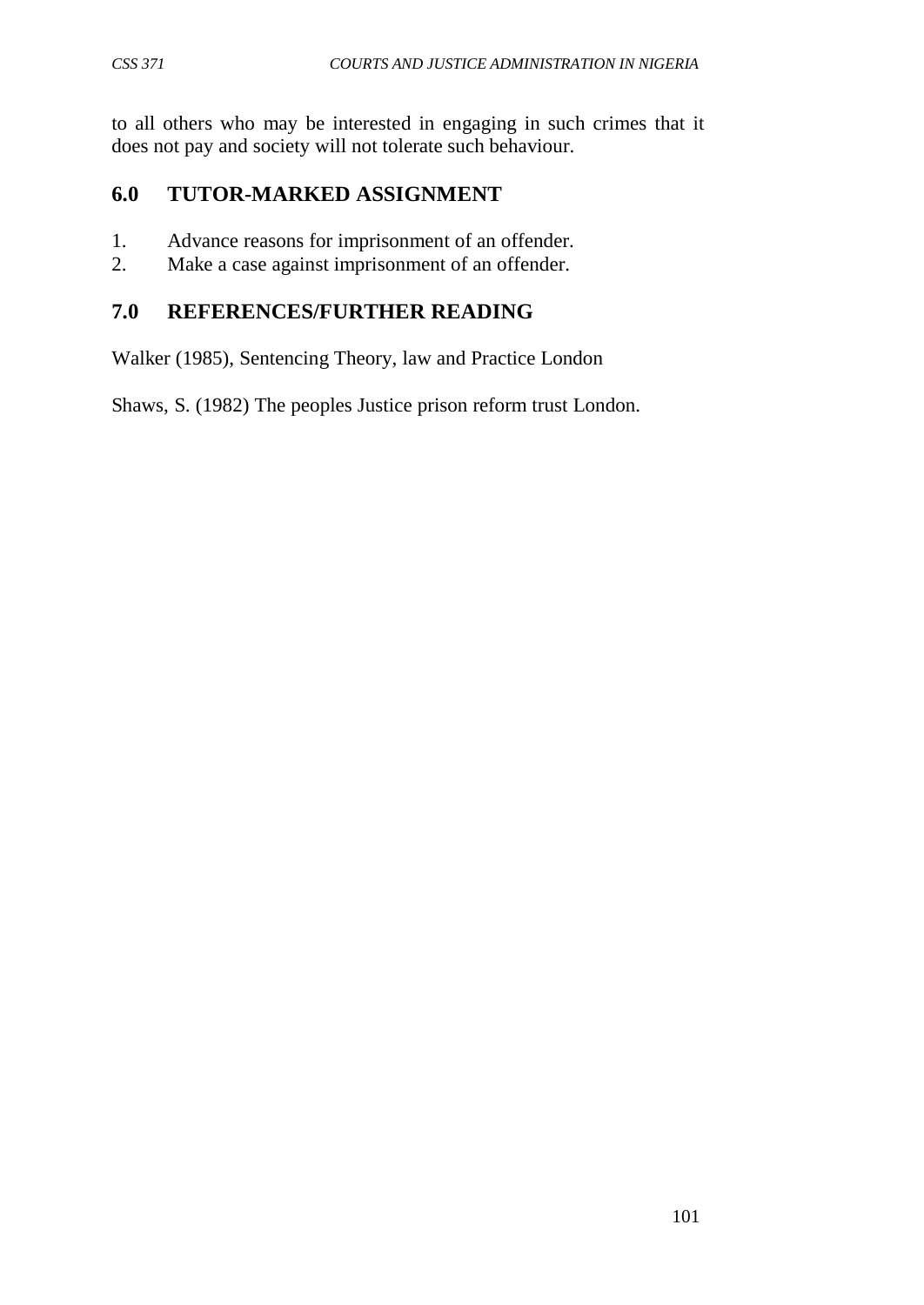to all others who may be interested in engaging in such crimes that it does not pay and society will not tolerate such behaviour.

## 6.0 TUTOR-MARKED ASSIGNMENT

1. Advance reasons for imprisonment of an offender.
2. Make a case against imprisonment of an offender.

## 7.0 REFERENCES/FURTHER READING

Walker (1985), Sentencing Theory, law and Practice London

Shaws, S. (1982) The peoples Justice prison reform trust London.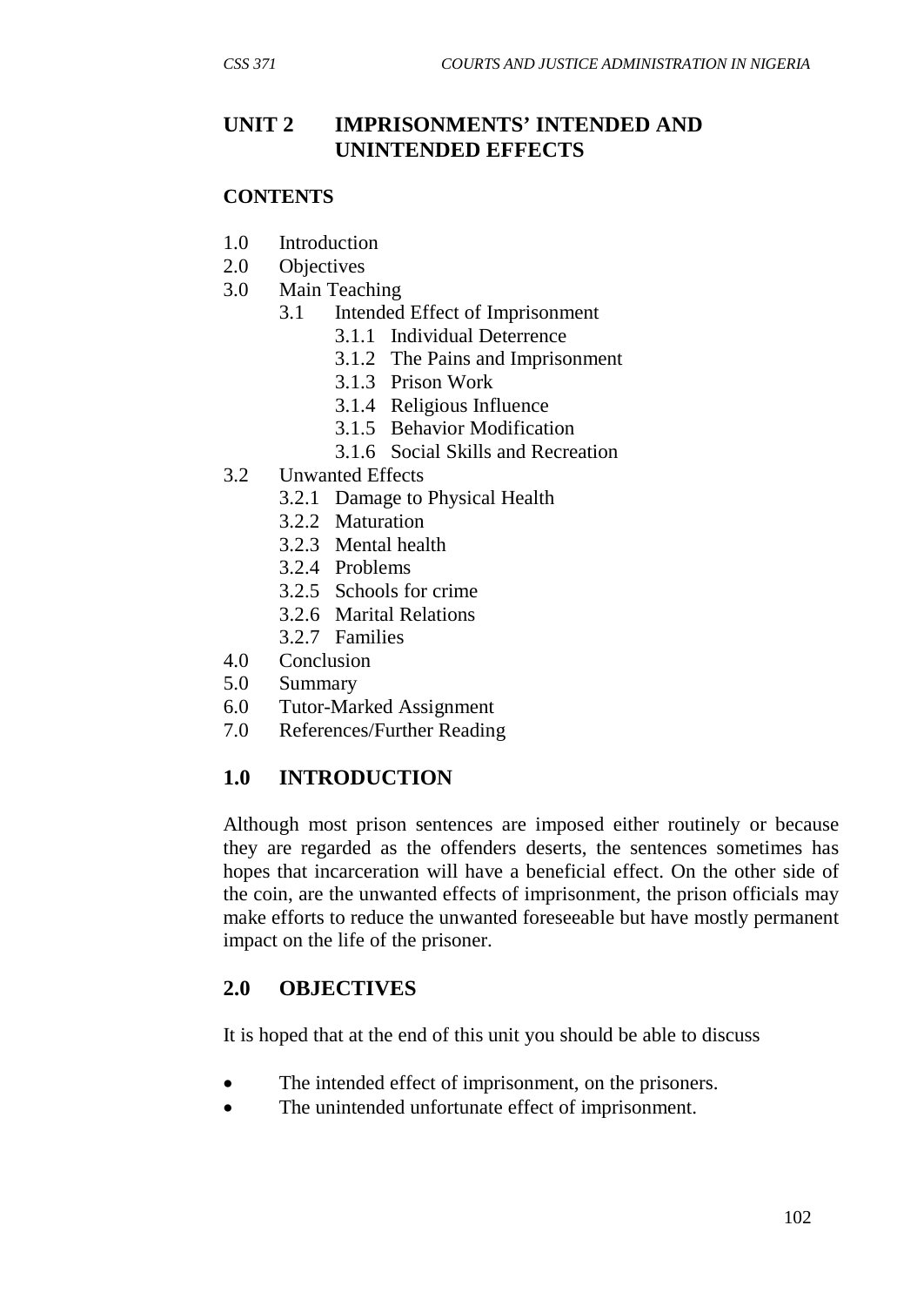## UNIT 2 IMPRISONMENTS' INTENDED AND UNINTENDED EFFECTS

**CONTENTS**

1.0 Introduction
2.0 Objectives
3.0 Main Teaching
    3.1 Intended Effect of Imprisonment
        3.1.1 Individual Deterrence
        3.1.2 The Pains and Imprisonment
        3.1.3 Prison Work
        3.1.4 Religious Influence
        3.1.5 Behavior Modification
        3.1.6 Social Skills and Recreation
    3.2 Unwanted Effects
        3.2.1 Damage to Physical Health
        3.2.2 Maturation
        3.2.3 Mental health
        3.2.4 Problems
        3.2.5 Schools for crime
        3.2.6 Marital Relations
        3.2.7 Families
4.0 Conclusion
5.0 Summary
6.0 Tutor-Marked Assignment
7.0 References/Further Reading

## 1.0 INTRODUCTION

Although most prison sentences are imposed either routinely or because they are regarded as the offenders deserts, the sentences sometimes has hopes that incarceration will have a beneficial effect. On the other side of the coin, are the unwanted effects of imprisonment, the prison officials may make efforts to reduce the unwanted foreseeable but have mostly permanent impact on the life of the prisoner.

## 2.0 OBJECTIVES

It is hoped that at the end of this unit you should be able to discuss

- The intended effect of imprisonment, on the prisoners.
- The unintended unfortunate effect of imprisonment.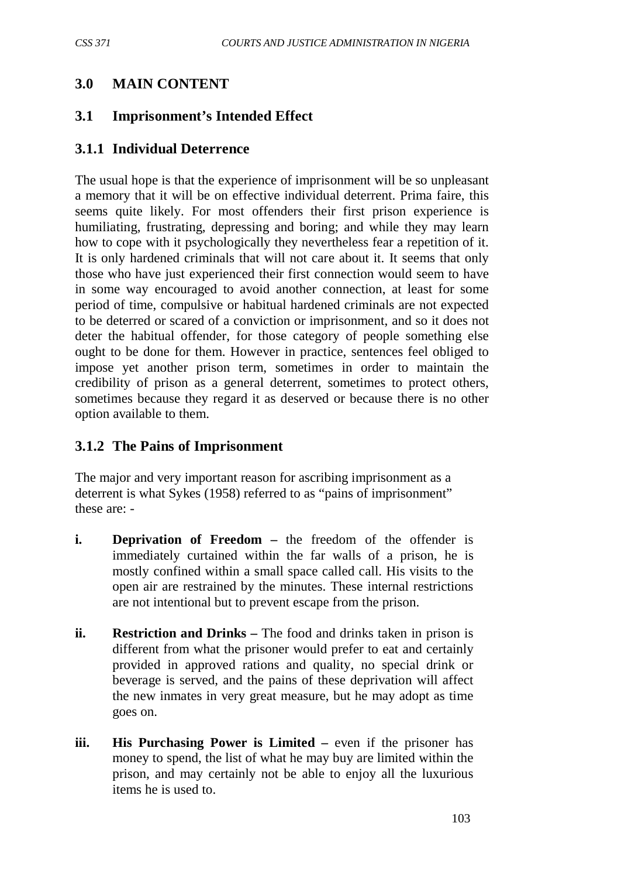## 3.0 MAIN CONTENT

### 3.1 Imprisonment's Intended Effect

#### 3.1.1 Individual Deterrence

The usual hope is that the experience of imprisonment will be so unpleasant a memory that it will be on effective individual deterrent. Prima faire, this seems quite likely. For most offenders their first prison experience is humiliating, frustrating, depressing and boring; and while they may learn how to cope with it psychologically they nevertheless fear a repetition of it. It is only hardened criminals that will not care about it. It seems that only those who have just experienced their first connection would seem to have in some way encouraged to avoid another connection, at least for some period of time, compulsive or habitual hardened criminals are not expected to be deterred or scared of a conviction or imprisonment, and so it does not deter the habitual offender, for those category of people something else ought to be done for them. However in practice, sentences feel obliged to impose yet another prison term, sometimes in order to maintain the credibility of prison as a general deterrent, sometimes to protect others, sometimes because they regard it as deserved or because there is no other option available to them.

#### 3.1.2 The Pains of Imprisonment

The major and very important reason for ascribing imprisonment as a deterrent is what Sykes (1958) referred to as "pains of imprisonment" these are: -

i. **Deprivation of Freedom –** the freedom of the offender is immediately curtained within the far walls of a prison, he is mostly confined within a small space called call. His visits to the open air are restrained by the minutes. These internal restrictions are not intentional but to prevent escape from the prison.

ii. **Restriction and Drinks –** The food and drinks taken in prison is different from what the prisoner would prefer to eat and certainly provided in approved rations and quality, no special drink or beverage is served, and the pains of these deprivation will affect the new inmates in very great measure, but he may adopt as time goes on.

iii. **His Purchasing Power is Limited –** even if the prisoner has money to spend, the list of what he may buy are limited within the prison, and may certainly not be able to enjoy all the luxurious items he is used to.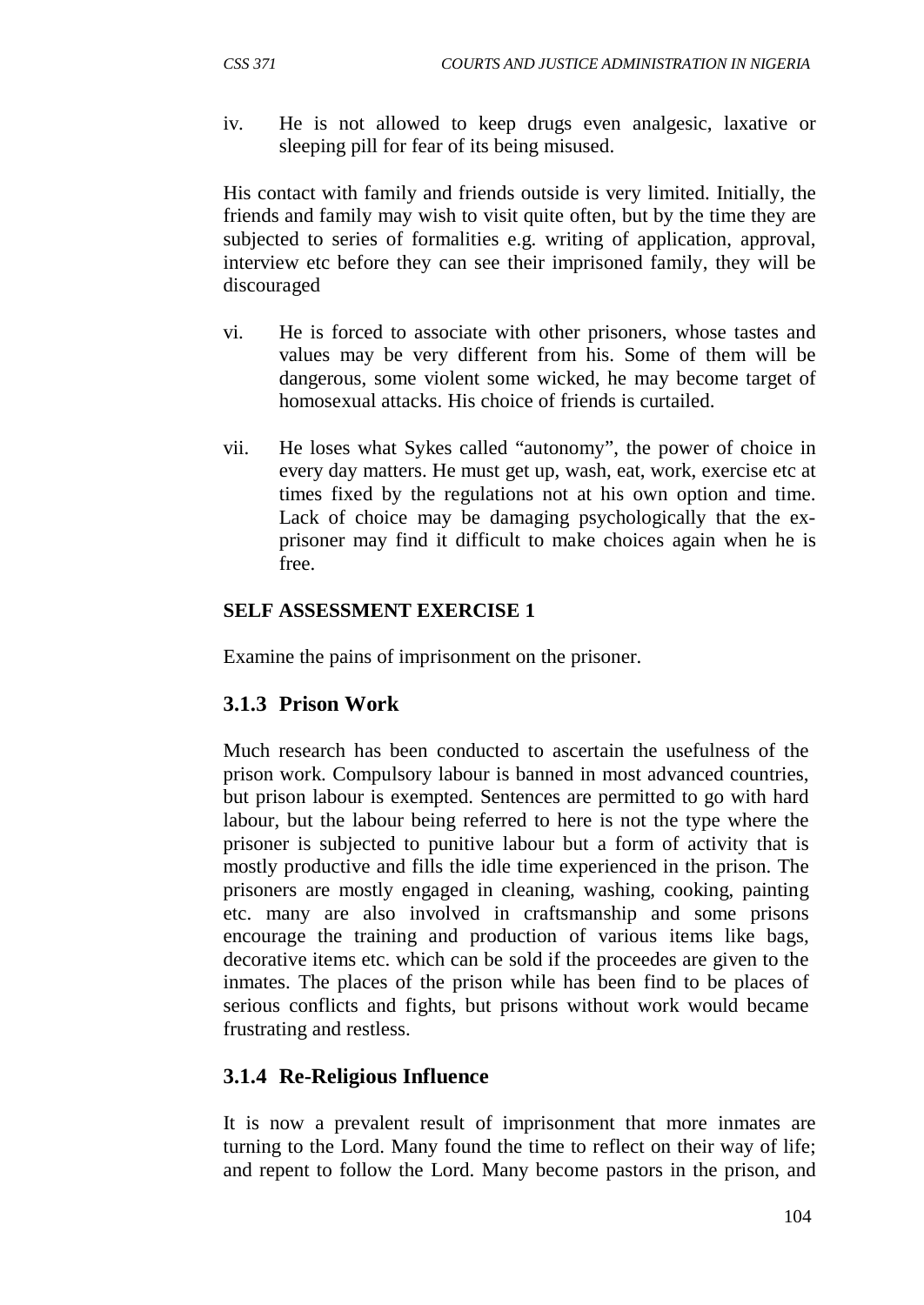iv. He is not allowed to keep drugs even analgesic, laxative or sleeping pill for fear of its being misused.

His contact with family and friends outside is very limited. Initially, the friends and family may wish to visit quite often, but by the time they are subjected to series of formalities e.g. writing of application, approval, interview etc before they can see their imprisoned family, they will be discouraged

vi. He is forced to associate with other prisoners, whose tastes and values may be very different from his. Some of them will be dangerous, some violent some wicked, he may become target of homosexual attacks. His choice of friends is curtailed.

vii. He loses what Sykes called "autonomy", the power of choice in every day matters. He must get up, wash, eat, work, exercise etc at times fixed by the regulations not at his own option and time. Lack of choice may be damaging psychologically that the ex-prisoner may find it difficult to make choices again when he is free.

**SELF ASSESSMENT EXERCISE 1**

Examine the pains of imprisonment on the prisoner.

### 3.1.3 Prison Work

Much research has been conducted to ascertain the usefulness of the prison work. Compulsory labour is banned in most advanced countries, but prison labour is exempted. Sentences are permitted to go with hard labour, but the labour being referred to here is not the type where the prisoner is subjected to punitive labour but a form of activity that is mostly productive and fills the idle time experienced in the prison. The prisoners are mostly engaged in cleaning, washing, cooking, painting etc. many are also involved in craftsmanship and some prisons encourage the training and production of various items like bags, decorative items etc. which can be sold if the proceedes are given to the inmates. The places of the prison while has been find to be places of serious conflicts and fights, but prisons without work would became frustrating and restless.

### 3.1.4 Re-Religious Influence

It is now a prevalent result of imprisonment that more inmates are turning to the Lord. Many found the time to reflect on their way of life; and repent to follow the Lord. Many become pastors in the prison, and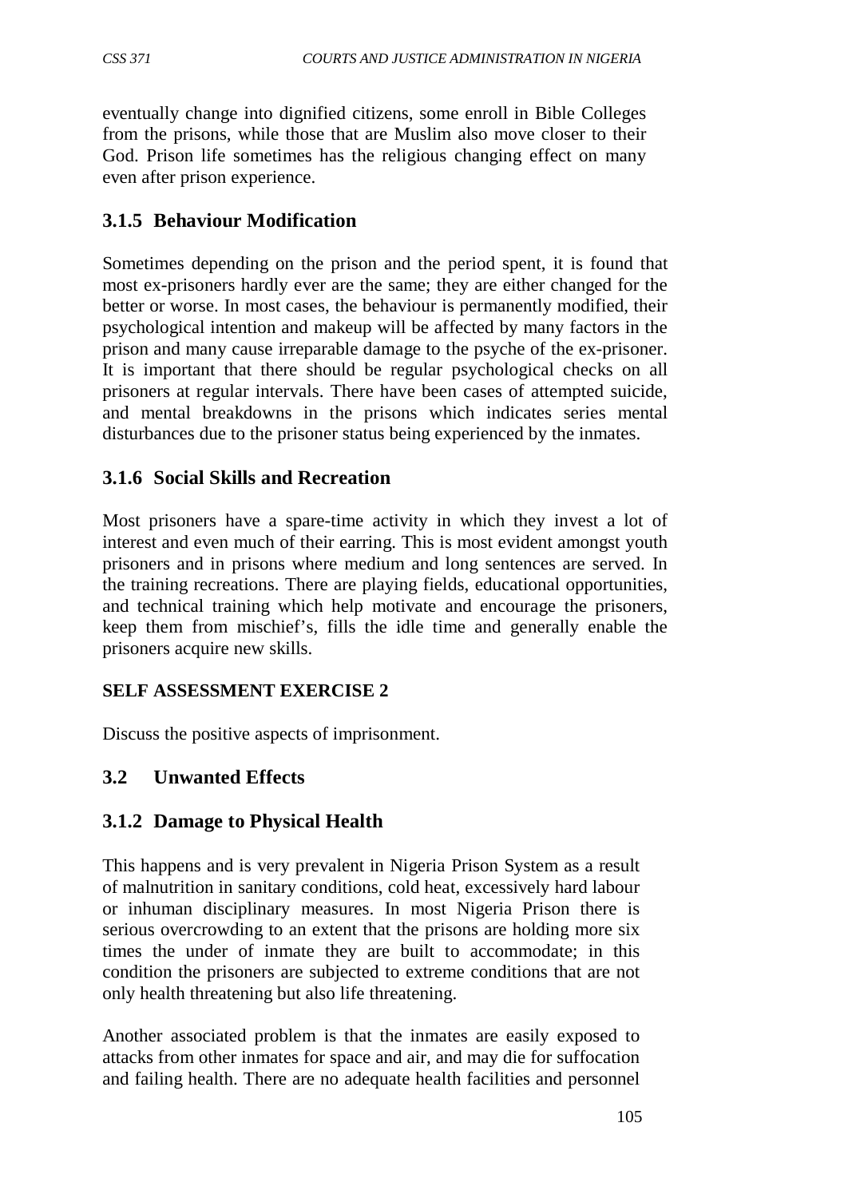eventually change into dignified citizens, some enroll in Bible Colleges from the prisons, while those that are Muslim also move closer to their God. Prison life sometimes has the religious changing effect on many even after prison experience.

### 3.1.5 Behaviour Modification

Sometimes depending on the prison and the period spent, it is found that most ex-prisoners hardly ever are the same; they are either changed for the better or worse. In most cases, the behaviour is permanently modified, their psychological intention and makeup will be affected by many factors in the prison and many cause irreparable damage to the psyche of the ex-prisoner. It is important that there should be regular psychological checks on all prisoners at regular intervals. There have been cases of attempted suicide, and mental breakdowns in the prisons which indicates series mental disturbances due to the prisoner status being experienced by the inmates.

### 3.1.6 Social Skills and Recreation

Most prisoners have a spare-time activity in which they invest a lot of interest and even much of their earring. This is most evident amongst youth prisoners and in prisons where medium and long sentences are served. In the training recreations. There are playing fields, educational opportunities, and technical training which help motivate and encourage the prisoners, keep them from mischief's, fills the idle time and generally enable the prisoners acquire new skills.

**SELF ASSESSMENT EXERCISE 2**

Discuss the positive aspects of imprisonment.

## 3.2 Unwanted Effects

### 3.1.2 Damage to Physical Health

This happens and is very prevalent in Nigeria Prison System as a result of malnutrition in sanitary conditions, cold heat, excessively hard labour or inhuman disciplinary measures. In most Nigeria Prison there is serious overcrowding to an extent that the prisons are holding more six times the under of inmate they are built to accommodate; in this condition the prisoners are subjected to extreme conditions that are not only health threatening but also life threatening.

Another associated problem is that the inmates are easily exposed to attacks from other inmates for space and air, and may die for suffocation and failing health. There are no adequate health facilities and personnel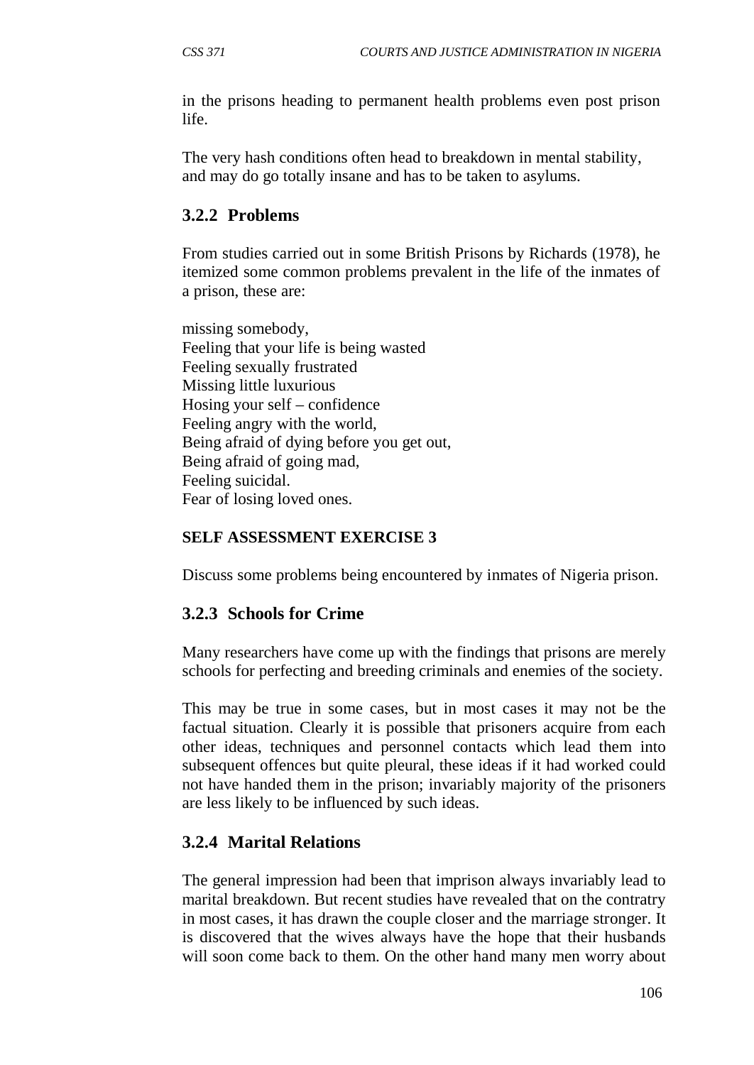in the prisons heading to permanent health problems even post prison life.

The very hash conditions often head to breakdown in mental stability, and may do go totally insane and has to be taken to asylums.

### 3.2.2 Problems

From studies carried out in some British Prisons by Richards (1978), he itemized some common problems prevalent in the life of the inmates of a prison, these are:

missing somebody,
Feeling that your life is being wasted
Feeling sexually frustrated
Missing little luxurious
Hosing your self – confidence
Feeling angry with the world,
Being afraid of dying before you get out,
Being afraid of going mad,
Feeling suicidal.
Fear of losing loved ones.

**SELF ASSESSMENT EXERCISE 3**

Discuss some problems being encountered by inmates of Nigeria prison.

### 3.2.3 Schools for Crime

Many researchers have come up with the findings that prisons are merely schools for perfecting and breeding criminals and enemies of the society.

This may be true in some cases, but in most cases it may not be the factual situation. Clearly it is possible that prisoners acquire from each other ideas, techniques and personnel contacts which lead them into subsequent offences but quite pleural, these ideas if it had worked could not have handed them in the prison; invariably majority of the prisoners are less likely to be influenced by such ideas.

### 3.2.4 Marital Relations

The general impression had been that imprison always invariably lead to marital breakdown. But recent studies have revealed that on the contratry in most cases, it has drawn the couple closer and the marriage stronger. It is discovered that the wives always have the hope that their husbands will soon come back to them. On the other hand many men worry about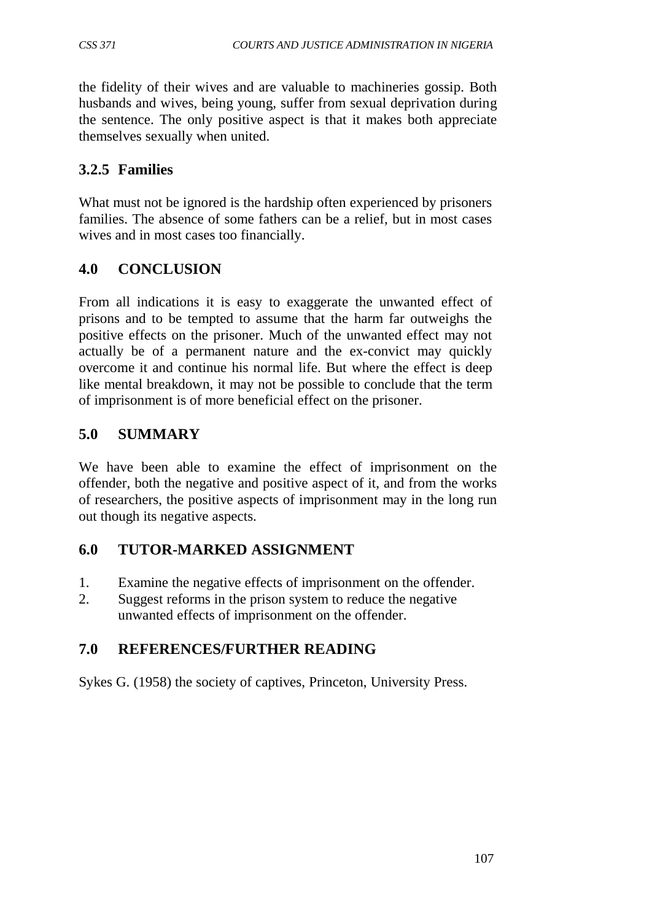the fidelity of their wives and are valuable to machineries gossip. Both husbands and wives, being young, suffer from sexual deprivation during the sentence. The only positive aspect is that it makes both appreciate themselves sexually when united.

### 3.2.5 Families

What must not be ignored is the hardship often experienced by prisoners families. The absence of some fathers can be a relief, but in most cases wives and in most cases too financially.

## 4.0 CONCLUSION

From all indications it is easy to exaggerate the unwanted effect of prisons and to be tempted to assume that the harm far outweighs the positive effects on the prisoner. Much of the unwanted effect may not actually be of a permanent nature and the ex-convict may quickly overcome it and continue his normal life. But where the effect is deep like mental breakdown, it may not be possible to conclude that the term of imprisonment is of more beneficial effect on the prisoner.

## 5.0 SUMMARY

We have been able to examine the effect of imprisonment on the offender, both the negative and positive aspect of it, and from the works of researchers, the positive aspects of imprisonment may in the long run out though its negative aspects.

## 6.0 TUTOR-MARKED ASSIGNMENT

1. Examine the negative effects of imprisonment on the offender.
2. Suggest reforms in the prison system to reduce the negative unwanted effects of imprisonment on the offender.

## 7.0 REFERENCES/FURTHER READING

Sykes G. (1958) the society of captives, Princeton, University Press.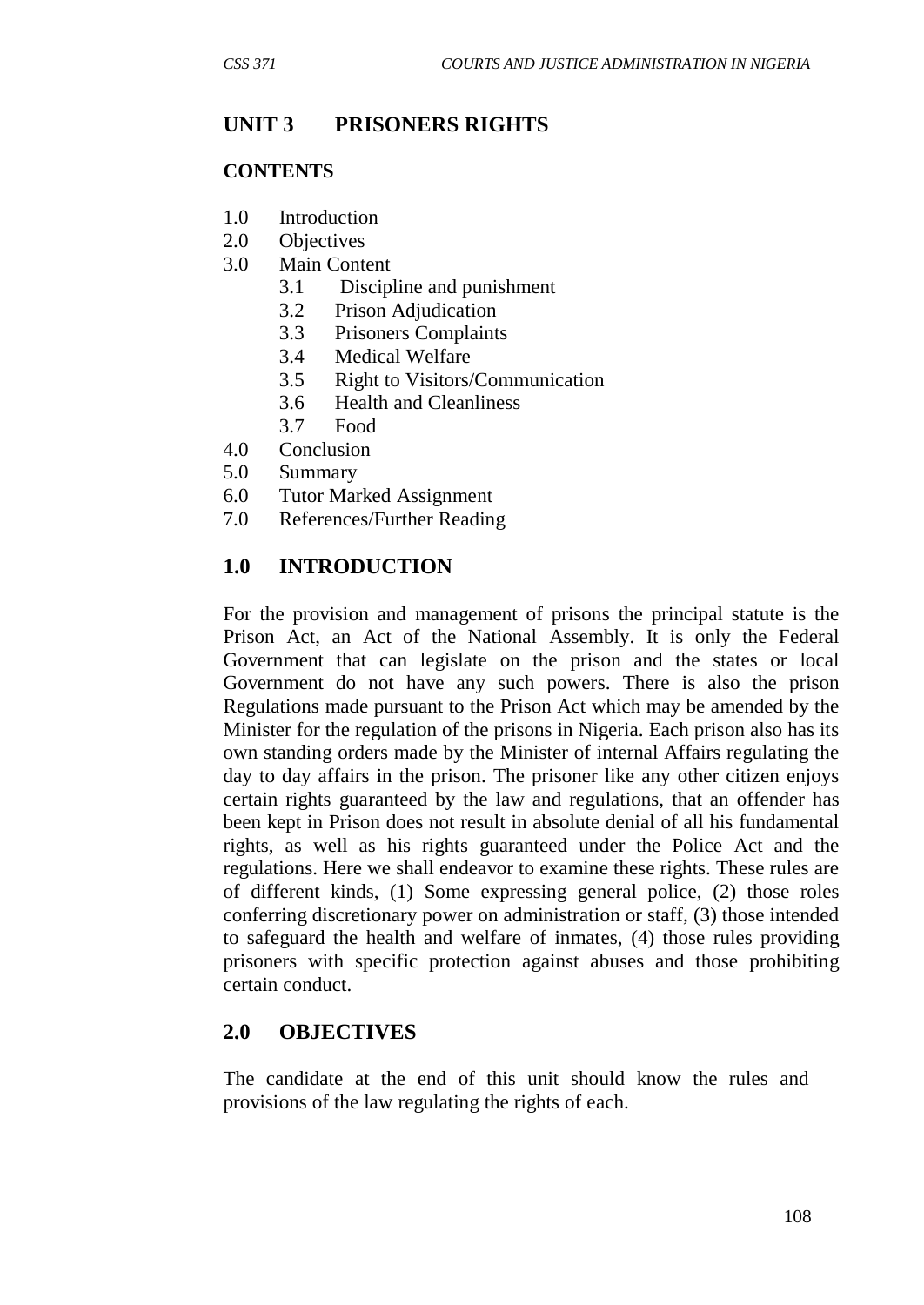## UNIT 3 PRISONERS RIGHTS

**CONTENTS**

1.0 Introduction
2.0 Objectives
3.0 Main Content
  3.1 Discipline and punishment
  3.2 Prison Adjudication
  3.3 Prisoners Complaints
  3.4 Medical Welfare
  3.5 Right to Visitors/Communication
  3.6 Health and Cleanliness
  3.7 Food
4.0 Conclusion
5.0 Summary
6.0 Tutor Marked Assignment
7.0 References/Further Reading

## 1.0 INTRODUCTION

For the provision and management of prisons the principal statute is the Prison Act, an Act of the National Assembly. It is only the Federal Government that can legislate on the prison and the states or local Government do not have any such powers. There is also the prison Regulations made pursuant to the Prison Act which may be amended by the Minister for the regulation of the prisons in Nigeria. Each prison also has its own standing orders made by the Minister of internal Affairs regulating the day to day affairs in the prison. The prisoner like any other citizen enjoys certain rights guaranteed by the law and regulations, that an offender has been kept in Prison does not result in absolute denial of all his fundamental rights, as well as his rights guaranteed under the Police Act and the regulations. Here we shall endeavor to examine these rights. These rules are of different kinds, (1) Some expressing general police, (2) those roles conferring discretionary power on administration or staff, (3) those intended to safeguard the health and welfare of inmates, (4) those rules providing prisoners with specific protection against abuses and those prohibiting certain conduct.

## 2.0 OBJECTIVES

The candidate at the end of this unit should know the rules and provisions of the law regulating the rights of each.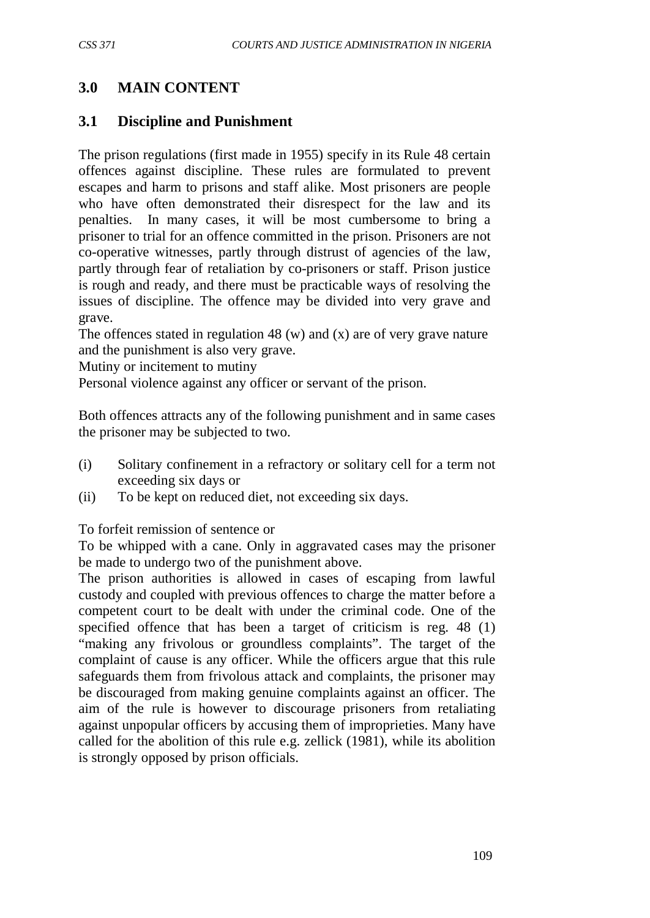## 3.0 MAIN CONTENT

### 3.1 Discipline and Punishment

The prison regulations (first made in 1955) specify in its Rule 48 certain offences against discipline. These rules are formulated to prevent escapes and harm to prisons and staff alike. Most prisoners are people who have often demonstrated their disrespect for the law and its penalties. In many cases, it will be most cumbersome to bring a prisoner to trial for an offence committed in the prison. Prisoners are not co-operative witnesses, partly through distrust of agencies of the law, partly through fear of retaliation by co-prisoners or staff. Prison justice is rough and ready, and there must be practicable ways of resolving the issues of discipline. The offence may be divided into very grave and grave.

The offences stated in regulation 48 (w) and (x) are of very grave nature and the punishment is also very grave.

Mutiny or incitement to mutiny

Personal violence against any officer or servant of the prison.

Both offences attracts any of the following punishment and in same cases the prisoner may be subjected to two.

(i) Solitary confinement in a refractory or solitary cell for a term not exceeding six days or
(ii) To be kept on reduced diet, not exceeding six days.

To forfeit remission of sentence or

To be whipped with a cane. Only in aggravated cases may the prisoner be made to undergo two of the punishment above.

The prison authorities is allowed in cases of escaping from lawful custody and coupled with previous offences to charge the matter before a competent court to be dealt with under the criminal code. One of the specified offence that has been a target of criticism is reg. 48 (1) "making any frivolous or groundless complaints". The target of the complaint of cause is any officer. While the officers argue that this rule safeguards them from frivolous attack and complaints, the prisoner may be discouraged from making genuine complaints against an officer. The aim of the rule is however to discourage prisoners from retaliating against unpopular officers by accusing them of improprieties. Many have called for the abolition of this rule e.g. zellick (1981), while its abolition is strongly opposed by prison officials.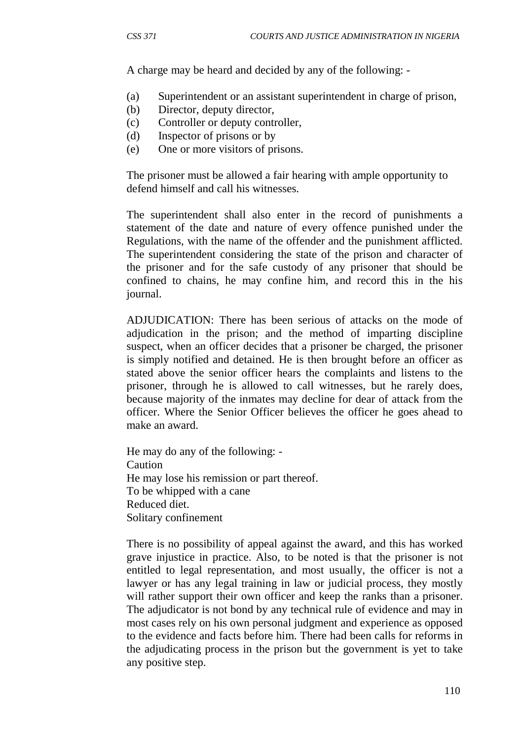A charge may be heard and decided by any of the following: -

(a) Superintendent or an assistant superintendent in charge of prison,
(b) Director, deputy director,
(c) Controller or deputy controller,
(d) Inspector of prisons or by
(e) One or more visitors of prisons.

The prisoner must be allowed a fair hearing with ample opportunity to defend himself and call his witnesses.

The superintendent shall also enter in the record of punishments a statement of the date and nature of every offence punished under the Regulations, with the name of the offender and the punishment afflicted. The superintendent considering the state of the prison and character of the prisoner and for the safe custody of any prisoner that should be confined to chains, he may confine him, and record this in the his journal.

ADJUDICATION: There has been serious of attacks on the mode of adjudication in the prison; and the method of imparting discipline suspect, when an officer decides that a prisoner be charged, the prisoner is simply notified and detained. He is then brought before an officer as stated above the senior officer hears the complaints and listens to the prisoner, through he is allowed to call witnesses, but he rarely does, because majority of the inmates may decline for dear of attack from the officer. Where the Senior Officer believes the officer he goes ahead to make an award.

He may do any of the following: -
Caution
He may lose his remission or part thereof.
To be whipped with a cane
Reduced diet.
Solitary confinement

There is no possibility of appeal against the award, and this has worked grave injustice in practice. Also, to be noted is that the prisoner is not entitled to legal representation, and most usually, the officer is not a lawyer or has any legal training in law or judicial process, they mostly will rather support their own officer and keep the ranks than a prisoner. The adjudicator is not bond by any technical rule of evidence and may in most cases rely on his own personal judgment and experience as opposed to the evidence and facts before him. There had been calls for reforms in the adjudicating process in the prison but the government is yet to take any positive step.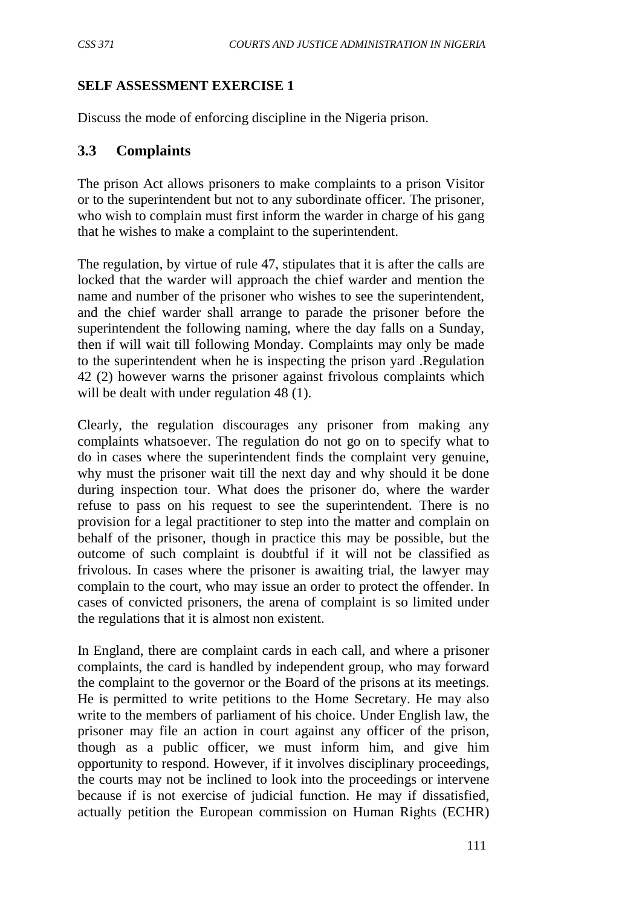## SELF ASSESSMENT EXERCISE 1

Discuss the mode of enforcing discipline in the Nigeria prison.

## 3.3 Complaints

The prison Act allows prisoners to make complaints to a prison Visitor or to the superintendent but not to any subordinate officer. The prisoner, who wish to complain must first inform the warder in charge of his gang that he wishes to make a complaint to the superintendent.

The regulation, by virtue of rule 47, stipulates that it is after the calls are locked that the warder will approach the chief warder and mention the name and number of the prisoner who wishes to see the superintendent, and the chief warder shall arrange to parade the prisoner before the superintendent the following naming, where the day falls on a Sunday, then if will wait till following Monday. Complaints may only be made to the superintendent when he is inspecting the prison yard .Regulation 42 (2) however warns the prisoner against frivolous complaints which will be dealt with under regulation 48 (1).

Clearly, the regulation discourages any prisoner from making any complaints whatsoever. The regulation do not go on to specify what to do in cases where the superintendent finds the complaint very genuine, why must the prisoner wait till the next day and why should it be done during inspection tour. What does the prisoner do, where the warder refuse to pass on his request to see the superintendent. There is no provision for a legal practitioner to step into the matter and complain on behalf of the prisoner, though in practice this may be possible, but the outcome of such complaint is doubtful if it will not be classified as frivolous. In cases where the prisoner is awaiting trial, the lawyer may complain to the court, who may issue an order to protect the offender. In cases of convicted prisoners, the arena of complaint is so limited under the regulations that it is almost non existent.

In England, there are complaint cards in each call, and where a prisoner complaints, the card is handled by independent group, who may forward the complaint to the governor or the Board of the prisons at its meetings. He is permitted to write petitions to the Home Secretary. He may also write to the members of parliament of his choice. Under English law, the prisoner may file an action in court against any officer of the prison, though as a public officer, we must inform him, and give him opportunity to respond. However, if it involves disciplinary proceedings, the courts may not be inclined to look into the proceedings or intervene because if is not exercise of judicial function. He may if dissatisfied, actually petition the European commission on Human Rights (ECHR)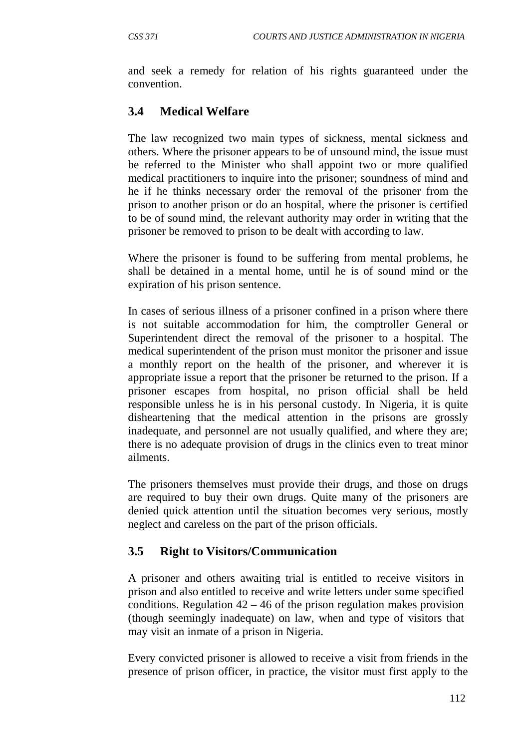and seek a remedy for relation of his rights guaranteed under the convention.

## 3.4 Medical Welfare

The law recognized two main types of sickness, mental sickness and others. Where the prisoner appears to be of unsound mind, the issue must be referred to the Minister who shall appoint two or more qualified medical practitioners to inquire into the prisoner; soundness of mind and he if he thinks necessary order the removal of the prisoner from the prison to another prison or do an hospital, where the prisoner is certified to be of sound mind, the relevant authority may order in writing that the prisoner be removed to prison to be dealt with according to law.

Where the prisoner is found to be suffering from mental problems, he shall be detained in a mental home, until he is of sound mind or the expiration of his prison sentence.

In cases of serious illness of a prisoner confined in a prison where there is not suitable accommodation for him, the comptroller General or Superintendent direct the removal of the prisoner to a hospital. The medical superintendent of the prison must monitor the prisoner and issue a monthly report on the health of the prisoner, and wherever it is appropriate issue a report that the prisoner be returned to the prison. If a prisoner escapes from hospital, no prison official shall be held responsible unless he is in his personal custody. In Nigeria, it is quite disheartening that the medical attention in the prisons are grossly inadequate, and personnel are not usually qualified, and where they are; there is no adequate provision of drugs in the clinics even to treat minor ailments.

The prisoners themselves must provide their drugs, and those on drugs are required to buy their own drugs. Quite many of the prisoners are denied quick attention until the situation becomes very serious, mostly neglect and careless on the part of the prison officials.

## 3.5 Right to Visitors/Communication

A prisoner and others awaiting trial is entitled to receive visitors in prison and also entitled to receive and write letters under some specified conditions. Regulation 42 – 46 of the prison regulation makes provision (though seemingly inadequate) on law, when and type of visitors that may visit an inmate of a prison in Nigeria.

Every convicted prisoner is allowed to receive a visit from friends in the presence of prison officer, in practice, the visitor must first apply to the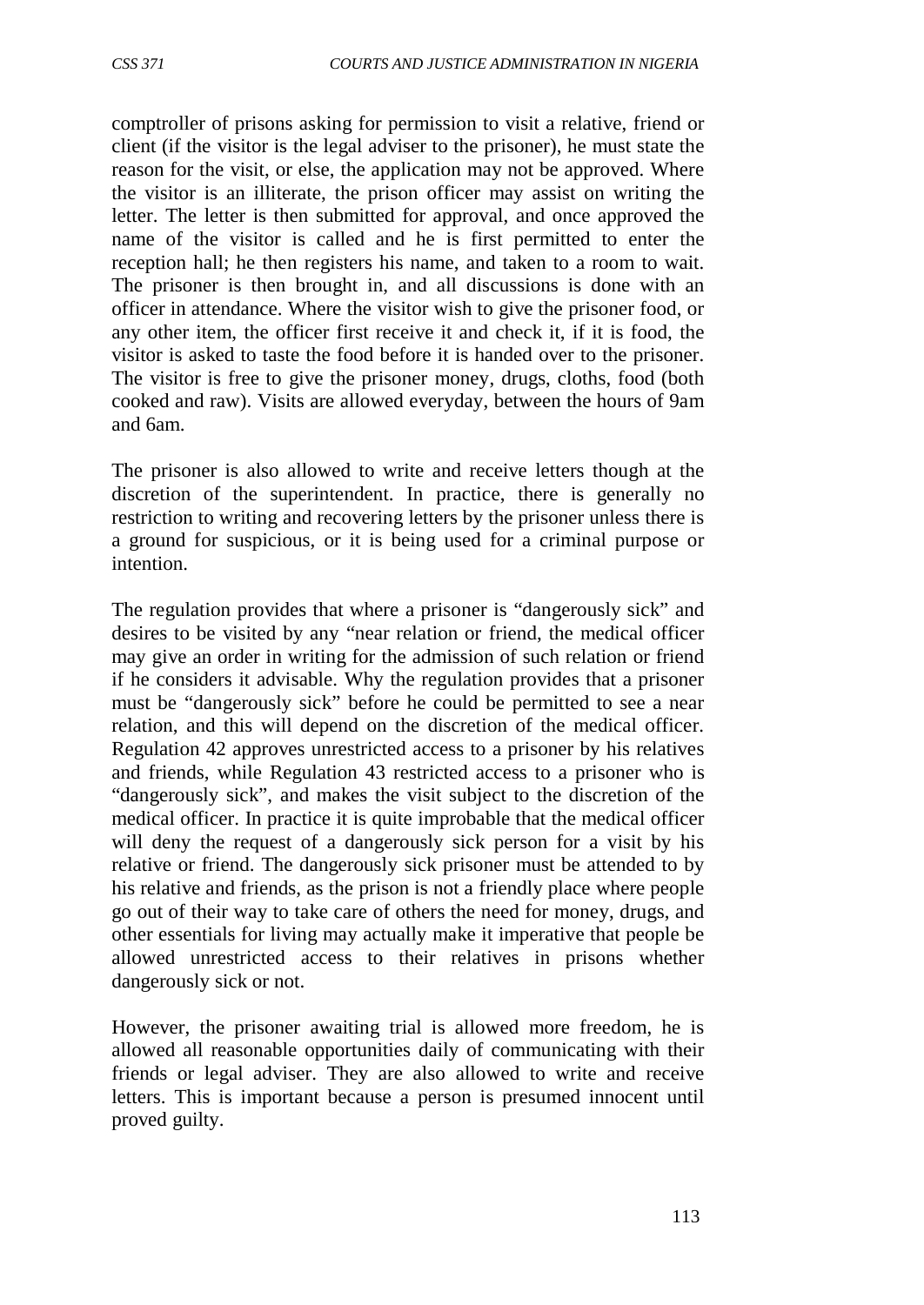comptroller of prisons asking for permission to visit a relative, friend or client (if the visitor is the legal adviser to the prisoner), he must state the reason for the visit, or else, the application may not be approved. Where the visitor is an illiterate, the prison officer may assist on writing the letter. The letter is then submitted for approval, and once approved the name of the visitor is called and he is first permitted to enter the reception hall; he then registers his name, and taken to a room to wait. The prisoner is then brought in, and all discussions is done with an officer in attendance. Where the visitor wish to give the prisoner food, or any other item, the officer first receive it and check it, if it is food, the visitor is asked to taste the food before it is handed over to the prisoner. The visitor is free to give the prisoner money, drugs, cloths, food (both cooked and raw). Visits are allowed everyday, between the hours of 9am and 6am.

The prisoner is also allowed to write and receive letters though at the discretion of the superintendent. In practice, there is generally no restriction to writing and recovering letters by the prisoner unless there is a ground for suspicious, or it is being used for a criminal purpose or intention.

The regulation provides that where a prisoner is "dangerously sick" and desires to be visited by any "near relation or friend, the medical officer may give an order in writing for the admission of such relation or friend if he considers it advisable. Why the regulation provides that a prisoner must be "dangerously sick" before he could be permitted to see a near relation, and this will depend on the discretion of the medical officer. Regulation 42 approves unrestricted access to a prisoner by his relatives and friends, while Regulation 43 restricted access to a prisoner who is "dangerously sick", and makes the visit subject to the discretion of the medical officer. In practice it is quite improbable that the medical officer will deny the request of a dangerously sick person for a visit by his relative or friend. The dangerously sick prisoner must be attended to by his relative and friends, as the prison is not a friendly place where people go out of their way to take care of others the need for money, drugs, and other essentials for living may actually make it imperative that people be allowed unrestricted access to their relatives in prisons whether dangerously sick or not.

However, the prisoner awaiting trial is allowed more freedom, he is allowed all reasonable opportunities daily of communicating with their friends or legal adviser. They are also allowed to write and receive letters. This is important because a person is presumed innocent until proved guilty.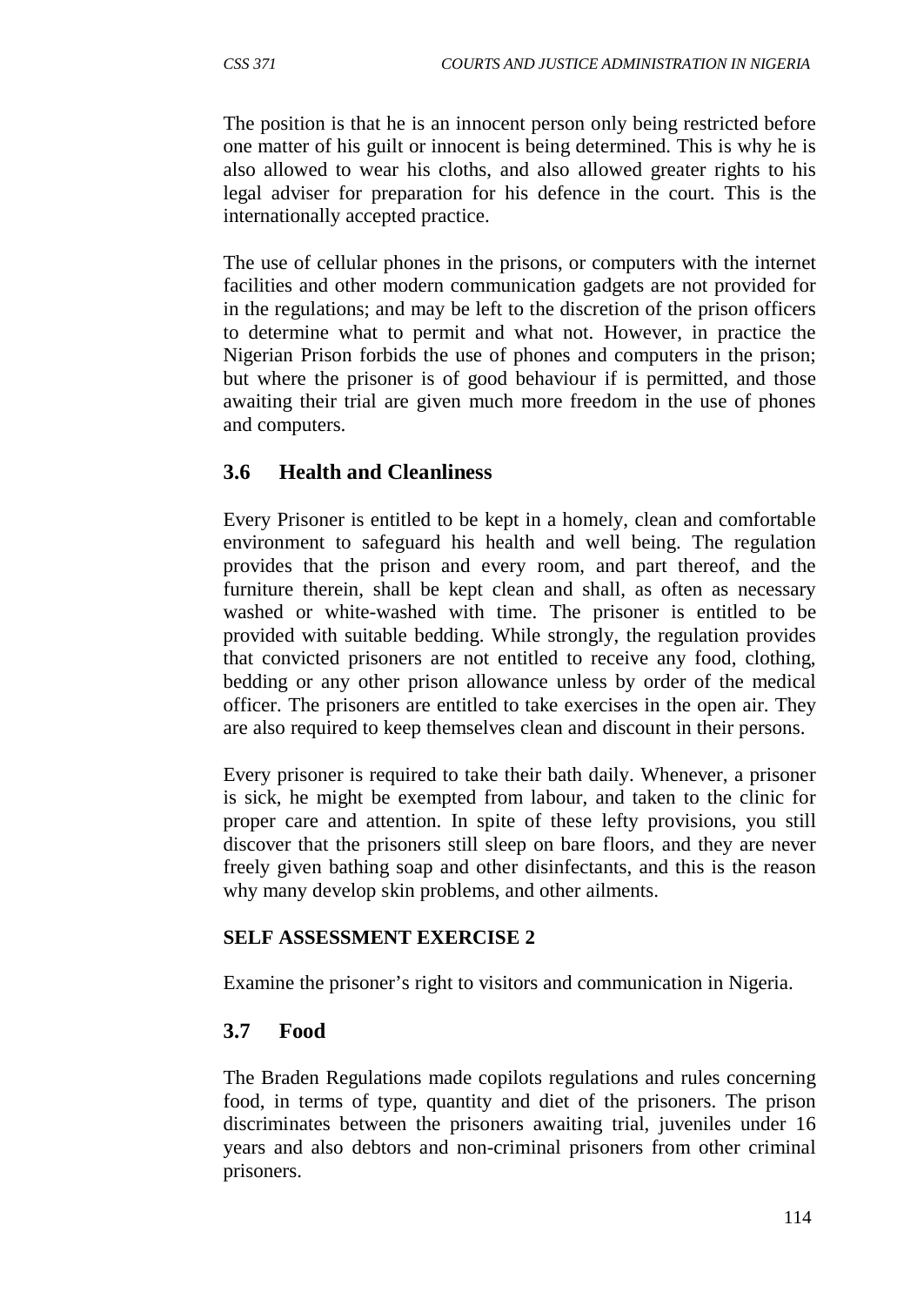The position is that he is an innocent person only being restricted before one matter of his guilt or innocent is being determined. This is why he is also allowed to wear his cloths, and also allowed greater rights to his legal adviser for preparation for his defence in the court. This is the internationally accepted practice.

The use of cellular phones in the prisons, or computers with the internet facilities and other modern communication gadgets are not provided for in the regulations; and may be left to the discretion of the prison officers to determine what to permit and what not. However, in practice the Nigerian Prison forbids the use of phones and computers in the prison; but where the prisoner is of good behaviour if is permitted, and those awaiting their trial are given much more freedom in the use of phones and computers.

## 3.6 Health and Cleanliness

Every Prisoner is entitled to be kept in a homely, clean and comfortable environment to safeguard his health and well being. The regulation provides that the prison and every room, and part thereof, and the furniture therein, shall be kept clean and shall, as often as necessary washed or white-washed with time. The prisoner is entitled to be provided with suitable bedding. While strongly, the regulation provides that convicted prisoners are not entitled to receive any food, clothing, bedding or any other prison allowance unless by order of the medical officer. The prisoners are entitled to take exercises in the open air. They are also required to keep themselves clean and discount in their persons.

Every prisoner is required to take their bath daily. Whenever, a prisoner is sick, he might be exempted from labour, and taken to the clinic for proper care and attention. In spite of these lefty provisions, you still discover that the prisoners still sleep on bare floors, and they are never freely given bathing soap and other disinfectants, and this is the reason why many develop skin problems, and other ailments.

**SELF ASSESSMENT EXERCISE 2**

Examine the prisoner's right to visitors and communication in Nigeria.

## 3.7 Food

The Braden Regulations made copilots regulations and rules concerning food, in terms of type, quantity and diet of the prisoners. The prison discriminates between the prisoners awaiting trial, juveniles under 16 years and also debtors and non-criminal prisoners from other criminal prisoners.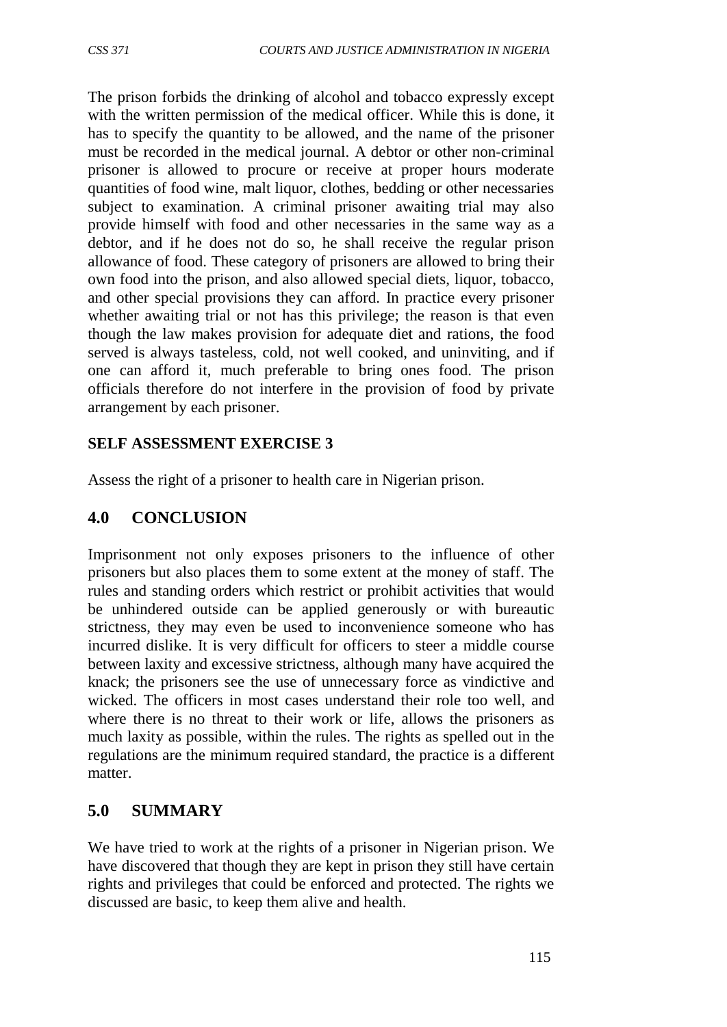The prison forbids the drinking of alcohol and tobacco expressly except with the written permission of the medical officer. While this is done, it has to specify the quantity to be allowed, and the name of the prisoner must be recorded in the medical journal. A debtor or other non-criminal prisoner is allowed to procure or receive at proper hours moderate quantities of food wine, malt liquor, clothes, bedding or other necessaries subject to examination. A criminal prisoner awaiting trial may also provide himself with food and other necessaries in the same way as a debtor, and if he does not do so, he shall receive the regular prison allowance of food. These category of prisoners are allowed to bring their own food into the prison, and also allowed special diets, liquor, tobacco, and other special provisions they can afford. In practice every prisoner whether awaiting trial or not has this privilege; the reason is that even though the law makes provision for adequate diet and rations, the food served is always tasteless, cold, not well cooked, and uninviting, and if one can afford it, much preferable to bring ones food. The prison officials therefore do not interfere in the provision of food by private arrangement by each prisoner.

**SELF ASSESSMENT EXERCISE 3**

Assess the right of a prisoner to health care in Nigerian prison.

## 4.0 CONCLUSION

Imprisonment not only exposes prisoners to the influence of other prisoners but also places them to some extent at the money of staff. The rules and standing orders which restrict or prohibit activities that would be unhindered outside can be applied generously or with bureautic strictness, they may even be used to inconvenience someone who has incurred dislike. It is very difficult for officers to steer a middle course between laxity and excessive strictness, although many have acquired the knack; the prisoners see the use of unnecessary force as vindictive and wicked. The officers in most cases understand their role too well, and where there is no threat to their work or life, allows the prisoners as much laxity as possible, within the rules. The rights as spelled out in the regulations are the minimum required standard, the practice is a different matter.

## 5.0 SUMMARY

We have tried to work at the rights of a prisoner in Nigerian prison. We have discovered that though they are kept in prison they still have certain rights and privileges that could be enforced and protected. The rights we discussed are basic, to keep them alive and health.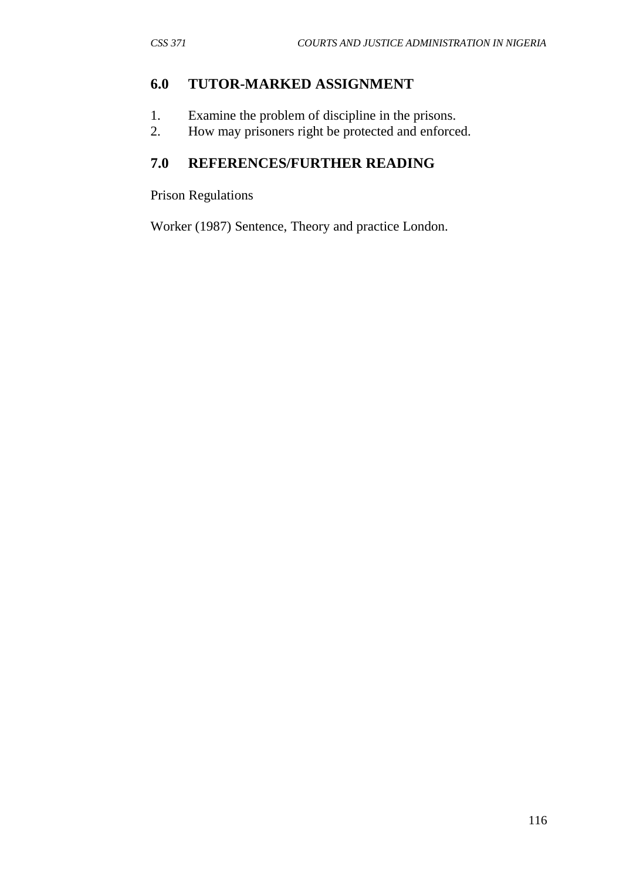## 6.0 TUTOR-MARKED ASSIGNMENT

1. Examine the problem of discipline in the prisons.
2. How may prisoners right be protected and enforced.

## 7.0 REFERENCES/FURTHER READING

Prison Regulations

Worker (1987) Sentence, Theory and practice London.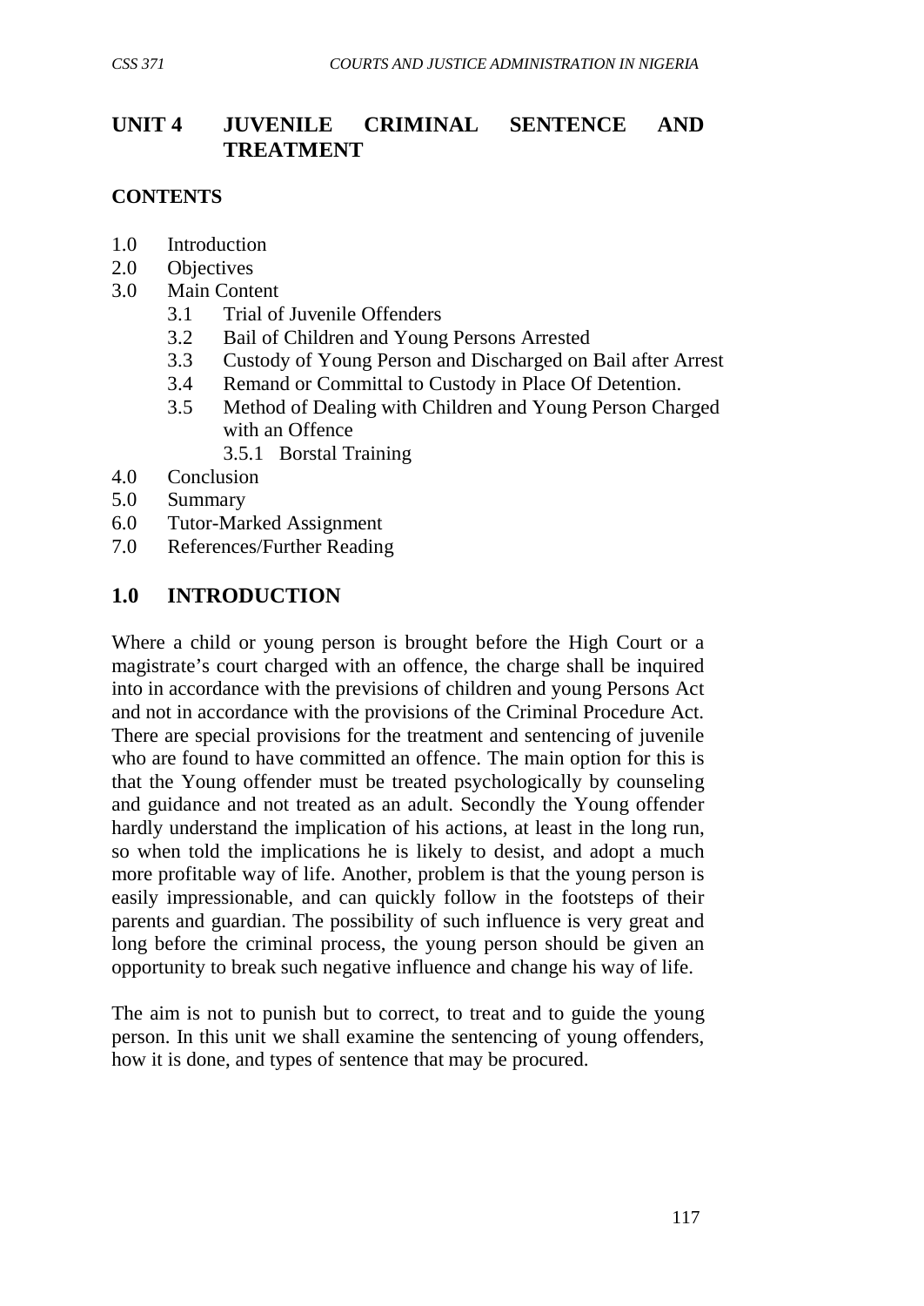# UNIT 4 JUVENILE CRIMINAL SENTENCE AND TREATMENT

**CONTENTS**

1.0 Introduction
2.0 Objectives
3.0 Main Content
   3.1 Trial of Juvenile Offenders
   3.2 Bail of Children and Young Persons Arrested
   3.3 Custody of Young Person and Discharged on Bail after Arrest
   3.4 Remand or Committal to Custody in Place Of Detention.
   3.5 Method of Dealing with Children and Young Person Charged with an Offence
      3.5.1 Borstal Training
4.0 Conclusion
5.0 Summary
6.0 Tutor-Marked Assignment
7.0 References/Further Reading

## 1.0 INTRODUCTION

Where a child or young person is brought before the High Court or a magistrate's court charged with an offence, the charge shall be inquired into in accordance with the previsions of children and young Persons Act and not in accordance with the provisions of the Criminal Procedure Act. There are special provisions for the treatment and sentencing of juvenile who are found to have committed an offence. The main option for this is that the Young offender must be treated psychologically by counseling and guidance and not treated as an adult. Secondly the Young offender hardly understand the implication of his actions, at least in the long run, so when told the implications he is likely to desist, and adopt a much more profitable way of life. Another, problem is that the young person is easily impressionable, and can quickly follow in the footsteps of their parents and guardian. The possibility of such influence is very great and long before the criminal process, the young person should be given an opportunity to break such negative influence and change his way of life.

The aim is not to punish but to correct, to treat and to guide the young person. In this unit we shall examine the sentencing of young offenders, how it is done, and types of sentence that may be procured.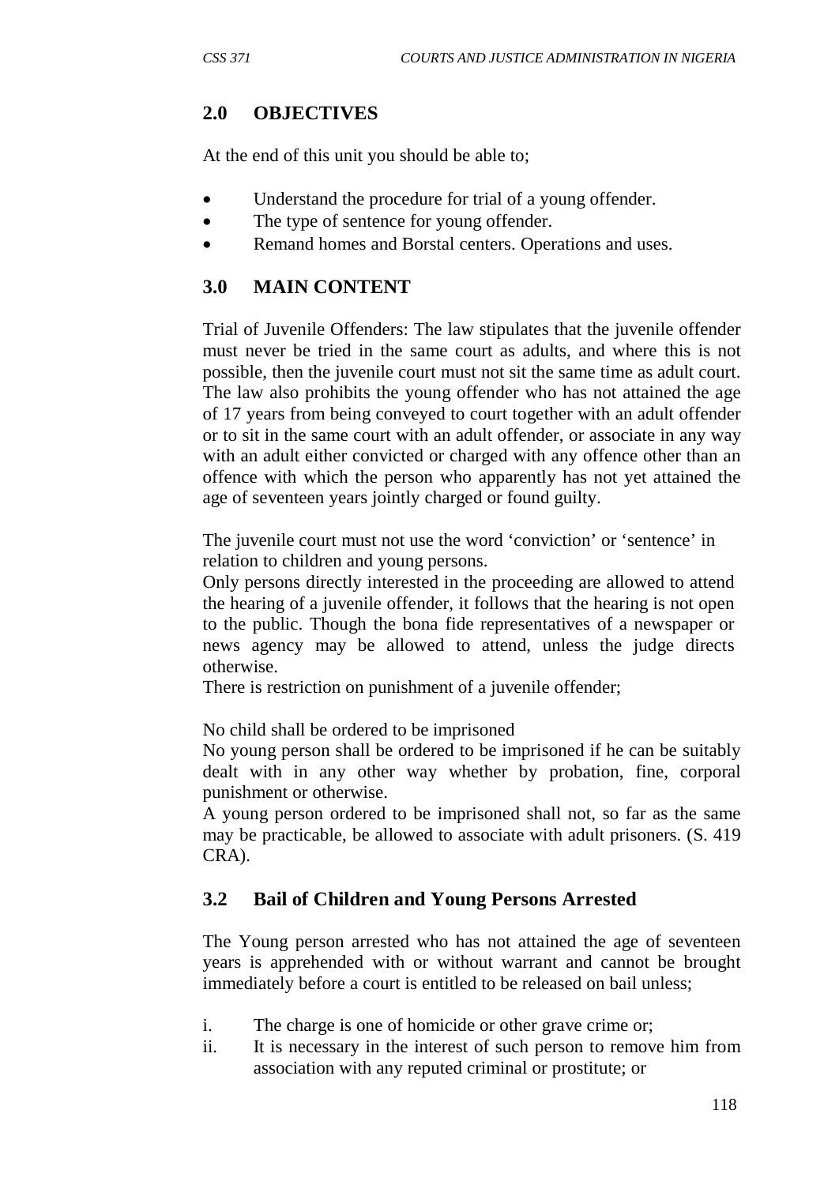## 2.0 OBJECTIVES

At the end of this unit you should be able to;

- Understand the procedure for trial of a young offender.
- The type of sentence for young offender.
- Remand homes and Borstal centers. Operations and uses.

## 3.0 MAIN CONTENT

Trial of Juvenile Offenders: The law stipulates that the juvenile offender must never be tried in the same court as adults, and where this is not possible, then the juvenile court must not sit the same time as adult court. The law also prohibits the young offender who has not attained the age of 17 years from being conveyed to court together with an adult offender or to sit in the same court with an adult offender, or associate in any way with an adult either convicted or charged with any offence other than an offence with which the person who apparently has not yet attained the age of seventeen years jointly charged or found guilty.

The juvenile court must not use the word 'conviction' or 'sentence' in relation to children and young persons.

Only persons directly interested in the proceeding are allowed to attend the hearing of a juvenile offender, it follows that the hearing is not open to the public. Though the bona fide representatives of a newspaper or news agency may be allowed to attend, unless the judge directs otherwise.

There is restriction on punishment of a juvenile offender;

No child shall be ordered to be imprisoned

No young person shall be ordered to be imprisoned if he can be suitably dealt with in any other way whether by probation, fine, corporal punishment or otherwise.

A young person ordered to be imprisoned shall not, so far as the same may be practicable, be allowed to associate with adult prisoners. (S. 419 CRA).

### 3.2 Bail of Children and Young Persons Arrested

The Young person arrested who has not attained the age of seventeen years is apprehended with or without warrant and cannot be brought immediately before a court is entitled to be released on bail unless;

i. The charge is one of homicide or other grave crime or;
ii. It is necessary in the interest of such person to remove him from association with any reputed criminal or prostitute; or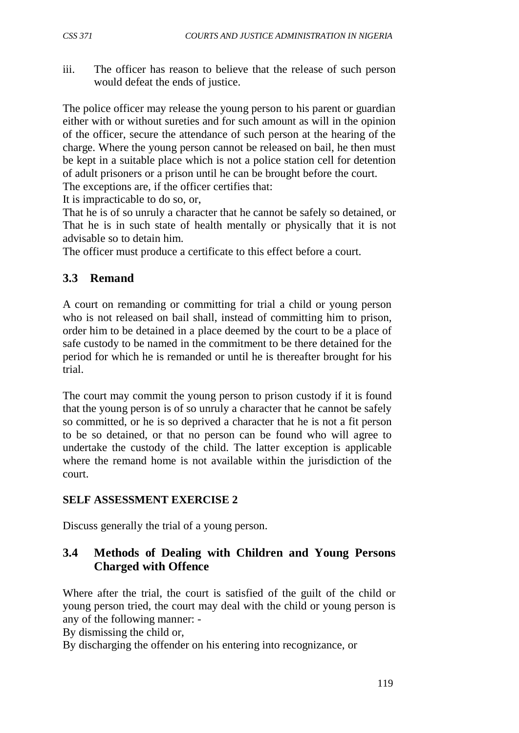iii. The officer has reason to believe that the release of such person would defeat the ends of justice.

The police officer may release the young person to his parent or guardian either with or without sureties and for such amount as will in the opinion of the officer, secure the attendance of such person at the hearing of the charge. Where the young person cannot be released on bail, he then must be kept in a suitable place which is not a police station cell for detention of adult prisoners or a prison until he can be brought before the court.
The exceptions are, if the officer certifies that:
It is impracticable to do so, or,
That he is of so unruly a character that he cannot be safely so detained, or
That he is in such state of health mentally or physically that it is not advisable so to detain him.
The officer must produce a certificate to this effect before a court.

## 3.3 Remand

A court on remanding or committing for trial a child or young person who is not released on bail shall, instead of committing him to prison, order him to be detained in a place deemed by the court to be a place of safe custody to be named in the commitment to be there detained for the period for which he is remanded or until he is thereafter brought for his trial.

The court may commit the young person to prison custody if it is found that the young person is of so unruly a character that he cannot be safely so committed, or he is so deprived a character that he is not a fit person to be so detained, or that no person can be found who will agree to undertake the custody of the child. The latter exception is applicable where the remand home is not available within the jurisdiction of the court.

**SELF ASSESSMENT EXERCISE 2**

Discuss generally the trial of a young person.

## 3.4 Methods of Dealing with Children and Young Persons Charged with Offence

Where after the trial, the court is satisfied of the guilt of the child or young person tried, the court may deal with the child or young person is any of the following manner: -
By dismissing the child or,
By discharging the offender on his entering into recognizance, or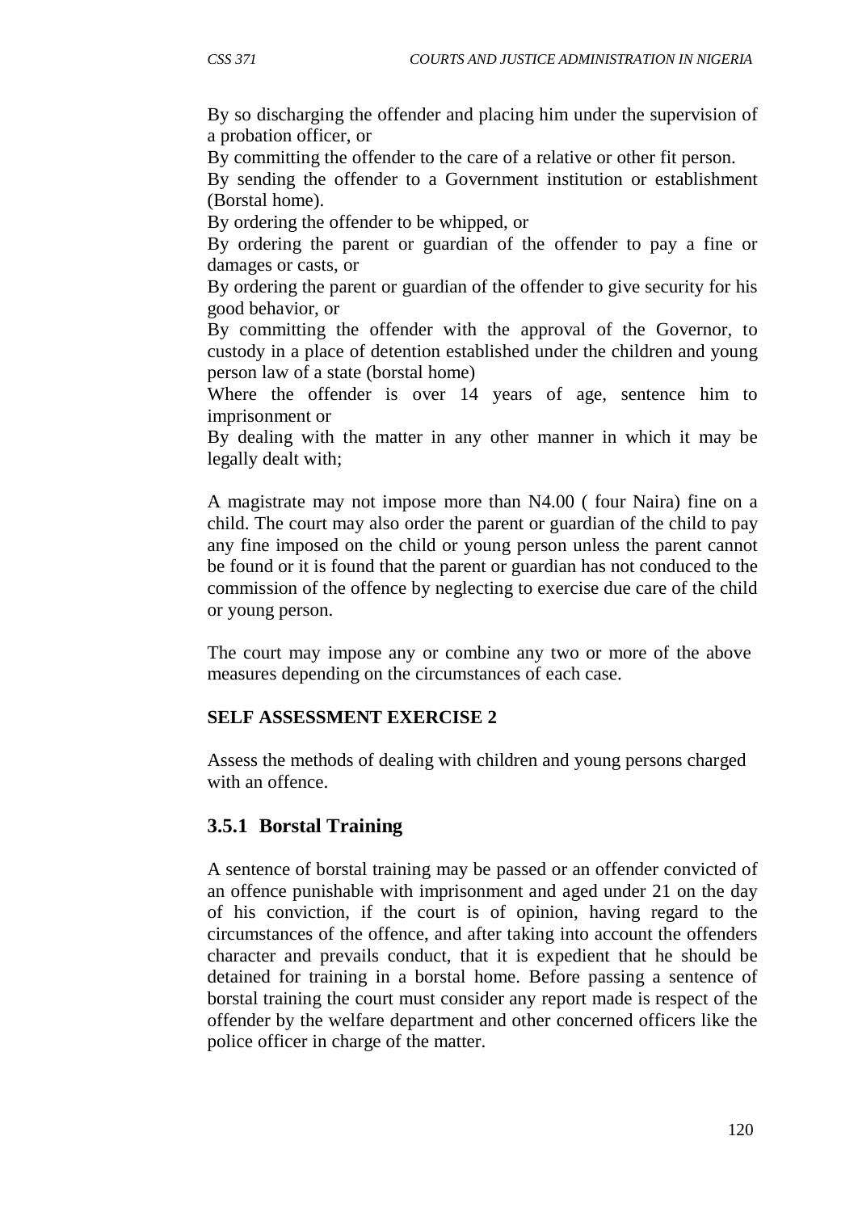By so discharging the offender and placing him under the supervision of a probation officer, or

By committing the offender to the care of a relative or other fit person.

By sending the offender to a Government institution or establishment (Borstal home).

By ordering the offender to be whipped, or

By ordering the parent or guardian of the offender to pay a fine or damages or casts, or

By ordering the parent or guardian of the offender to give security for his good behavior, or

By committing the offender with the approval of the Governor, to custody in a place of detention established under the children and young person law of a state (borstal home)

Where the offender is over 14 years of age, sentence him to imprisonment or

By dealing with the matter in any other manner in which it may be legally dealt with;

A magistrate may not impose more than N4.00 ( four Naira) fine on a child. The court may also order the parent or guardian of the child to pay any fine imposed on the child or young person unless the parent cannot be found or it is found that the parent or guardian has not conduced to the commission of the offence by neglecting to exercise due care of the child or young person.

The court may impose any or combine any two or more of the above measures depending on the circumstances of each case.

**SELF ASSESSMENT EXERCISE 2**

Assess the methods of dealing with children and young persons charged with an offence.

### 3.5.1 Borstal Training

A sentence of borstal training may be passed or an offender convicted of an offence punishable with imprisonment and aged under 21 on the day of his conviction, if the court is of opinion, having regard to the circumstances of the offence, and after taking into account the offenders character and prevails conduct, that it is expedient that he should be detained for training in a borstal home. Before passing a sentence of borstal training the court must consider any report made is respect of the offender by the welfare department and other concerned officers like the police officer in charge of the matter.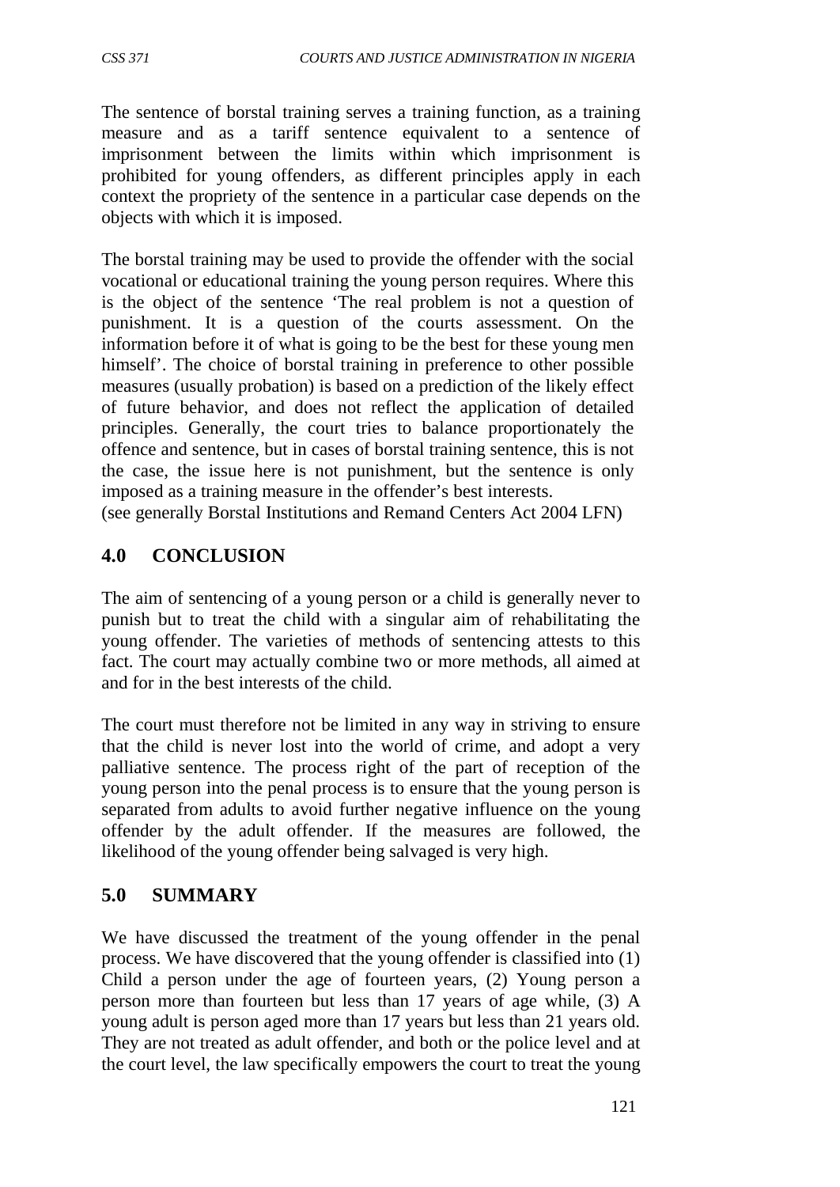The sentence of borstal training serves a training function, as a training measure and as a tariff sentence equivalent to a sentence of imprisonment between the limits within which imprisonment is prohibited for young offenders, as different principles apply in each context the propriety of the sentence in a particular case depends on the objects with which it is imposed.

The borstal training may be used to provide the offender with the social vocational or educational training the young person requires. Where this is the object of the sentence 'The real problem is not a question of punishment. It is a question of the courts assessment. On the information before it of what is going to be the best for these young men himself'. The choice of borstal training in preference to other possible measures (usually probation) is based on a prediction of the likely effect of future behavior, and does not reflect the application of detailed principles. Generally, the court tries to balance proportionately the offence and sentence, but in cases of borstal training sentence, this is not the case, the issue here is not punishment, but the sentence is only imposed as a training measure in the offender's best interests.
(see generally Borstal Institutions and Remand Centers Act 2004 LFN)

## 4.0 CONCLUSION

The aim of sentencing of a young person or a child is generally never to punish but to treat the child with a singular aim of rehabilitating the young offender. The varieties of methods of sentencing attests to this fact. The court may actually combine two or more methods, all aimed at and for in the best interests of the child.

The court must therefore not be limited in any way in striving to ensure that the child is never lost into the world of crime, and adopt a very palliative sentence. The process right of the part of reception of the young person into the penal process is to ensure that the young person is separated from adults to avoid further negative influence on the young offender by the adult offender. If the measures are followed, the likelihood of the young offender being salvaged is very high.

## 5.0 SUMMARY

We have discussed the treatment of the young offender in the penal process. We have discovered that the young offender is classified into (1) Child a person under the age of fourteen years, (2) Young person a person more than fourteen but less than 17 years of age while, (3) A young adult is person aged more than 17 years but less than 21 years old. They are not treated as adult offender, and both or the police level and at the court level, the law specifically empowers the court to treat the young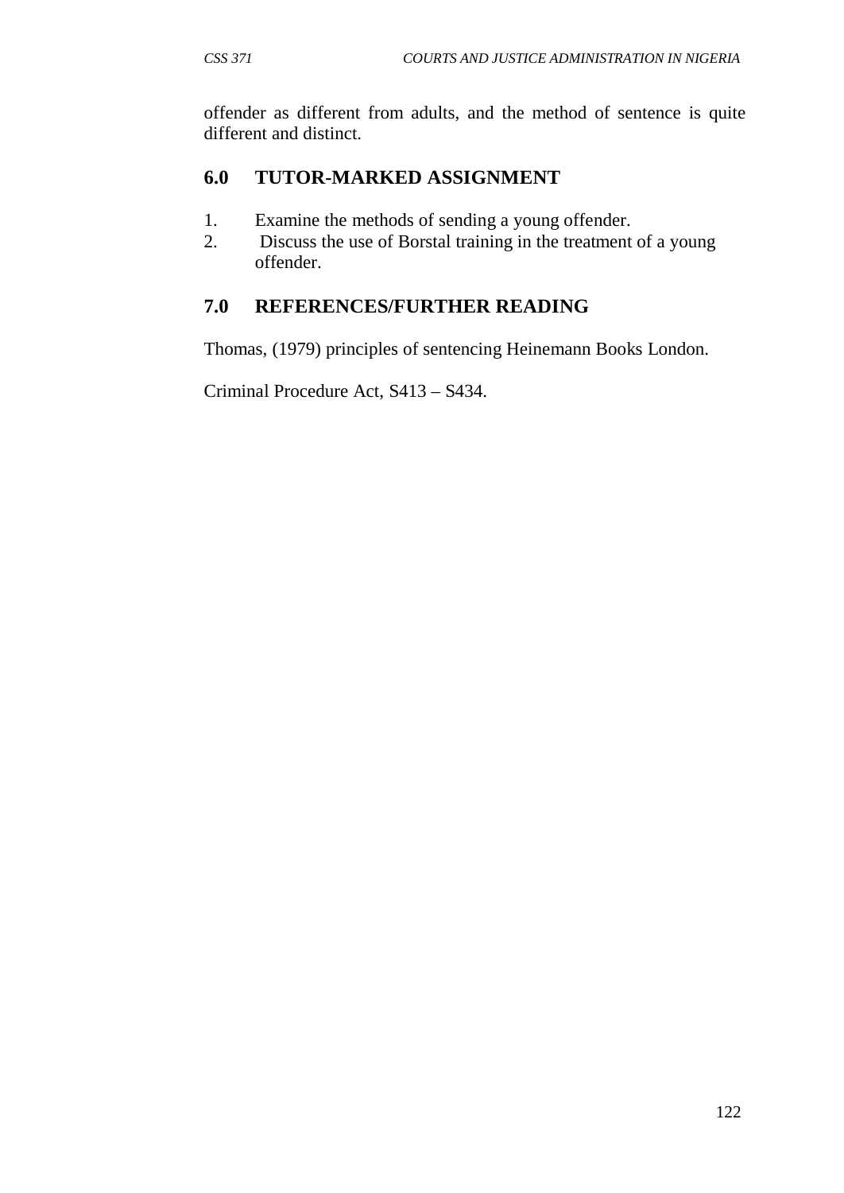offender as different from adults, and the method of sentence is quite different and distinct.

## 6.0 TUTOR-MARKED ASSIGNMENT

1. Examine the methods of sending a young offender.
2. Discuss the use of Borstal training in the treatment of a young offender.

## 7.0 REFERENCES/FURTHER READING

Thomas, (1979) principles of sentencing Heinemann Books London.

Criminal Procedure Act, S413 – S434.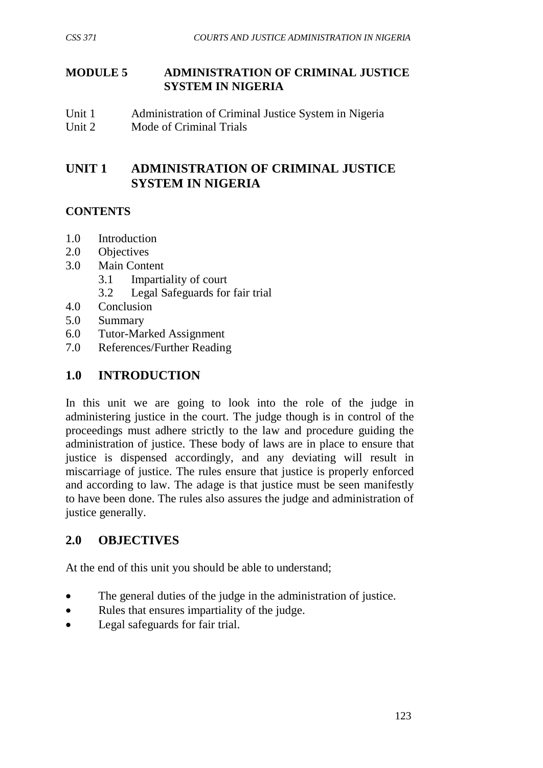# MODULE 5 ADMINISTRATION OF CRIMINAL JUSTICE SYSTEM IN NIGERIA

Unit 1 Administration of Criminal Justice System in Nigeria
Unit 2 Mode of Criminal Trials

## UNIT 1 ADMINISTRATION OF CRIMINAL JUSTICE SYSTEM IN NIGERIA

### CONTENTS

1.0 Introduction
2.0 Objectives
3.0 Main Content
 3.1 Impartiality of court
 3.2 Legal Safeguards for fair trial
4.0 Conclusion
5.0 Summary
6.0 Tutor-Marked Assignment
7.0 References/Further Reading

## 1.0 INTRODUCTION

In this unit we are going to look into the role of the judge in administering justice in the court. The judge though is in control of the proceedings must adhere strictly to the law and procedure guiding the administration of justice. These body of laws are in place to ensure that justice is dispensed accordingly, and any deviating will result in miscarriage of justice. The rules ensure that justice is properly enforced and according to law. The adage is that justice must be seen manifestly to have been done. The rules also assures the judge and administration of justice generally.

## 2.0 OBJECTIVES

At the end of this unit you should be able to understand;

- The general duties of the judge in the administration of justice.
- Rules that ensures impartiality of the judge.
- Legal safeguards for fair trial.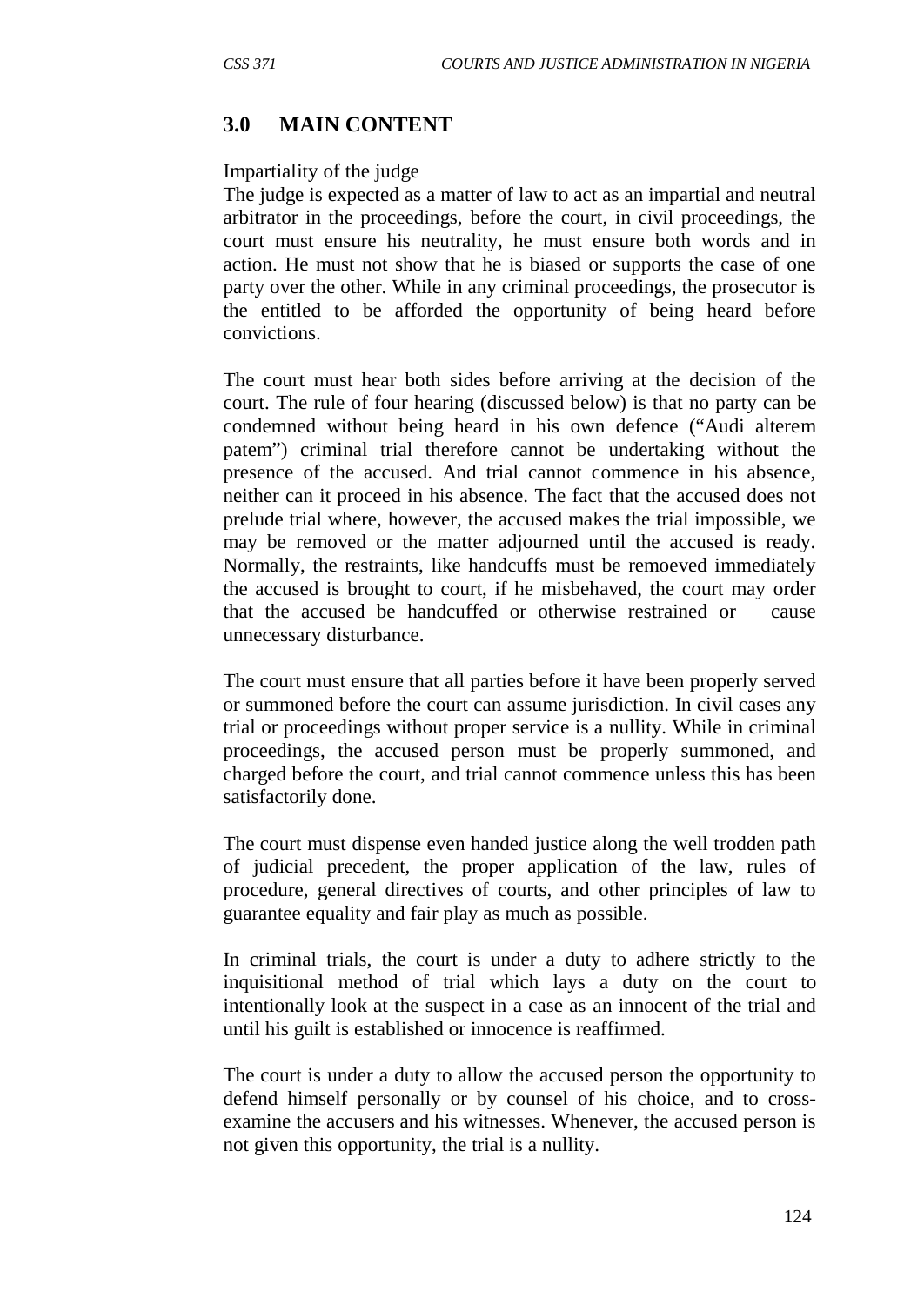## 3.0 MAIN CONTENT

Impartiality of the judge

The judge is expected as a matter of law to act as an impartial and neutral arbitrator in the proceedings, before the court, in civil proceedings, the court must ensure his neutrality, he must ensure both words and in action. He must not show that he is biased or supports the case of one party over the other. While in any criminal proceedings, the prosecutor is the entitled to be afforded the opportunity of being heard before convictions.

The court must hear both sides before arriving at the decision of the court. The rule of four hearing (discussed below) is that no party can be condemned without being heard in his own defence ("Audi alterem patem") criminal trial therefore cannot be undertaking without the presence of the accused. And trial cannot commence in his absence, neither can it proceed in his absence. The fact that the accused does not prelude trial where, however, the accused makes the trial impossible, we may be removed or the matter adjourned until the accused is ready. Normally, the restraints, like handcuffs must be remoeved immediately the accused is brought to court, if he misbehaved, the court may order that the accused be handcuffed or otherwise restrained or cause unnecessary disturbance.

The court must ensure that all parties before it have been properly served or summoned before the court can assume jurisdiction. In civil cases any trial or proceedings without proper service is a nullity. While in criminal proceedings, the accused person must be properly summoned, and charged before the court, and trial cannot commence unless this has been satisfactorily done.

The court must dispense even handed justice along the well trodden path of judicial precedent, the proper application of the law, rules of procedure, general directives of courts, and other principles of law to guarantee equality and fair play as much as possible.

In criminal trials, the court is under a duty to adhere strictly to the inquisitional method of trial which lays a duty on the court to intentionally look at the suspect in a case as an innocent of the trial and until his guilt is established or innocence is reaffirmed.

The court is under a duty to allow the accused person the opportunity to defend himself personally or by counsel of his choice, and to cross-examine the accusers and his witnesses. Whenever, the accused person is not given this opportunity, the trial is a nullity.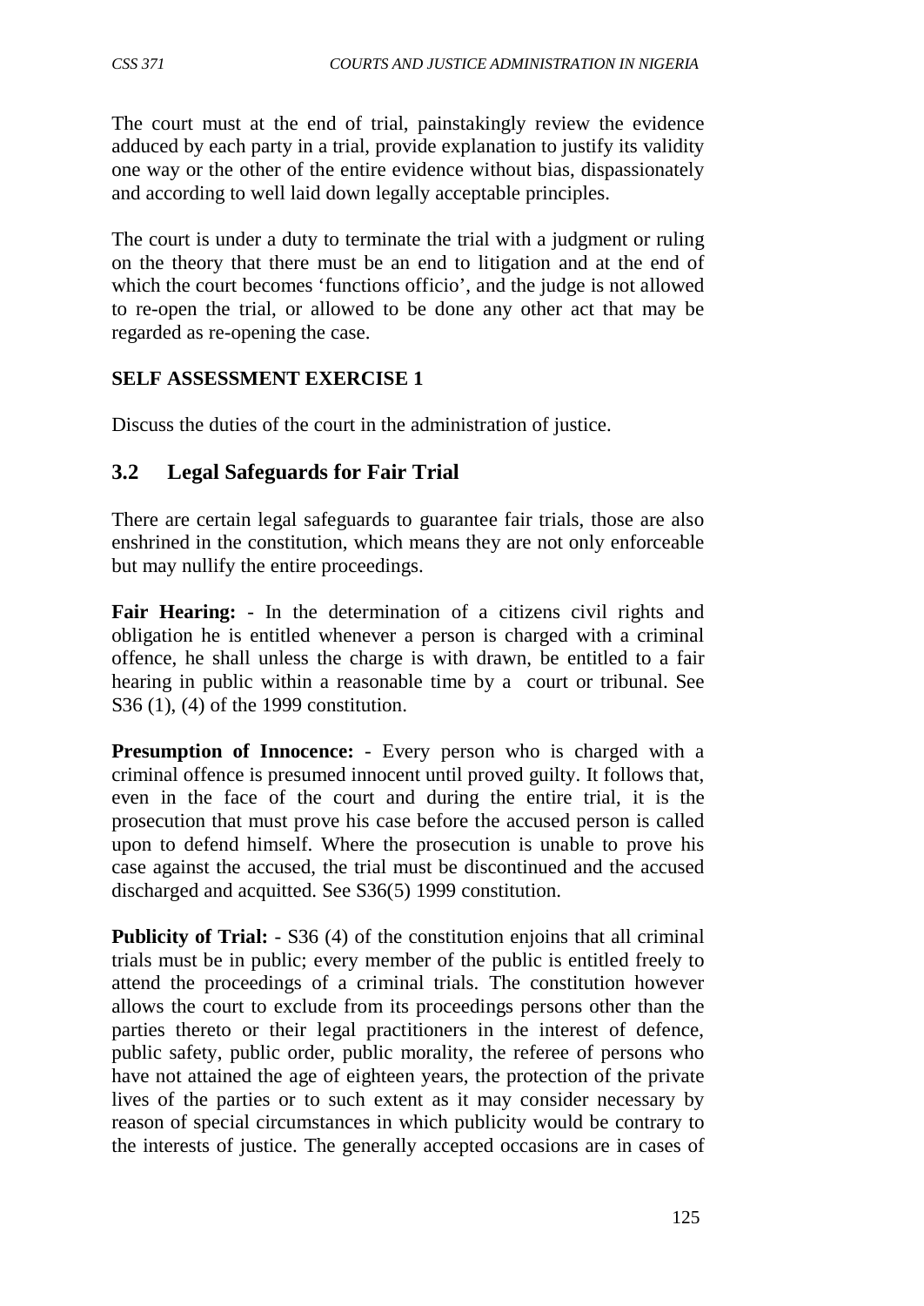The court must at the end of trial, painstakingly review the evidence adduced by each party in a trial, provide explanation to justify its validity one way or the other of the entire evidence without bias, dispassionately and according to well laid down legally acceptable principles.

The court is under a duty to terminate the trial with a judgment or ruling on the theory that there must be an end to litigation and at the end of which the court becomes 'functions officio', and the judge is not allowed to re-open the trial, or allowed to be done any other act that may be regarded as re-opening the case.

**SELF ASSESSMENT EXERCISE 1**

Discuss the duties of the court in the administration of justice.

## 3.2 Legal Safeguards for Fair Trial

There are certain legal safeguards to guarantee fair trials, those are also enshrined in the constitution, which means they are not only enforceable but may nullify the entire proceedings.

**Fair Hearing:** - In the determination of a citizens civil rights and obligation he is entitled whenever a person is charged with a criminal offence, he shall unless the charge is with drawn, be entitled to a fair hearing in public within a reasonable time by a court or tribunal. See S36 (1), (4) of the 1999 constitution.

**Presumption of Innocence:** - Every person who is charged with a criminal offence is presumed innocent until proved guilty. It follows that, even in the face of the court and during the entire trial, it is the prosecution that must prove his case before the accused person is called upon to defend himself. Where the prosecution is unable to prove his case against the accused, the trial must be discontinued and the accused discharged and acquitted. See S36(5) 1999 constitution.

**Publicity of Trial:** - S36 (4) of the constitution enjoins that all criminal trials must be in public; every member of the public is entitled freely to attend the proceedings of a criminal trials. The constitution however allows the court to exclude from its proceedings persons other than the parties thereto or their legal practitioners in the interest of defence, public safety, public order, public morality, the referee of persons who have not attained the age of eighteen years, the protection of the private lives of the parties or to such extent as it may consider necessary by reason of special circumstances in which publicity would be contrary to the interests of justice. The generally accepted occasions are in cases of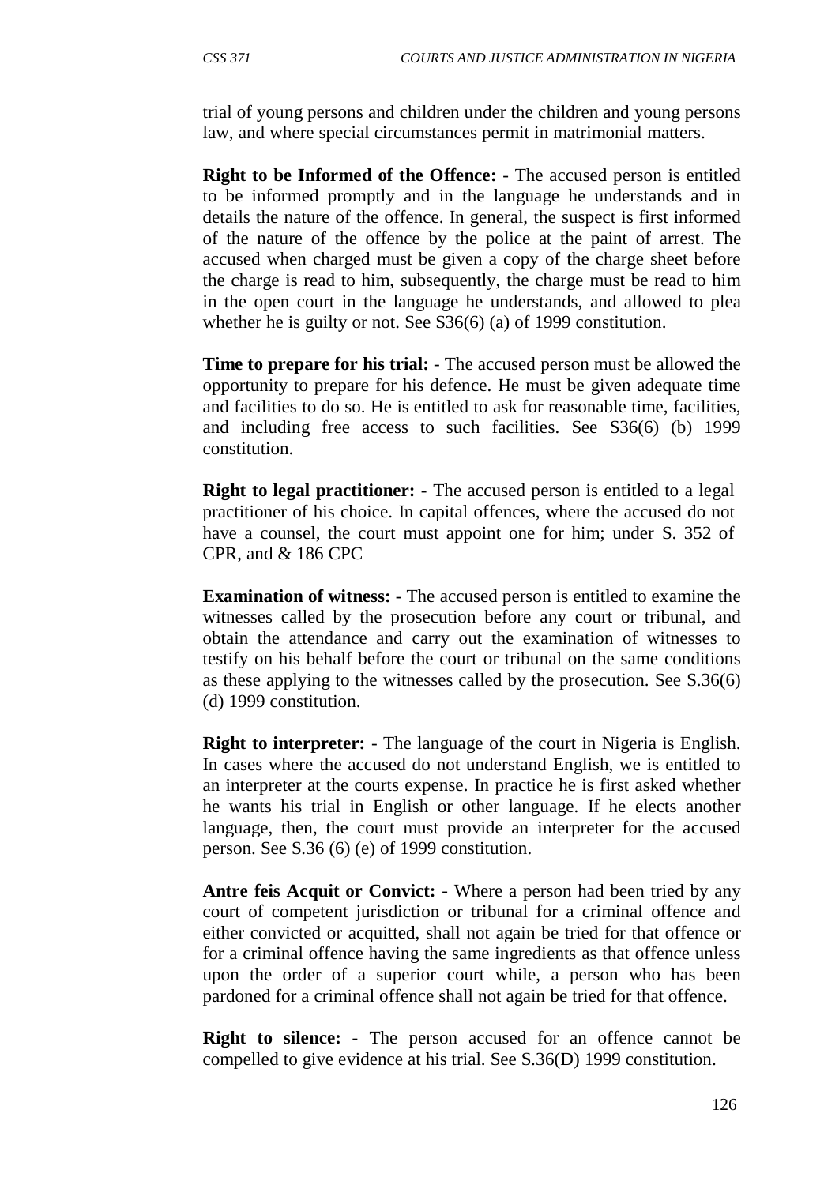trial of young persons and children under the children and young persons law, and where special circumstances permit in matrimonial matters.

**Right to be Informed of the Offence:** - The accused person is entitled to be informed promptly and in the language he understands and in details the nature of the offence. In general, the suspect is first informed of the nature of the offence by the police at the paint of arrest. The accused when charged must be given a copy of the charge sheet before the charge is read to him, subsequently, the charge must be read to him in the open court in the language he understands, and allowed to plea whether he is guilty or not. See S36(6) (a) of 1999 constitution.

**Time to prepare for his trial:** - The accused person must be allowed the opportunity to prepare for his defence. He must be given adequate time and facilities to do so. He is entitled to ask for reasonable time, facilities, and including free access to such facilities. See S36(6) (b) 1999 constitution.

**Right to legal practitioner:** - The accused person is entitled to a legal practitioner of his choice. In capital offences, where the accused do not have a counsel, the court must appoint one for him; under S. 352 of CPR, and & 186 CPC

**Examination of witness:** - The accused person is entitled to examine the witnesses called by the prosecution before any court or tribunal, and obtain the attendance and carry out the examination of witnesses to testify on his behalf before the court or tribunal on the same conditions as these applying to the witnesses called by the prosecution. See S.36(6) (d) 1999 constitution.

**Right to interpreter:** - The language of the court in Nigeria is English. In cases where the accused do not understand English, we is entitled to an interpreter at the courts expense. In practice he is first asked whether he wants his trial in English or other language. If he elects another language, then, the court must provide an interpreter for the accused person. See S.36 (6) (e) of 1999 constitution.

**Antre feis Acquit or Convict: -** Where a person had been tried by any court of competent jurisdiction or tribunal for a criminal offence and either convicted or acquitted, shall not again be tried for that offence or for a criminal offence having the same ingredients as that offence unless upon the order of a superior court while, a person who has been pardoned for a criminal offence shall not again be tried for that offence.

**Right to silence:** - The person accused for an offence cannot be compelled to give evidence at his trial. See S.36(D) 1999 constitution.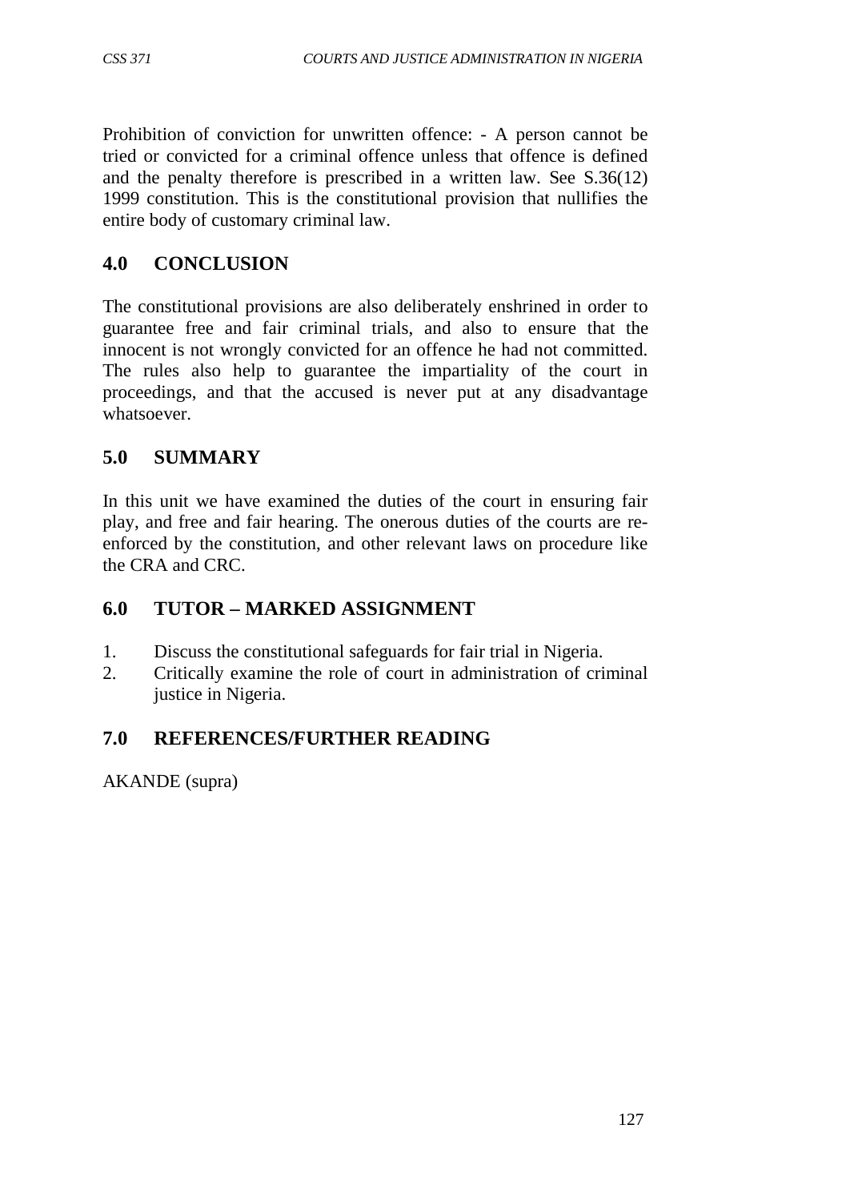Prohibition of conviction for unwritten offence: - A person cannot be tried or convicted for a criminal offence unless that offence is defined and the penalty therefore is prescribed in a written law. See S.36(12) 1999 constitution. This is the constitutional provision that nullifies the entire body of customary criminal law.

## 4.0 CONCLUSION

The constitutional provisions are also deliberately enshrined in order to guarantee free and fair criminal trials, and also to ensure that the innocent is not wrongly convicted for an offence he had not committed. The rules also help to guarantee the impartiality of the court in proceedings, and that the accused is never put at any disadvantage whatsoever.

## 5.0 SUMMARY

In this unit we have examined the duties of the court in ensuring fair play, and free and fair hearing. The onerous duties of the courts are re-enforced by the constitution, and other relevant laws on procedure like the CRA and CRC.

## 6.0 TUTOR – MARKED ASSIGNMENT

1. Discuss the constitutional safeguards for fair trial in Nigeria.
2. Critically examine the role of court in administration of criminal justice in Nigeria.

## 7.0 REFERENCES/FURTHER READING

AKANDE (supra)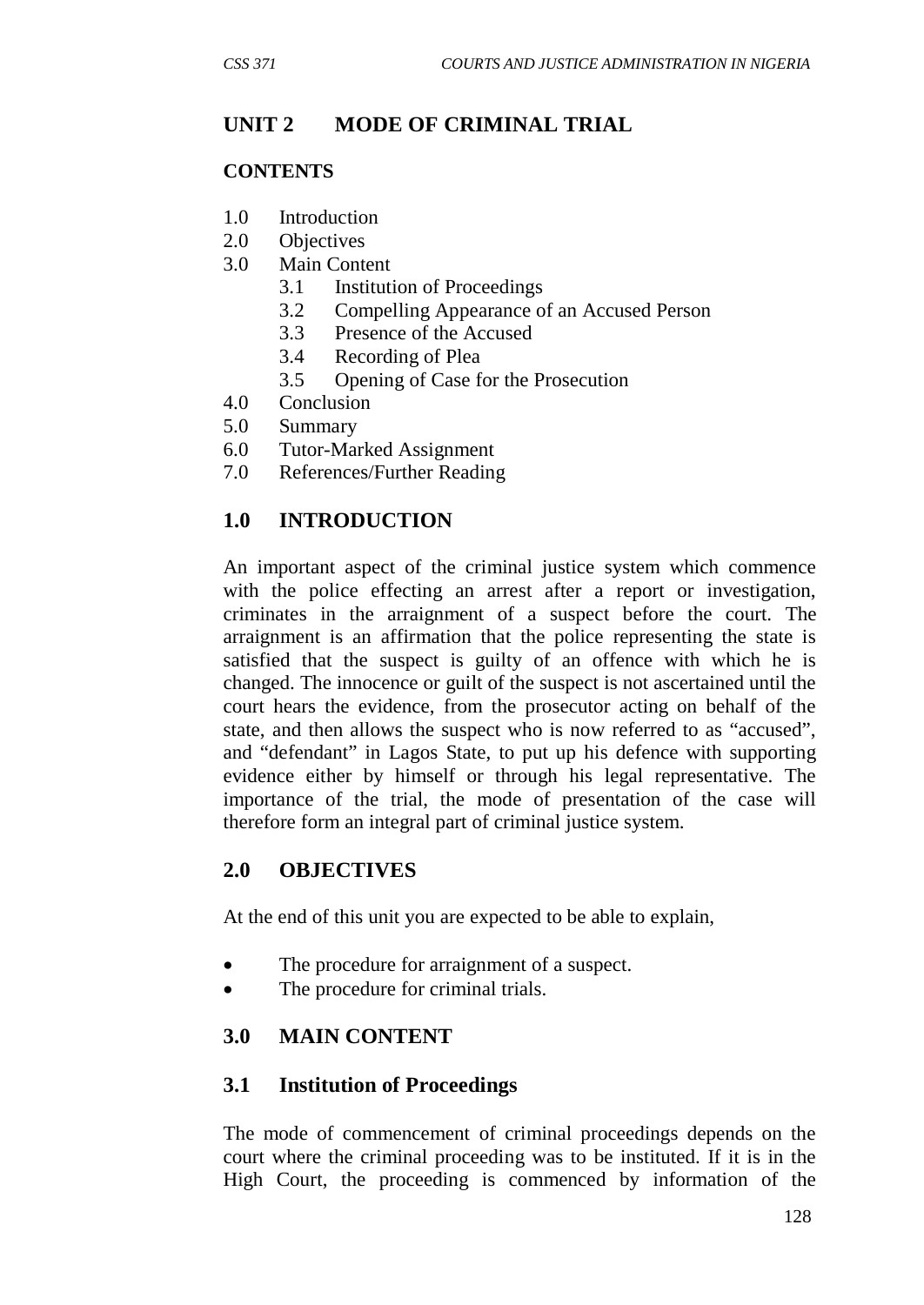## UNIT 2 MODE OF CRIMINAL TRIAL

### CONTENTS

1.0 Introduction
2.0 Objectives
3.0 Main Content
    3.1 Institution of Proceedings
    3.2 Compelling Appearance of an Accused Person
    3.3 Presence of the Accused
    3.4 Recording of Plea
    3.5 Opening of Case for the Prosecution
4.0 Conclusion
5.0 Summary
6.0 Tutor-Marked Assignment
7.0 References/Further Reading

### 1.0 INTRODUCTION

An important aspect of the criminal justice system which commence with the police effecting an arrest after a report or investigation, criminates in the arraignment of a suspect before the court. The arraignment is an affirmation that the police representing the state is satisfied that the suspect is guilty of an offence with which he is changed. The innocence or guilt of the suspect is not ascertained until the court hears the evidence, from the prosecutor acting on behalf of the state, and then allows the suspect who is now referred to as "accused", and "defendant" in Lagos State, to put up his defence with supporting evidence either by himself or through his legal representative. The importance of the trial, the mode of presentation of the case will therefore form an integral part of criminal justice system.

### 2.0 OBJECTIVES

At the end of this unit you are expected to be able to explain,

- The procedure for arraignment of a suspect.
- The procedure for criminal trials.

### 3.0 MAIN CONTENT

#### 3.1 Institution of Proceedings

The mode of commencement of criminal proceedings depends on the court where the criminal proceeding was to be instituted. If it is in the High Court, the proceeding is commenced by information of the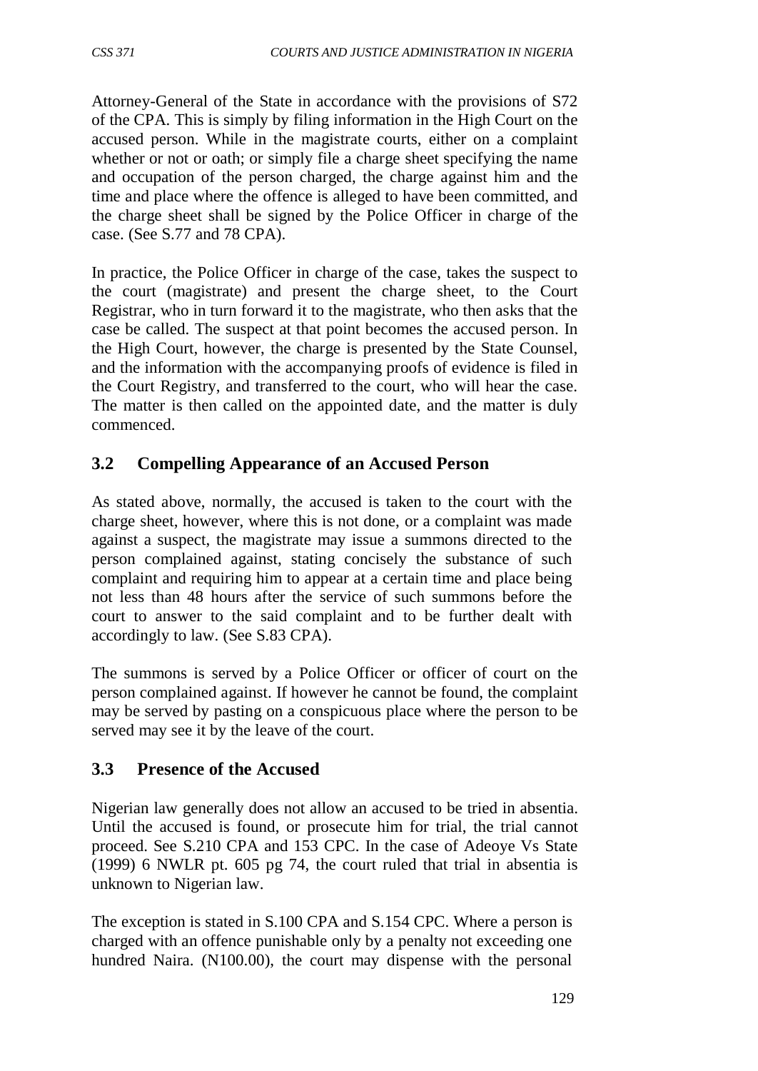Attorney-General of the State in accordance with the provisions of S72 of the CPA. This is simply by filing information in the High Court on the accused person. While in the magistrate courts, either on a complaint whether or not or oath; or simply file a charge sheet specifying the name and occupation of the person charged, the charge against him and the time and place where the offence is alleged to have been committed, and the charge sheet shall be signed by the Police Officer in charge of the case. (See S.77 and 78 CPA).

In practice, the Police Officer in charge of the case, takes the suspect to the court (magistrate) and present the charge sheet, to the Court Registrar, who in turn forward it to the magistrate, who then asks that the case be called. The suspect at that point becomes the accused person. In the High Court, however, the charge is presented by the State Counsel, and the information with the accompanying proofs of evidence is filed in the Court Registry, and transferred to the court, who will hear the case. The matter is then called on the appointed date, and the matter is duly commenced.

## 3.2 Compelling Appearance of an Accused Person

As stated above, normally, the accused is taken to the court with the charge sheet, however, where this is not done, or a complaint was made against a suspect, the magistrate may issue a summons directed to the person complained against, stating concisely the substance of such complaint and requiring him to appear at a certain time and place being not less than 48 hours after the service of such summons before the court to answer to the said complaint and to be further dealt with accordingly to law. (See S.83 CPA).

The summons is served by a Police Officer or officer of court on the person complained against. If however he cannot be found, the complaint may be served by pasting on a conspicuous place where the person to be served may see it by the leave of the court.

## 3.3 Presence of the Accused

Nigerian law generally does not allow an accused to be tried in absentia. Until the accused is found, or prosecute him for trial, the trial cannot proceed. See S.210 CPA and 153 CPC. In the case of Adeoye Vs State (1999) 6 NWLR pt. 605 pg 74, the court ruled that trial in absentia is unknown to Nigerian law.

The exception is stated in S.100 CPA and S.154 CPC. Where a person is charged with an offence punishable only by a penalty not exceeding one hundred Naira. (N100.00), the court may dispense with the personal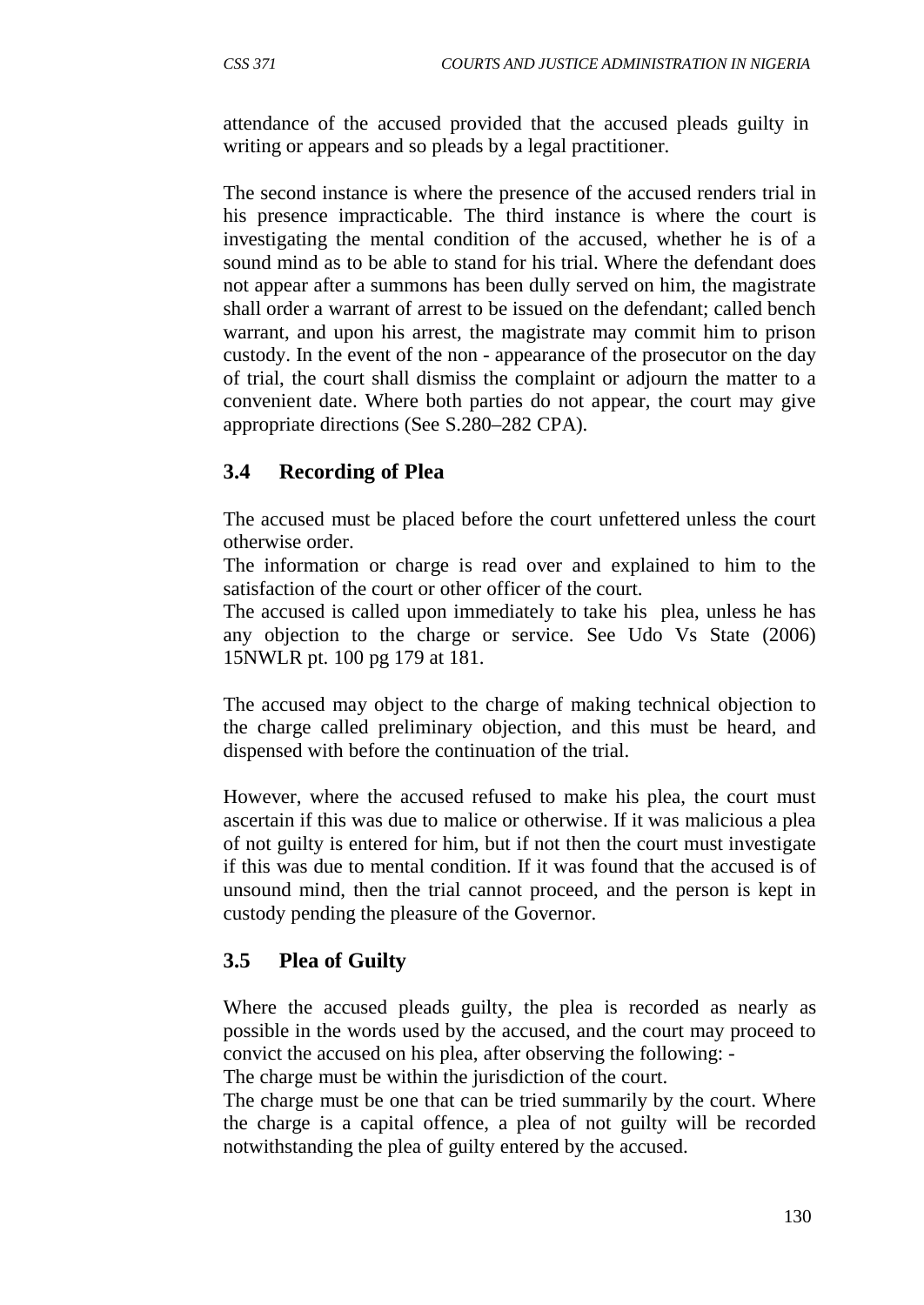attendance of the accused provided that the accused pleads guilty in writing or appears and so pleads by a legal practitioner.

The second instance is where the presence of the accused renders trial in his presence impracticable. The third instance is where the court is investigating the mental condition of the accused, whether he is of a sound mind as to be able to stand for his trial. Where the defendant does not appear after a summons has been dully served on him, the magistrate shall order a warrant of arrest to be issued on the defendant; called bench warrant, and upon his arrest, the magistrate may commit him to prison custody. In the event of the non - appearance of the prosecutor on the day of trial, the court shall dismiss the complaint or adjourn the matter to a convenient date. Where both parties do not appear, the court may give appropriate directions (See S.280–282 CPA).

## 3.4 Recording of Plea

The accused must be placed before the court unfettered unless the court otherwise order.

The information or charge is read over and explained to him to the satisfaction of the court or other officer of the court.

The accused is called upon immediately to take his plea, unless he has any objection to the charge or service. See Udo Vs State (2006) 15NWLR pt. 100 pg 179 at 181.

The accused may object to the charge of making technical objection to the charge called preliminary objection, and this must be heard, and dispensed with before the continuation of the trial.

However, where the accused refused to make his plea, the court must ascertain if this was due to malice or otherwise. If it was malicious a plea of not guilty is entered for him, but if not then the court must investigate if this was due to mental condition. If it was found that the accused is of unsound mind, then the trial cannot proceed, and the person is kept in custody pending the pleasure of the Governor.

## 3.5 Plea of Guilty

Where the accused pleads guilty, the plea is recorded as nearly as possible in the words used by the accused, and the court may proceed to convict the accused on his plea, after observing the following: -

The charge must be within the jurisdiction of the court.

The charge must be one that can be tried summarily by the court. Where the charge is a capital offence, a plea of not guilty will be recorded notwithstanding the plea of guilty entered by the accused.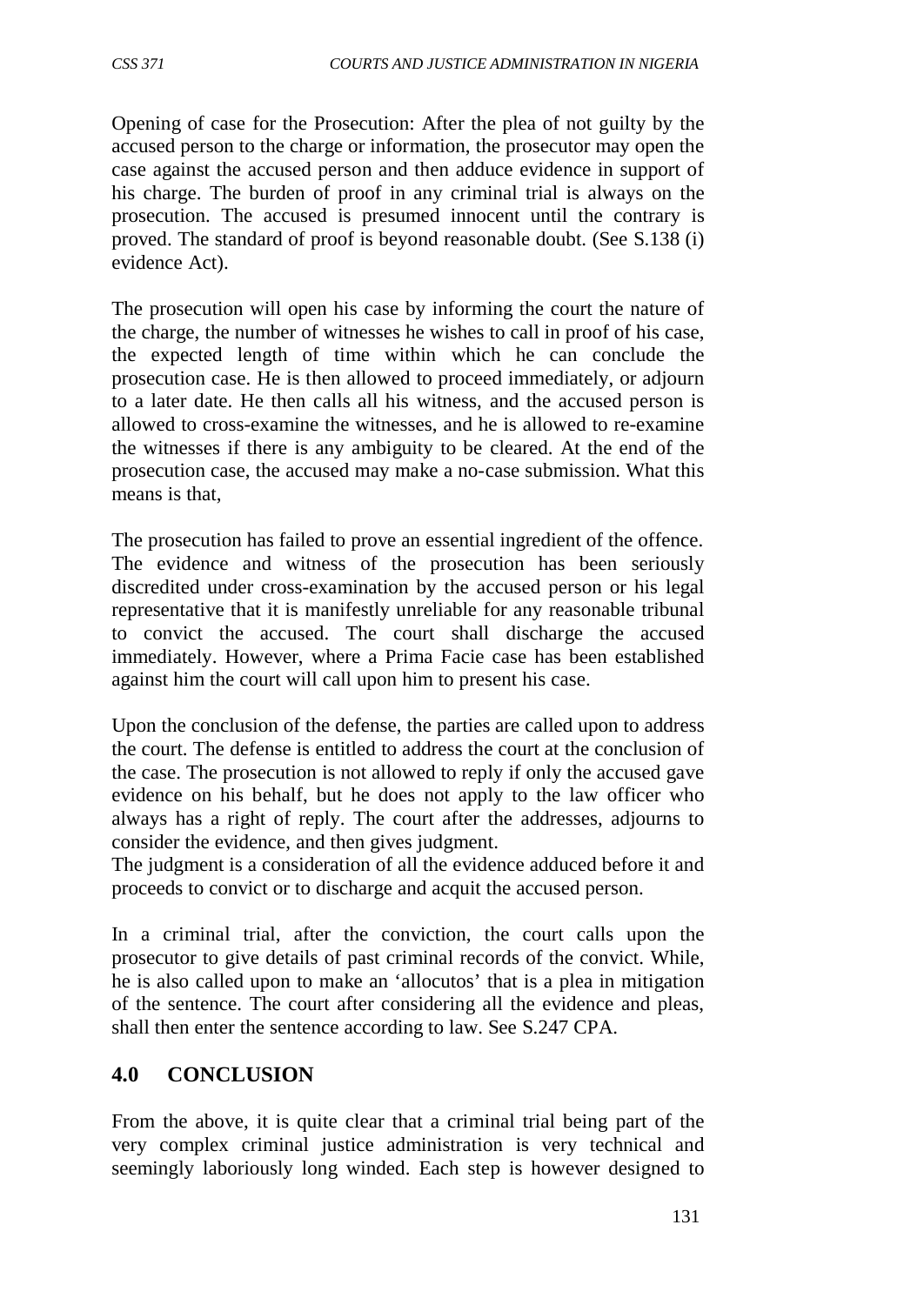Opening of case for the Prosecution: After the plea of not guilty by the accused person to the charge or information, the prosecutor may open the case against the accused person and then adduce evidence in support of his charge. The burden of proof in any criminal trial is always on the prosecution. The accused is presumed innocent until the contrary is proved. The standard of proof is beyond reasonable doubt. (See S.138 (i) evidence Act).

The prosecution will open his case by informing the court the nature of the charge, the number of witnesses he wishes to call in proof of his case, the expected length of time within which he can conclude the prosecution case. He is then allowed to proceed immediately, or adjourn to a later date. He then calls all his witness, and the accused person is allowed to cross-examine the witnesses, and he is allowed to re-examine the witnesses if there is any ambiguity to be cleared. At the end of the prosecution case, the accused may make a no-case submission. What this means is that,

The prosecution has failed to prove an essential ingredient of the offence. The evidence and witness of the prosecution has been seriously discredited under cross-examination by the accused person or his legal representative that it is manifestly unreliable for any reasonable tribunal to convict the accused. The court shall discharge the accused immediately. However, where a Prima Facie case has been established against him the court will call upon him to present his case.

Upon the conclusion of the defense, the parties are called upon to address the court. The defense is entitled to address the court at the conclusion of the case. The prosecution is not allowed to reply if only the accused gave evidence on his behalf, but he does not apply to the law officer who always has a right of reply. The court after the addresses, adjourns to consider the evidence, and then gives judgment.
The judgment is a consideration of all the evidence adduced before it and proceeds to convict or to discharge and acquit the accused person.

In a criminal trial, after the conviction, the court calls upon the prosecutor to give details of past criminal records of the convict. While, he is also called upon to make an 'allocutos' that is a plea in mitigation of the sentence. The court after considering all the evidence and pleas, shall then enter the sentence according to law. See S.247 CPA.

## 4.0 CONCLUSION

From the above, it is quite clear that a criminal trial being part of the very complex criminal justice administration is very technical and seemingly laboriously long winded. Each step is however designed to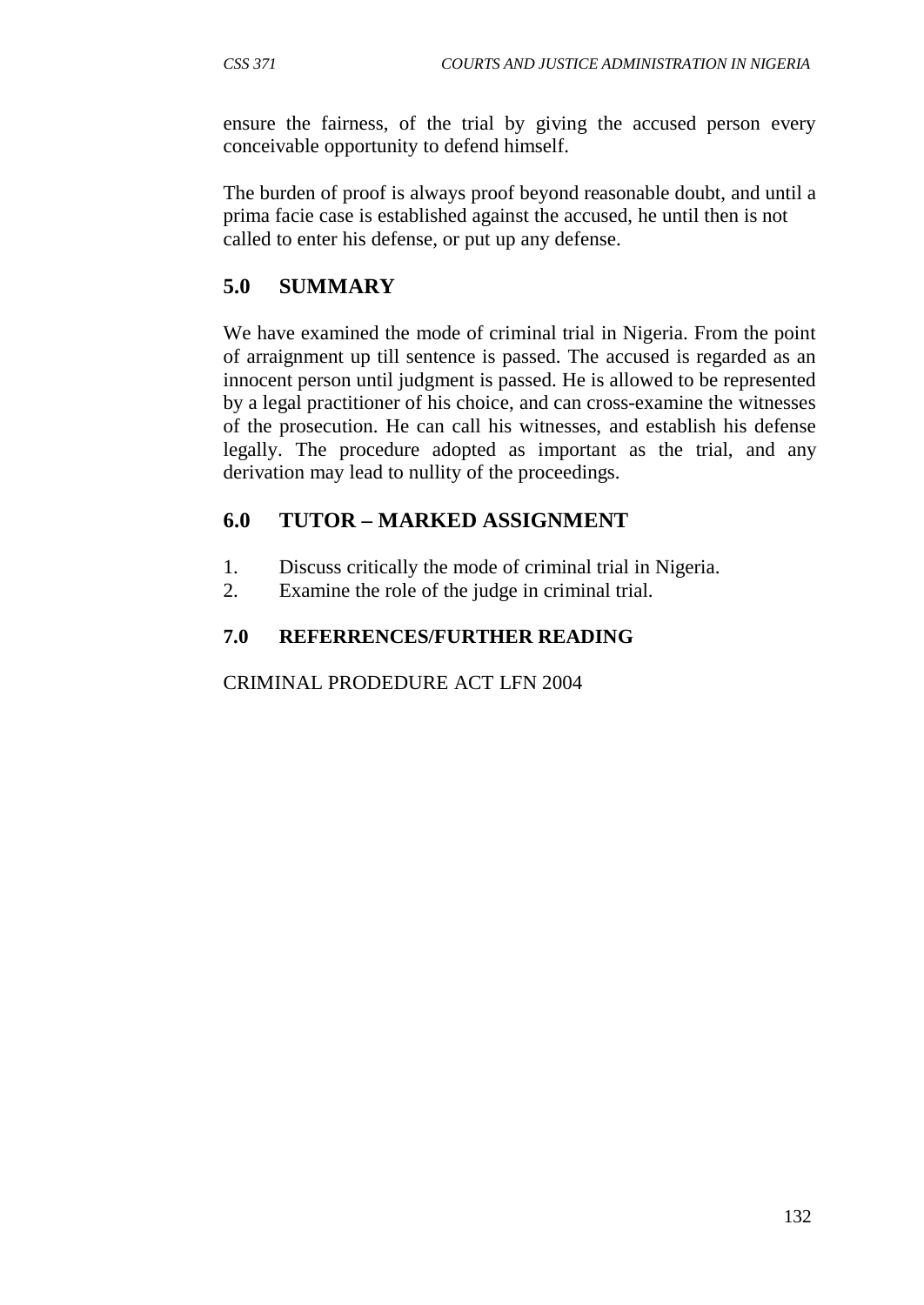ensure the fairness, of the trial by giving the accused person every conceivable opportunity to defend himself.

The burden of proof is always proof beyond reasonable doubt, and until a prima facie case is established against the accused, he until then is not called to enter his defense, or put up any defense.

## 5.0 SUMMARY

We have examined the mode of criminal trial in Nigeria. From the point of arraignment up till sentence is passed. The accused is regarded as an innocent person until judgment is passed. He is allowed to be represented by a legal practitioner of his choice, and can cross-examine the witnesses of the prosecution. He can call his witnesses, and establish his defense legally. The procedure adopted as important as the trial, and any derivation may lead to nullity of the proceedings.

## 6.0 TUTOR – MARKED ASSIGNMENT

1. Discuss critically the mode of criminal trial in Nigeria.
2. Examine the role of the judge in criminal trial.

### 7.0 REFERRENCES/FURTHER READING

CRIMINAL PRODEDURE ACT LFN 2004